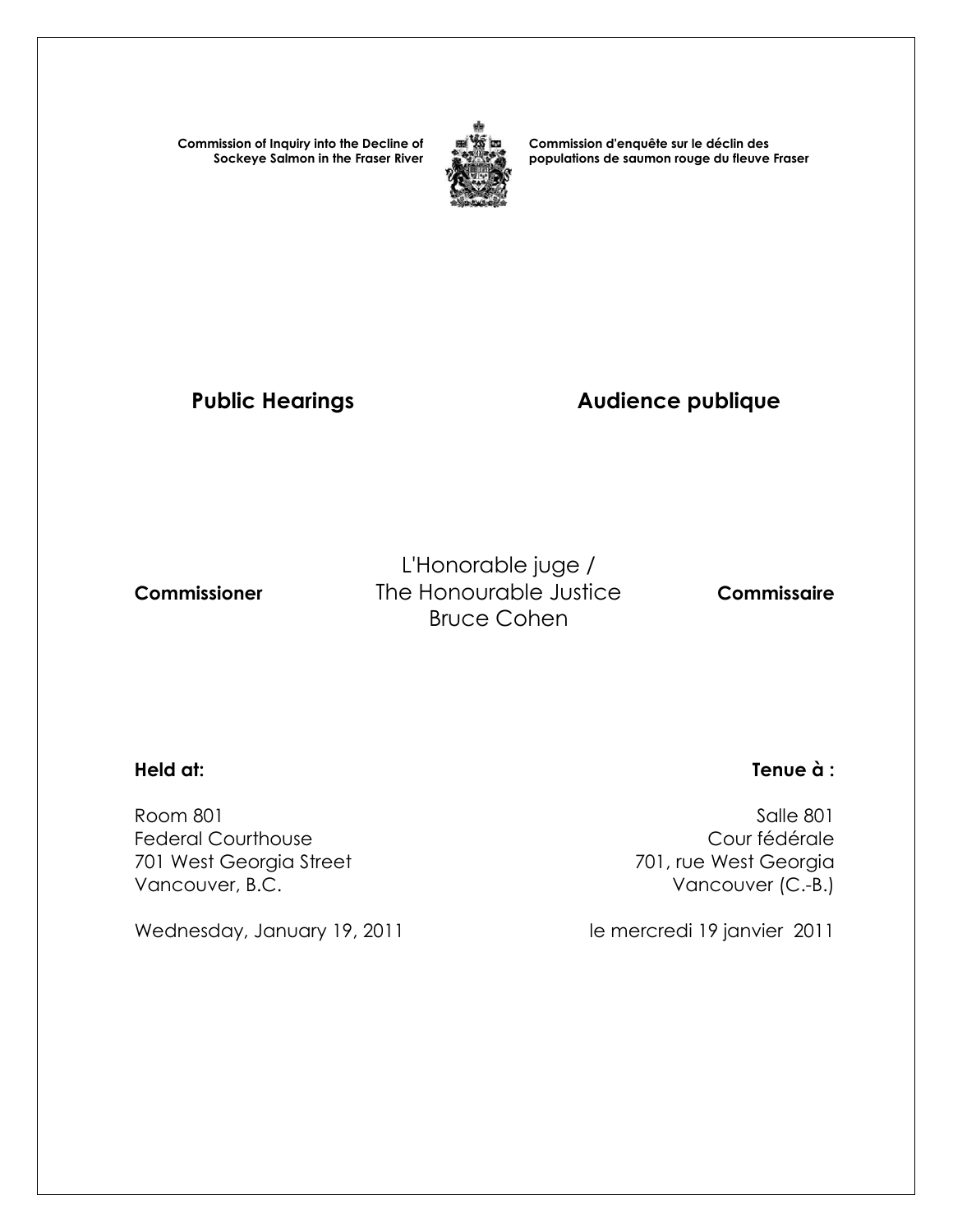**Commission of Inquiry into the Decline of Sockeye Salmon in the Fraser River**

**Commission d'enquête sur le déclin des populations de saumon rouge du fleuve Fraser**

## Public Hearings

## Audience publique

**Commissioner**

L'Honorable juge /
The Honourable Justice
Bruce Cohen

**Commissaire**

**Held at:**

Room 801
Federal Courthouse
701 West Georgia Street
Vancouver, B.C.

Wednesday, January 19, 2011

**Tenue à :**

Salle 801
Cour fédérale
701, rue West Georgia
Vancouver (C.-B.)

le mercredi 19 janvier 2011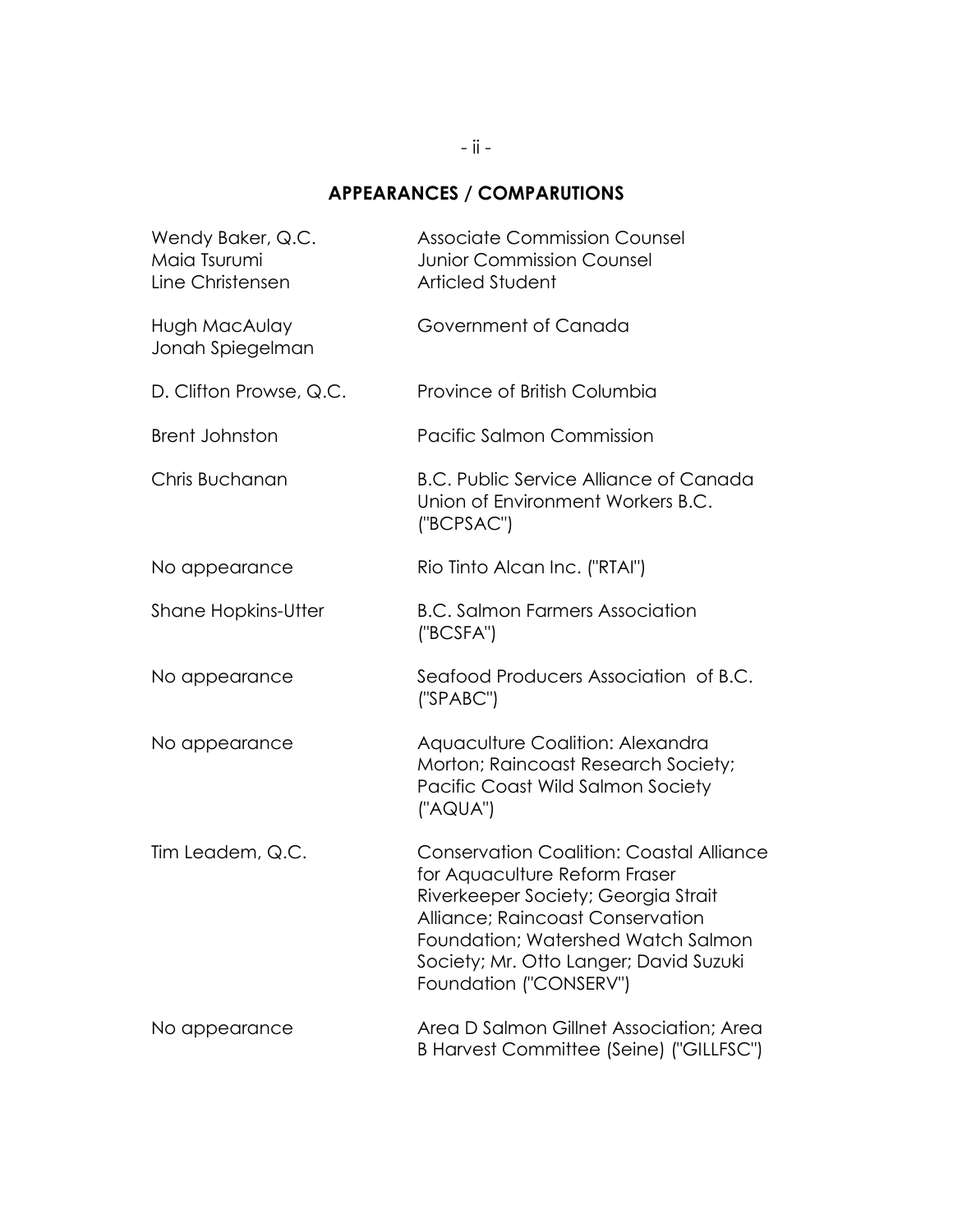## APPEARANCES / COMPARUTIONS

| | |
|---|---|
| Wendy Baker, Q.C.<br>Maia Tsurumi<br>Line Christensen | Associate Commission Counsel<br>Junior Commission Counsel<br>Articled Student |
| Hugh MacAulay<br>Jonah Spiegelman | Government of Canada |
| D. Clifton Prowse, Q.C. | Province of British Columbia |
| Brent Johnston | Pacific Salmon Commission |
| Chris Buchanan | B.C. Public Service Alliance of Canada Union of Environment Workers B.C. ("BCPSAC") |
| No appearance | Rio Tinto Alcan Inc. ("RTAI") |
| Shane Hopkins-Utter | B.C. Salmon Farmers Association ("BCSFA") |
| No appearance | Seafood Producers Association of B.C. ("SPABC") |
| No appearance | Aquaculture Coalition: Alexandra Morton; Raincoast Research Society; Pacific Coast Wild Salmon Society ("AQUA") |
| Tim Leadem, Q.C. | Conservation Coalition: Coastal Alliance for Aquaculture Reform Fraser Riverkeeper Society; Georgia Strait Alliance; Raincoast Conservation Foundation; Watershed Watch Salmon Society; Mr. Otto Langer; David Suzuki Foundation ("CONSERV") |
| No appearance | Area D Salmon Gillnet Association; Area B Harvest Committee (Seine) ("GILLFSC") |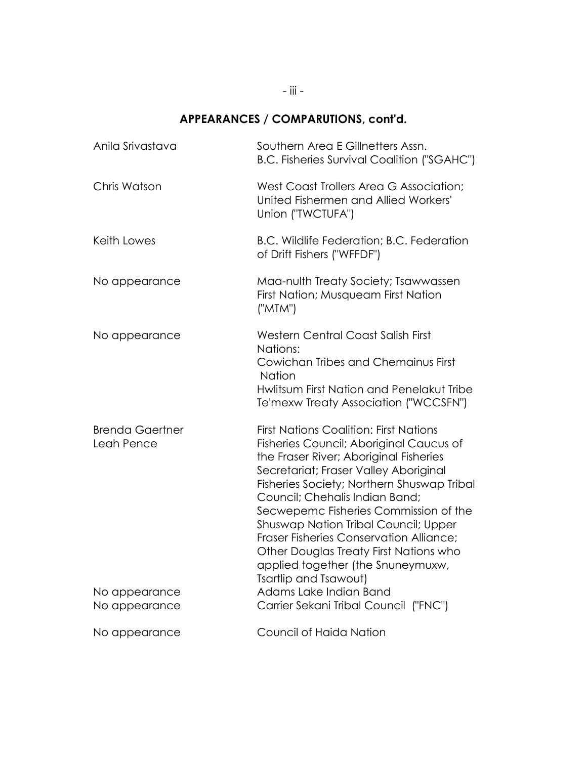## APPEARANCES / COMPARUTIONS, cont'd.

| | |
|---|---|
| Anila Srivastava | Southern Area E Gillnetters Assn. B.C. Fisheries Survival Coalition ("SGAHC") |
| Chris Watson | West Coast Trollers Area G Association; United Fishermen and Allied Workers' Union ("TWCTUFA") |
| Keith Lowes | B.C. Wildlife Federation; B.C. Federation of Drift Fishers ("WFFDF") |
| No appearance | Maa-nulth Treaty Society; Tsawwassen First Nation; Musqueam First Nation ("MTM") |
| No appearance | Western Central Coast Salish First Nations: Cowichan Tribes and Chemainus First Nation Hwlitsum First Nation and Penelakut Tribe Te'mexw Treaty Association ("WCCSFN") |
| Brenda Gaertner Leah Pence | First Nations Coalition: First Nations Fisheries Council; Aboriginal Caucus of the Fraser River; Aboriginal Fisheries Secretariat; Fraser Valley Aboriginal Fisheries Society; Northern Shuswap Tribal Council; Chehalis Indian Band; Secwepemc Fisheries Commission of the Shuswap Nation Tribal Council; Upper Fraser Fisheries Conservation Alliance; Other Douglas Treaty First Nations who applied together (the Snuneymuxw, Tsartlip and Tsawout) |
| No appearance | Adams Lake Indian Band |
| No appearance | Carrier Sekani Tribal Council ("FNC") |
| No appearance | Council of Haida Nation |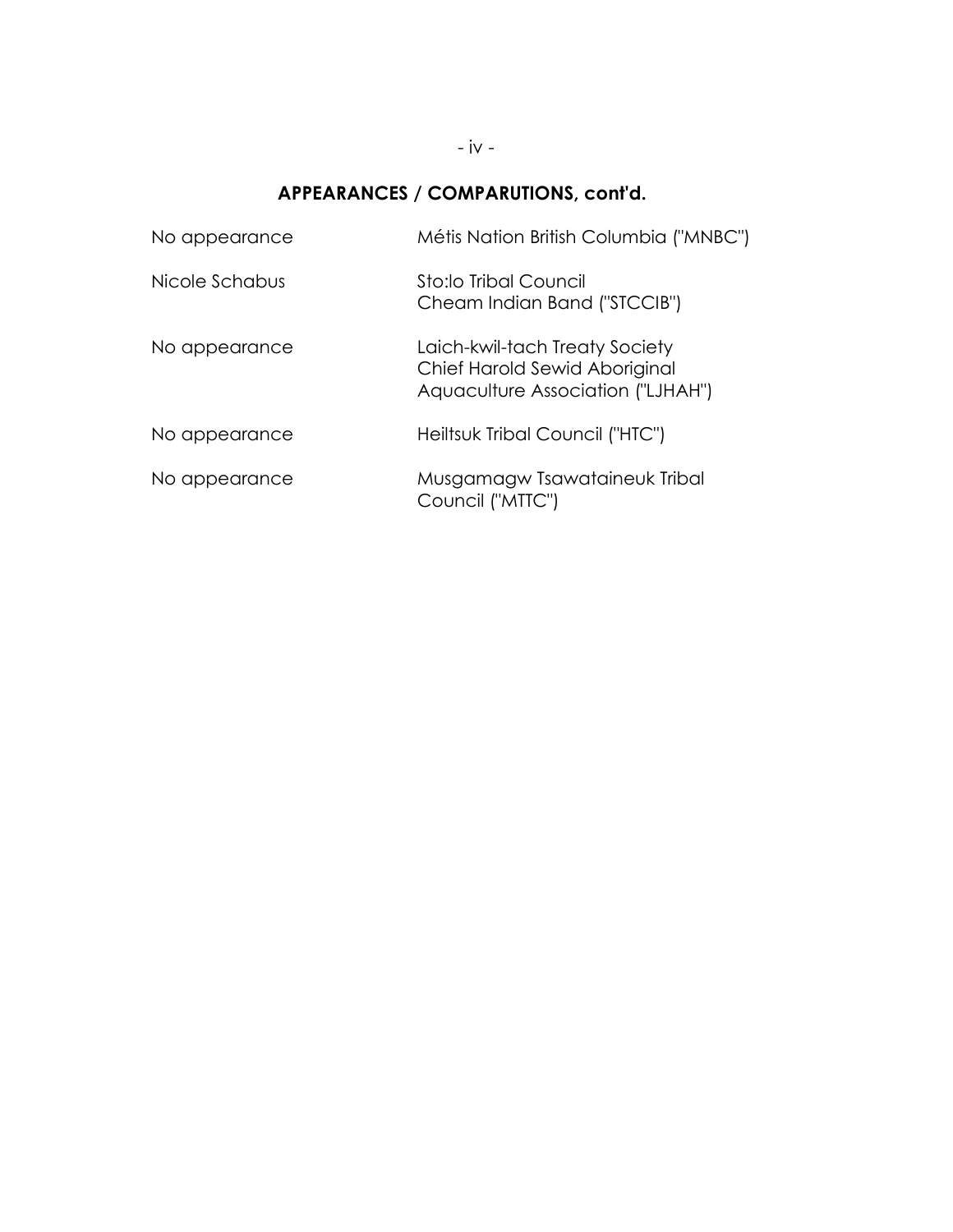## APPEARANCES / COMPARUTIONS, cont'd.

| | |
|---|---|
| No appearance | Métis Nation British Columbia ("MNBC") |
| Nicole Schabus | Sto:lo Tribal Council<br>Cheam Indian Band ("STCCIB") |
| No appearance | Laich-kwil-tach Treaty Society<br>Chief Harold Sewid Aboriginal<br>Aquaculture Association ("LJHAH") |
| No appearance | Heiltsuk Tribal Council ("HTC") |
| No appearance | Musgamagw Tsawataineuk Tribal<br>Council ("MTTC") |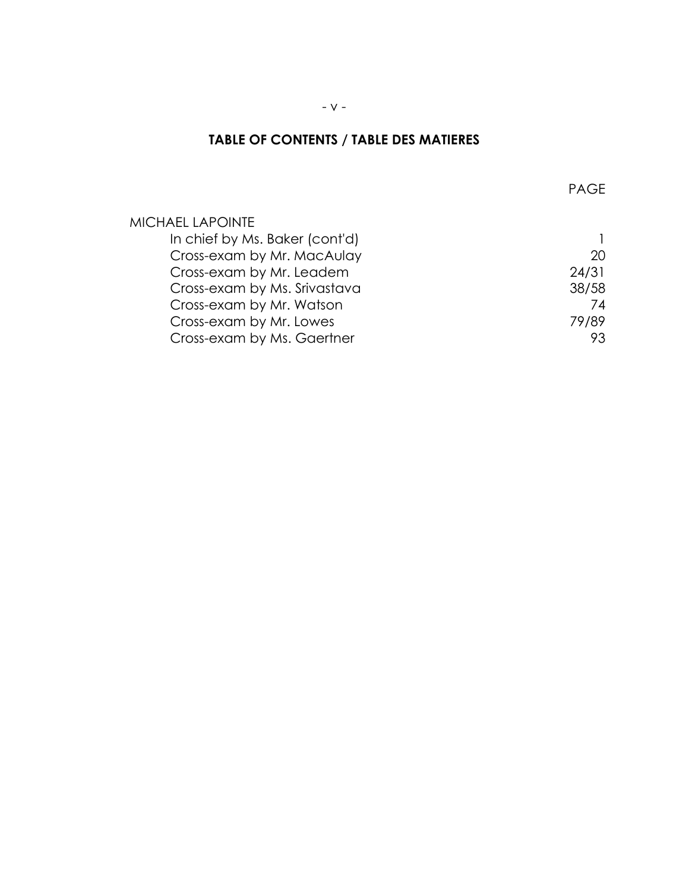**TABLE OF CONTENTS / TABLE DES MATIERES**

| | PAGE |
|---|---|
| MICHAEL LAPOINTE | |
| In chief by Ms. Baker (cont'd) | 1 |
| Cross-exam by Mr. MacAulay | 20 |
| Cross-exam by Mr. Leadem | 24/31 |
| Cross-exam by Ms. Srivastava | 38/58 |
| Cross-exam by Mr. Watson | 74 |
| Cross-exam by Mr. Lowes | 79/89 |
| Cross-exam by Ms. Gaertner | 93 |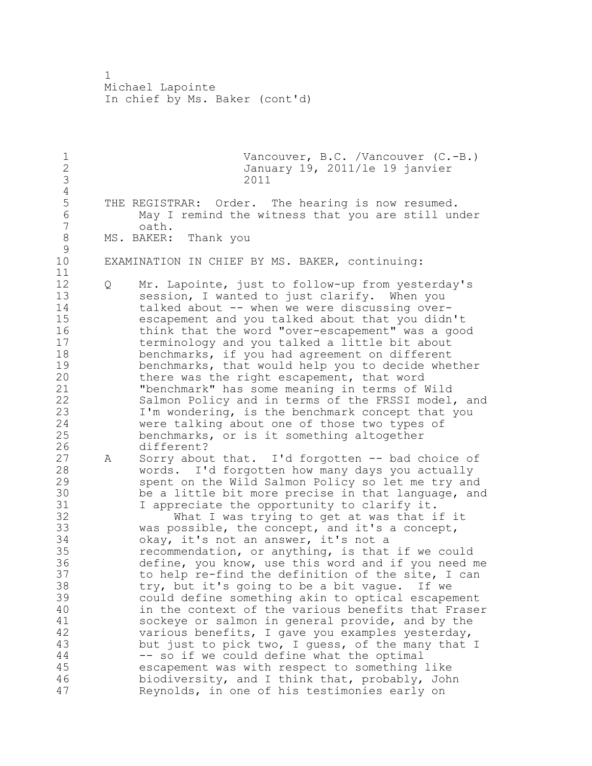Vancouver, B.C. /Vancouver (C.-B.)
January 19, 2011/le 19 janvier 2011

THE REGISTRAR: Order. The hearing is now resumed. May I remind the witness that you are still under oath.

MS. BAKER: Thank you

EXAMINATION IN CHIEF BY MS. BAKER, continuing:

Q Mr. Lapointe, just to follow-up from yesterday's session, I wanted to just clarify. When you talked about -- when we were discussing over-escapement and you talked about that you didn't think that the word "over-escapement" was a good terminology and you talked a little bit about benchmarks, if you had agreement on different benchmarks, that would help you to decide whether there was the right escapement, that word "benchmark" has some meaning in terms of Wild Salmon Policy and in terms of the FRSSI model, and I'm wondering, is the benchmark concept that you were talking about one of those two types of benchmarks, or is it something altogether different?

A Sorry about that. I'd forgotten -- bad choice of words. I'd forgotten how many days you actually spent on the Wild Salmon Policy so let me try and be a little bit more precise in that language, and I appreciate the opportunity to clarify it.

What I was trying to get at was that if it was possible, the concept, and it's a concept, okay, it's not an answer, it's not a recommendation, or anything, is that if we could define, you know, use this word and if you need me to help re-find the definition of the site, I can try, but it's going to be a bit vague. If we could define something akin to optical escapement in the context of the various benefits that Fraser sockeye or salmon in general provide, and by the various benefits, I gave you examples yesterday, but just to pick two, I guess, of the many that I -- so if we could define what the optimal escapement was with respect to something like biodiversity, and I think that, probably, John Reynolds, in one of his testimonies early on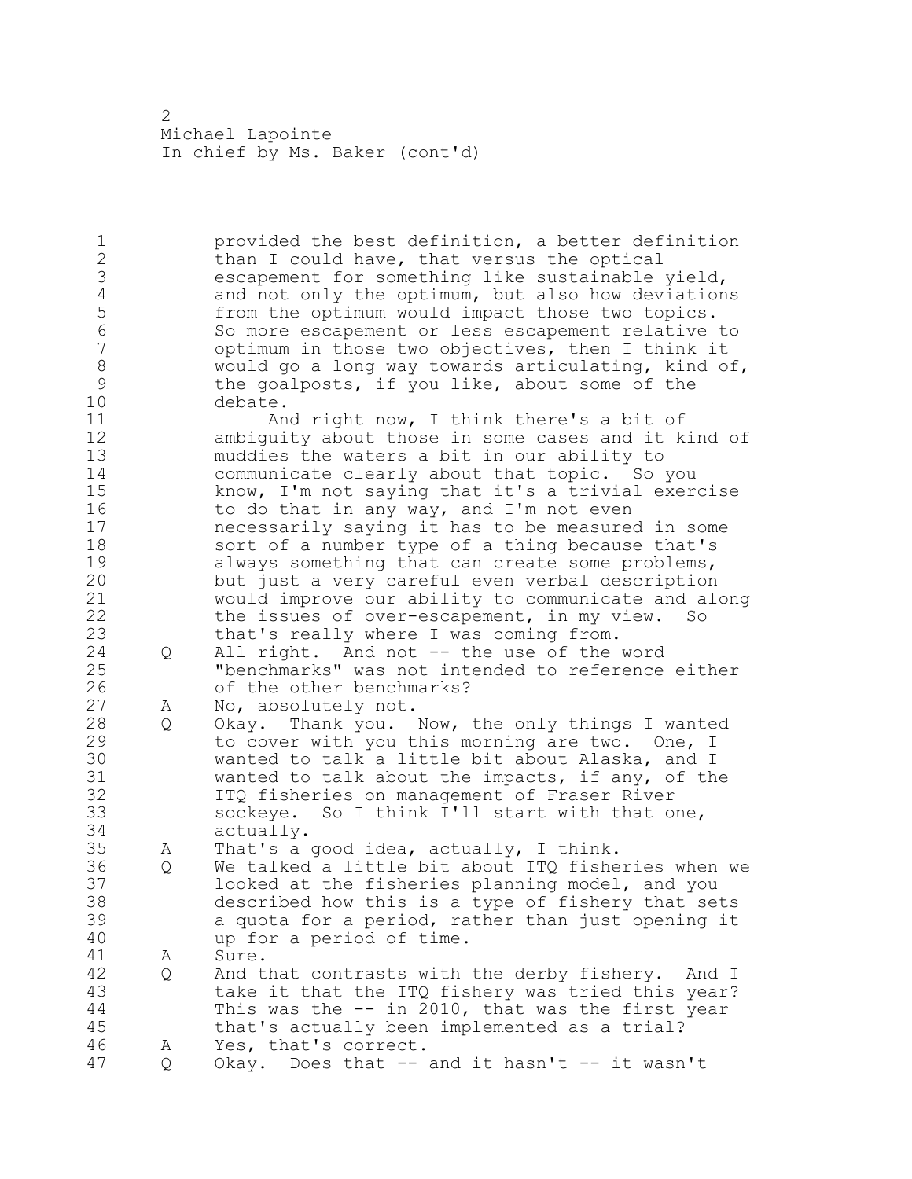Michael Lapointe
In chief by Ms. Baker (cont'd)

provided the best definition, a better definition than I could have, that versus the optical escapement for something like sustainable yield, and not only the optimum, but also how deviations from the optimum would impact those two topics. So more escapement or less escapement relative to optimum in those two objectives, then I think it would go a long way towards articulating, kind of, the goalposts, if you like, about some of the debate.

And right now, I think there's a bit of ambiguity about those in some cases and it kind of muddies the waters a bit in our ability to communicate clearly about that topic. So you know, I'm not saying that it's a trivial exercise to do that in any way, and I'm not even necessarily saying it has to be measured in some sort of a number type of a thing because that's always something that can create some problems, but just a very careful even verbal description would improve our ability to communicate and along the issues of over-escapement, in my view. So that's really where I was coming from.

Q All right. And not -- the use of the word "benchmarks" was not intended to reference either of the other benchmarks?

A No, absolutely not.

Q Okay. Thank you. Now, the only things I wanted to cover with you this morning are two. One, I wanted to talk a little bit about Alaska, and I wanted to talk about the impacts, if any, of the ITQ fisheries on management of Fraser River sockeye. So I think I'll start with that one, actually.

A That's a good idea, actually, I think.

Q We talked a little bit about ITQ fisheries when we looked at the fisheries planning model, and you described how this is a type of fishery that sets a quota for a period, rather than just opening it up for a period of time.

A Sure.

Q And that contrasts with the derby fishery. And I take it that the ITQ fishery was tried this year? This was the -- in 2010, that was the first year that's actually been implemented as a trial?

A Yes, that's correct.

Q Okay. Does that -- and it hasn't -- it wasn't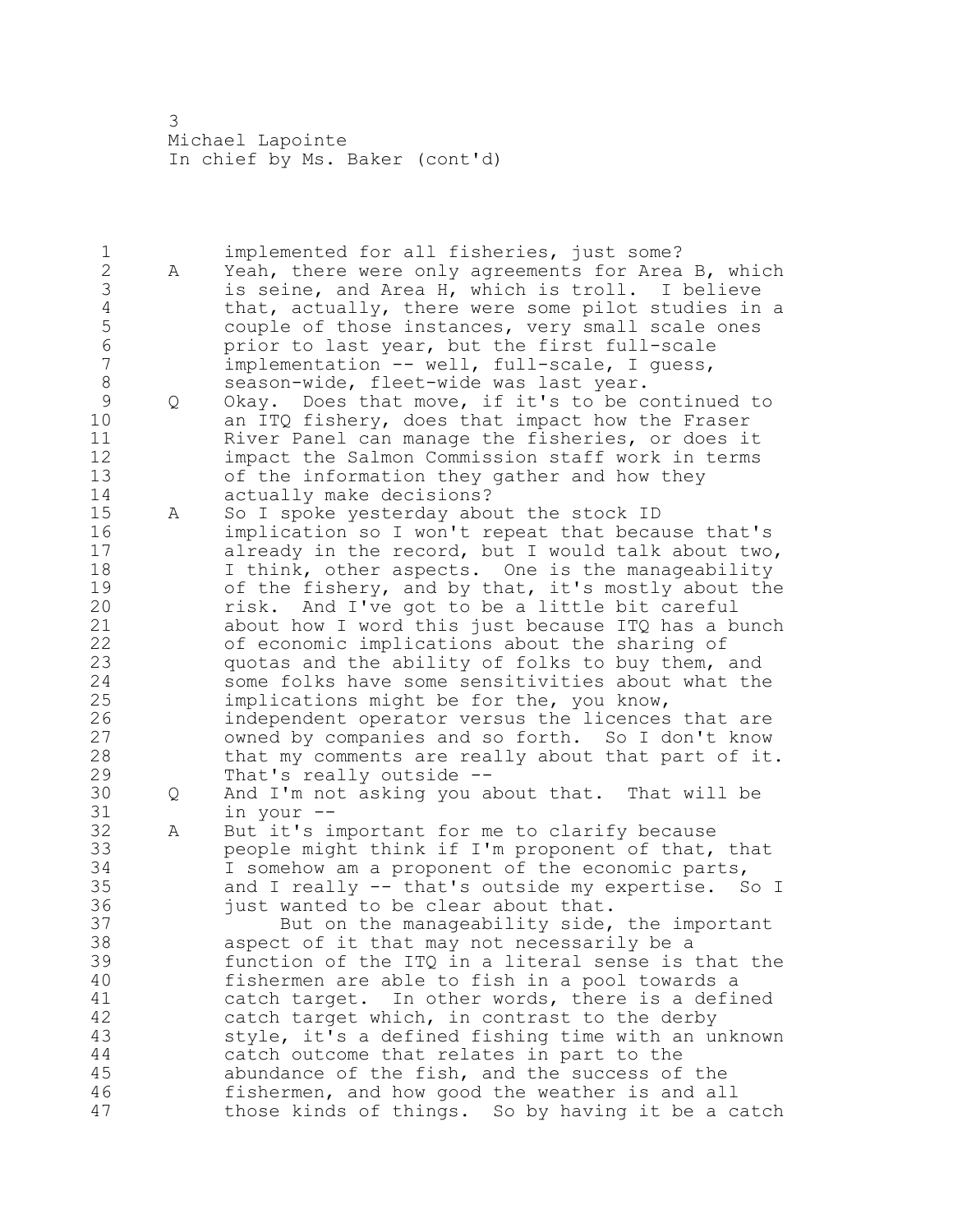Michael Lapointe
In chief by Ms. Baker (cont'd)

1 implemented for all fisheries, just some?
2 A Yeah, there were only agreements for Area B, which
3 is seine, and Area H, which is troll. I believe
4 that, actually, there were some pilot studies in a
5 couple of those instances, very small scale ones
6 prior to last year, but the first full-scale
7 implementation -- well, full-scale, I guess,
8 season-wide, fleet-wide was last year.
9 Q Okay. Does that move, if it's to be continued to
10 an ITQ fishery, does that impact how the Fraser
11 River Panel can manage the fisheries, or does it
12 impact the Salmon Commission staff work in terms
13 of the information they gather and how they
14 actually make decisions?
15 A So I spoke yesterday about the stock ID
16 implication so I won't repeat that because that's
17 already in the record, but I would talk about two,
18 I think, other aspects. One is the manageability
19 of the fishery, and by that, it's mostly about the
20 risk. And I've got to be a little bit careful
21 about how I word this just because ITQ has a bunch
22 of economic implications about the sharing of
23 quotas and the ability of folks to buy them, and
24 some folks have some sensitivities about what the
25 implications might be for the, you know,
26 independent operator versus the licences that are
27 owned by companies and so forth. So I don't know
28 that my comments are really about that part of it.
29 That's really outside --
30 Q And I'm not asking you about that. That will be
31 in your --
32 A But it's important for me to clarify because
33 people might think if I'm proponent of that, that
34 I somehow am a proponent of the economic parts,
35 and I really -- that's outside my expertise. So I
36 just wanted to be clear about that.
37 But on the manageability side, the important
38 aspect of it that may not necessarily be a
39 function of the ITQ in a literal sense is that the
40 fishermen are able to fish in a pool towards a
41 catch target. In other words, there is a defined
42 catch target which, in contrast to the derby
43 style, it's a defined fishing time with an unknown
44 catch outcome that relates in part to the
45 abundance of the fish, and the success of the
46 fishermen, and how good the weather is and all
47 those kinds of things. So by having it be a catch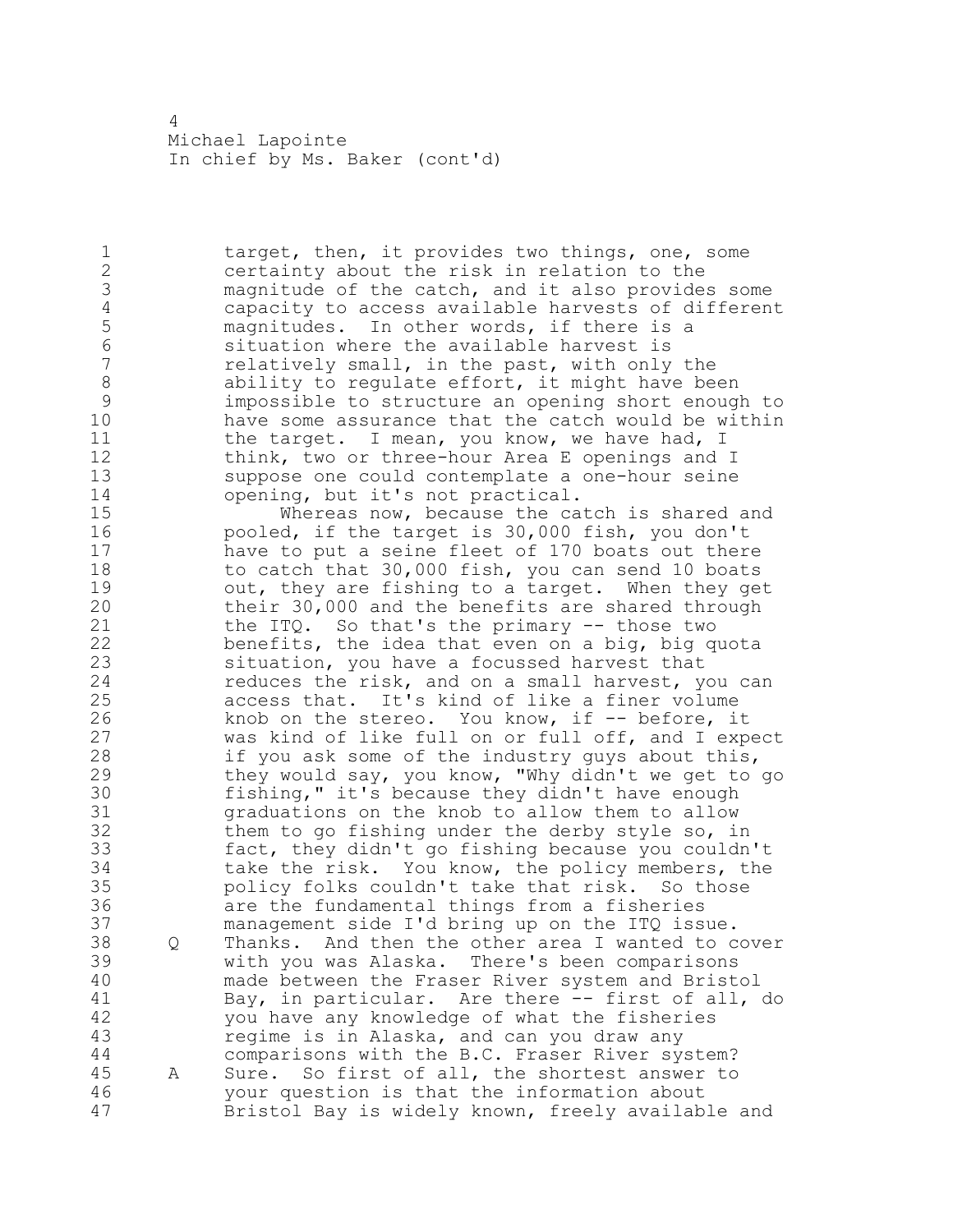target, then, it provides two things, one, some certainty about the risk in relation to the magnitude of the catch, and it also provides some capacity to access available harvests of different magnitudes. In other words, if there is a situation where the available harvest is relatively small, in the past, with only the ability to regulate effort, it might have been impossible to structure an opening short enough to have some assurance that the catch would be within the target. I mean, you know, we have had, I think, two or three-hour Area E openings and I suppose one could contemplate a one-hour seine opening, but it's not practical.

Whereas now, because the catch is shared and pooled, if the target is 30,000 fish, you don't have to put a seine fleet of 170 boats out there to catch that 30,000 fish, you can send 10 boats out, they are fishing to a target. When they get their 30,000 and the benefits are shared through the ITQ. So that's the primary -- those two benefits, the idea that even on a big, big quota situation, you have a focussed harvest that reduces the risk, and on a small harvest, you can access that. It's kind of like a finer volume knob on the stereo. You know, if -- before, it was kind of like full on or full off, and I expect if you ask some of the industry guys about this, they would say, you know, "Why didn't we get to go fishing," it's because they didn't have enough graduations on the knob to allow them to allow them to go fishing under the derby style so, in fact, they didn't go fishing because you couldn't take the risk. You know, the policy members, the policy folks couldn't take that risk. So those are the fundamental things from a fisheries management side I'd bring up on the ITQ issue.

Q Thanks. And then the other area I wanted to cover with you was Alaska. There's been comparisons made between the Fraser River system and Bristol Bay, in particular. Are there -- first of all, do you have any knowledge of what the fisheries regime is in Alaska, and can you draw any comparisons with the B.C. Fraser River system?

A Sure. So first of all, the shortest answer to your question is that the information about Bristol Bay is widely known, freely available and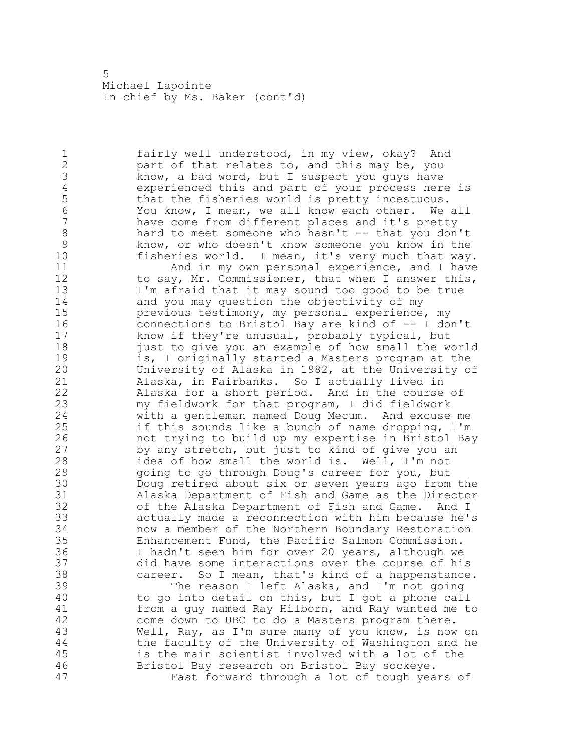Michael Lapointe
In chief by Ms. Baker (cont'd)

fairly well understood, in my view, okay? And part of that relates to, and this may be, you know, a bad word, but I suspect you guys have experienced this and part of your process here is that the fisheries world is pretty incestuous. You know, I mean, we all know each other. We all have come from different places and it's pretty hard to meet someone who hasn't -- that you don't know, or who doesn't know someone you know in the fisheries world. I mean, it's very much that way.

And in my own personal experience, and I have to say, Mr. Commissioner, that when I answer this, I'm afraid that it may sound too good to be true and you may question the objectivity of my previous testimony, my personal experience, my connections to Bristol Bay are kind of -- I don't know if they're unusual, probably typical, but just to give you an example of how small the world is, I originally started a Masters program at the University of Alaska in 1982, at the University of Alaska, in Fairbanks. So I actually lived in Alaska for a short period. And in the course of my fieldwork for that program, I did fieldwork with a gentleman named Doug Mecum. And excuse me if this sounds like a bunch of name dropping, I'm not trying to build up my expertise in Bristol Bay by any stretch, but just to kind of give you an idea of how small the world is. Well, I'm not going to go through Doug's career for you, but Doug retired about six or seven years ago from the Alaska Department of Fish and Game as the Director of the Alaska Department of Fish and Game. And I actually made a reconnection with him because he's now a member of the Northern Boundary Restoration Enhancement Fund, the Pacific Salmon Commission. I hadn't seen him for over 20 years, although we did have some interactions over the course of his career. So I mean, that's kind of a happenstance.

The reason I left Alaska, and I'm not going to go into detail on this, but I got a phone call from a guy named Ray Hilborn, and Ray wanted me to come down to UBC to do a Masters program there. Well, Ray, as I'm sure many of you know, is now on the faculty of the University of Washington and he is the main scientist involved with a lot of the Bristol Bay research on Bristol Bay sockeye.

Fast forward through a lot of tough years of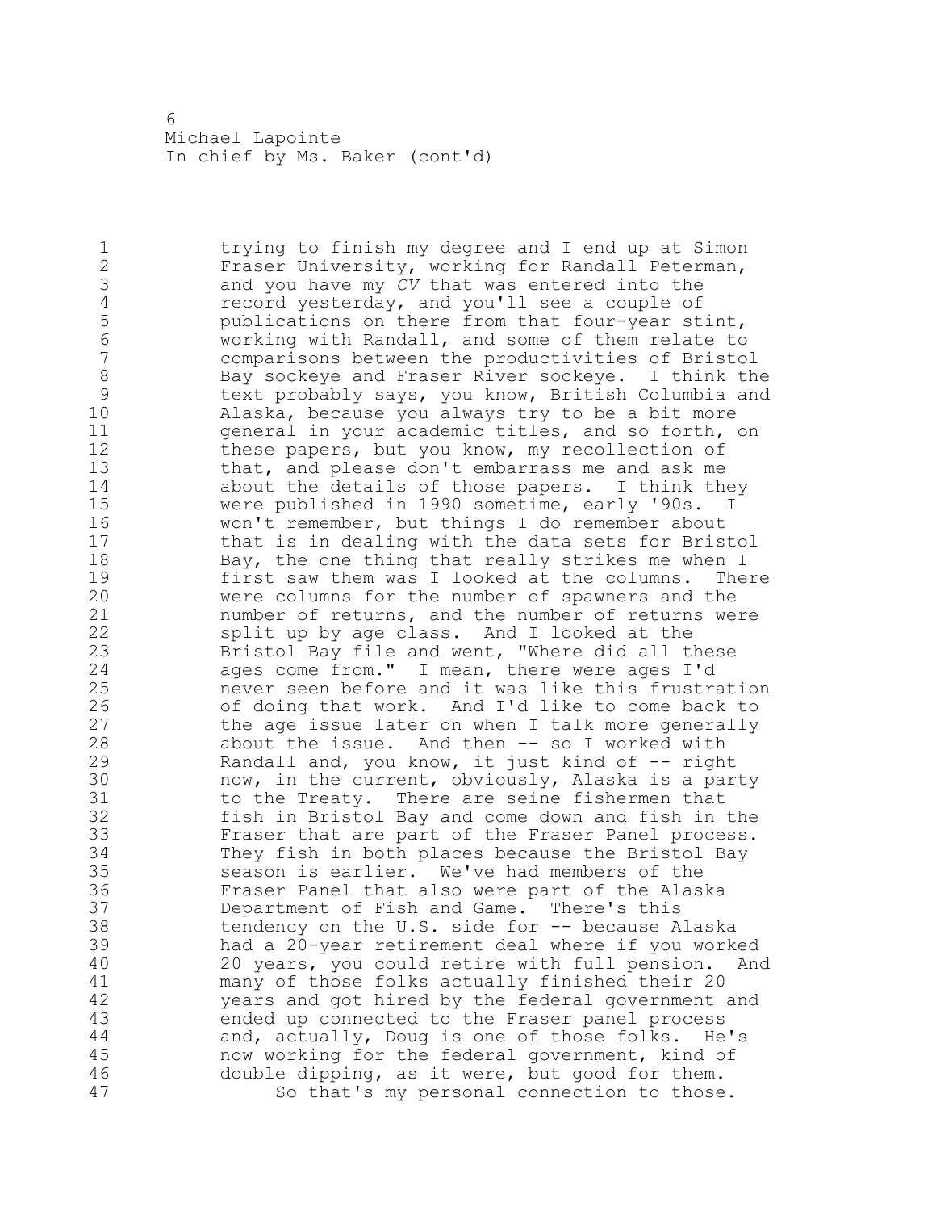trying to finish my degree and I end up at Simon Fraser University, working for Randall Peterman, and you have my *CV* that was entered into the record yesterday, and you'll see a couple of publications on there from that four-year stint, working with Randall, and some of them relate to comparisons between the productivities of Bristol Bay sockeye and Fraser River sockeye. I think the text probably says, you know, British Columbia and Alaska, because you always try to be a bit more general in your academic titles, and so forth, on these papers, but you know, my recollection of that, and please don't embarrass me and ask me about the details of those papers. I think they were published in 1990 sometime, early '90s. I won't remember, but things I do remember about that is in dealing with the data sets for Bristol Bay, the one thing that really strikes me when I first saw them was I looked at the columns. There were columns for the number of spawners and the number of returns, and the number of returns were split up by age class. And I looked at the Bristol Bay file and went, "Where did all these ages come from." I mean, there were ages I'd never seen before and it was like this frustration of doing that work. And I'd like to come back to the age issue later on when I talk more generally about the issue. And then -- so I worked with Randall and, you know, it just kind of -- right now, in the current, obviously, Alaska is a party to the Treaty. There are seine fishermen that fish in Bristol Bay and come down and fish in the Fraser that are part of the Fraser Panel process. They fish in both places because the Bristol Bay season is earlier. We've had members of the Fraser Panel that also were part of the Alaska Department of Fish and Game. There's this tendency on the U.S. side for -- because Alaska had a 20-year retirement deal where if you worked 20 years, you could retire with full pension. And many of those folks actually finished their 20 years and got hired by the federal government and ended up connected to the Fraser panel process and, actually, Doug is one of those folks. He's now working for the federal government, kind of double dipping, as it were, but good for them.

So that's my personal connection to those.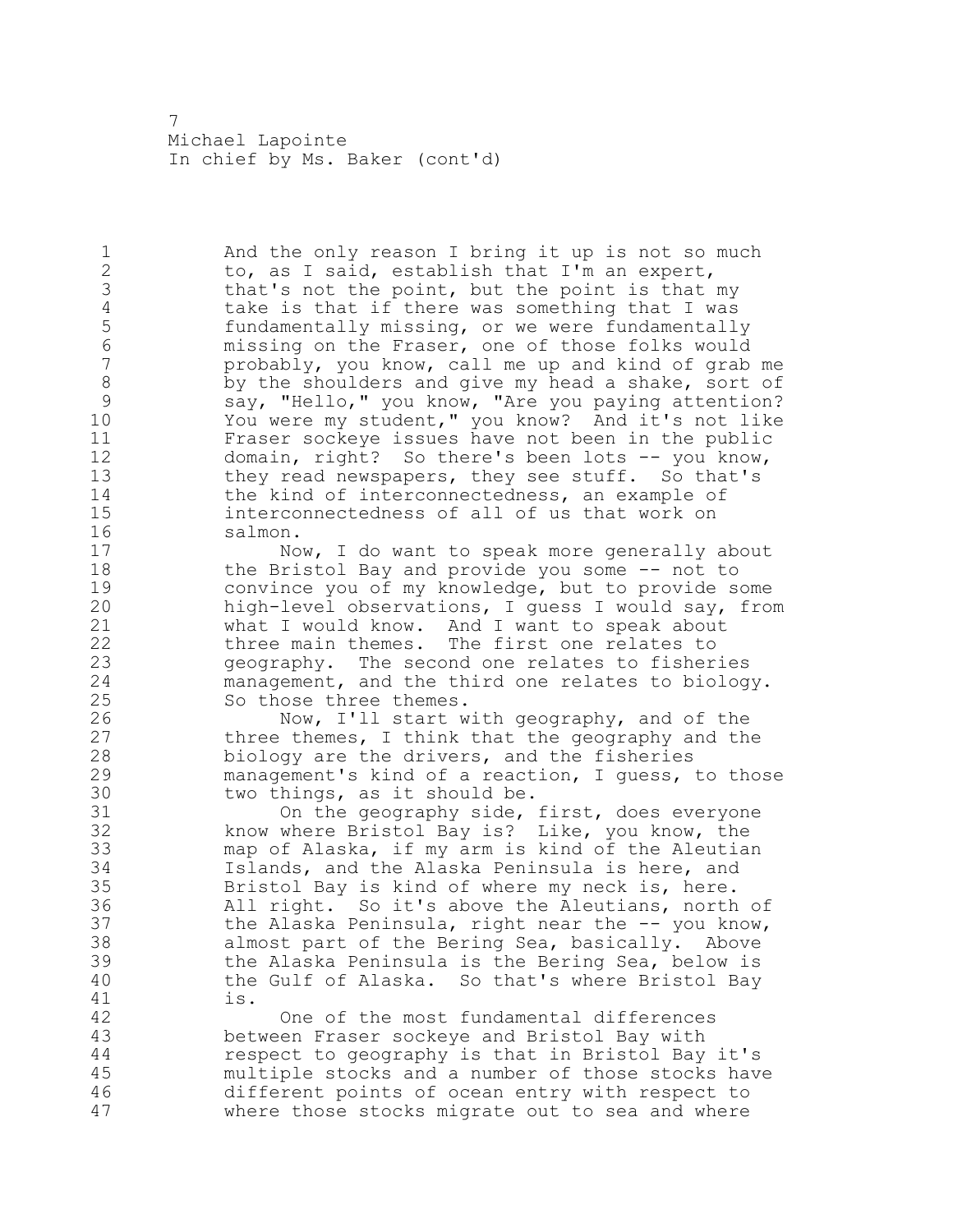Michael Lapointe
In chief by Ms. Baker (cont'd)

And the only reason I bring it up is not so much to, as I said, establish that I'm an expert, that's not the point, but the point is that my take is that if there was something that I was fundamentally missing, or we were fundamentally missing on the Fraser, one of those folks would probably, you know, call me up and kind of grab me by the shoulders and give my head a shake, sort of say, "Hello," you know, "Are you paying attention? You were my student," you know? And it's not like Fraser sockeye issues have not been in the public domain, right? So there's been lots -- you know, they read newspapers, they see stuff. So that's the kind of interconnectedness, an example of interconnectedness of all of us that work on salmon.

Now, I do want to speak more generally about the Bristol Bay and provide you some -- not to convince you of my knowledge, but to provide some high-level observations, I guess I would say, from what I would know. And I want to speak about three main themes. The first one relates to geography. The second one relates to fisheries management, and the third one relates to biology. So those three themes.

Now, I'll start with geography, and of the three themes, I think that the geography and the biology are the drivers, and the fisheries management's kind of a reaction, I guess, to those two things, as it should be.

On the geography side, first, does everyone know where Bristol Bay is? Like, you know, the map of Alaska, if my arm is kind of the Aleutian Islands, and the Alaska Peninsula is here, and Bristol Bay is kind of where my neck is, here. All right. So it's above the Aleutians, north of the Alaska Peninsula, right near the -- you know, almost part of the Bering Sea, basically. Above the Alaska Peninsula is the Bering Sea, below is the Gulf of Alaska. So that's where Bristol Bay is.

One of the most fundamental differences between Fraser sockeye and Bristol Bay with respect to geography is that in Bristol Bay it's multiple stocks and a number of those stocks have different points of ocean entry with respect to where those stocks migrate out to sea and where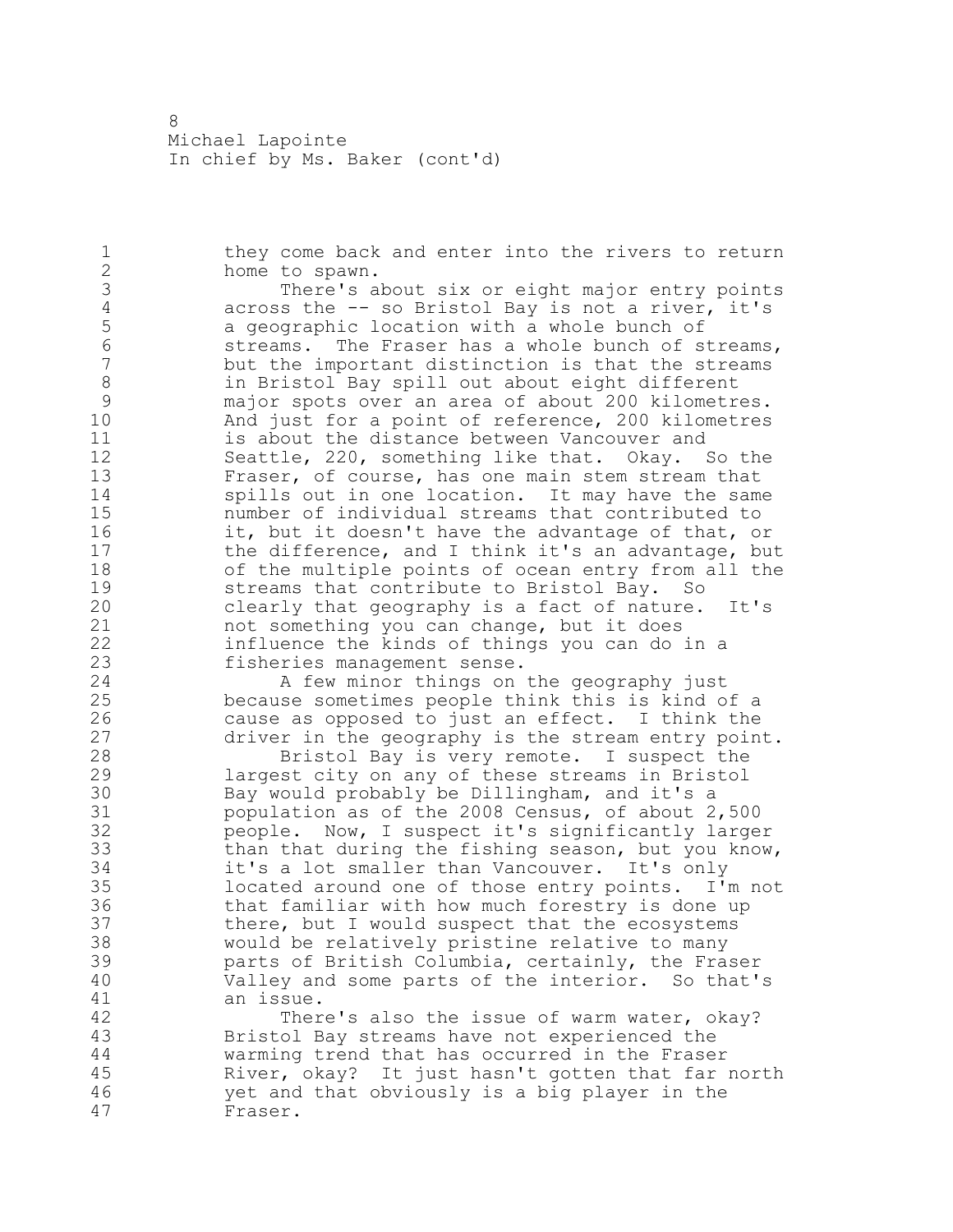they come back and enter into the rivers to return home to spawn.

There's about six or eight major entry points across the -- so Bristol Bay is not a river, it's a geographic location with a whole bunch of streams. The Fraser has a whole bunch of streams, but the important distinction is that the streams in Bristol Bay spill out about eight different major spots over an area of about 200 kilometres. And just for a point of reference, 200 kilometres is about the distance between Vancouver and Seattle, 220, something like that. Okay. So the Fraser, of course, has one main stem stream that spills out in one location. It may have the same number of individual streams that contributed to it, but it doesn't have the advantage of that, or the difference, and I think it's an advantage, but of the multiple points of ocean entry from all the streams that contribute to Bristol Bay. So clearly that geography is a fact of nature. It's not something you can change, but it does influence the kinds of things you can do in a fisheries management sense.

A few minor things on the geography just because sometimes people think this is kind of a cause as opposed to just an effect. I think the driver in the geography is the stream entry point.

Bristol Bay is very remote. I suspect the largest city on any of these streams in Bristol Bay would probably be Dillingham, and it's a population as of the 2008 Census, of about 2,500 people. Now, I suspect it's significantly larger than that during the fishing season, but you know, it's a lot smaller than Vancouver. It's only located around one of those entry points. I'm not that familiar with how much forestry is done up there, but I would suspect that the ecosystems would be relatively pristine relative to many parts of British Columbia, certainly, the Fraser Valley and some parts of the interior. So that's an issue.

There's also the issue of warm water, okay? Bristol Bay streams have not experienced the warming trend that has occurred in the Fraser River, okay? It just hasn't gotten that far north yet and that obviously is a big player in the Fraser.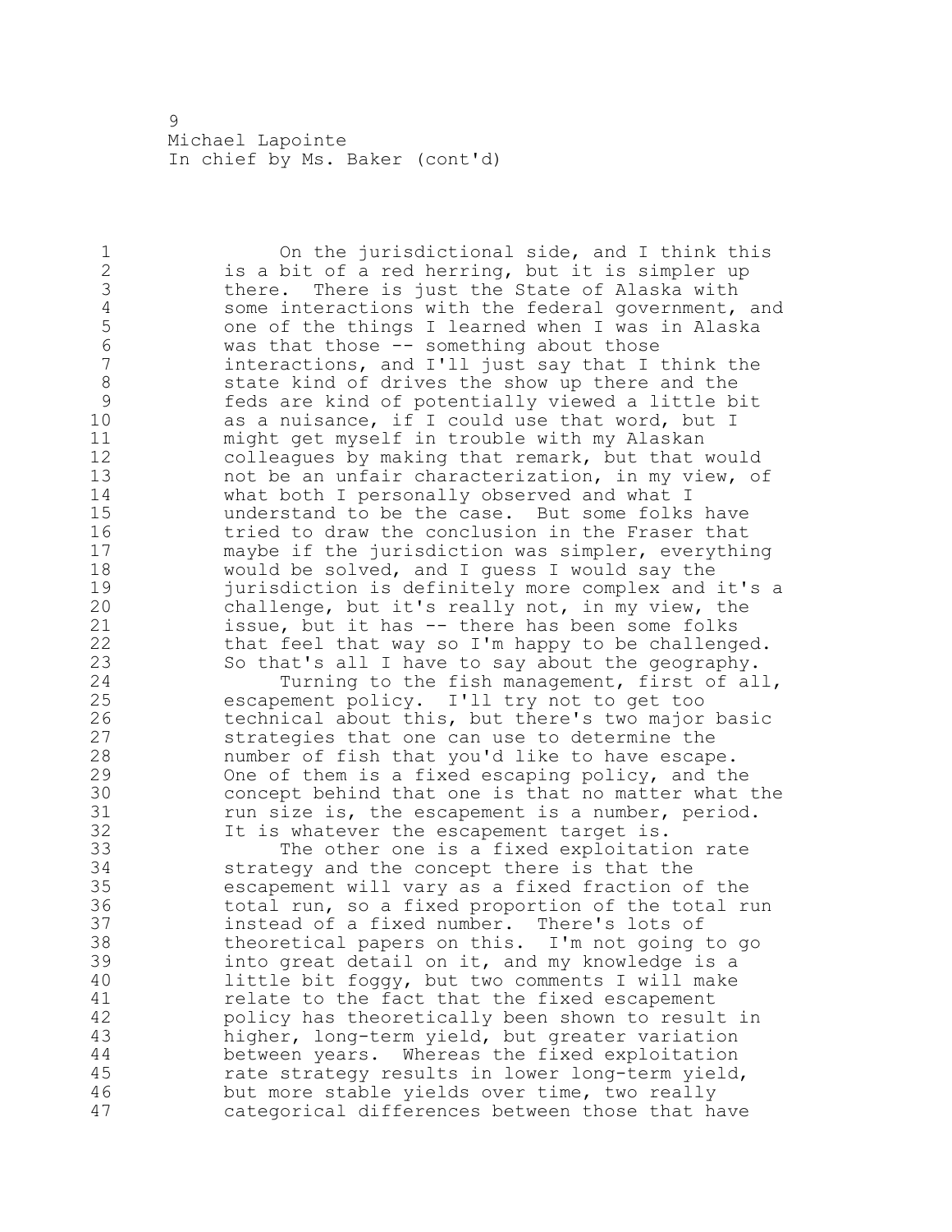On the jurisdictional side, and I think this is a bit of a red herring, but it is simpler up there. There is just the State of Alaska with some interactions with the federal government, and one of the things I learned when I was in Alaska was that those -- something about those interactions, and I'll just say that I think the state kind of drives the show up there and the feds are kind of potentially viewed a little bit as a nuisance, if I could use that word, but I might get myself in trouble with my Alaskan colleagues by making that remark, but that would not be an unfair characterization, in my view, of what both I personally observed and what I understand to be the case. But some folks have tried to draw the conclusion in the Fraser that maybe if the jurisdiction was simpler, everything would be solved, and I guess I would say the jurisdiction is definitely more complex and it's a challenge, but it's really not, in my view, the issue, but it has -- there has been some folks that feel that way so I'm happy to be challenged. So that's all I have to say about the geography.

Turning to the fish management, first of all, escapement policy. I'll try not to get too technical about this, but there's two major basic strategies that one can use to determine the number of fish that you'd like to have escape. One of them is a fixed escaping policy, and the concept behind that one is that no matter what the run size is, the escapement is a number, period. It is whatever the escapement target is.

The other one is a fixed exploitation rate strategy and the concept there is that the escapement will vary as a fixed fraction of the total run, so a fixed proportion of the total run instead of a fixed number. There's lots of theoretical papers on this. I'm not going to go into great detail on it, and my knowledge is a little bit foggy, but two comments I will make relate to the fact that the fixed escapement policy has theoretically been shown to result in higher, long-term yield, but greater variation between years. Whereas the fixed exploitation rate strategy results in lower long-term yield, but more stable yields over time, two really categorical differences between those that have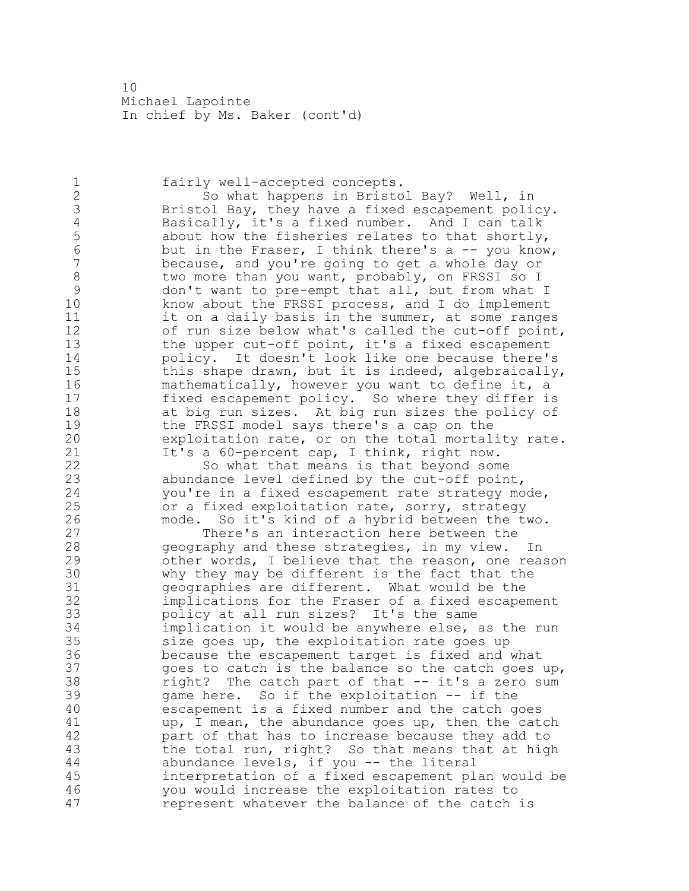fairly well-accepted concepts.

So what happens in Bristol Bay? Well, in Bristol Bay, they have a fixed escapement policy. Basically, it's a fixed number. And I can talk about how the fisheries relates to that shortly, but in the Fraser, I think there's a -- you know, because, and you're going to get a whole day or two more than you want, probably, on FRSSI so I don't want to pre-empt that all, but from what I know about the FRSSI process, and I do implement it on a daily basis in the summer, at some ranges of run size below what's called the cut-off point, the upper cut-off point, it's a fixed escapement policy. It doesn't look like one because there's this shape drawn, but it is indeed, algebraically, mathematically, however you want to define it, a fixed escapement policy. So where they differ is at big run sizes. At big run sizes the policy of the FRSSI model says there's a cap on the exploitation rate, or on the total mortality rate. It's a 60-percent cap, I think, right now.

So what that means is that beyond some abundance level defined by the cut-off point, you're in a fixed escapement rate strategy mode, or a fixed exploitation rate, sorry, strategy mode. So it's kind of a hybrid between the two.

There's an interaction here between the geography and these strategies, in my view. In other words, I believe that the reason, one reason why they may be different is the fact that the geographies are different. What would be the implications for the Fraser of a fixed escapement policy at all run sizes? It's the same implication it would be anywhere else, as the run size goes up, the exploitation rate goes up because the escapement target is fixed and what goes to catch is the balance so the catch goes up, right? The catch part of that -- it's a zero sum game here. So if the exploitation -- if the escapement is a fixed number and the catch goes up, I mean, the abundance goes up, then the catch part of that has to increase because they add to the total run, right? So that means that at high abundance levels, if you -- the literal interpretation of a fixed escapement plan would be you would increase the exploitation rates to represent whatever the balance of the catch is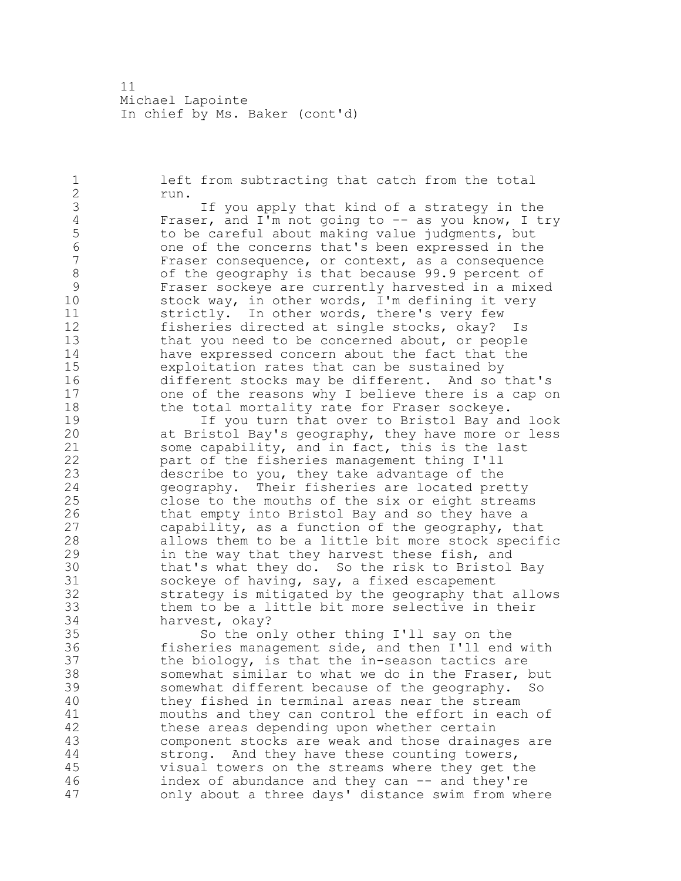left from subtracting that catch from the total run.

If you apply that kind of a strategy in the Fraser, and I'm not going to -- as you know, I try to be careful about making value judgments, but one of the concerns that's been expressed in the Fraser consequence, or context, as a consequence of the geography is that because 99.9 percent of Fraser sockeye are currently harvested in a mixed stock way, in other words, I'm defining it very strictly. In other words, there's very few fisheries directed at single stocks, okay? Is that you need to be concerned about, or people have expressed concern about the fact that the exploitation rates that can be sustained by different stocks may be different. And so that's one of the reasons why I believe there is a cap on the total mortality rate for Fraser sockeye.

If you turn that over to Bristol Bay and look at Bristol Bay's geography, they have more or less some capability, and in fact, this is the last part of the fisheries management thing I'll describe to you, they take advantage of the geography. Their fisheries are located pretty close to the mouths of the six or eight streams that empty into Bristol Bay and so they have a capability, as a function of the geography, that allows them to be a little bit more stock specific in the way that they harvest these fish, and that's what they do. So the risk to Bristol Bay sockeye of having, say, a fixed escapement strategy is mitigated by the geography that allows them to be a little bit more selective in their harvest, okay?

So the only other thing I'll say on the fisheries management side, and then I'll end with the biology, is that the in-season tactics are somewhat similar to what we do in the Fraser, but somewhat different because of the geography. So they fished in terminal areas near the stream mouths and they can control the effort in each of these areas depending upon whether certain component stocks are weak and those drainages are strong. And they have these counting towers, visual towers on the streams where they get the index of abundance and they can -- and they're only about a three days' distance swim from where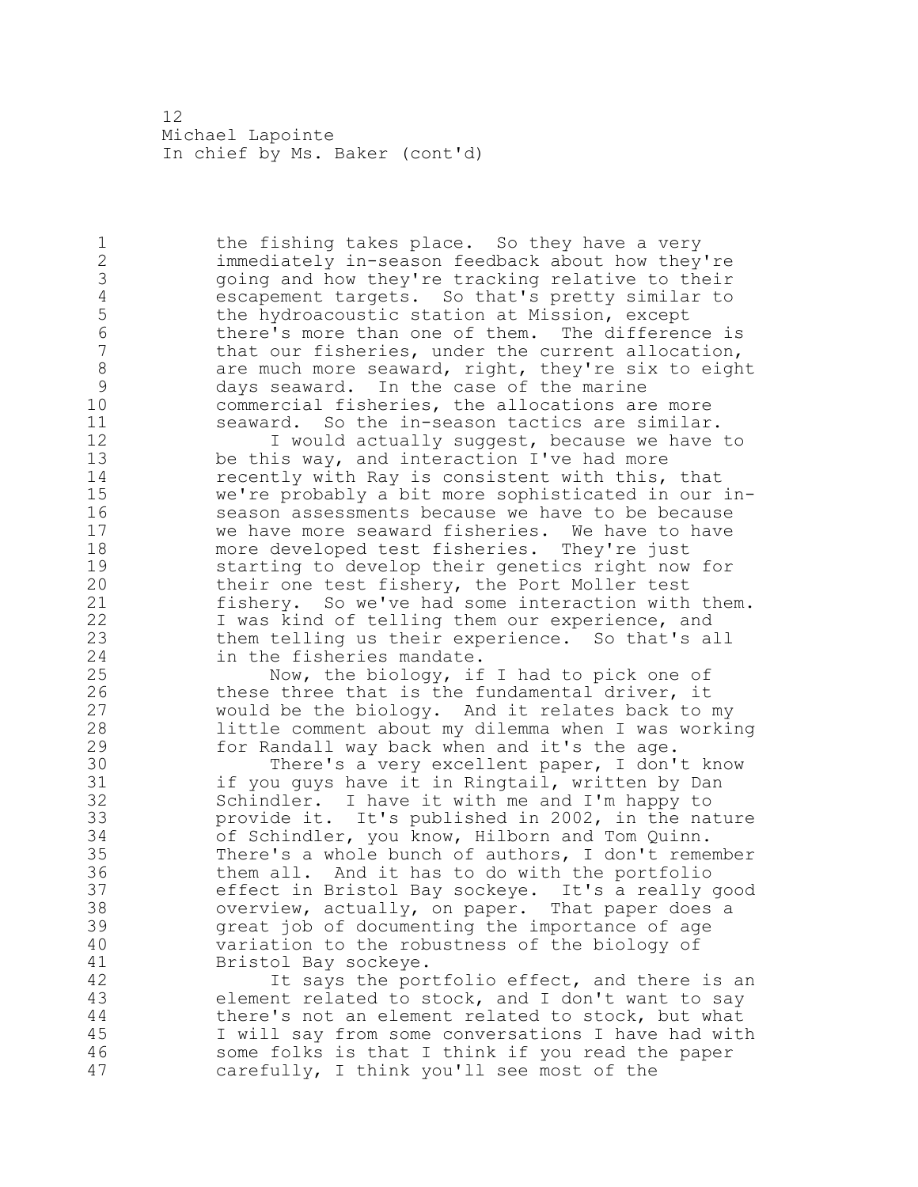the fishing takes place. So they have a very immediately in-season feedback about how they're going and how they're tracking relative to their escapement targets. So that's pretty similar to the hydroacoustic station at Mission, except there's more than one of them. The difference is that our fisheries, under the current allocation, are much more seaward, right, they're six to eight days seaward. In the case of the marine commercial fisheries, the allocations are more seaward. So the in-season tactics are similar.

I would actually suggest, because we have to be this way, and interaction I've had more recently with Ray is consistent with this, that we're probably a bit more sophisticated in our in-season assessments because we have to be because we have more seaward fisheries. We have to have more developed test fisheries. They're just starting to develop their genetics right now for their one test fishery, the Port Moller test fishery. So we've had some interaction with them. I was kind of telling them our experience, and them telling us their experience. So that's all in the fisheries mandate.

Now, the biology, if I had to pick one of these three that is the fundamental driver, it would be the biology. And it relates back to my little comment about my dilemma when I was working for Randall way back when and it's the age.

There's a very excellent paper, I don't know if you guys have it in Ringtail, written by Dan Schindler. I have it with me and I'm happy to provide it. It's published in 2002, in the nature of Schindler, you know, Hilborn and Tom Quinn. There's a whole bunch of authors, I don't remember them all. And it has to do with the portfolio effect in Bristol Bay sockeye. It's a really good overview, actually, on paper. That paper does a great job of documenting the importance of age variation to the robustness of the biology of Bristol Bay sockeye.

It says the portfolio effect, and there is an element related to stock, and I don't want to say there's not an element related to stock, but what I will say from some conversations I have had with some folks is that I think if you read the paper carefully, I think you'll see most of the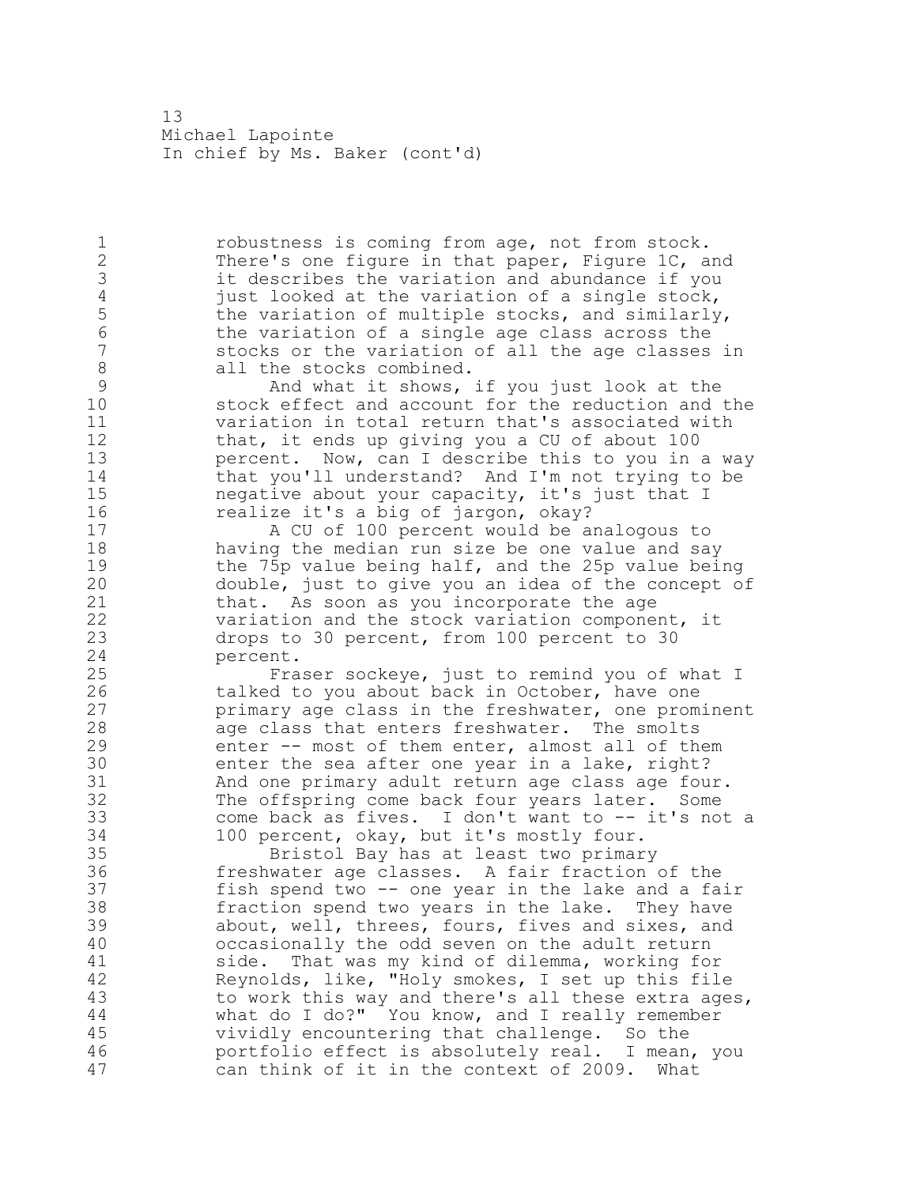robustness is coming from age, not from stock. There's one figure in that paper, Figure 1C, and it describes the variation and abundance if you just looked at the variation of a single stock, the variation of multiple stocks, and similarly, the variation of a single age class across the stocks or the variation of all the age classes in all the stocks combined.

And what it shows, if you just look at the stock effect and account for the reduction and the variation in total return that's associated with that, it ends up giving you a CU of about 100 percent. Now, can I describe this to you in a way that you'll understand? And I'm not trying to be negative about your capacity, it's just that I realize it's a big of jargon, okay?

A CU of 100 percent would be analogous to having the median run size be one value and say the 75p value being half, and the 25p value being double, just to give you an idea of the concept of that. As soon as you incorporate the age variation and the stock variation component, it drops to 30 percent, from 100 percent to 30 percent.

Fraser sockeye, just to remind you of what I talked to you about back in October, have one primary age class in the freshwater, one prominent age class that enters freshwater. The smolts enter -- most of them enter, almost all of them enter the sea after one year in a lake, right? And one primary adult return age class age four. The offspring come back four years later. Some come back as fives. I don't want to -- it's not a 100 percent, okay, but it's mostly four.

Bristol Bay has at least two primary freshwater age classes. A fair fraction of the fish spend two -- one year in the lake and a fair fraction spend two years in the lake. They have about, well, threes, fours, fives and sixes, and occasionally the odd seven on the adult return side. That was my kind of dilemma, working for Reynolds, like, "Holy smokes, I set up this file to work this way and there's all these extra ages, what do I do?" You know, and I really remember vividly encountering that challenge. So the portfolio effect is absolutely real. I mean, you can think of it in the context of 2009. What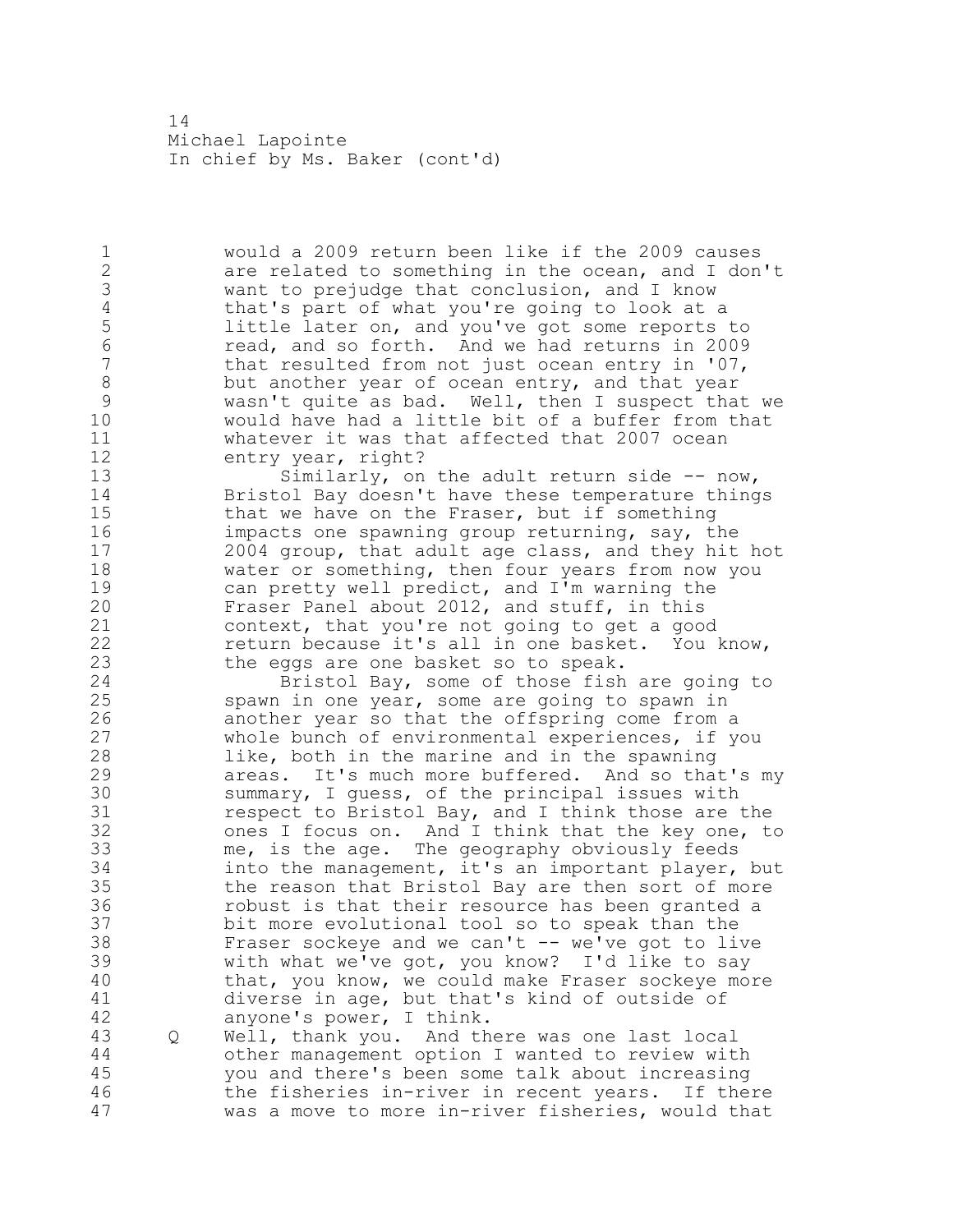would a 2009 return been like if the 2009 causes are related to something in the ocean, and I don't want to prejudge that conclusion, and I know that's part of what you're going to look at a little later on, and you've got some reports to read, and so forth. And we had returns in 2009 that resulted from not just ocean entry in '07, but another year of ocean entry, and that year wasn't quite as bad. Well, then I suspect that we would have had a little bit of a buffer from that whatever it was that affected that 2007 ocean entry year, right?

Similarly, on the adult return side -- now, Bristol Bay doesn't have these temperature things that we have on the Fraser, but if something impacts one spawning group returning, say, the 2004 group, that adult age class, and they hit hot water or something, then four years from now you can pretty well predict, and I'm warning the Fraser Panel about 2012, and stuff, in this context, that you're not going to get a good return because it's all in one basket. You know, the eggs are one basket so to speak.

Bristol Bay, some of those fish are going to spawn in one year, some are going to spawn in another year so that the offspring come from a whole bunch of environmental experiences, if you like, both in the marine and in the spawning areas. It's much more buffered. And so that's my summary, I guess, of the principal issues with respect to Bristol Bay, and I think those are the ones I focus on. And I think that the key one, to me, is the age. The geography obviously feeds into the management, it's an important player, but the reason that Bristol Bay are then sort of more robust is that their resource has been granted a bit more evolutionary tool so to speak than the Fraser sockeye and we can't -- we've got to live with what we've got, you know? I'd like to say that, you know, we could make Fraser sockeye more diverse in age, but that's kind of outside of anyone's power, I think.

Q Well, thank you. And there was one last local other management option I wanted to review with you and there's been some talk about increasing the fisheries in-river in recent years. If there was a move to more in-river fisheries, would that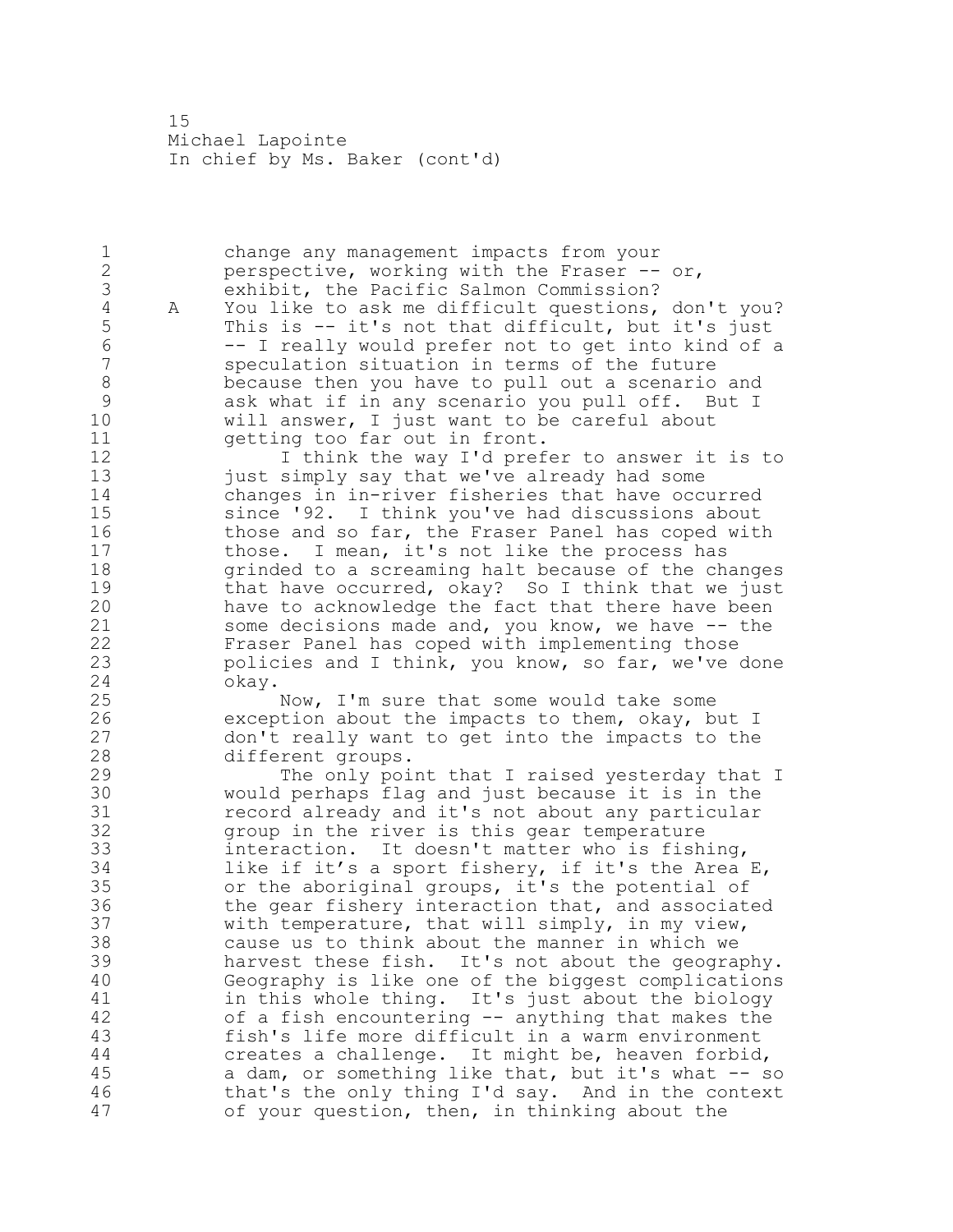change any management impacts from your perspective, working with the Fraser -- or, exhibit, the Pacific Salmon Commission?

A You like to ask me difficult questions, don't you? This is -- it's not that difficult, but it's just -- I really would prefer not to get into kind of a speculation situation in terms of the future because then you have to pull out a scenario and ask what if in any scenario you pull off. But I will answer, I just want to be careful about getting too far out in front.

I think the way I'd prefer to answer it is to just simply say that we've already had some changes in in-river fisheries that have occurred since '92. I think you've had discussions about those and so far, the Fraser Panel has coped with those. I mean, it's not like the process has grinded to a screaming halt because of the changes that have occurred, okay? So I think that we just have to acknowledge the fact that there have been some decisions made and, you know, we have -- the Fraser Panel has coped with implementing those policies and I think, you know, so far, we've done okay.

Now, I'm sure that some would take some exception about the impacts to them, okay, but I don't really want to get into the impacts to the different groups.

The only point that I raised yesterday that I would perhaps flag and just because it is in the record already and it's not about any particular group in the river is this gear temperature interaction. It doesn't matter who is fishing, like if it's a sport fishery, if it's the Area E, or the aboriginal groups, it's the potential of the gear fishery interaction that, and associated with temperature, that will simply, in my view, cause us to think about the manner in which we harvest these fish. It's not about the geography. Geography is like one of the biggest complications in this whole thing. It's just about the biology of a fish encountering -- anything that makes the fish's life more difficult in a warm environment creates a challenge. It might be, heaven forbid, a dam, or something like that, but it's what -- so that's the only thing I'd say. And in the context of your question, then, in thinking about the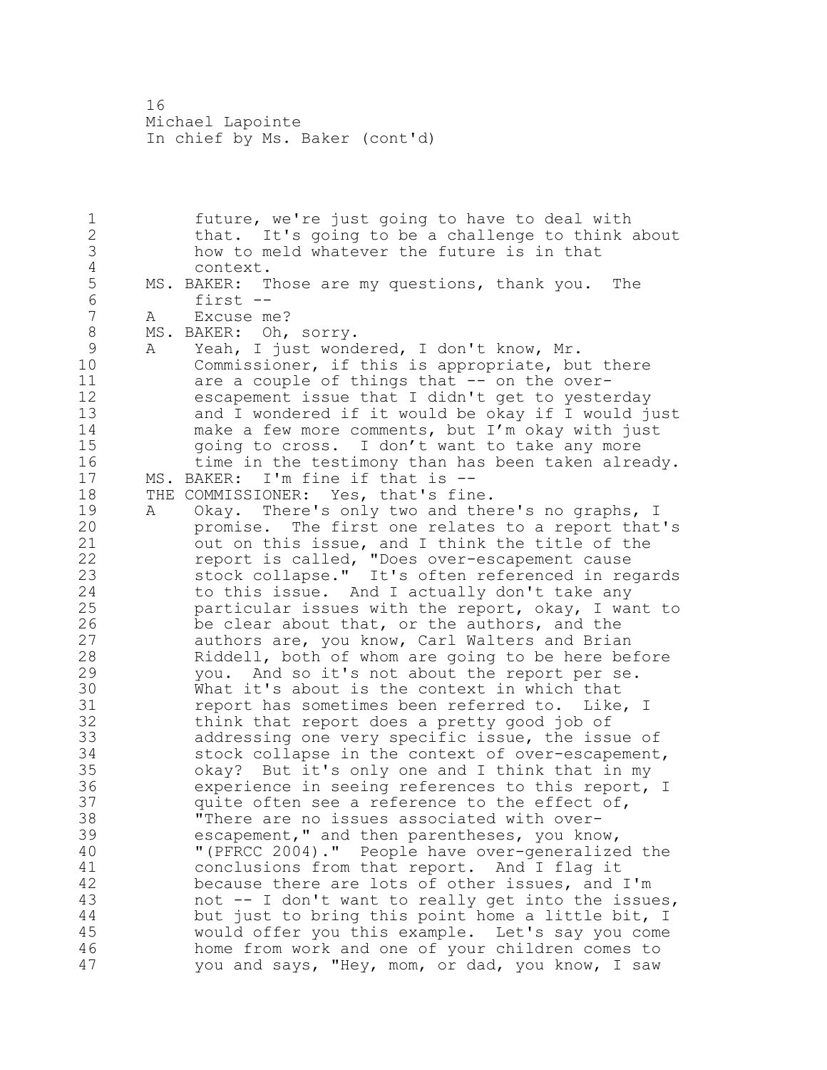future, we're just going to have to deal with that. It's going to be a challenge to think about how to meld whatever the future is in that context.

MS. BAKER: Those are my questions, thank you. The first --

A Excuse me?

MS. BAKER: Oh, sorry.

A Yeah, I just wondered, I don't know, Mr. Commissioner, if this is appropriate, but there are a couple of things that -- on the over-escapement issue that I didn't get to yesterday and I wondered if it would be okay if I would just make a few more comments, but I'm okay with just going to cross. I don't want to take any more time in the testimony than has been taken already.

MS. BAKER: I'm fine if that is --

THE COMMISSIONER: Yes, that's fine.

A Okay. There's only two and there's no graphs, I promise. The first one relates to a report that's out on this issue, and I think the title of the report is called, "Does over-escapement cause stock collapse." It's often referenced in regards to this issue. And I actually don't take any particular issues with the report, okay, I want to be clear about that, or the authors, and the authors are, you know, Carl Walters and Brian Riddell, both of whom are going to be here before you. And so it's not about the report per se. What it's about is the context in which that report has sometimes been referred to. Like, I think that report does a pretty good job of addressing one very specific issue, the issue of stock collapse in the context of over-escapement, okay? But it's only one and I think that in my experience in seeing references to this report, I quite often see a reference to the effect of, "There are no issues associated with over-escapement," and then parentheses, you know, "(PFRCC 2004)." People have over-generalized the conclusions from that report. And I flag it because there are lots of other issues, and I'm not -- I don't want to really get into the issues, but just to bring this point home a little bit, I would offer you this example. Let's say you come home from work and one of your children comes to you and says, "Hey, mom, or dad, you know, I saw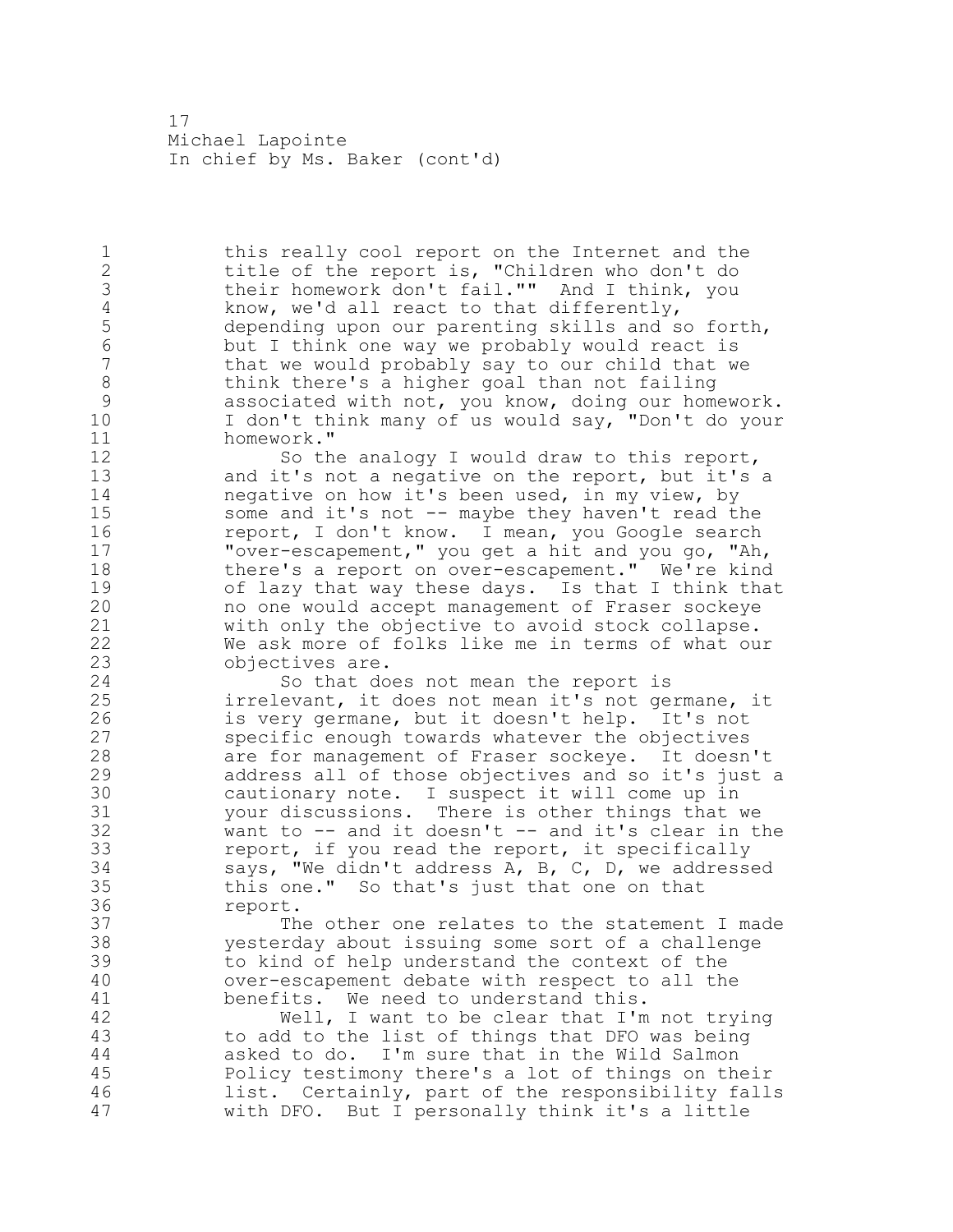this really cool report on the Internet and the title of the report is, "Children who don't do their homework don't fail."" And I think, you know, we'd all react to that differently, depending upon our parenting skills and so forth, but I think one way we probably would react is that we would probably say to our child that we think there's a higher goal than not failing associated with not, you know, doing our homework. I don't think many of us would say, "Don't do your homework."

So the analogy I would draw to this report, and it's not a negative on the report, but it's a negative on how it's been used, in my view, by some and it's not -- maybe they haven't read the report, I don't know. I mean, you Google search "over-escapement," you get a hit and you go, "Ah, there's a report on over-escapement." We're kind of lazy that way these days. Is that I think that no one would accept management of Fraser sockeye with only the objective to avoid stock collapse. We ask more of folks like me in terms of what our objectives are.

So that does not mean the report is irrelevant, it does not mean it's not germane, it is very germane, but it doesn't help. It's not specific enough towards whatever the objectives are for management of Fraser sockeye. It doesn't address all of those objectives and so it's just a cautionary note. I suspect it will come up in your discussions. There is other things that we want to -- and it doesn't -- and it's clear in the report, if you read the report, it specifically says, "We didn't address A, B, C, D, we addressed this one." So that's just that one on that report.

The other one relates to the statement I made yesterday about issuing some sort of a challenge to kind of help understand the context of the over-escapement debate with respect to all the benefits. We need to understand this.

Well, I want to be clear that I'm not trying to add to the list of things that DFO was being asked to do. I'm sure that in the Wild Salmon Policy testimony there's a lot of things on their list. Certainly, part of the responsibility falls with DFO. But I personally think it's a little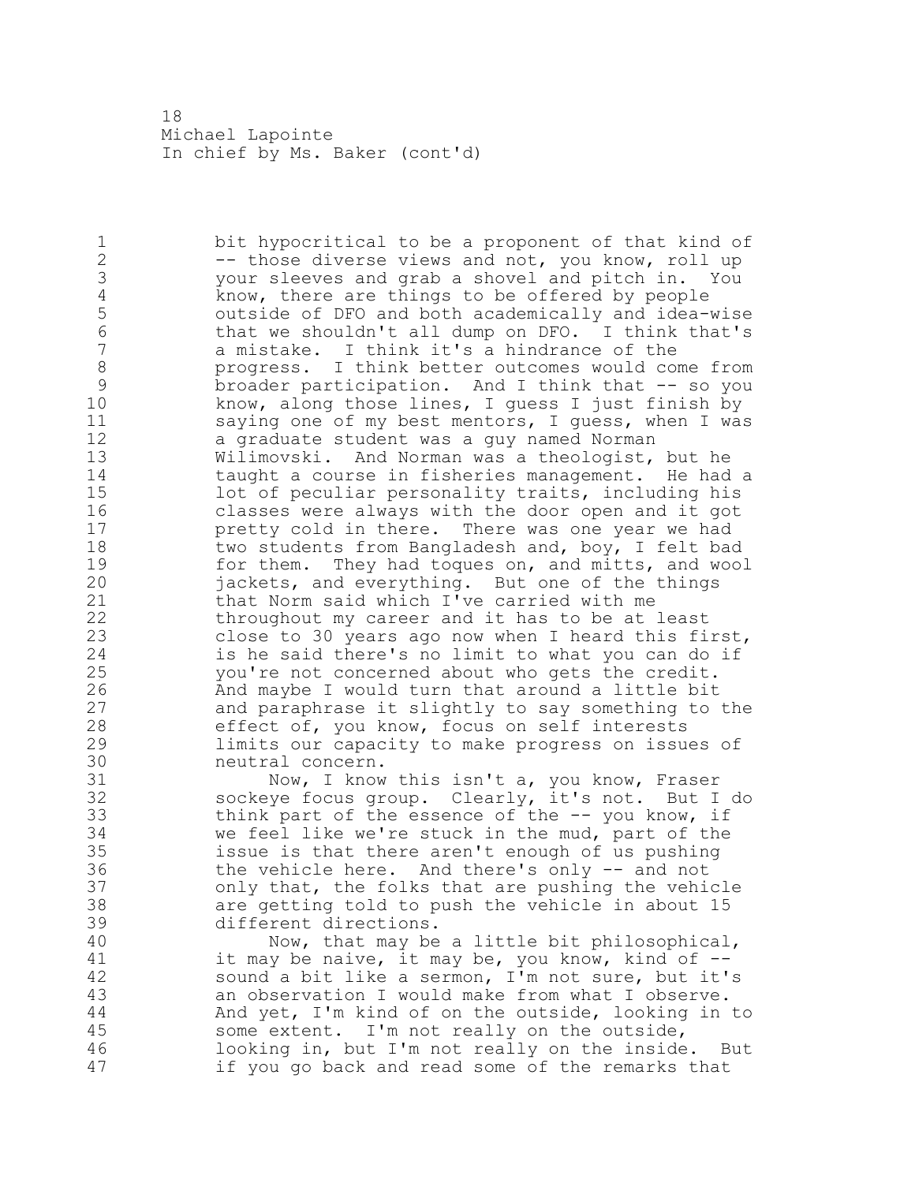bit hypocritical to be a proponent of that kind of -- those diverse views and not, you know, roll up your sleeves and grab a shovel and pitch in. You know, there are things to be offered by people outside of DFO and both academically and idea-wise that we shouldn't all dump on DFO. I think that's a mistake. I think it's a hindrance of the progress. I think better outcomes would come from broader participation. And I think that -- so you know, along those lines, I guess I just finish by saying one of my best mentors, I guess, when I was a graduate student was a guy named Norman Wilimovski. And Norman was a theologist, but he taught a course in fisheries management. He had a lot of peculiar personality traits, including his classes were always with the door open and it got pretty cold in there. There was one year we had two students from Bangladesh and, boy, I felt bad for them. They had toques on, and mitts, and wool jackets, and everything. But one of the things that Norm said which I've carried with me throughout my career and it has to be at least close to 30 years ago now when I heard this first, is he said there's no limit to what you can do if you're not concerned about who gets the credit. And maybe I would turn that around a little bit and paraphrase it slightly to say something to the effect of, you know, focus on self interests limits our capacity to make progress on issues of neutral concern.

Now, I know this isn't a, you know, Fraser sockeye focus group. Clearly, it's not. But I do think part of the essence of the -- you know, if we feel like we're stuck in the mud, part of the issue is that there aren't enough of us pushing the vehicle here. And there's only -- and not only that, the folks that are pushing the vehicle are getting told to push the vehicle in about 15 different directions.

Now, that may be a little bit philosophical, it may be naive, it may be, you know, kind of -- sound a bit like a sermon, I'm not sure, but it's an observation I would make from what I observe. And yet, I'm kind of on the outside, looking in to some extent. I'm not really on the outside, looking in, but I'm not really on the inside. But if you go back and read some of the remarks that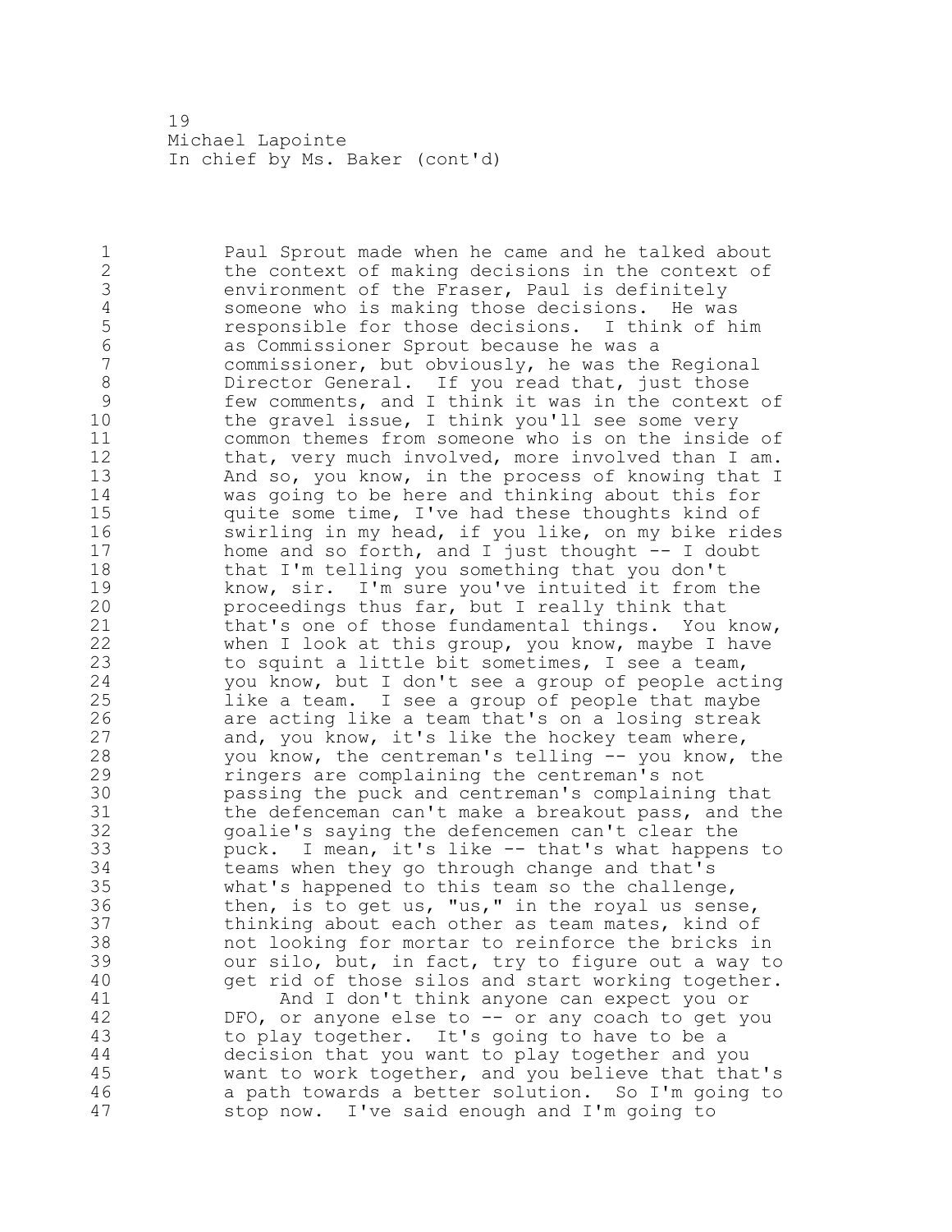Paul Sprout made when he came and he talked about the context of making decisions in the context of environment of the Fraser, Paul is definitely someone who is making those decisions. He was responsible for those decisions. I think of him as Commissioner Sprout because he was a commissioner, but obviously, he was the Regional Director General. If you read that, just those few comments, and I think it was in the context of the gravel issue, I think you'll see some very common themes from someone who is on the inside of that, very much involved, more involved than I am. And so, you know, in the process of knowing that I was going to be here and thinking about this for quite some time, I've had these thoughts kind of swirling in my head, if you like, on my bike rides home and so forth, and I just thought -- I doubt that I'm telling you something that you don't know, sir. I'm sure you've intuited it from the proceedings thus far, but I really think that that's one of those fundamental things. You know, when I look at this group, you know, maybe I have to squint a little bit sometimes, I see a team, you know, but I don't see a group of people acting like a team. I see a group of people that maybe are acting like a team that's on a losing streak and, you know, it's like the hockey team where, you know, the centreman's telling -- you know, the ringers are complaining the centreman's not passing the puck and centreman's complaining that the defenceman can't make a breakout pass, and the goalie's saying the defencemen can't clear the puck. I mean, it's like -- that's what happens to teams when they go through change and that's what's happened to this team so the challenge, then, is to get us, "us," in the royal us sense, thinking about each other as team mates, kind of not looking for mortar to reinforce the bricks in our silo, but, in fact, try to figure out a way to get rid of those silos and start working together.

And I don't think anyone can expect you or DFO, or anyone else to -- or any coach to get you to play together. It's going to have to be a decision that you want to play together and you want to work together, and you believe that that's a path towards a better solution. So I'm going to stop now. I've said enough and I'm going to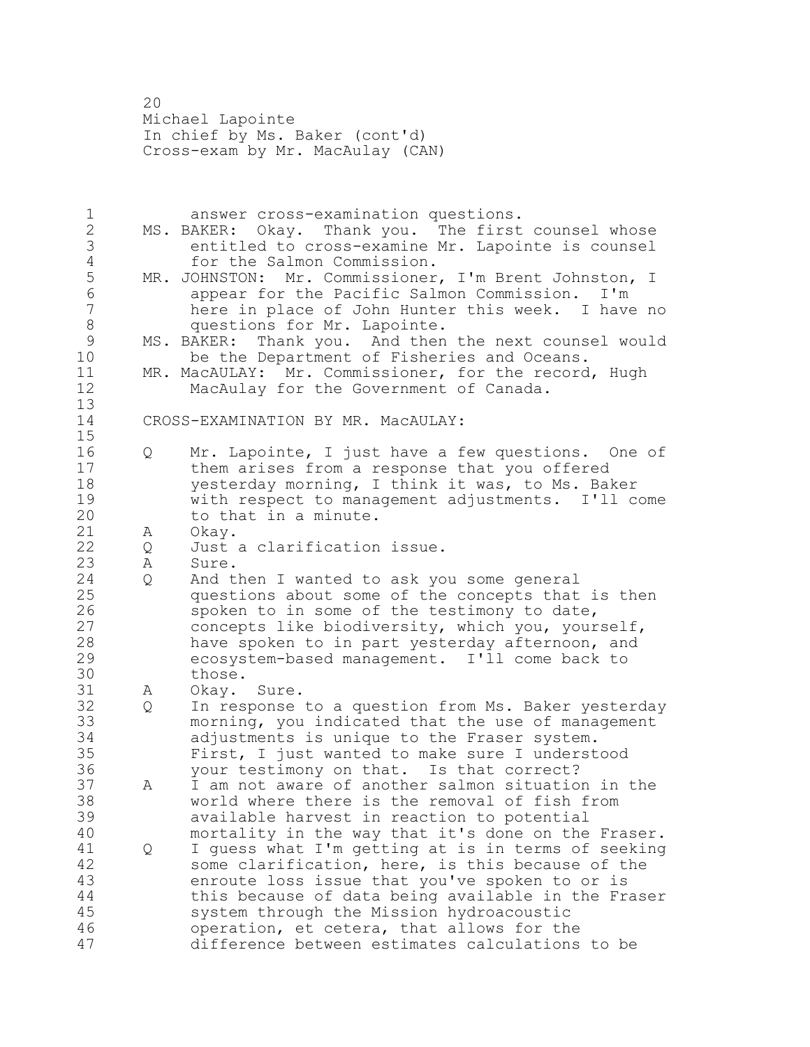answer cross-examination questions.

MS. BAKER: Okay. Thank you. The first counsel whose entitled to cross-examine Mr. Lapointe is counsel for the Salmon Commission.

MR. JOHNSTON: Mr. Commissioner, I'm Brent Johnston, I appear for the Pacific Salmon Commission. I'm here in place of John Hunter this week. I have no questions for Mr. Lapointe.

MS. BAKER: Thank you. And then the next counsel would be the Department of Fisheries and Oceans.

MR. MacAULAY: Mr. Commissioner, for the record, Hugh MacAulay for the Government of Canada.

CROSS-EXAMINATION BY MR. MacAULAY:

Q Mr. Lapointe, I just have a few questions. One of them arises from a response that you offered yesterday morning, I think it was, to Ms. Baker with respect to management adjustments. I'll come to that in a minute.

A Okay.

Q Just a clarification issue.

A Sure.

Q And then I wanted to ask you some general questions about some of the concepts that is then spoken to in some of the testimony to date, concepts like biodiversity, which you, yourself, have spoken to in part yesterday afternoon, and ecosystem-based management. I'll come back to those.

A Okay. Sure.

Q In response to a question from Ms. Baker yesterday morning, you indicated that the use of management adjustments is unique to the Fraser system. First, I just wanted to make sure I understood your testimony on that. Is that correct?

A I am not aware of another salmon situation in the world where there is the removal of fish from available harvest in reaction to potential mortality in the way that it's done on the Fraser.

Q I guess what I'm getting at is in terms of seeking some clarification, here, is this because of the enroute loss issue that you've spoken to or is this because of data being available in the Fraser system through the Mission hydroacoustic operation, et cetera, that allows for the difference between estimates calculations to be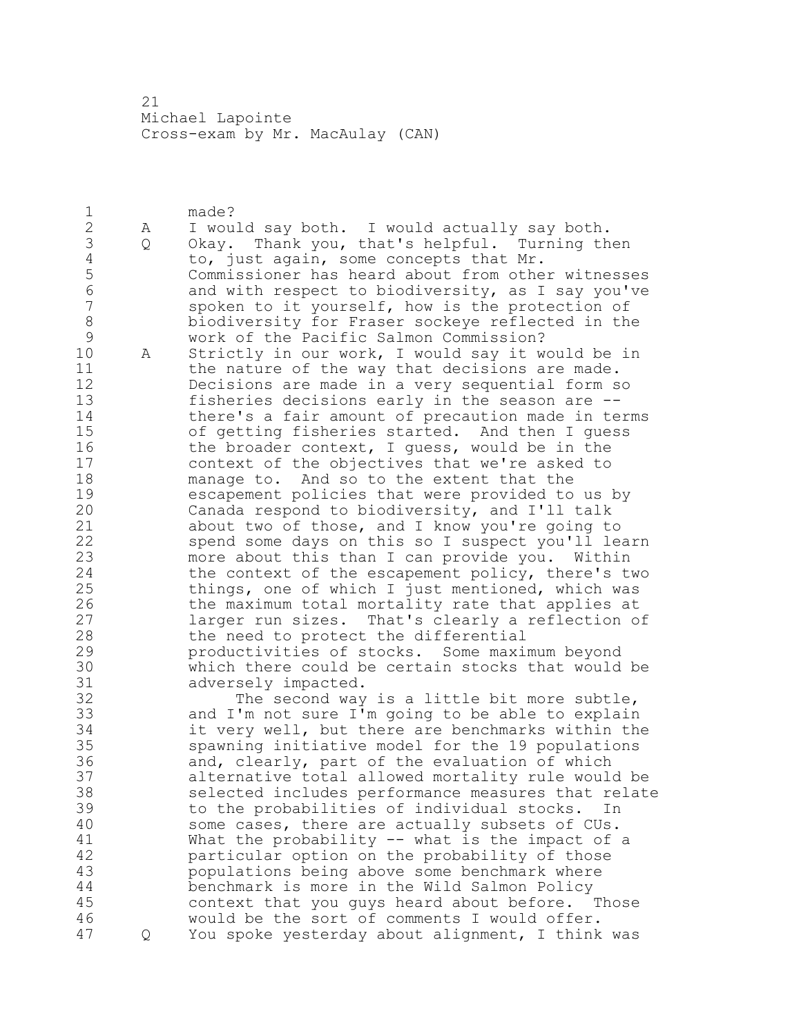made?

A I would say both. I would actually say both.

Q Okay. Thank you, that's helpful. Turning then to, just again, some concepts that Mr. Commissioner has heard about from other witnesses and with respect to biodiversity, as I say you've spoken to it yourself, how is the protection of biodiversity for Fraser sockeye reflected in the work of the Pacific Salmon Commission?

A Strictly in our work, I would say it would be in the nature of the way that decisions are made. Decisions are made in a very sequential form so fisheries decisions early in the season are -- there's a fair amount of precaution made in terms of getting fisheries started. And then I guess the broader context, I guess, would be in the context of the objectives that we're asked to manage to. And so to the extent that the escapement policies that were provided to us by Canada respond to biodiversity, and I'll talk about two of those, and I know you're going to spend some days on this so I suspect you'll learn more about this than I can provide you. Within the context of the escapement policy, there's two things, one of which I just mentioned, which was the maximum total mortality rate that applies at larger run sizes. That's clearly a reflection of the need to protect the differential productivities of stocks. Some maximum beyond which there could be certain stocks that would be adversely impacted.

The second way is a little bit more subtle, and I'm not sure I'm going to be able to explain it very well, but there are benchmarks within the spawning initiative model for the 19 populations and, clearly, part of the evaluation of which alternative total allowed mortality rule would be selected includes performance measures that relate to the probabilities of individual stocks. In some cases, there are actually subsets of CUs. What the probability -- what is the impact of a particular option on the probability of those populations being above some benchmark where benchmark is more in the Wild Salmon Policy context that you guys heard about before. Those would be the sort of comments I would offer.

Q You spoke yesterday about alignment, I think was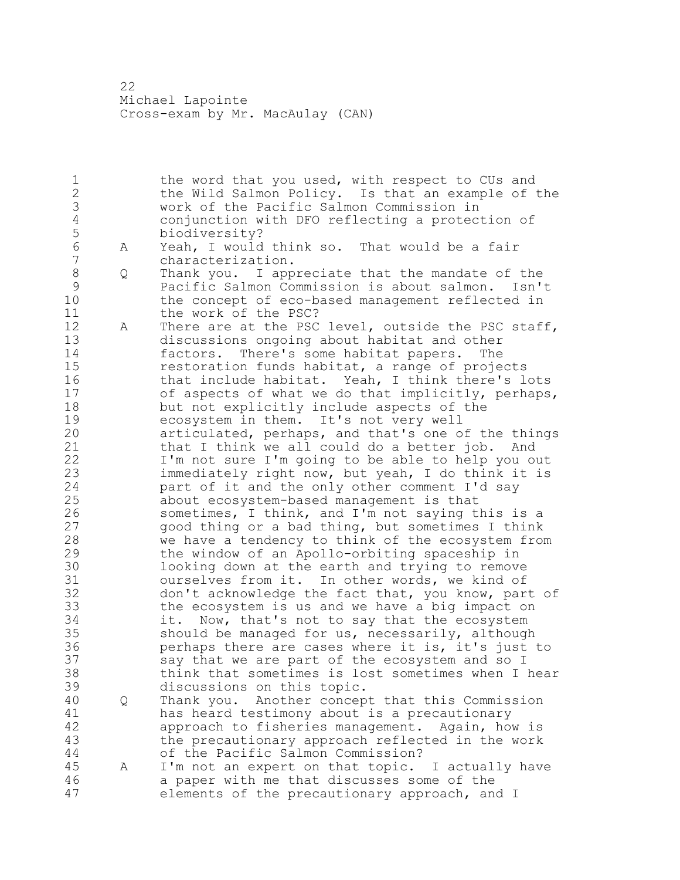the word that you used, with respect to CUs and the Wild Salmon Policy. Is that an example of the work of the Pacific Salmon Commission in conjunction with DFO reflecting a protection of biodiversity?

A Yeah, I would think so. That would be a fair characterization.

Q Thank you. I appreciate that the mandate of the Pacific Salmon Commission is about salmon. Isn't the concept of eco-based management reflected in the work of the PSC?

A There are at the PSC level, outside the PSC staff, discussions ongoing about habitat and other factors. There's some habitat papers. The restoration funds habitat, a range of projects that include habitat. Yeah, I think there's lots of aspects of what we do that implicitly, perhaps, but not explicitly include aspects of the ecosystem in them. It's not very well articulated, perhaps, and that's one of the things that I think we all could do a better job. And I'm not sure I'm going to be able to help you out immediately right now, but yeah, I do think it is part of it and the only other comment I'd say about ecosystem-based management is that sometimes, I think, and I'm not saying this is a good thing or a bad thing, but sometimes I think we have a tendency to think of the ecosystem from the window of an Apollo-orbiting spaceship in looking down at the earth and trying to remove ourselves from it. In other words, we kind of don't acknowledge the fact that, you know, part of the ecosystem is us and we have a big impact on it. Now, that's not to say that the ecosystem should be managed for us, necessarily, although perhaps there are cases where it is, it's just to say that we are part of the ecosystem and so I think that sometimes is lost sometimes when I hear discussions on this topic.

Q Thank you. Another concept that this Commission has heard testimony about is a precautionary approach to fisheries management. Again, how is the precautionary approach reflected in the work of the Pacific Salmon Commission?

A I'm not an expert on that topic. I actually have a paper with me that discusses some of the elements of the precautionary approach, and I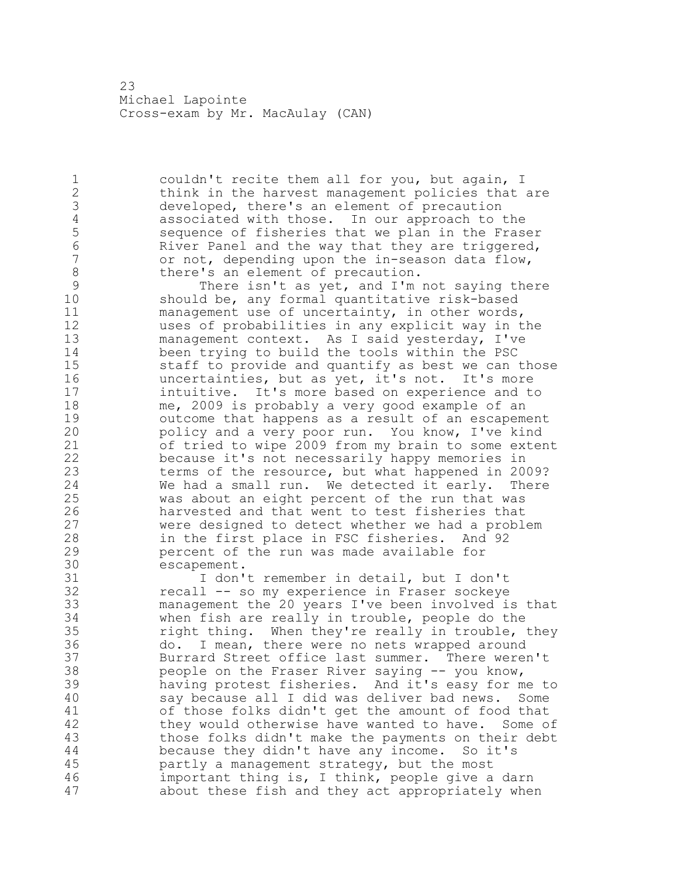couldn't recite them all for you, but again, I think in the harvest management policies that are developed, there's an element of precaution associated with those. In our approach to the sequence of fisheries that we plan in the Fraser River Panel and the way that they are triggered, or not, depending upon the in-season data flow, there's an element of precaution.

There isn't as yet, and I'm not saying there should be, any formal quantitative risk-based management use of uncertainty, in other words, uses of probabilities in any explicit way in the management context. As I said yesterday, I've been trying to build the tools within the PSC staff to provide and quantify as best we can those uncertainties, but as yet, it's not. It's more intuitive. It's more based on experience and to me, 2009 is probably a very good example of an outcome that happens as a result of an escapement policy and a very poor run. You know, I've kind of tried to wipe 2009 from my brain to some extent because it's not necessarily happy memories in terms of the resource, but what happened in 2009? We had a small run. We detected it early. There was about an eight percent of the run that was harvested and that went to test fisheries that were designed to detect whether we had a problem in the first place in FSC fisheries. And 92 percent of the run was made available for escapement.

I don't remember in detail, but I don't recall -- so my experience in Fraser sockeye management the 20 years I've been involved is that when fish are really in trouble, people do the right thing. When they're really in trouble, they do. I mean, there were no nets wrapped around Burrard Street office last summer. There weren't people on the Fraser River saying -- you know, having protest fisheries. And it's easy for me to say because all I did was deliver bad news. Some of those folks didn't get the amount of food that they would otherwise have wanted to have. Some of those folks didn't make the payments on their debt because they didn't have any income. So it's partly a management strategy, but the most important thing is, I think, people give a darn about these fish and they act appropriately when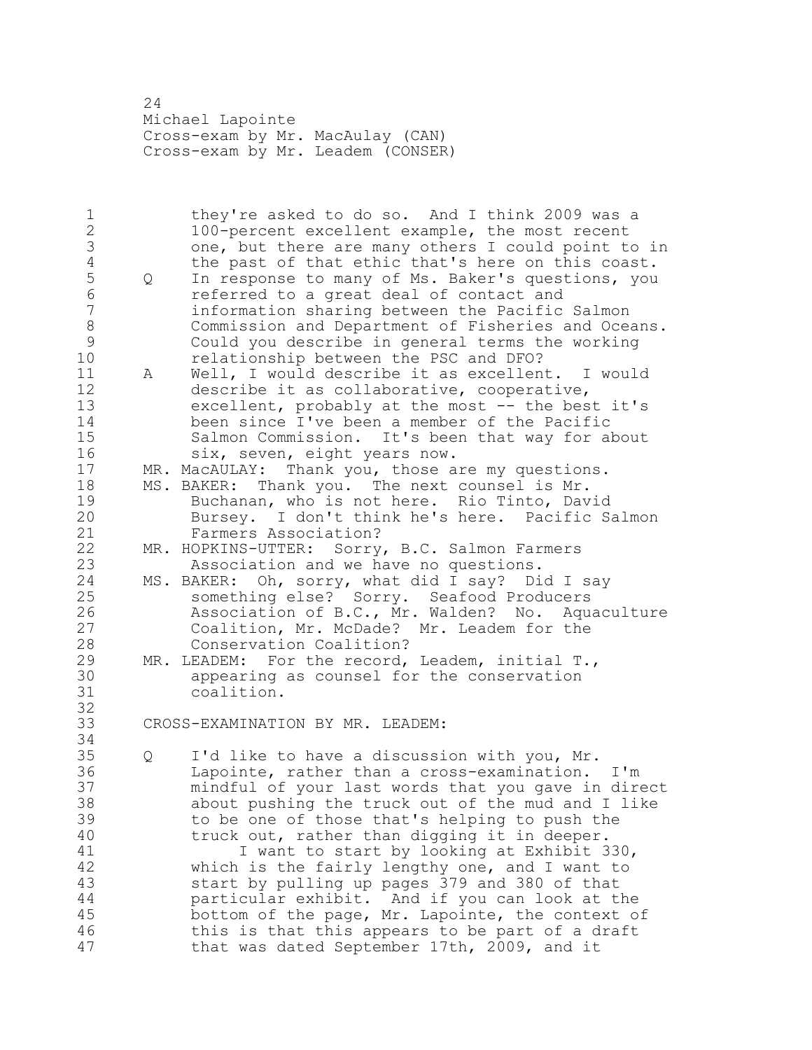they're asked to do so. And I think 2009 was a 100-percent excellent example, the most recent one, but there are many others I could point to in the past of that ethic that's here on this coast.

Q In response to many of Ms. Baker's questions, you referred to a great deal of contact and information sharing between the Pacific Salmon Commission and Department of Fisheries and Oceans. Could you describe in general terms the working relationship between the PSC and DFO?

A Well, I would describe it as excellent. I would describe it as collaborative, cooperative, excellent, probably at the most -- the best it's been since I've been a member of the Pacific Salmon Commission. It's been that way for about six, seven, eight years now.

MR. MacAULAY: Thank you, those are my questions.

MS. BAKER: Thank you. The next counsel is Mr. Buchanan, who is not here. Rio Tinto, David Bursey. I don't think he's here. Pacific Salmon Farmers Association?

MR. HOPKINS-UTTER: Sorry, B.C. Salmon Farmers Association and we have no questions.

MS. BAKER: Oh, sorry, what did I say? Did I say something else? Sorry. Seafood Producers Association of B.C., Mr. Walden? No. Aquaculture Coalition, Mr. McDade? Mr. Leadem for the Conservation Coalition?

MR. LEADEM: For the record, Leadem, initial T., appearing as counsel for the conservation coalition.

CROSS-EXAMINATION BY MR. LEADEM:

Q I'd like to have a discussion with you, Mr. Lapointe, rather than a cross-examination. I'm mindful of your last words that you gave in direct about pushing the truck out of the mud and I like to be one of those that's helping to push the truck out, rather than digging it in deeper.

I want to start by looking at Exhibit 330, which is the fairly lengthy one, and I want to start by pulling up pages 379 and 380 of that particular exhibit. And if you can look at the bottom of the page, Mr. Lapointe, the context of this is that this appears to be part of a draft that was dated September 17th, 2009, and it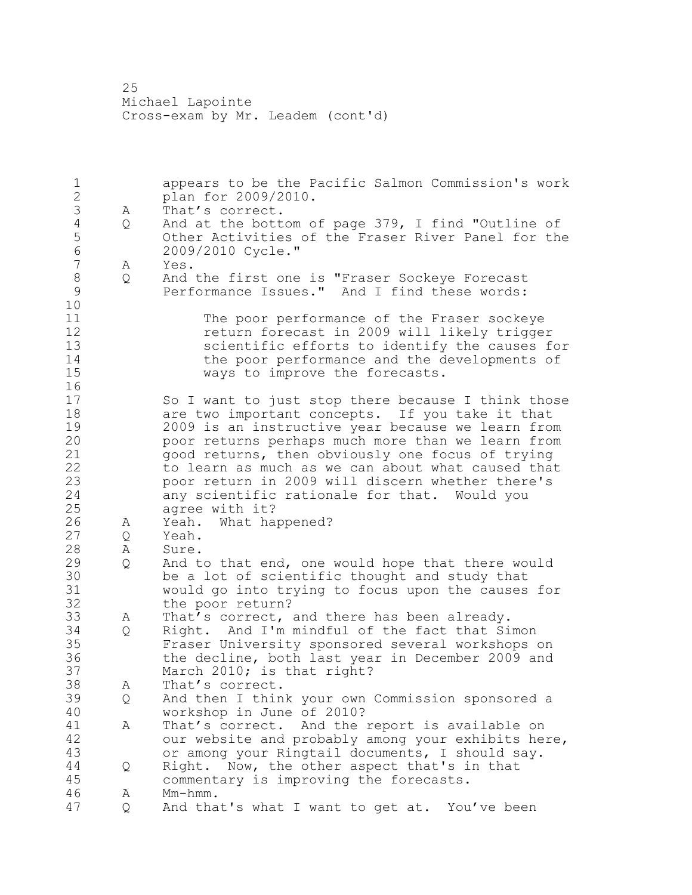appears to be the Pacific Salmon Commission's work plan for 2009/2010.

A That's correct.

Q And at the bottom of page 379, I find "Outline of Other Activities of the Fraser River Panel for the 2009/2010 Cycle."

A Yes.

Q And the first one is "Fraser Sockeye Forecast Performance Issues." And I find these words:

> The poor performance of the Fraser sockeye return forecast in 2009 will likely trigger scientific efforts to identify the causes for the poor performance and the developments of ways to improve the forecasts.

So I want to just stop there because I think those are two important concepts. If you take it that 2009 is an instructive year because we learn from poor returns perhaps much more than we learn from good returns, then obviously one focus of trying to learn as much as we can about what caused that poor return in 2009 will discern whether there's any scientific rationale for that. Would you agree with it?

A Yeah. What happened?

Q Yeah.

A Sure.

Q And to that end, one would hope that there would be a lot of scientific thought and study that would go into trying to focus upon the causes for the poor return?

A That's correct, and there has been already.

Q Right. And I'm mindful of the fact that Simon Fraser University sponsored several workshops on the decline, both last year in December 2009 and March 2010; is that right?

A That's correct.

Q And then I think your own Commission sponsored a workshop in June of 2010?

A That's correct. And the report is available on our website and probably among your exhibits here, or among your Ringtail documents, I should say.

Q Right. Now, the other aspect that's in that commentary is improving the forecasts.

A Mm-hmm.

Q And that's what I want to get at. You've been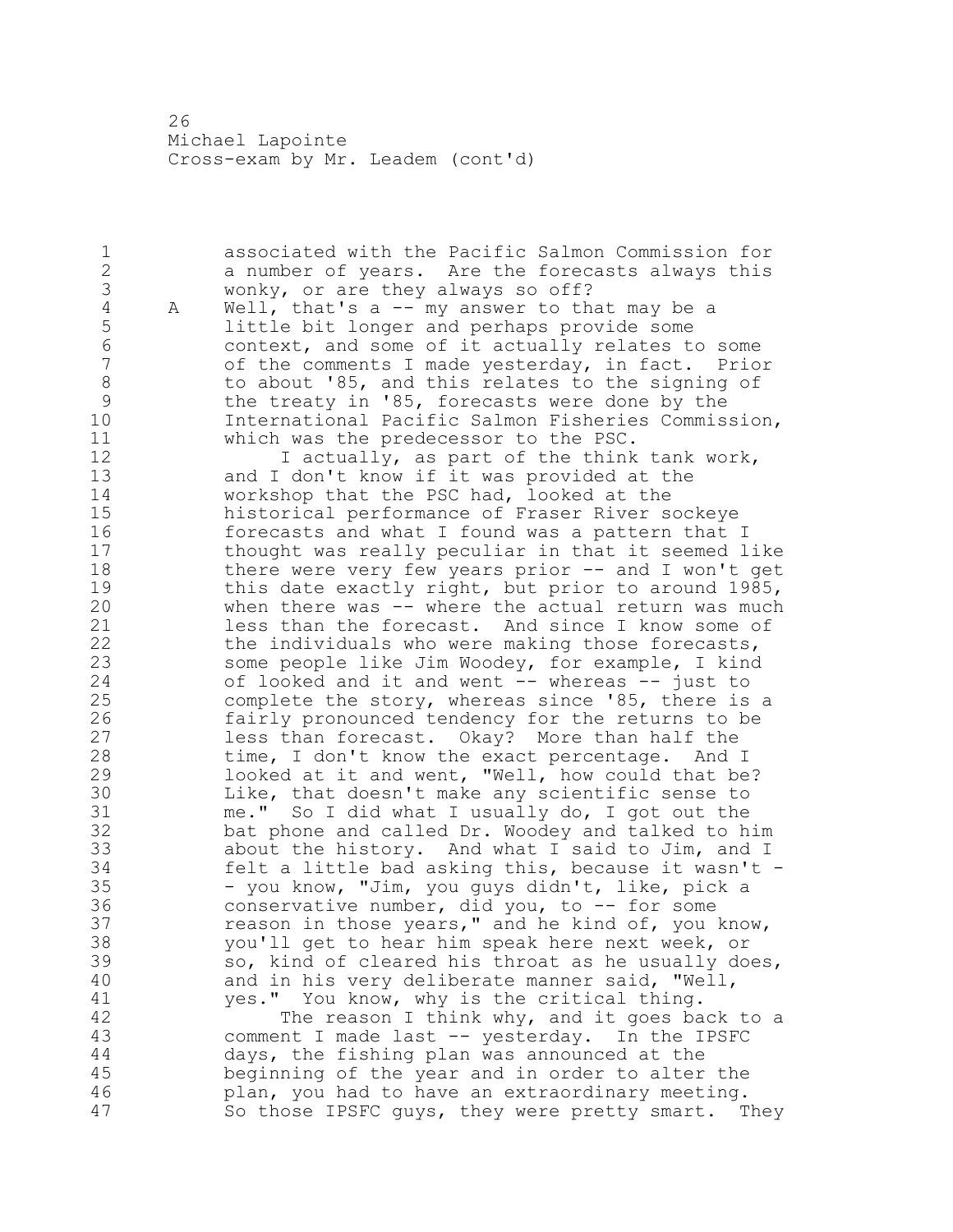associated with the Pacific Salmon Commission for a number of years. Are the forecasts always this wonky, or are they always so off?

A Well, that's a -- my answer to that may be a little bit longer and perhaps provide some context, and some of it actually relates to some of the comments I made yesterday, in fact. Prior to about '85, and this relates to the signing of the treaty in '85, forecasts were done by the International Pacific Salmon Fisheries Commission, which was the predecessor to the PSC.

I actually, as part of the think tank work, and I don't know if it was provided at the workshop that the PSC had, looked at the historical performance of Fraser River sockeye forecasts and what I found was a pattern that I thought was really peculiar in that it seemed like there were very few years prior -- and I won't get this date exactly right, but prior to around 1985, when there was -- where the actual return was much less than the forecast. And since I know some of the individuals who were making those forecasts, some people like Jim Woodey, for example, I kind of looked and it and went -- whereas -- just to complete the story, whereas since '85, there is a fairly pronounced tendency for the returns to be less than forecast. Okay? More than half the time, I don't know the exact percentage. And I looked at it and went, "Well, how could that be? Like, that doesn't make any scientific sense to me." So I did what I usually do, I got out the bat phone and called Dr. Woodey and talked to him about the history. And what I said to Jim, and I felt a little bad asking this, because it wasn't -- you know, "Jim, you guys didn't, like, pick a conservative number, did you, to -- for some reason in those years," and he kind of, you know, you'll get to hear him speak here next week, or so, kind of cleared his throat as he usually does, and in his very deliberate manner said, "Well, yes." You know, why is the critical thing.

The reason I think why, and it goes back to a comment I made last -- yesterday. In the IPSFC days, the fishing plan was announced at the beginning of the year and in order to alter the plan, you had to have an extraordinary meeting. So those IPSFC guys, they were pretty smart. They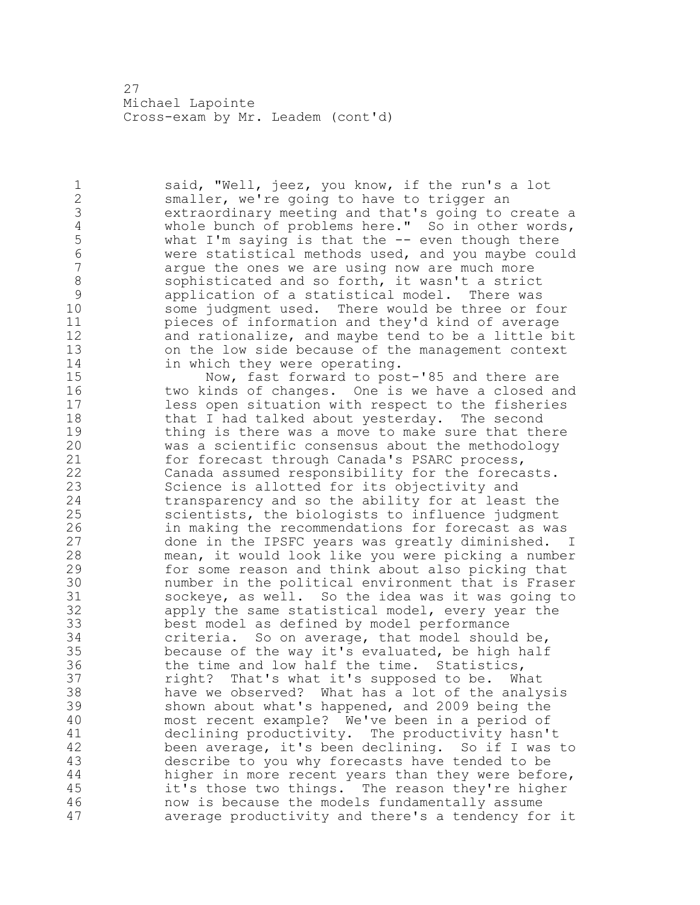said, "Well, jeez, you know, if the run's a lot smaller, we're going to have to trigger an extraordinary meeting and that's going to create a whole bunch of problems here." So in other words, what I'm saying is that the -- even though there were statistical methods used, and you maybe could argue the ones we are using now are much more sophisticated and so forth, it wasn't a strict application of a statistical model. There was some judgment used. There would be three or four pieces of information and they'd kind of average and rationalize, and maybe tend to be a little bit on the low side because of the management context in which they were operating.

Now, fast forward to post-'85 and there are two kinds of changes. One is we have a closed and less open situation with respect to the fisheries that I had talked about yesterday. The second thing is there was a move to make sure that there was a scientific consensus about the methodology for forecast through Canada's PSARC process, Canada assumed responsibility for the forecasts. Science is allotted for its objectivity and transparency and so the ability for at least the scientists, the biologists to influence judgment in making the recommendations for forecast as was done in the IPSFC years was greatly diminished. I mean, it would look like you were picking a number for some reason and think about also picking that number in the political environment that is Fraser sockeye, as well. So the idea was it was going to apply the same statistical model, every year the best model as defined by model performance criteria. So on average, that model should be, because of the way it's evaluated, be high half the time and low half the time. Statistics, right? That's what it's supposed to be. What have we observed? What has a lot of the analysis shown about what's happened, and 2009 being the most recent example? We've been in a period of declining productivity. The productivity hasn't been average, it's been declining. So if I was to describe to you why forecasts have tended to be higher in more recent years than they were before, it's those two things. The reason they're higher now is because the models fundamentally assume average productivity and there's a tendency for it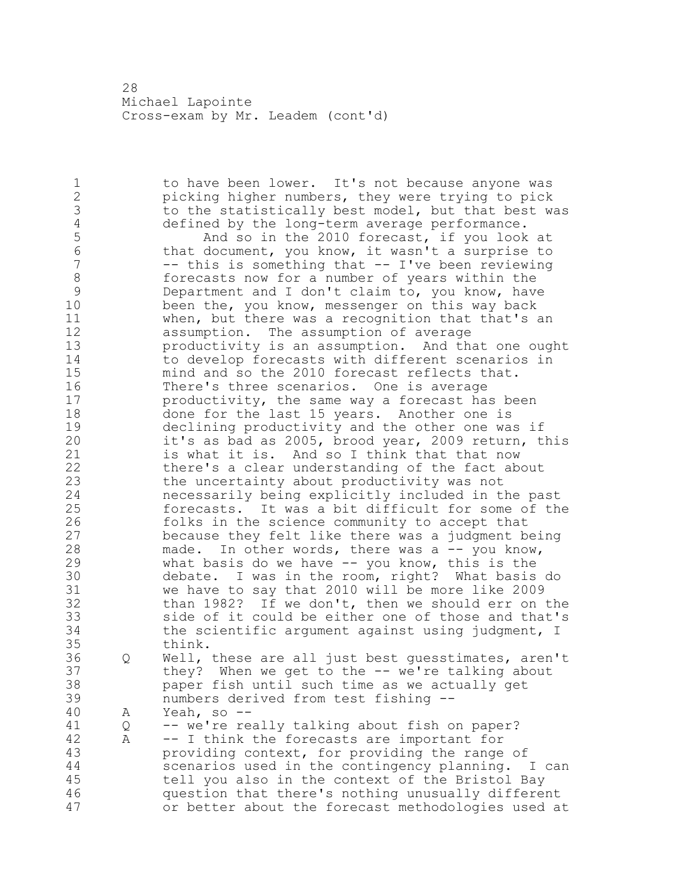to have been lower. It's not because anyone was picking higher numbers, they were trying to pick to the statistically best model, but that best was defined by the long-term average performance.

And so in the 2010 forecast, if you look at that document, you know, it wasn't a surprise to -- this is something that -- I've been reviewing forecasts now for a number of years within the Department and I don't claim to, you know, have been the, you know, messenger on this way back when, but there was a recognition that that's an assumption. The assumption of average productivity is an assumption. And that one ought to develop forecasts with different scenarios in mind and so the 2010 forecast reflects that. There's three scenarios. One is average productivity, the same way a forecast has been done for the last 15 years. Another one is declining productivity and the other one was if it's as bad as 2005, brood year, 2009 return, this is what it is. And so I think that that now there's a clear understanding of the fact about the uncertainty about productivity was not necessarily being explicitly included in the past forecasts. It was a bit difficult for some of the folks in the science community to accept that because they felt like there was a judgment being made. In other words, there was a -- you know, what basis do we have -- you know, this is the debate. I was in the room, right? What basis do we have to say that 2010 will be more like 2009 than 1982? If we don't, then we should err on the side of it could be either one of those and that's the scientific argument against using judgment, I think.

Q Well, these are all just best guesstimates, aren't they? When we get to the -- we're talking about paper fish until such time as we actually get numbers derived from test fishing --

A Yeah, so --

Q -- we're really talking about fish on paper?

A -- I think the forecasts are important for providing context, for providing the range of scenarios used in the contingency planning. I can tell you also in the context of the Bristol Bay question that there's nothing unusually different or better about the forecast methodologies used at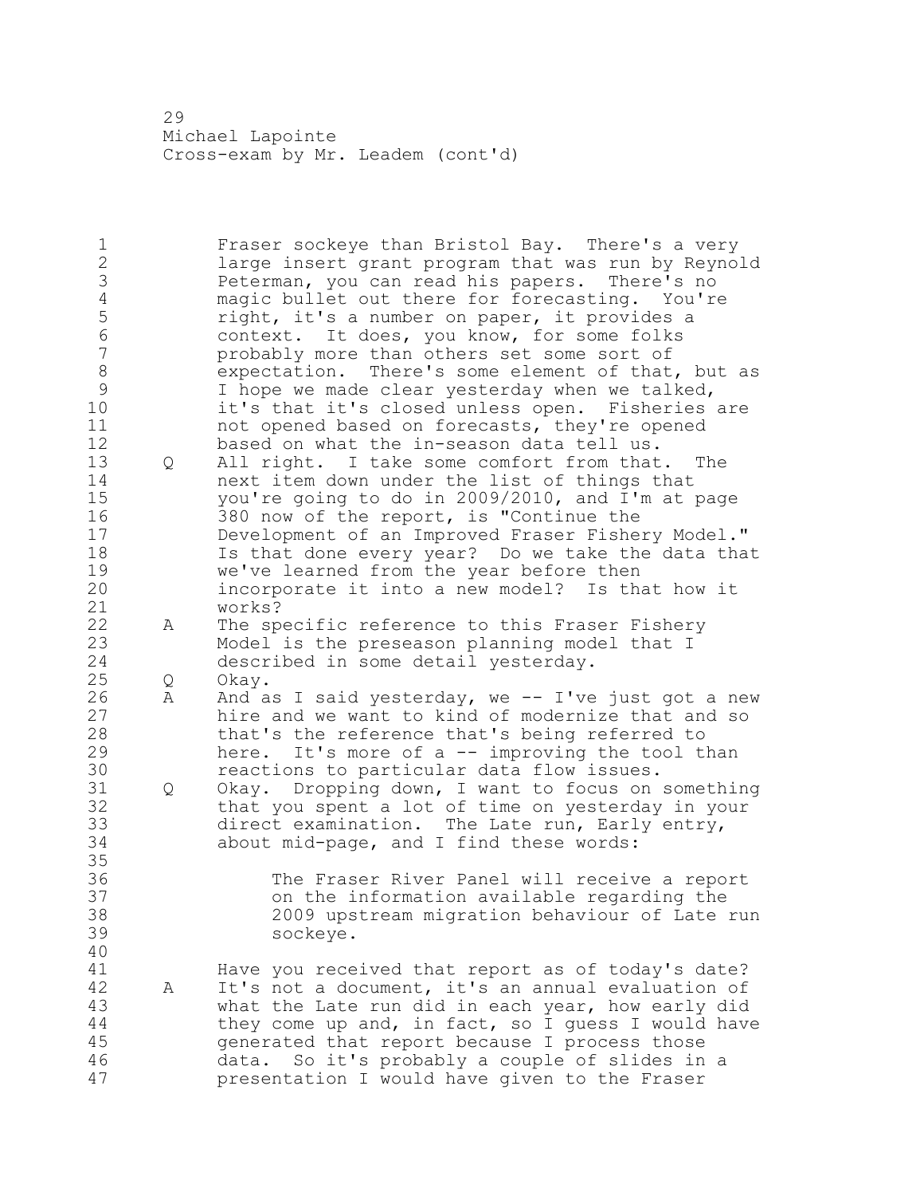Fraser sockeye than Bristol Bay. There's a very large insert grant program that was run by Reynold Peterman, you can read his papers. There's no magic bullet out there for forecasting. You're right, it's a number on paper, it provides a context. It does, you know, for some folks probably more than others set some sort of expectation. There's some element of that, but as I hope we made clear yesterday when we talked, it's that it's closed unless open. Fisheries are not opened based on forecasts, they're opened based on what the in-season data tell us.

Q All right. I take some comfort from that. The next item down under the list of things that you're going to do in 2009/2010, and I'm at page 380 now of the report, is "Continue the Development of an Improved Fraser Fishery Model." Is that done every year? Do we take the data that we've learned from the year before then incorporate it into a new model? Is that how it works?

A The specific reference to this Fraser Fishery Model is the preseason planning model that I described in some detail yesterday.

Q Okay.

A And as I said yesterday, we -- I've just got a new hire and we want to kind of modernize that and so that's the reference that's being referred to here. It's more of a -- improving the tool than reactions to particular data flow issues.

Q Okay. Dropping down, I want to focus on something that you spent a lot of time on yesterday in your direct examination. The Late run, Early entry, about mid-page, and I find these words:

> The Fraser River Panel will receive a report on the information available regarding the 2009 upstream migration behaviour of Late run sockeye.

Have you received that report as of today's date?

A It's not a document, it's an annual evaluation of what the Late run did in each year, how early did they come up and, in fact, so I guess I would have generated that report because I process those data. So it's probably a couple of slides in a presentation I would have given to the Fraser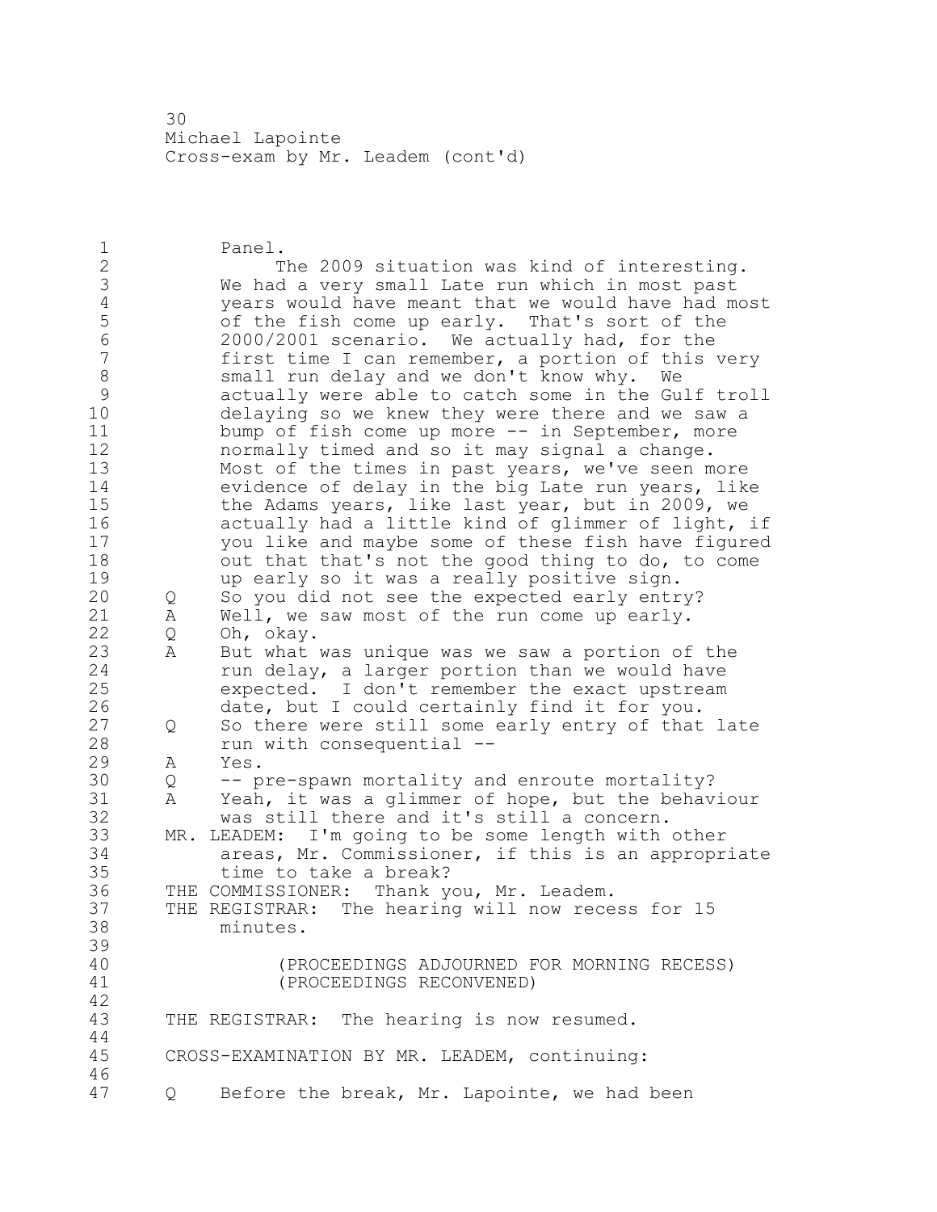Panel.

The 2009 situation was kind of interesting. We had a very small Late run which in most past years would have meant that we would have had most of the fish come up early. That's sort of the 2000/2001 scenario. We actually had, for the first time I can remember, a portion of this very small run delay and we don't know why. We actually were able to catch some in the Gulf troll delaying so we knew they were there and we saw a bump of fish come up more -- in September, more normally timed and so it may signal a change. Most of the times in past years, we've seen more evidence of delay in the big Late run years, like the Adams years, like last year, but in 2009, we actually had a little kind of glimmer of light, if you like and maybe some of these fish have figured out that that's not the good thing to do, to come up early so it was a really positive sign.

Q So you did not see the expected early entry?

A Well, we saw most of the run come up early.

Q Oh, okay.

A But what was unique was we saw a portion of the run delay, a larger portion than we would have expected. I don't remember the exact upstream date, but I could certainly find it for you.

Q So there were still some early entry of that late run with consequential --

A Yes.

Q -- pre-spawn mortality and enroute mortality?

A Yeah, it was a glimmer of hope, but the behaviour was still there and it's still a concern.

MR. LEADEM: I'm going to be some length with other areas, Mr. Commissioner, if this is an appropriate time to take a break?

THE COMMISSIONER: Thank you, Mr. Leadem.

THE REGISTRAR: The hearing will now recess for 15 minutes.

(PROCEEDINGS ADJOURNED FOR MORNING RECESS)
(PROCEEDINGS RECONVENED)

THE REGISTRAR: The hearing is now resumed.

CROSS-EXAMINATION BY MR. LEADEM, continuing:

Q Before the break, Mr. Lapointe, we had been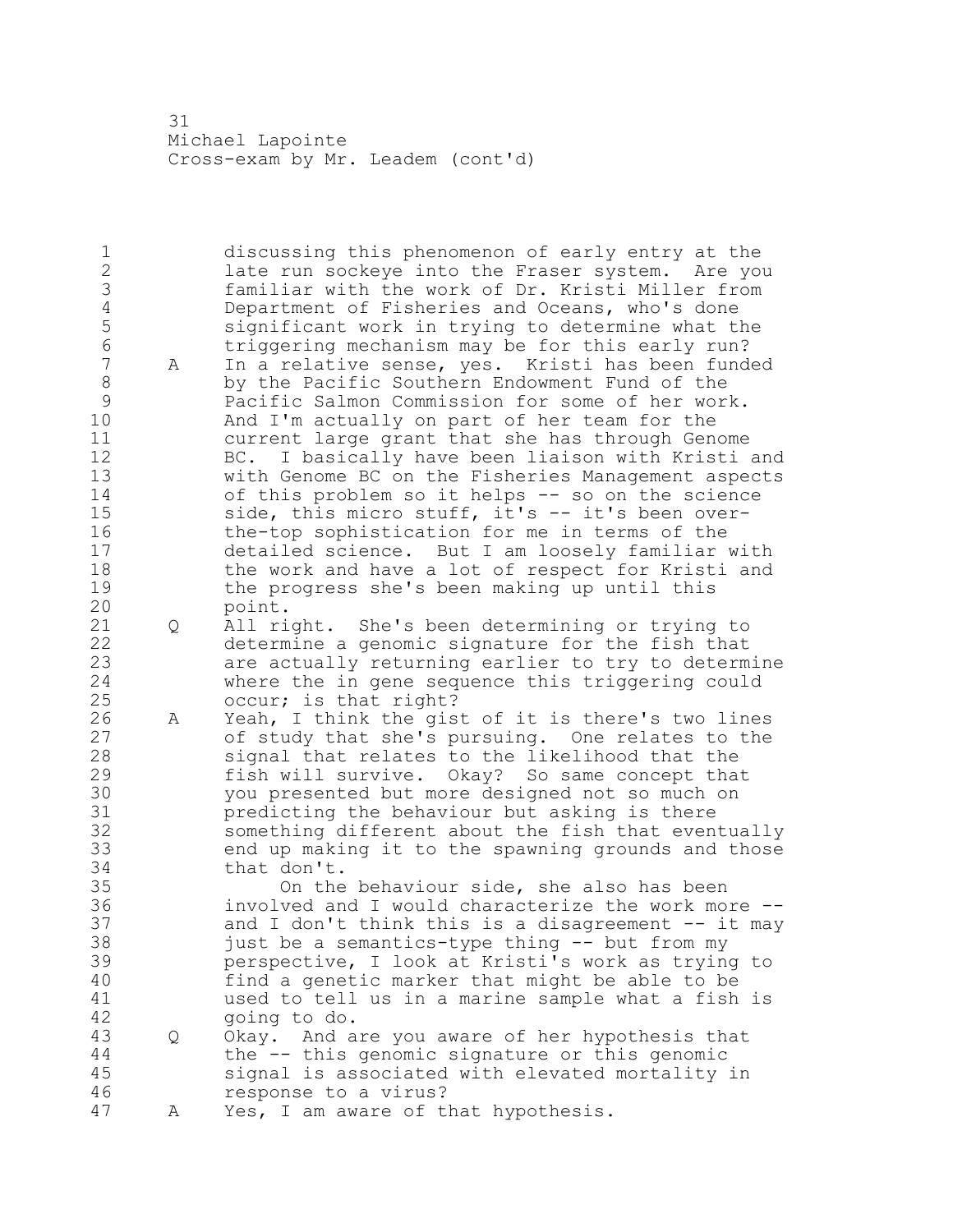discussing this phenomenon of early entry at the late run sockeye into the Fraser system. Are you familiar with the work of Dr. Kristi Miller from Department of Fisheries and Oceans, who's done significant work in trying to determine what the triggering mechanism may be for this early run?

A In a relative sense, yes. Kristi has been funded by the Pacific Southern Endowment Fund of the Pacific Salmon Commission for some of her work. And I'm actually on part of her team for the current large grant that she has through Genome BC. I basically have been liaison with Kristi and with Genome BC on the Fisheries Management aspects of this problem so it helps -- so on the science side, this micro stuff, it's -- it's been over-the-top sophistication for me in terms of the detailed science. But I am loosely familiar with the work and have a lot of respect for Kristi and the progress she's been making up until this point.

Q All right. She's been determining or trying to determine a genomic signature for the fish that are actually returning earlier to try to determine where the in gene sequence this triggering could occur; is that right?

A Yeah, I think the gist of it is there's two lines of study that she's pursuing. One relates to the signal that relates to the likelihood that the fish will survive. Okay? So same concept that you presented but more designed not so much on predicting the behaviour but asking is there something different about the fish that eventually end up making it to the spawning grounds and those that don't.

On the behaviour side, she also has been involved and I would characterize the work more -- and I don't think this is a disagreement -- it may just be a semantics-type thing -- but from my perspective, I look at Kristi's work as trying to find a genetic marker that might be able to be used to tell us in a marine sample what a fish is going to do.

Q Okay. And are you aware of her hypothesis that the -- this genomic signature or this genomic signal is associated with elevated mortality in response to a virus?

A Yes, I am aware of that hypothesis.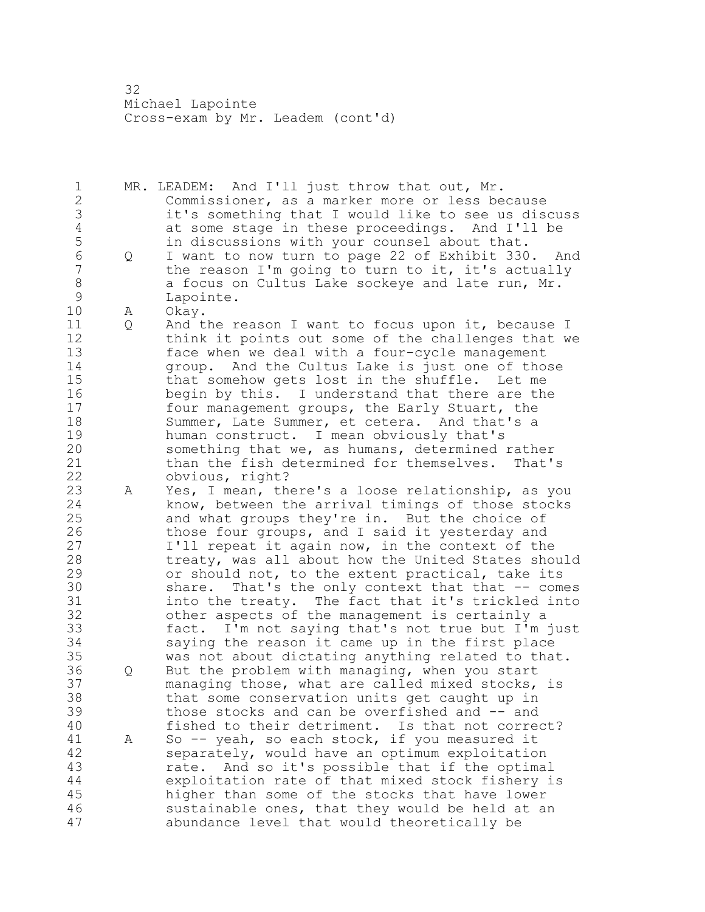MR. LEADEM: And I'll just throw that out, Mr. Commissioner, as a marker more or less because it's something that I would like to see us discuss at some stage in these proceedings. And I'll be in discussions with your counsel about that.

Q I want to now turn to page 22 of Exhibit 330. And the reason I'm going to turn to it, it's actually a focus on Cultus Lake sockeye and late run, Mr. Lapointe.

A Okay.

Q And the reason I want to focus upon it, because I think it points out some of the challenges that we face when we deal with a four-cycle management group. And the Cultus Lake is just one of those that somehow gets lost in the shuffle. Let me begin by this. I understand that there are the four management groups, the Early Stuart, the Summer, Late Summer, et cetera. And that's a human construct. I mean obviously that's something that we, as humans, determined rather than the fish determined for themselves. That's obvious, right?

A Yes, I mean, there's a loose relationship, as you know, between the arrival timings of those stocks and what groups they're in. But the choice of those four groups, and I said it yesterday and I'll repeat it again now, in the context of the treaty, was all about how the United States should or should not, to the extent practical, take its share. That's the only context that that -- comes into the treaty. The fact that it's trickled into other aspects of the management is certainly a fact. I'm not saying that's not true but I'm just saying the reason it came up in the first place was not about dictating anything related to that.

Q But the problem with managing, when you start managing those, what are called mixed stocks, is that some conservation units get caught up in those stocks and can be overfished and -- and fished to their detriment. Is that not correct?

A So -- yeah, so each stock, if you measured it separately, would have an optimum exploitation rate. And so it's possible that if the optimal exploitation rate of that mixed stock fishery is higher than some of the stocks that have lower sustainable ones, that they would be held at an abundance level that would theoretically be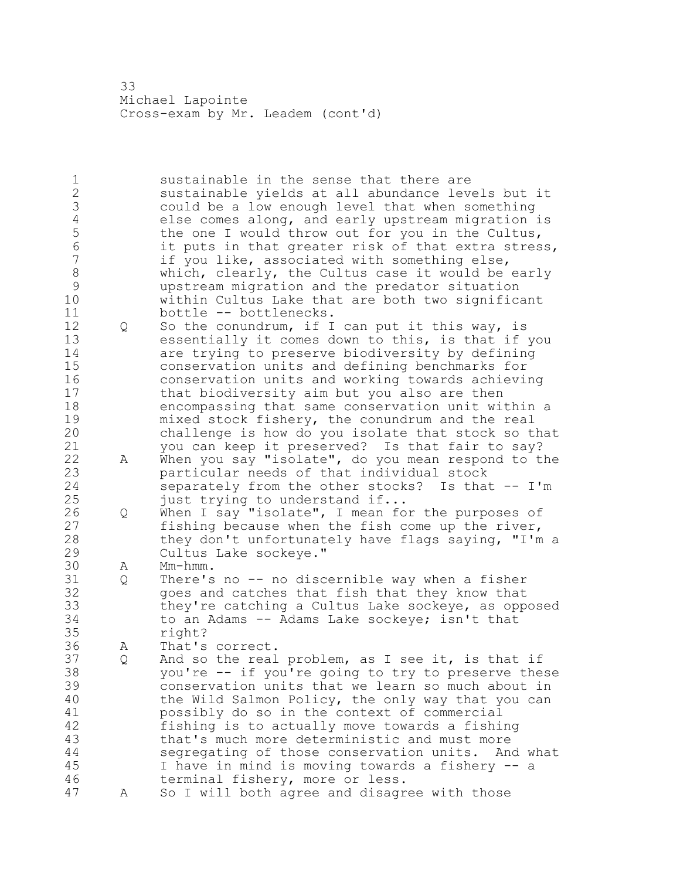sustainable in the sense that there are sustainable yields at all abundance levels but it could be a low enough level that when something else comes along, and early upstream migration is the one I would throw out for you in the Cultus, it puts in that greater risk of that extra stress, if you like, associated with something else, which, clearly, the Cultus case it would be early upstream migration and the predator situation within Cultus Lake that are both two significant bottle -- bottlenecks.

Q So the conundrum, if I can put it this way, is essentially it comes down to this, is that if you are trying to preserve biodiversity by defining conservation units and defining benchmarks for conservation units and working towards achieving that biodiversity aim but you also are then encompassing that same conservation unit within a mixed stock fishery, the conundrum and the real challenge is how do you isolate that stock so that you can keep it preserved? Is that fair to say?

A When you say "isolate", do you mean respond to the particular needs of that individual stock separately from the other stocks? Is that -- I'm just trying to understand if...

Q When I say "isolate", I mean for the purposes of fishing because when the fish come up the river, they don't unfortunately have flags saying, "I'm a Cultus Lake sockeye."

A Mm-hmm.

Q There's no -- no discernible way when a fisher goes and catches that fish that they know that they're catching a Cultus Lake sockeye, as opposed to an Adams -- Adams Lake sockeye; isn't that right?

A That's correct.

Q And so the real problem, as I see it, is that if you're -- if you're going to try to preserve these conservation units that we learn so much about in the Wild Salmon Policy, the only way that you can possibly do so in the context of commercial fishing is to actually move towards a fishing that's much more deterministic and must more segregating of those conservation units. And what I have in mind is moving towards a fishery -- a terminal fishery, more or less.

A So I will both agree and disagree with those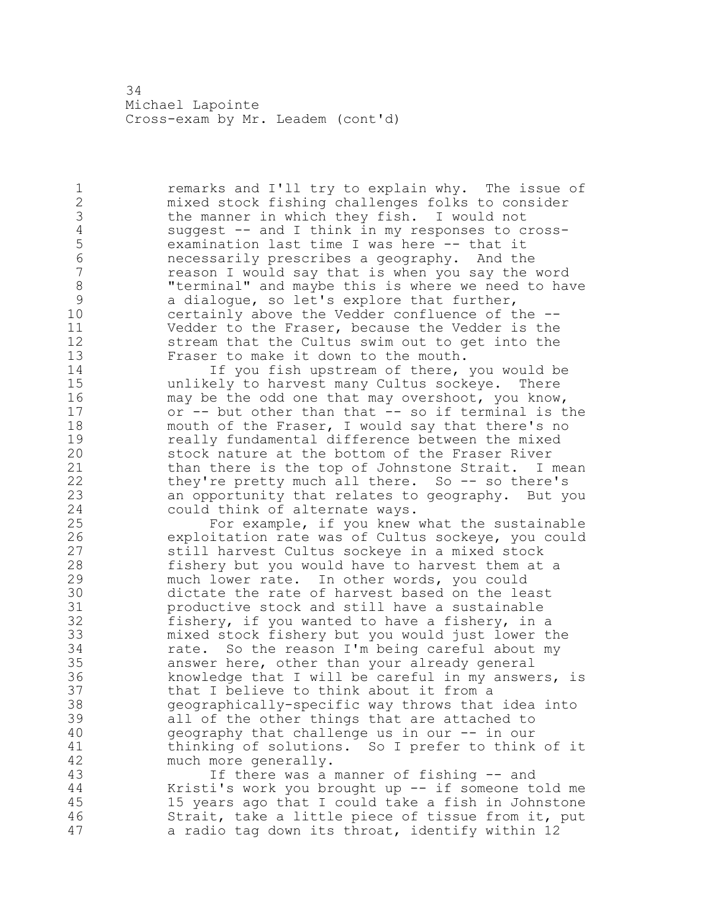remarks and I'll try to explain why. The issue of mixed stock fishing challenges folks to consider the manner in which they fish. I would not suggest -- and I think in my responses to cross-examination last time I was here -- that it necessarily prescribes a geography. And the reason I would say that is when you say the word "terminal" and maybe this is where we need to have a dialogue, so let's explore that further, certainly above the Vedder confluence of the -- Vedder to the Fraser, because the Vedder is the stream that the Cultus swim out to get into the Fraser to make it down to the mouth.

If you fish upstream of there, you would be unlikely to harvest many Cultus sockeye. There may be the odd one that may overshoot, you know, or -- but other than that -- so if terminal is the mouth of the Fraser, I would say that there's no really fundamental difference between the mixed stock nature at the bottom of the Fraser River than there is the top of Johnstone Strait. I mean they're pretty much all there. So -- so there's an opportunity that relates to geography. But you could think of alternate ways.

For example, if you knew what the sustainable exploitation rate was of Cultus sockeye, you could still harvest Cultus sockeye in a mixed stock fishery but you would have to harvest them at a much lower rate. In other words, you could dictate the rate of harvest based on the least productive stock and still have a sustainable fishery, if you wanted to have a fishery, in a mixed stock fishery but you would just lower the rate. So the reason I'm being careful about my answer here, other than your already general knowledge that I will be careful in my answers, is that I believe to think about it from a geographically-specific way throws that idea into all of the other things that are attached to geography that challenge us in our -- in our thinking of solutions. So I prefer to think of it much more generally.

If there was a manner of fishing -- and Kristi's work you brought up -- if someone told me 15 years ago that I could take a fish in Johnstone Strait, take a little piece of tissue from it, put a radio tag down its throat, identify within 12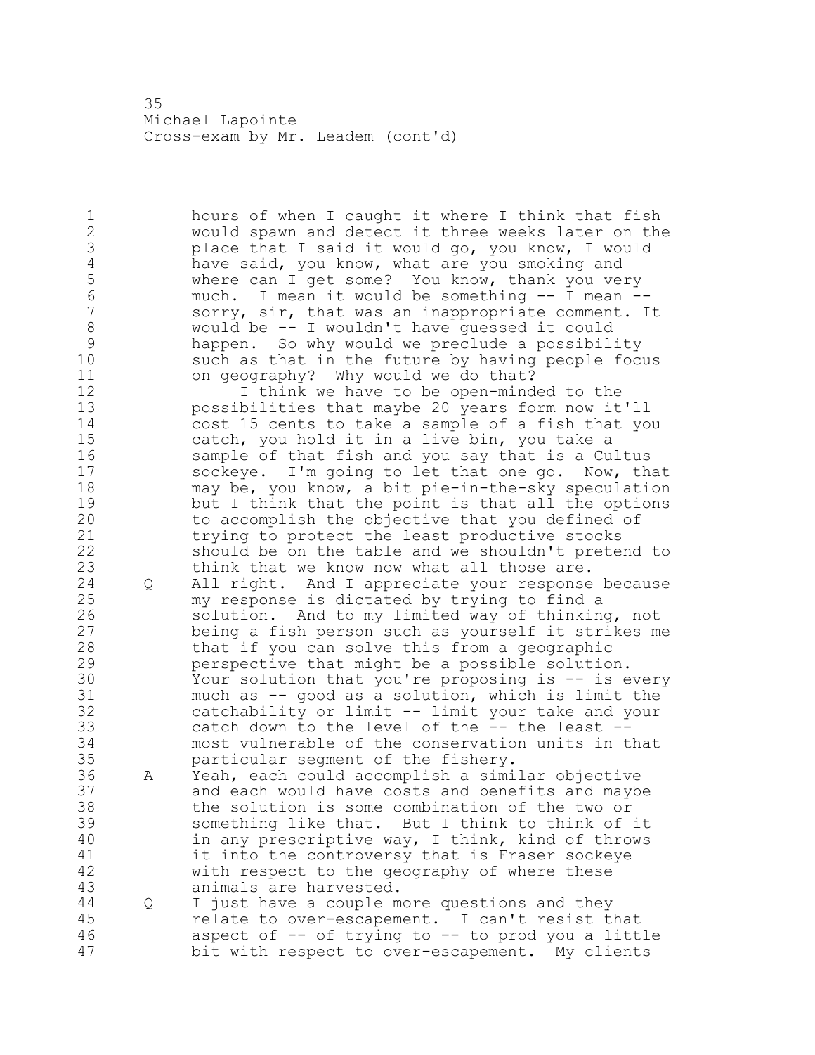hours of when I caught it where I think that fish would spawn and detect it three weeks later on the place that I said it would go, you know, I would have said, you know, what are you smoking and where can I get some? You know, thank you very much. I mean it would be something -- I mean -- sorry, sir, that was an inappropriate comment. It would be -- I wouldn't have guessed it could happen. So why would we preclude a possibility such as that in the future by having people focus on geography? Why would we do that?

I think we have to be open-minded to the possibilities that maybe 20 years form now it'll cost 15 cents to take a sample of a fish that you catch, you hold it in a live bin, you take a sample of that fish and you say that is a Cultus sockeye. I'm going to let that one go. Now, that may be, you know, a bit pie-in-the-sky speculation but I think that the point is that all the options to accomplish the objective that you defined of trying to protect the least productive stocks should be on the table and we shouldn't pretend to think that we know now what all those are.

Q All right. And I appreciate your response because my response is dictated by trying to find a solution. And to my limited way of thinking, not being a fish person such as yourself it strikes me that if you can solve this from a geographic perspective that might be a possible solution. Your solution that you're proposing is -- is every much as -- good as a solution, which is limit the catchability or limit -- limit your take and your catch down to the level of the -- the least -- most vulnerable of the conservation units in that particular segment of the fishery.

A Yeah, each could accomplish a similar objective and each would have costs and benefits and maybe the solution is some combination of the two or something like that. But I think to think of it in any prescriptive way, I think, kind of throws it into the controversy that is Fraser sockeye with respect to the geography of where these animals are harvested.

Q I just have a couple more questions and they relate to over-escapement. I can't resist that aspect of -- of trying to -- to prod you a little bit with respect to over-escapement. My clients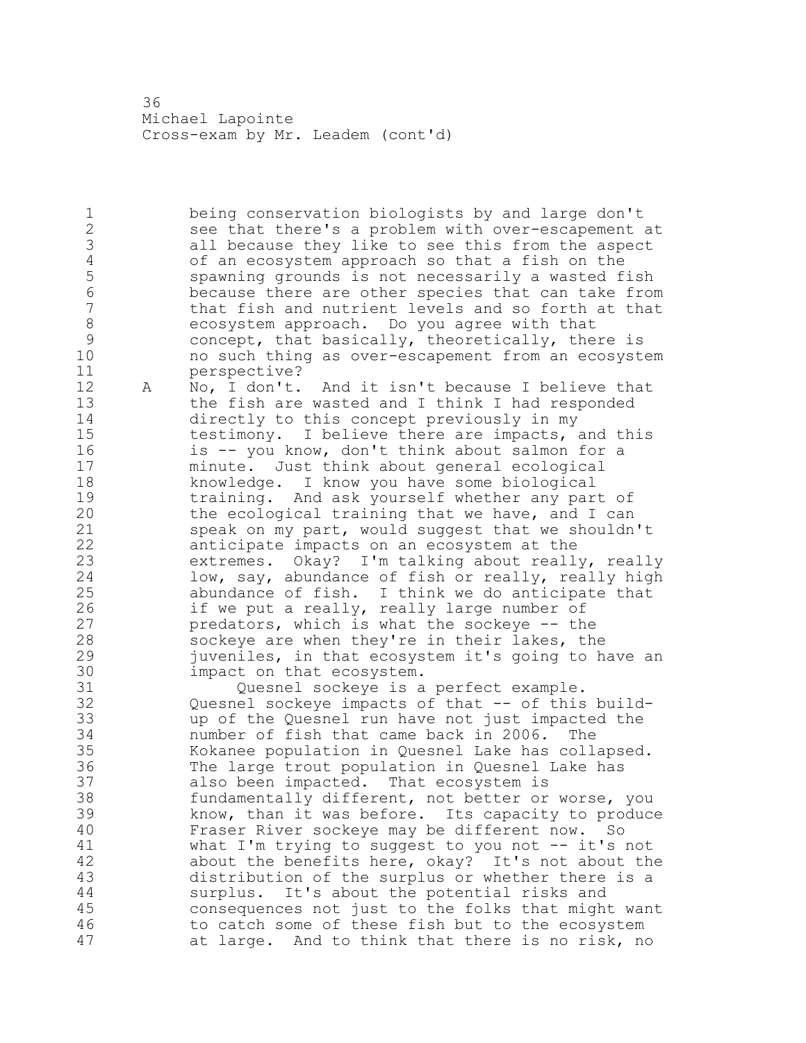being conservation biologists by and large don't see that there's a problem with over-escapement at all because they like to see this from the aspect of an ecosystem approach so that a fish on the spawning grounds is not necessarily a wasted fish because there are other species that can take from that fish and nutrient levels and so forth at that ecosystem approach. Do you agree with that concept, that basically, theoretically, there is no such thing as over-escapement from an ecosystem perspective?

A No, I don't. And it isn't because I believe that the fish are wasted and I think I had responded directly to this concept previously in my testimony. I believe there are impacts, and this is -- you know, don't think about salmon for a minute. Just think about general ecological knowledge. I know you have some biological training. And ask yourself whether any part of the ecological training that we have, and I can speak on my part, would suggest that we shouldn't anticipate impacts on an ecosystem at the extremes. Okay? I'm talking about really, really low, say, abundance of fish or really, really high abundance of fish. I think we do anticipate that if we put a really, really large number of predators, which is what the sockeye -- the sockeye are when they're in their lakes, the juveniles, in that ecosystem it's going to have an impact on that ecosystem.

Quesnel sockeye is a perfect example. Quesnel sockeye impacts of that -- of this build-up of the Quesnel run have not just impacted the number of fish that came back in 2006. The Kokanee population in Quesnel Lake has collapsed. The large trout population in Quesnel Lake has also been impacted. That ecosystem is fundamentally different, not better or worse, you know, than it was before. Its capacity to produce Fraser River sockeye may be different now. So what I'm trying to suggest to you not -- it's not about the benefits here, okay? It's not about the distribution of the surplus or whether there is a surplus. It's about the potential risks and consequences not just to the folks that might want to catch some of these fish but to the ecosystem at large. And to think that there is no risk, no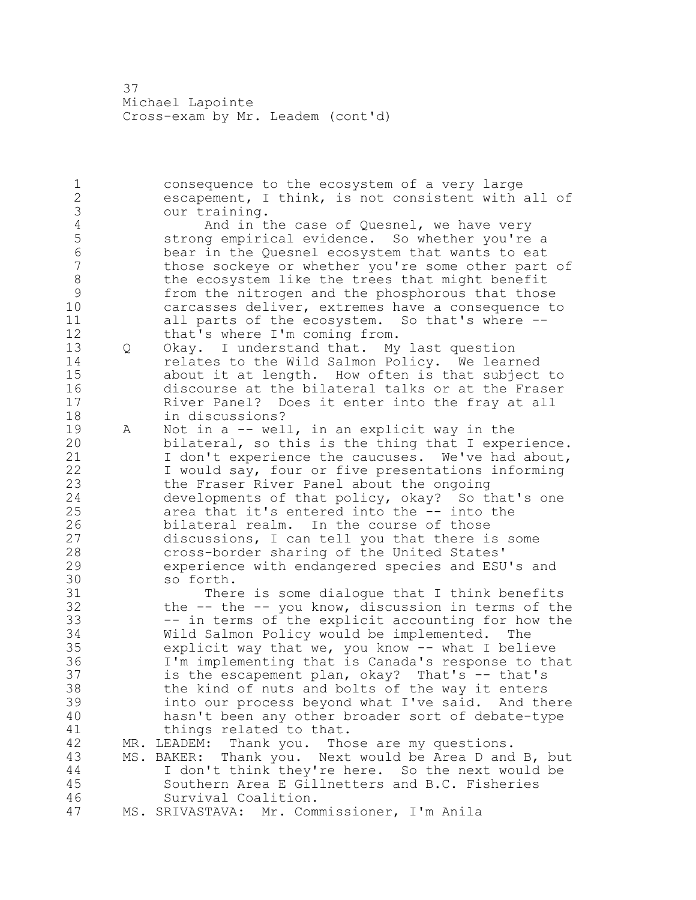consequence to the ecosystem of a very large escapement, I think, is not consistent with all of our training.

And in the case of Quesnel, we have very strong empirical evidence. So whether you're a bear in the Quesnel ecosystem that wants to eat those sockeye or whether you're some other part of the ecosystem like the trees that might benefit from the nitrogen and the phosphorous that those carcasses deliver, extremes have a consequence to all parts of the ecosystem. So that's where -- that's where I'm coming from.

Q Okay. I understand that. My last question relates to the Wild Salmon Policy. We learned about it at length. How often is that subject to discourse at the bilateral talks or at the Fraser River Panel? Does it enter into the fray at all in discussions?

A Not in a -- well, in an explicit way in the bilateral, so this is the thing that I experience. I don't experience the caucuses. We've had about, I would say, four or five presentations informing the Fraser River Panel about the ongoing developments of that policy, okay? So that's one area that it's entered into the -- into the bilateral realm. In the course of those discussions, I can tell you that there is some cross-border sharing of the United States' experience with endangered species and ESU's and so forth.

There is some dialogue that I think benefits the -- the -- you know, discussion in terms of the -- in terms of the explicit accounting for how the Wild Salmon Policy would be implemented. The explicit way that we, you know -- what I believe I'm implementing that is Canada's response to that is the escapement plan, okay? That's -- that's the kind of nuts and bolts of the way it enters into our process beyond what I've said. And there hasn't been any other broader sort of debate-type things related to that.

MR. LEADEM: Thank you. Those are my questions.

MS. BAKER: Thank you. Next would be Area D and B, but I don't think they're here. So the next would be Southern Area E Gillnetters and B.C. Fisheries Survival Coalition.

MS. SRIVASTAVA: Mr. Commissioner, I'm Anila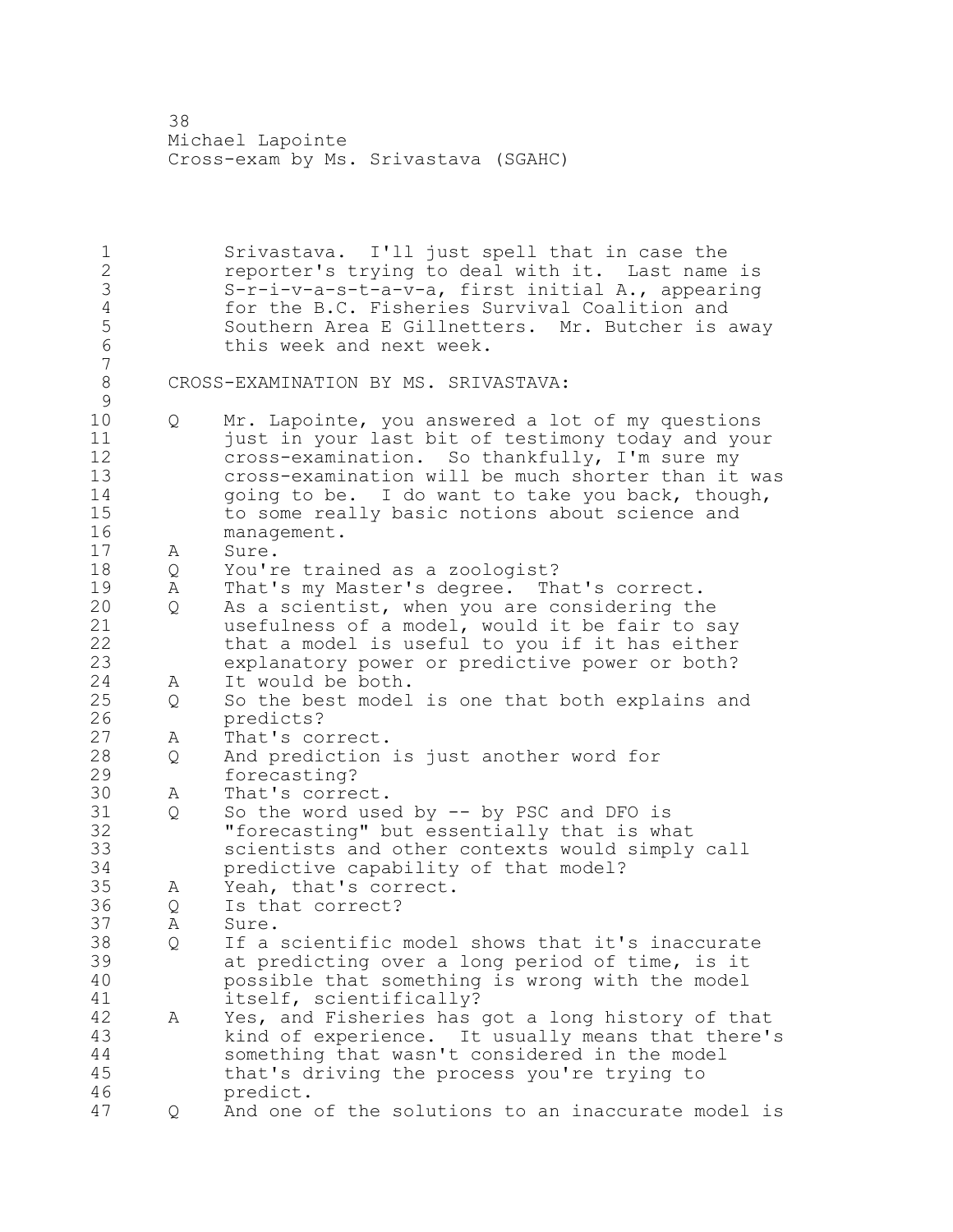Srivastava. I'll just spell that in case the reporter's trying to deal with it. Last name is S-r-i-v-a-s-t-a-v-a, first initial A., appearing for the B.C. Fisheries Survival Coalition and Southern Area E Gillnetters. Mr. Butcher is away this week and next week.

CROSS-EXAMINATION BY MS. SRIVASTAVA:

Q Mr. Lapointe, you answered a lot of my questions just in your last bit of testimony today and your cross-examination. So thankfully, I'm sure my cross-examination will be much shorter than it was going to be. I do want to take you back, though, to some really basic notions about science and management.

A Sure.

Q You're trained as a zoologist?

A That's my Master's degree. That's correct.

Q As a scientist, when you are considering the usefulness of a model, would it be fair to say that a model is useful to you if it has either explanatory power or predictive power or both?

A It would be both.

Q So the best model is one that both explains and predicts?

A That's correct.

Q And prediction is just another word for forecasting?

A That's correct.

Q So the word used by -- by PSC and DFO is "forecasting" but essentially that is what scientists and other contexts would simply call predictive capability of that model?

A Yeah, that's correct.

Q Is that correct?

A Sure.

Q If a scientific model shows that it's inaccurate at predicting over a long period of time, is it possible that something is wrong with the model itself, scientifically?

A Yes, and Fisheries has got a long history of that kind of experience. It usually means that there's something that wasn't considered in the model that's driving the process you're trying to predict.

Q And one of the solutions to an inaccurate model is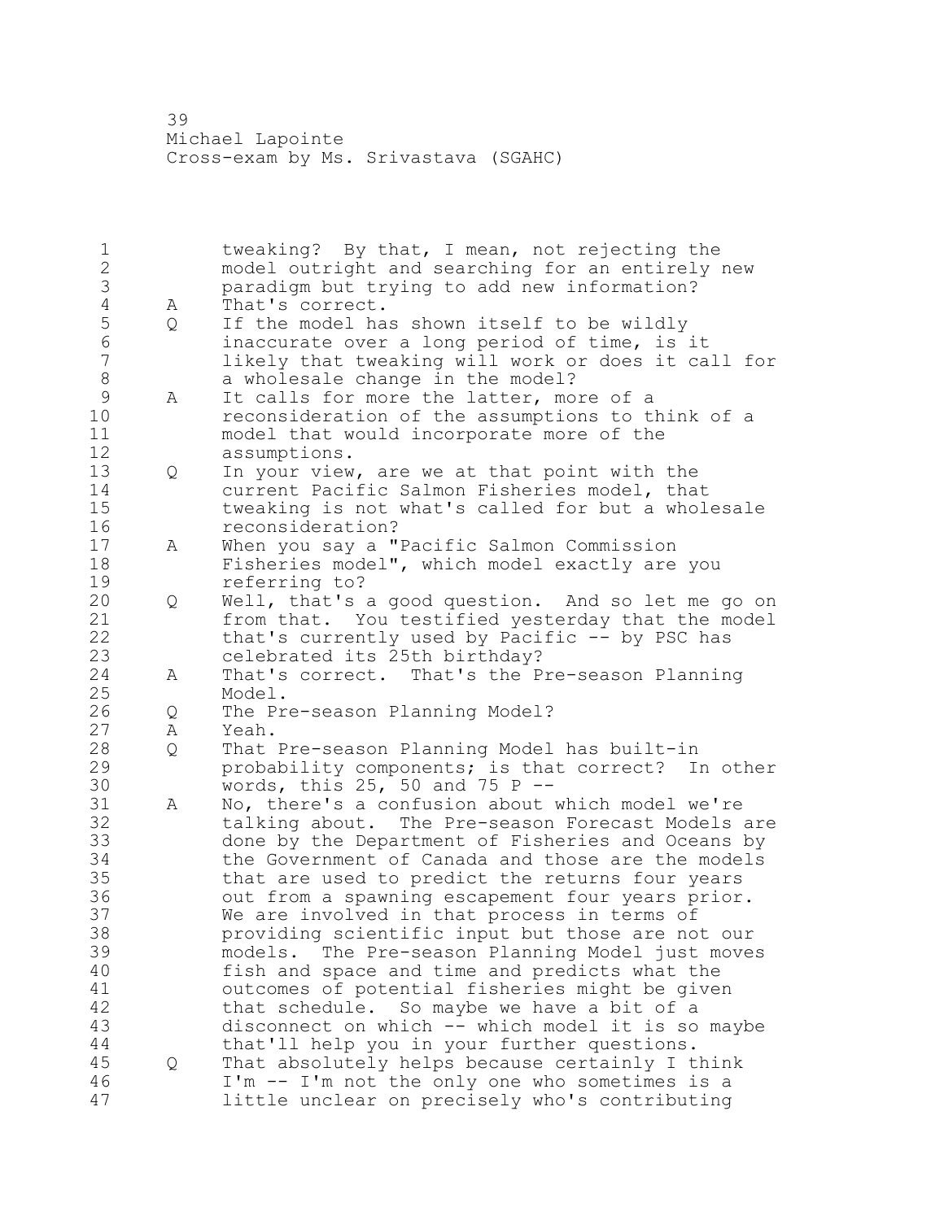tweaking? By that, I mean, not rejecting the model outright and searching for an entirely new paradigm but trying to add new information?

A That's correct.

Q If the model has shown itself to be wildly inaccurate over a long period of time, is it likely that tweaking will work or does it call for a wholesale change in the model?

A It calls for more the latter, more of a reconsideration of the assumptions to think of a model that would incorporate more of the assumptions.

Q In your view, are we at that point with the current Pacific Salmon Fisheries model, that tweaking is not what's called for but a wholesale reconsideration?

A When you say a "Pacific Salmon Commission Fisheries model", which model exactly are you referring to?

Q Well, that's a good question. And so let me go on from that. You testified yesterday that the model that's currently used by Pacific -- by PSC has celebrated its 25th birthday?

A That's correct. That's the Pre-season Planning Model.

Q The Pre-season Planning Model?

A Yeah.

Q That Pre-season Planning Model has built-in probability components; is that correct? In other words, this 25, 50 and 75 P --

A No, there's a confusion about which model we're talking about. The Pre-season Forecast Models are done by the Department of Fisheries and Oceans by the Government of Canada and those are the models that are used to predict the returns four years out from a spawning escapement four years prior. We are involved in that process in terms of providing scientific input but those are not our models. The Pre-season Planning Model just moves fish and space and time and predicts what the outcomes of potential fisheries might be given that schedule. So maybe we have a bit of a disconnect on which -- which model it is so maybe that'll help you in your further questions.

Q That absolutely helps because certainly I think I'm -- I'm not the only one who sometimes is a little unclear on precisely who's contributing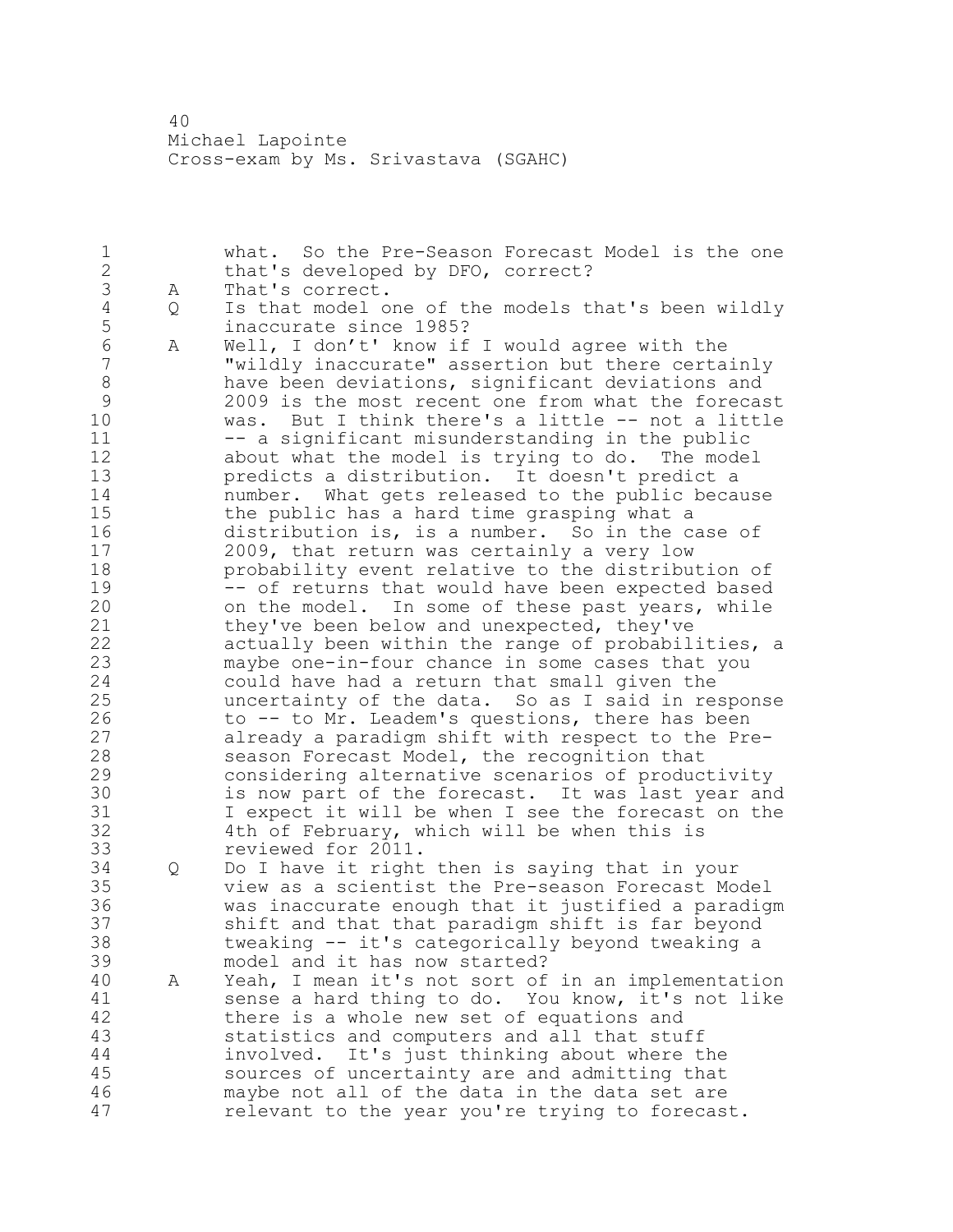what. So the Pre-Season Forecast Model is the one that's developed by DFO, correct?

A That's correct.

Q Is that model one of the models that's been wildly inaccurate since 1985?

A Well, I don't' know if I would agree with the "wildly inaccurate" assertion but there certainly have been deviations, significant deviations and 2009 is the most recent one from what the forecast was. But I think there's a little -- not a little -- a significant misunderstanding in the public about what the model is trying to do. The model predicts a distribution. It doesn't predict a number. What gets released to the public because the public has a hard time grasping what a distribution is, is a number. So in the case of 2009, that return was certainly a very low probability event relative to the distribution of -- of returns that would have been expected based on the model. In some of these past years, while they've been below and unexpected, they've actually been within the range of probabilities, a maybe one-in-four chance in some cases that you could have had a return that small given the uncertainty of the data. So as I said in response to -- to Mr. Leadem's questions, there has been already a paradigm shift with respect to the Pre-season Forecast Model, the recognition that considering alternative scenarios of productivity is now part of the forecast. It was last year and I expect it will be when I see the forecast on the 4th of February, which will be when this is reviewed for 2011.

Q Do I have it right then is saying that in your view as a scientist the Pre-season Forecast Model was inaccurate enough that it justified a paradigm shift and that that paradigm shift is far beyond tweaking -- it's categorically beyond tweaking a model and it has now started?

A Yeah, I mean it's not sort of in an implementation sense a hard thing to do. You know, it's not like there is a whole new set of equations and statistics and computers and all that stuff involved. It's just thinking about where the sources of uncertainty are and admitting that maybe not all of the data in the data set are relevant to the year you're trying to forecast.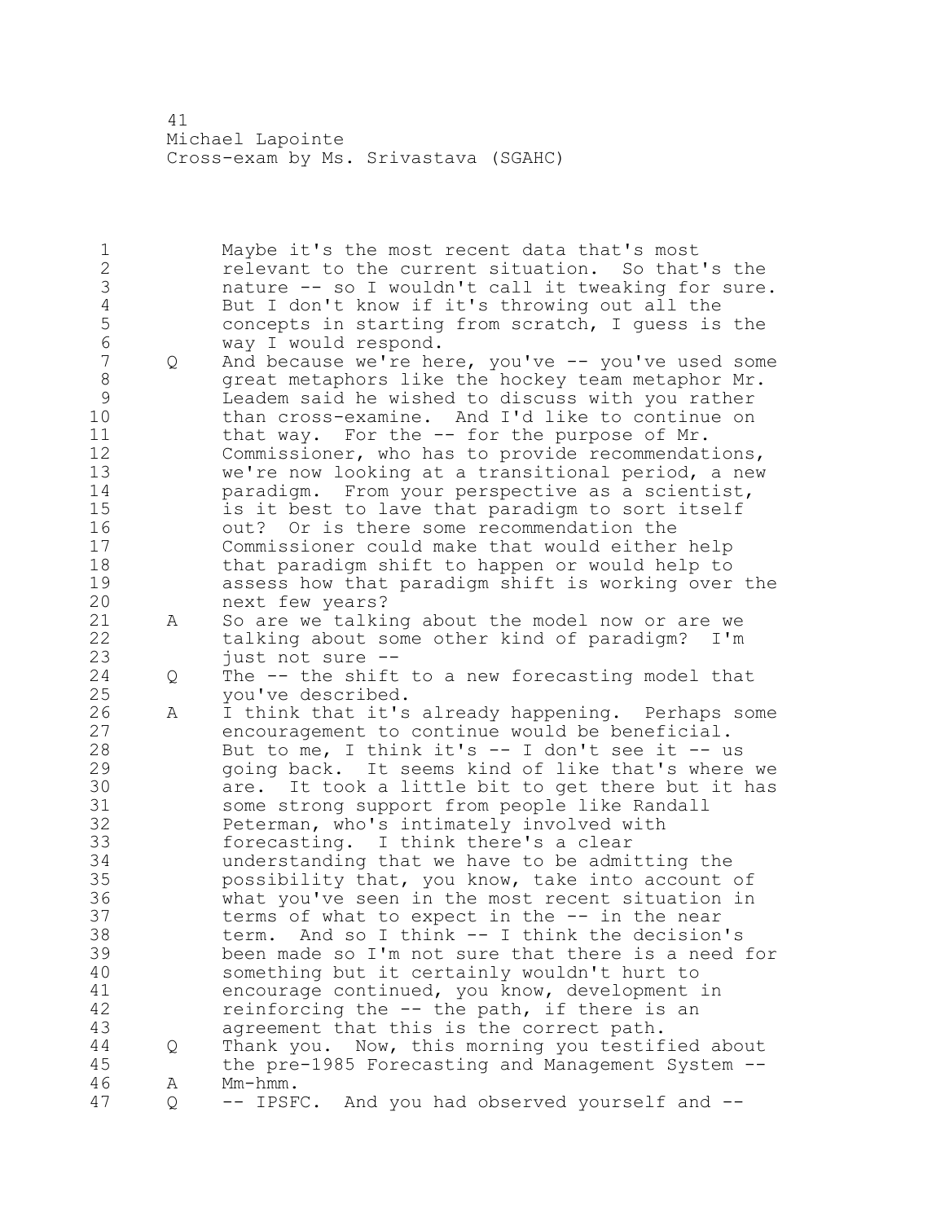Michael Lapointe
Cross-exam by Ms. Srivastava (SGAHC)

Maybe it's the most recent data that's most relevant to the current situation. So that's the nature -- so I wouldn't call it tweaking for sure. But I don't know if it's throwing out all the concepts in starting from scratch, I guess is the way I would respond.

Q And because we're here, you've -- you've used some great metaphors like the hockey team metaphor Mr. Leadem said he wished to discuss with you rather than cross-examine. And I'd like to continue on that way. For the -- for the purpose of Mr. Commissioner, who has to provide recommendations, we're now looking at a transitional period, a new paradigm. From your perspective as a scientist, is it best to lave that paradigm to sort itself out? Or is there some recommendation the Commissioner could make that would either help that paradigm shift to happen or would help to assess how that paradigm shift is working over the next few years?

A So are we talking about the model now or are we talking about some other kind of paradigm? I'm just not sure --

Q The -- the shift to a new forecasting model that you've described.

A I think that it's already happening. Perhaps some encouragement to continue would be beneficial. But to me, I think it's -- I don't see it -- us going back. It seems kind of like that's where we are. It took a little bit to get there but it has some strong support from people like Randall Peterman, who's intimately involved with forecasting. I think there's a clear understanding that we have to be admitting the possibility that, you know, take into account of what you've seen in the most recent situation in terms of what to expect in the -- in the near term. And so I think -- I think the decision's been made so I'm not sure that there is a need for something but it certainly wouldn't hurt to encourage continued, you know, development in reinforcing the -- the path, if there is an agreement that this is the correct path.

Q Thank you. Now, this morning you testified about the pre-1985 Forecasting and Management System --

A Mm-hmm.

Q -- IPSFC. And you had observed yourself and --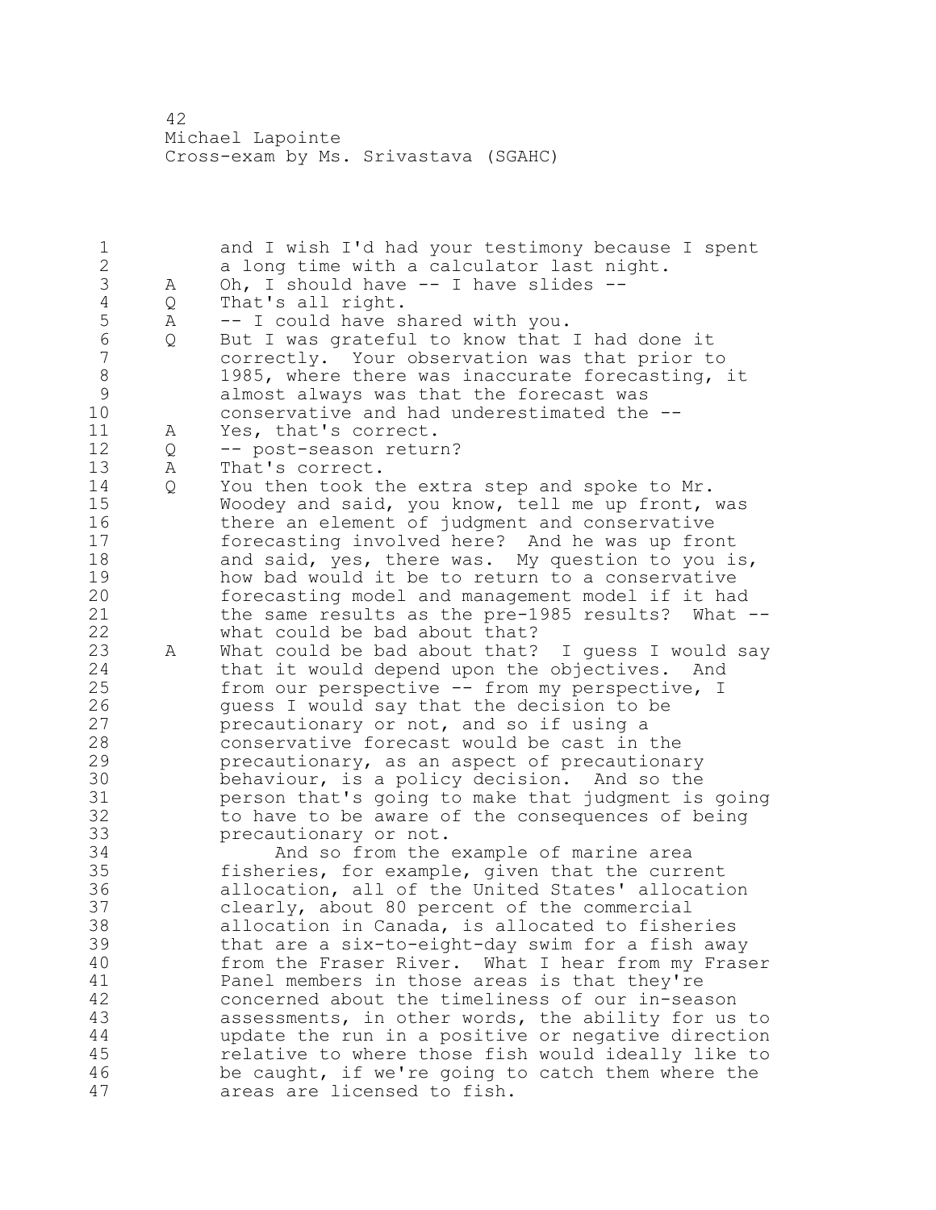and I wish I'd had your testimony because I spent a long time with a calculator last night.

A Oh, I should have -- I have slides --

Q That's all right.

A -- I could have shared with you.

Q But I was grateful to know that I had done it correctly. Your observation was that prior to 1985, where there was inaccurate forecasting, it almost always was that the forecast was conservative and had underestimated the --

A Yes, that's correct.

Q -- post-season return?

A That's correct.

Q You then took the extra step and spoke to Mr. Woodey and said, you know, tell me up front, was there an element of judgment and conservative forecasting involved here? And he was up front and said, yes, there was. My question to you is, how bad would it be to return to a conservative forecasting model and management model if it had the same results as the pre-1985 results? What -- what could be bad about that?

A What could be bad about that? I guess I would say that it would depend upon the objectives. And from our perspective -- from my perspective, I guess I would say that the decision to be precautionary or not, and so if using a conservative forecast would be cast in the precautionary, as an aspect of precautionary behaviour, is a policy decision. And so the person that's going to make that judgment is going to have to be aware of the consequences of being precautionary or not.

And so from the example of marine area fisheries, for example, given that the current allocation, all of the United States' allocation clearly, about 80 percent of the commercial allocation in Canada, is allocated to fisheries that are a six-to-eight-day swim for a fish away from the Fraser River. What I hear from my Fraser Panel members in those areas is that they're concerned about the timeliness of our in-season assessments, in other words, the ability for us to update the run in a positive or negative direction relative to where those fish would ideally like to be caught, if we're going to catch them where the areas are licensed to fish.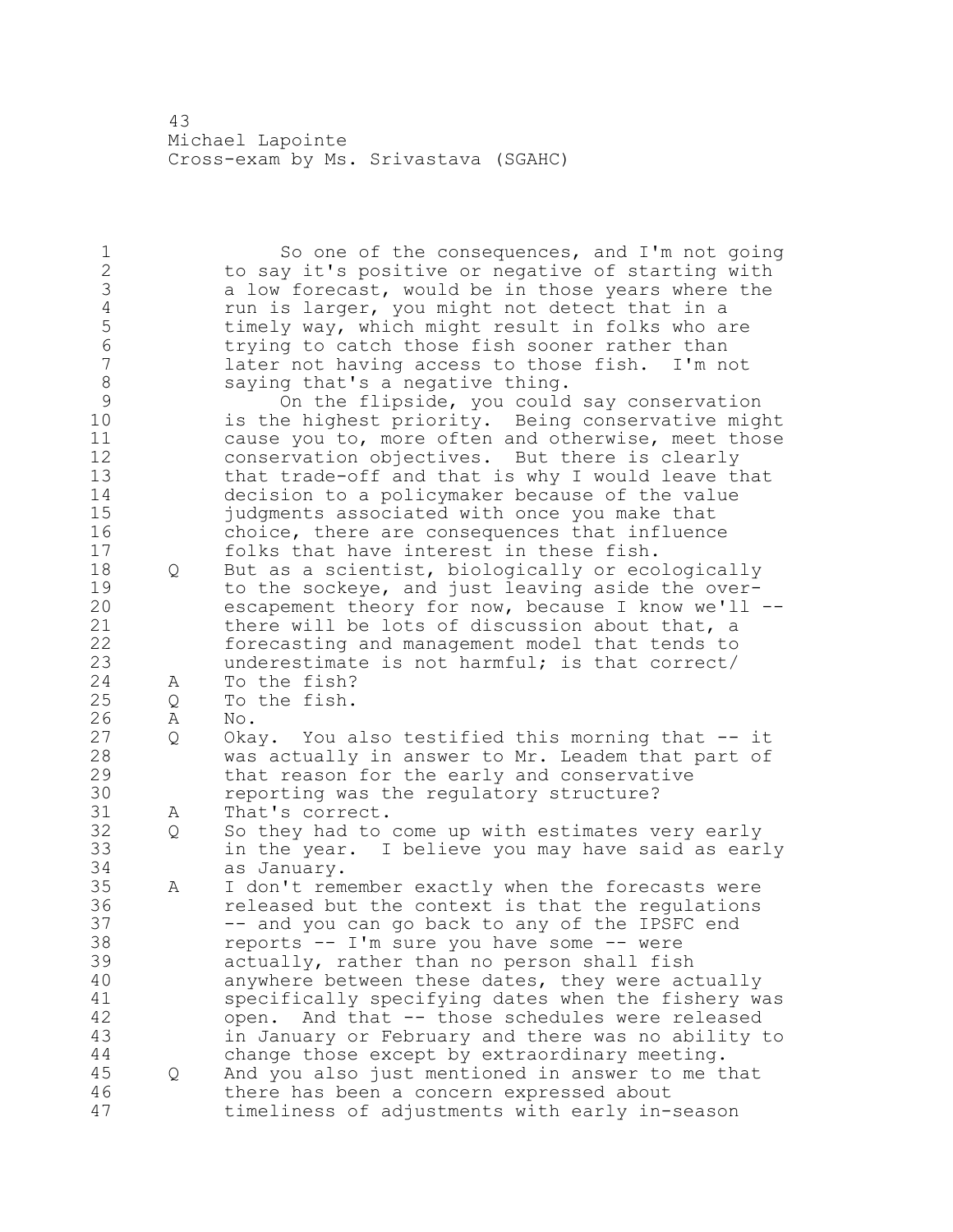So one of the consequences, and I'm not going to say it's positive or negative of starting with a low forecast, would be in those years where the run is larger, you might not detect that in a timely way, which might result in folks who are trying to catch those fish sooner rather than later not having access to those fish. I'm not saying that's a negative thing.

On the flipside, you could say conservation is the highest priority. Being conservative might cause you to, more often and otherwise, meet those conservation objectives. But there is clearly that trade-off and that is why I would leave that decision to a policymaker because of the value judgments associated with once you make that choice, there are consequences that influence folks that have interest in these fish.

Q But as a scientist, biologically or ecologically to the sockeye, and just leaving aside the over-escapement theory for now, because I know we'll -- there will be lots of discussion about that, a forecasting and management model that tends to underestimate is not harmful; is that correct/

A To the fish?

Q To the fish.

A No.

Q Okay. You also testified this morning that -- it was actually in answer to Mr. Leadem that part of that reason for the early and conservative reporting was the regulatory structure?

A That's correct.

Q So they had to come up with estimates very early in the year. I believe you may have said as early as January.

A I don't remember exactly when the forecasts were released but the context is that the regulations -- and you can go back to any of the IPSFC end reports -- I'm sure you have some -- were actually, rather than no person shall fish anywhere between these dates, they were actually specifically specifying dates when the fishery was open. And that -- those schedules were released in January or February and there was no ability to change those except by extraordinary meeting.

Q And you also just mentioned in answer to me that there has been a concern expressed about timeliness of adjustments with early in-season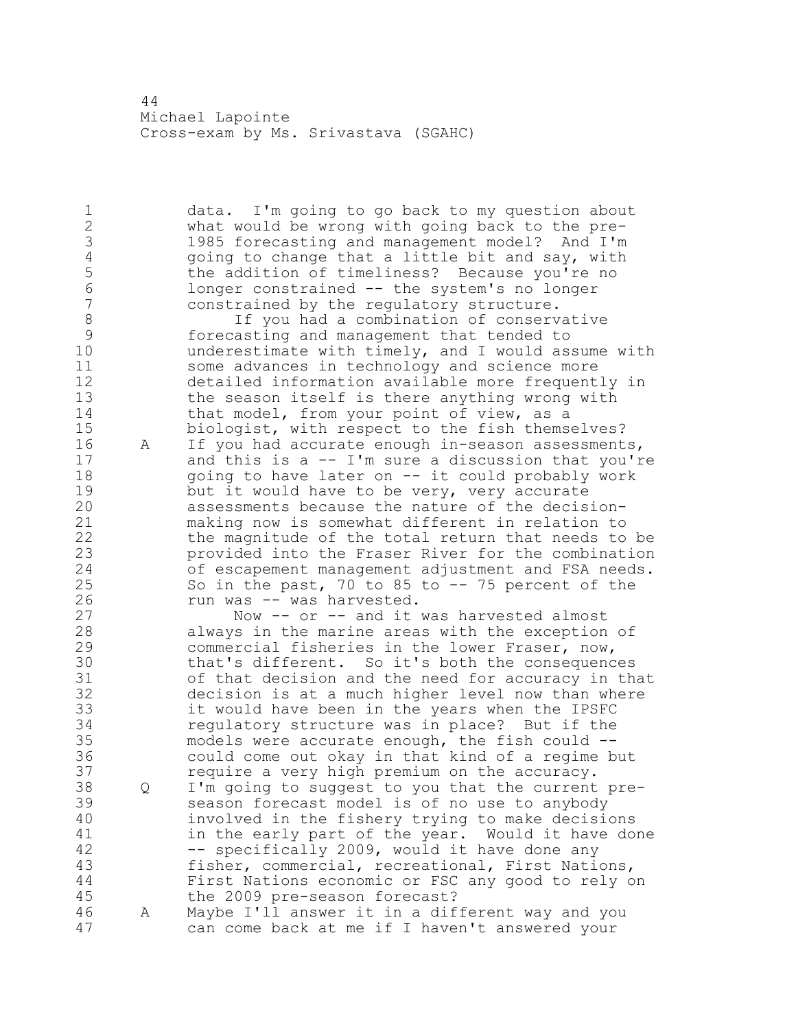data. I'm going to go back to my question about what would be wrong with going back to the pre-1985 forecasting and management model? And I'm going to change that a little bit and say, with the addition of timeliness? Because you're no longer constrained -- the system's no longer constrained by the regulatory structure.

If you had a combination of conservative forecasting and management that tended to underestimate with timely, and I would assume with some advances in technology and science more detailed information available more frequently in the season itself is there anything wrong with that model, from your point of view, as a biologist, with respect to the fish themselves?

A If you had accurate enough in-season assessments, and this is a -- I'm sure a discussion that you're going to have later on -- it could probably work but it would have to be very, very accurate assessments because the nature of the decision-making now is somewhat different in relation to the magnitude of the total return that needs to be provided into the Fraser River for the combination of escapement management adjustment and FSA needs. So in the past, 70 to 85 to -- 75 percent of the run was -- was harvested.

Now -- or -- and it was harvested almost always in the marine areas with the exception of commercial fisheries in the lower Fraser, now, that's different. So it's both the consequences of that decision and the need for accuracy in that decision is at a much higher level now than where it would have been in the years when the IPSFC regulatory structure was in place? But if the models were accurate enough, the fish could -- could come out okay in that kind of a regime but require a very high premium on the accuracy.

Q I'm going to suggest to you that the current pre-season forecast model is of no use to anybody involved in the fishery trying to make decisions in the early part of the year. Would it have done -- specifically 2009, would it have done any fisher, commercial, recreational, First Nations, First Nations economic or FSC any good to rely on the 2009 pre-season forecast?

A Maybe I'll answer it in a different way and you can come back at me if I haven't answered your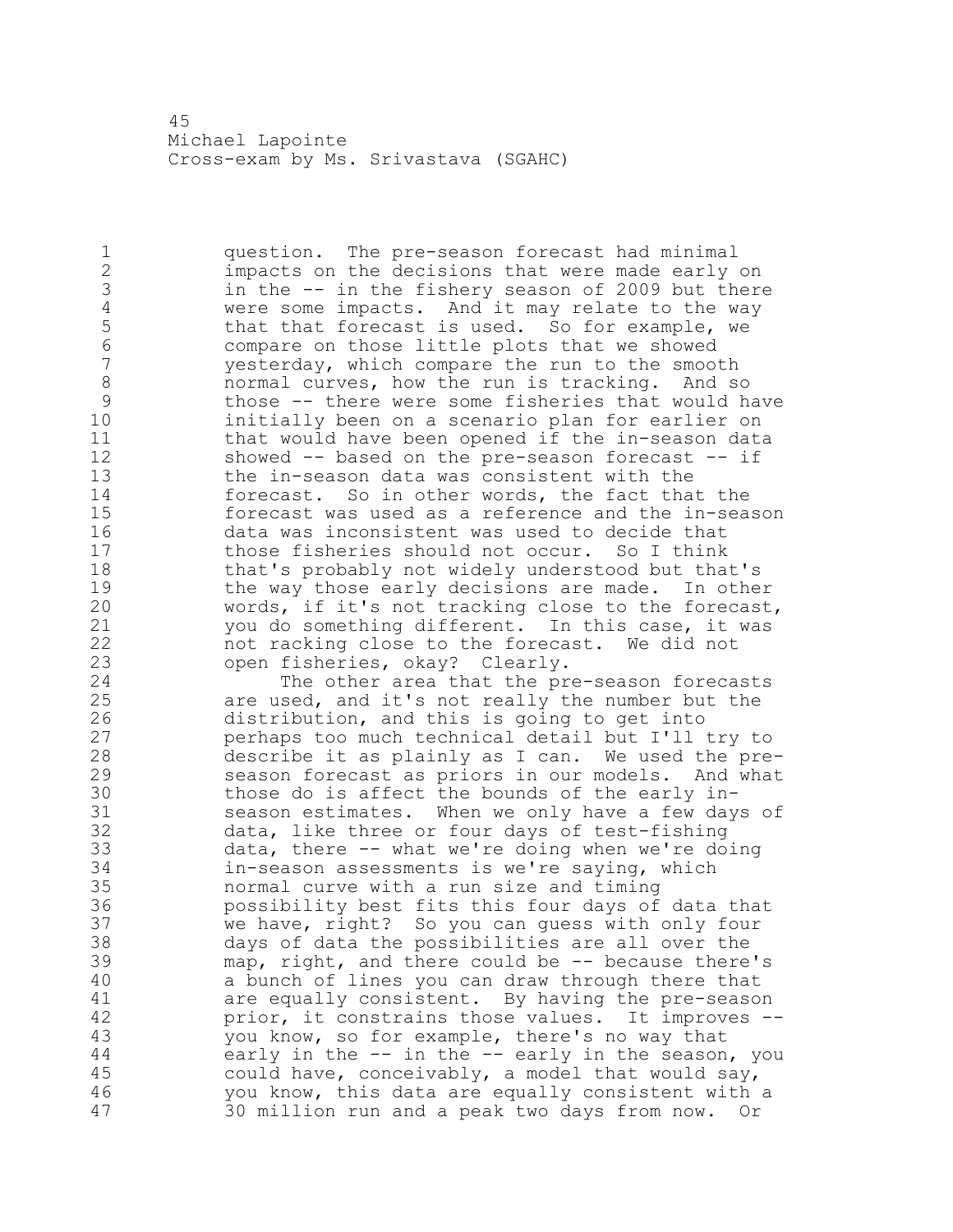question. The pre-season forecast had minimal impacts on the decisions that were made early on in the -- in the fishery season of 2009 but there were some impacts. And it may relate to the way that that forecast is used. So for example, we compare on those little plots that we showed yesterday, which compare the run to the smooth normal curves, how the run is tracking. And so those -- there were some fisheries that would have initially been on a scenario plan for earlier on that would have been opened if the in-season data showed -- based on the pre-season forecast -- if the in-season data was consistent with the forecast. So in other words, the fact that the forecast was used as a reference and the in-season data was inconsistent was used to decide that those fisheries should not occur. So I think that's probably not widely understood but that's the way those early decisions are made. In other words, if it's not tracking close to the forecast, you do something different. In this case, it was not racking close to the forecast. We did not open fisheries, okay? Clearly.

The other area that the pre-season forecasts are used, and it's not really the number but the distribution, and this is going to get into perhaps too much technical detail but I'll try to describe it as plainly as I can. We used the pre-season forecast as priors in our models. And what those do is affect the bounds of the early in-season estimates. When we only have a few days of data, like three or four days of test-fishing data, there -- what we're doing when we're doing in-season assessments is we're saying, which normal curve with a run size and timing possibility best fits this four days of data that we have, right? So you can guess with only four days of data the possibilities are all over the map, right, and there could be -- because there's a bunch of lines you can draw through there that are equally consistent. By having the pre-season prior, it constrains those values. It improves -- you know, so for example, there's no way that early in the -- in the -- early in the season, you could have, conceivably, a model that would say, you know, this data are equally consistent with a 30 million run and a peak two days from now. Or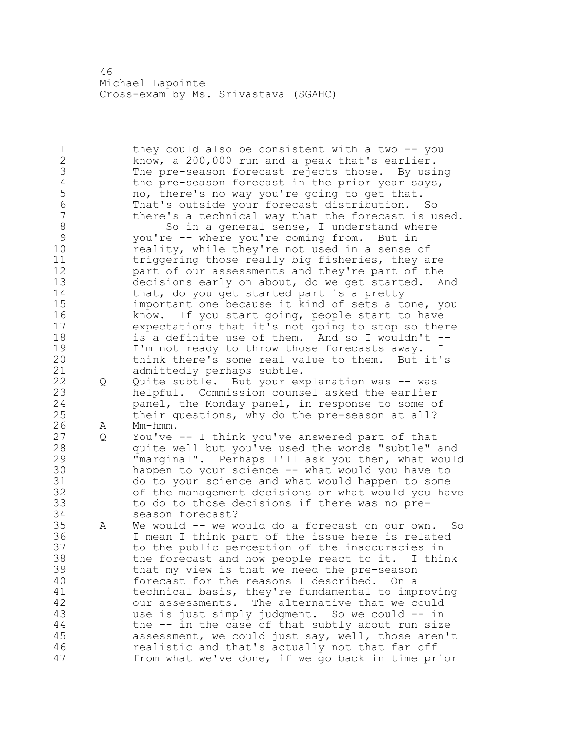Michael Lapointe
Cross-exam by Ms. Srivastava (SGAHC)

they could also be consistent with a two -- you know, a 200,000 run and a peak that's earlier. The pre-season forecast rejects those. By using the pre-season forecast in the prior year says, no, there's no way you're going to get that. That's outside your forecast distribution. So there's a technical way that the forecast is used.

So in a general sense, I understand where you're -- where you're coming from. But in reality, while they're not used in a sense of triggering those really big fisheries, they are part of our assessments and they're part of the decisions early on about, do we get started. And that, do you get started part is a pretty important one because it kind of sets a tone, you know. If you start going, people start to have expectations that it's not going to stop so there is a definite use of them. And so I wouldn't -- I'm not ready to throw those forecasts away. I think there's some real value to them. But it's admittedly perhaps subtle.

Q Quite subtle. But your explanation was -- was helpful. Commission counsel asked the earlier panel, the Monday panel, in response to some of their questions, why do the pre-season at all?

A Mm-hmm.

Q You've -- I think you've answered part of that quite well but you've used the words "subtle" and "marginal". Perhaps I'll ask you then, what would happen to your science -- what would you have to do to your science and what would happen to some of the management decisions or what would you have to do to those decisions if there was no pre-season forecast?

A We would -- we would do a forecast on our own. So I mean I think part of the issue here is related to the public perception of the inaccuracies in the forecast and how people react to it. I think that my view is that we need the pre-season forecast for the reasons I described. On a technical basis, they're fundamental to improving our assessments. The alternative that we could use is just simply judgment. So we could -- in the -- in the case of that subtly about run size assessment, we could just say, well, those aren't realistic and that's actually not that far off from what we've done, if we go back in time prior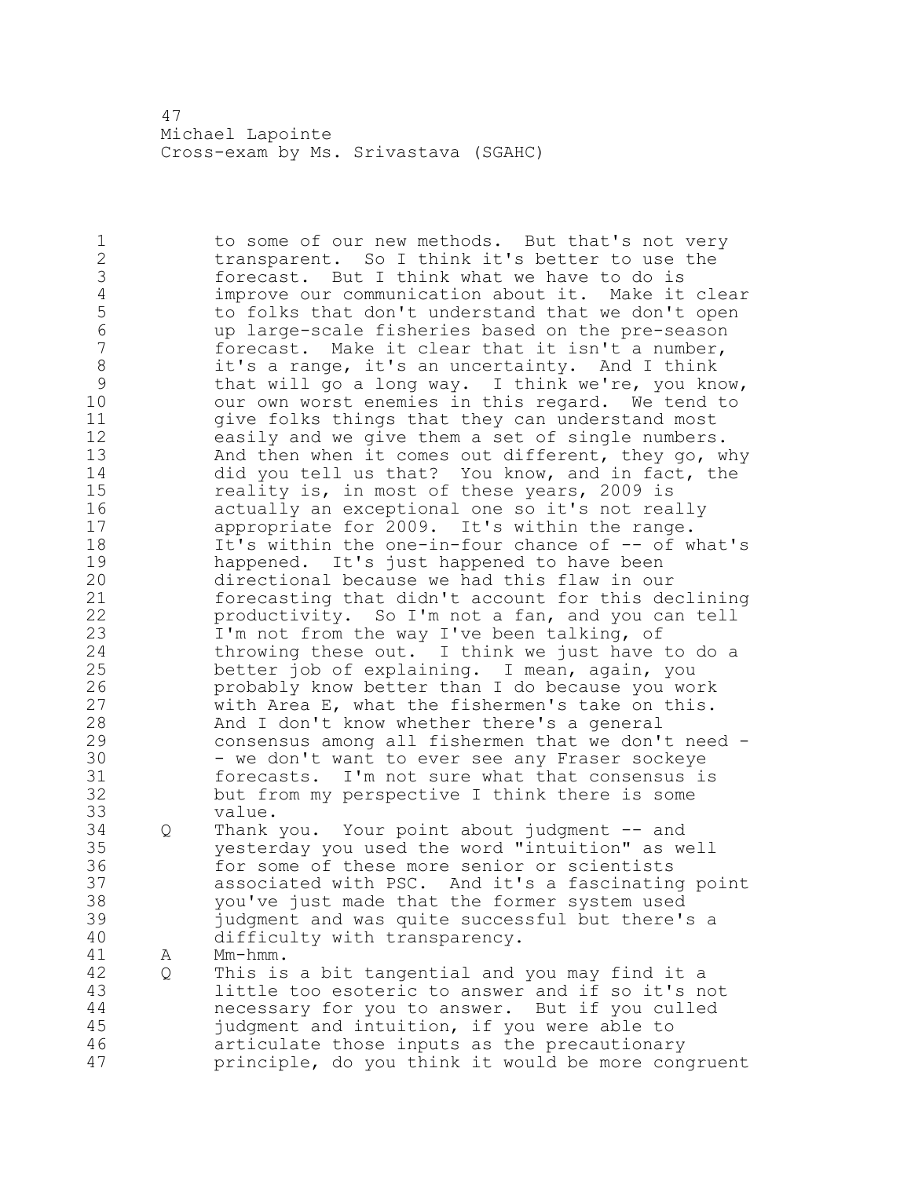to some of our new methods. But that's not very transparent. So I think it's better to use the forecast. But I think what we have to do is improve our communication about it. Make it clear to folks that don't understand that we don't open up large-scale fisheries based on the pre-season forecast. Make it clear that it isn't a number, it's a range, it's an uncertainty. And I think that will go a long way. I think we're, you know, our own worst enemies in this regard. We tend to give folks things that they can understand most easily and we give them a set of single numbers. And then when it comes out different, they go, why did you tell us that? You know, and in fact, the reality is, in most of these years, 2009 is actually an exceptional one so it's not really appropriate for 2009. It's within the range. It's within the one-in-four chance of -- of what's happened. It's just happened to have been directional because we had this flaw in our forecasting that didn't account for this declining productivity. So I'm not a fan, and you can tell I'm not from the way I've been talking, of throwing these out. I think we just have to do a better job of explaining. I mean, again, you probably know better than I do because you work with Area E, what the fishermen's take on this. And I don't know whether there's a general consensus among all fishermen that we don't need -- we don't want to ever see any Fraser sockeye forecasts. I'm not sure what that consensus is but from my perspective I think there is some value.

Q Thank you. Your point about judgment -- and yesterday you used the word "intuition" as well for some of these more senior or scientists associated with PSC. And it's a fascinating point you've just made that the former system used judgment and was quite successful but there's a difficulty with transparency.

A Mm-hmm.

Q This is a bit tangential and you may find it a little too esoteric to answer and if so it's not necessary for you to answer. But if you culled judgment and intuition, if you were able to articulate those inputs as the precautionary principle, do you think it would be more congruent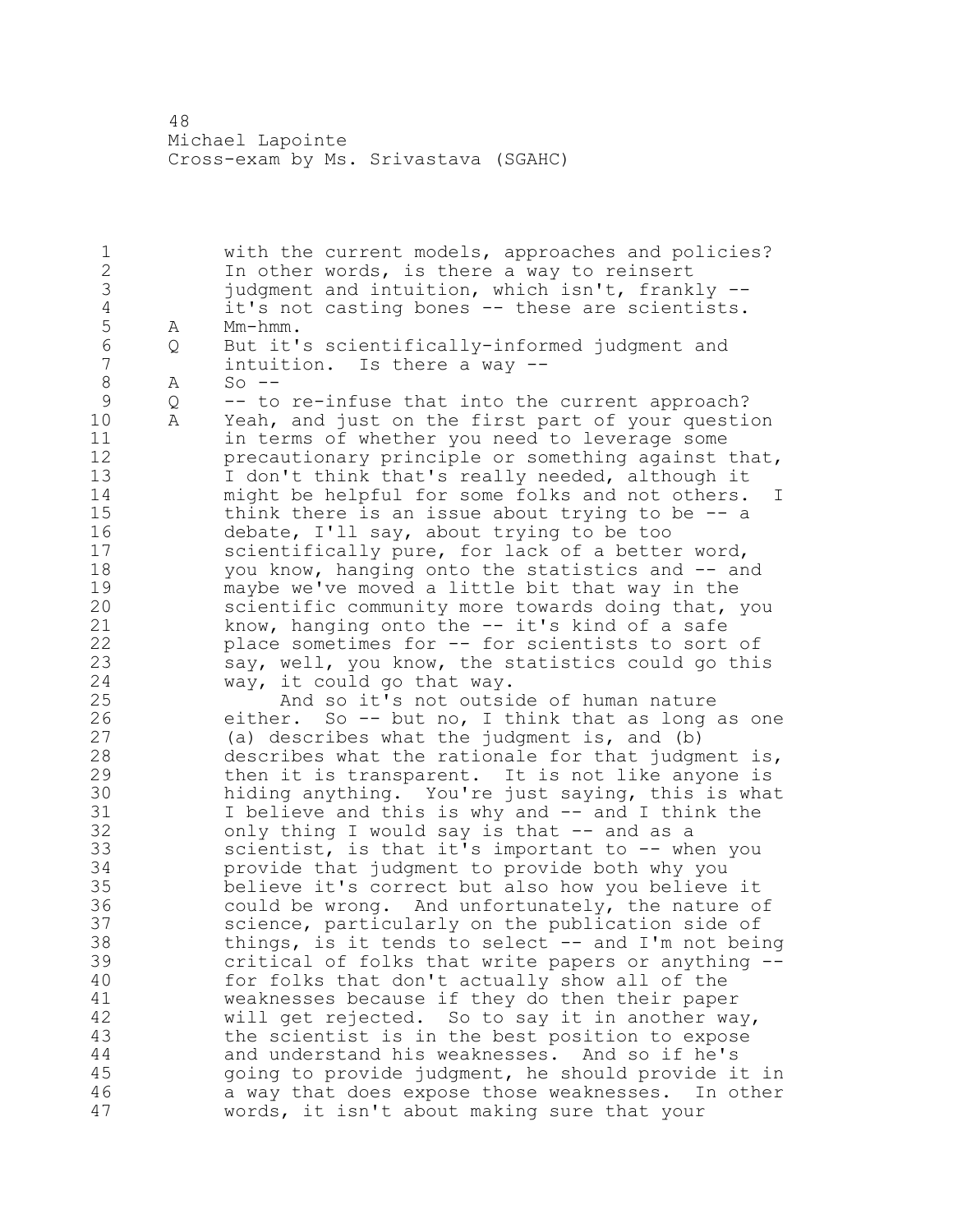with the current models, approaches and policies? In other words, is there a way to reinsert judgment and intuition, which isn't, frankly -- it's not casting bones -- these are scientists.

A Mm-hmm.

Q But it's scientifically-informed judgment and intuition. Is there a way --

A So --

Q -- to re-infuse that into the current approach?

A Yeah, and just on the first part of your question in terms of whether you need to leverage some precautionary principle or something against that, I don't think that's really needed, although it might be helpful for some folks and not others. I think there is an issue about trying to be -- a debate, I'll say, about trying to be too scientifically pure, for lack of a better word, you know, hanging onto the statistics and -- and maybe we've moved a little bit that way in the scientific community more towards doing that, you know, hanging onto the -- it's kind of a safe place sometimes for -- for scientists to sort of say, well, you know, the statistics could go this way, it could go that way.

And so it's not outside of human nature either. So -- but no, I think that as long as one (a) describes what the judgment is, and (b) describes what the rationale for that judgment is, then it is transparent. It is not like anyone is hiding anything. You're just saying, this is what I believe and this is why and -- and I think the only thing I would say is that -- and as a scientist, is that it's important to -- when you provide that judgment to provide both why you believe it's correct but also how you believe it could be wrong. And unfortunately, the nature of science, particularly on the publication side of things, is it tends to select -- and I'm not being critical of folks that write papers or anything -- for folks that don't actually show all of the weaknesses because if they do then their paper will get rejected. So to say it in another way, the scientist is in the best position to expose and understand his weaknesses. And so if he's going to provide judgment, he should provide it in a way that does expose those weaknesses. In other words, it isn't about making sure that your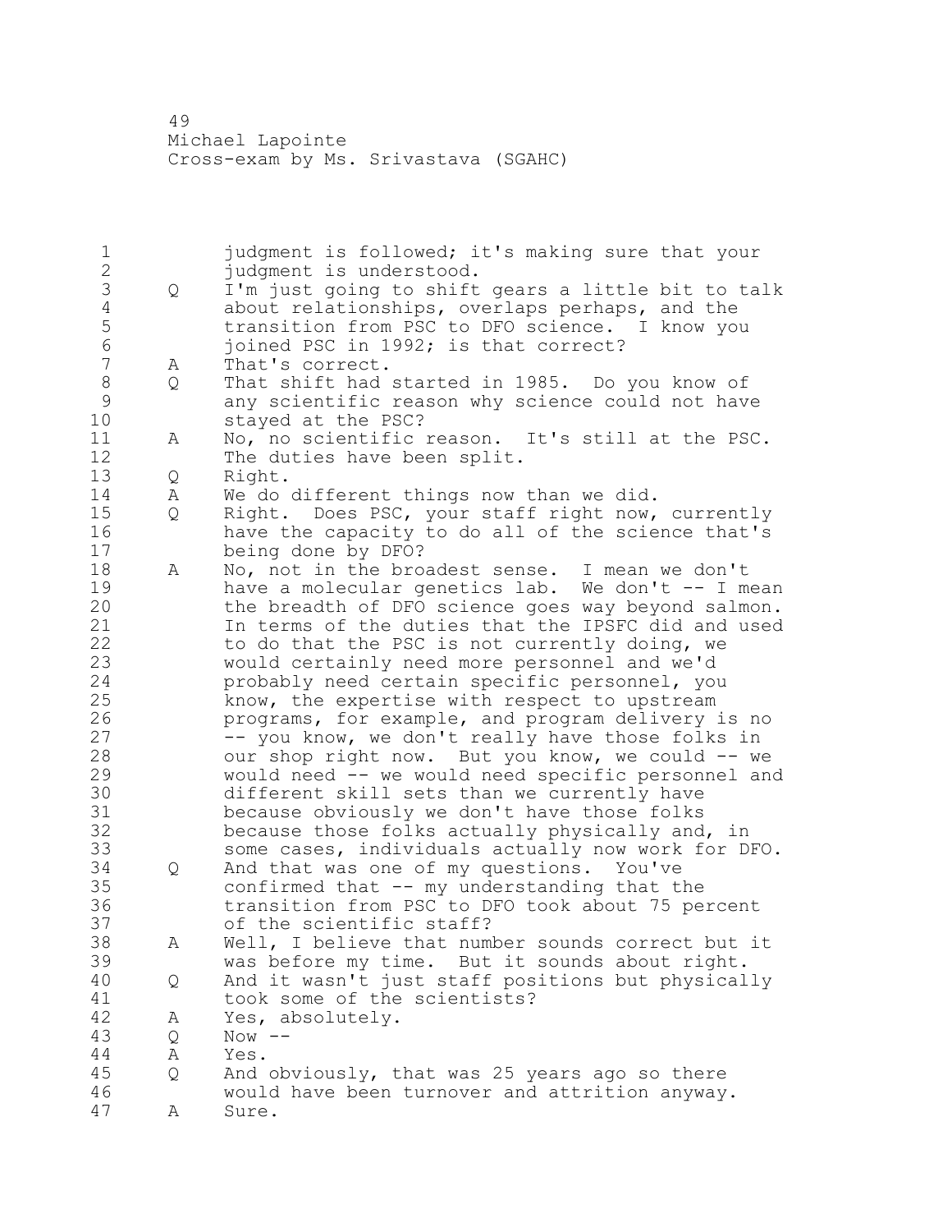1 judgment is followed; it's making sure that your
2 judgment is understood.
3 Q I'm just going to shift gears a little bit to talk
4 about relationships, overlaps perhaps, and the
5 transition from PSC to DFO science. I know you
6 joined PSC in 1992; is that correct?
7 A That's correct.
8 Q That shift had started in 1985. Do you know of
9 any scientific reason why science could not have
10 stayed at the PSC?
11 A No, no scientific reason. It's still at the PSC.
12 The duties have been split.
13 Q Right.
14 A We do different things now than we did.
15 Q Right. Does PSC, your staff right now, currently
16 have the capacity to do all of the science that's
17 being done by DFO?
18 A No, not in the broadest sense. I mean we don't
19 have a molecular genetics lab. We don't -- I mean
20 the breadth of DFO science goes way beyond salmon.
21 In terms of the duties that the IPSFC did and used
22 to do that the PSC is not currently doing, we
23 would certainly need more personnel and we'd
24 probably need certain specific personnel, you
25 know, the expertise with respect to upstream
26 programs, for example, and program delivery is no
27 -- you know, we don't really have those folks in
28 our shop right now. But you know, we could -- we
29 would need -- we would need specific personnel and
30 different skill sets than we currently have
31 because obviously we don't have those folks
32 because those folks actually physically and, in
33 some cases, individuals actually now work for DFO.
34 Q And that was one of my questions. You've
35 confirmed that -- my understanding that the
36 transition from PSC to DFO took about 75 percent
37 of the scientific staff?
38 A Well, I believe that number sounds correct but it
39 was before my time. But it sounds about right.
40 Q And it wasn't just staff positions but physically
41 took some of the scientists?
42 A Yes, absolutely.
43 Q Now --
44 A Yes.
45 Q And obviously, that was 25 years ago so there
46 would have been turnover and attrition anyway.
47 A Sure.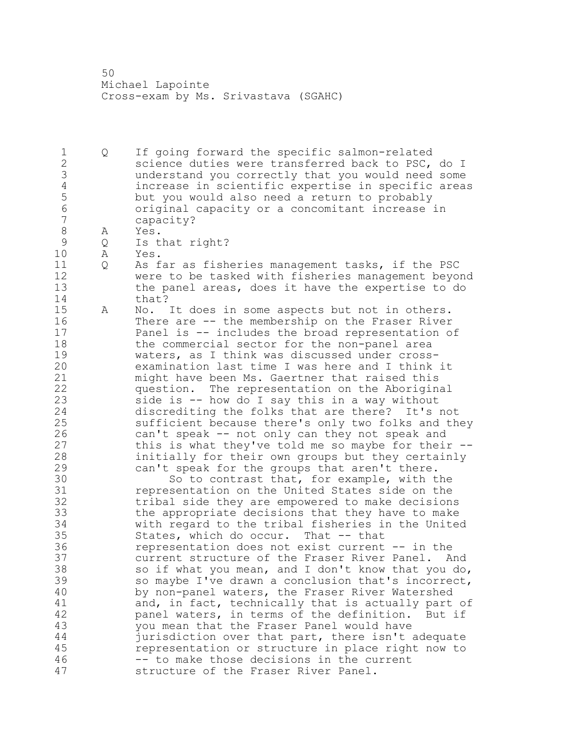Q If going forward the specific salmon-related science duties were transferred back to PSC, do I understand you correctly that you would need some increase in scientific expertise in specific areas but you would also need a return to probably original capacity or a concomitant increase in capacity?

A Yes.

Q Is that right?

A Yes.

Q As far as fisheries management tasks, if the PSC were to be tasked with fisheries management beyond the panel areas, does it have the expertise to do that?

A No. It does in some aspects but not in others. There are -- the membership on the Fraser River Panel is -- includes the broad representation of the commercial sector for the non-panel area waters, as I think was discussed under cross-examination last time I was here and I think it might have been Ms. Gaertner that raised this question. The representation on the Aboriginal side is -- how do I say this in a way without discrediting the folks that are there? It's not sufficient because there's only two folks and they can't speak -- not only can they not speak and this is what they've told me so maybe for their -- initially for their own groups but they certainly can't speak for the groups that aren't there.

So to contrast that, for example, with the representation on the United States side on the tribal side they are empowered to make decisions the appropriate decisions that they have to make with regard to the tribal fisheries in the United States, which do occur. That -- that representation does not exist current -- in the current structure of the Fraser River Panel. And so if what you mean, and I don't know that you do, so maybe I've drawn a conclusion that's incorrect, by non-panel waters, the Fraser River Watershed and, in fact, technically that is actually part of panel waters, in terms of the definition. But if you mean that the Fraser Panel would have jurisdiction over that part, there isn't adequate representation or structure in place right now to -- to make those decisions in the current structure of the Fraser River Panel.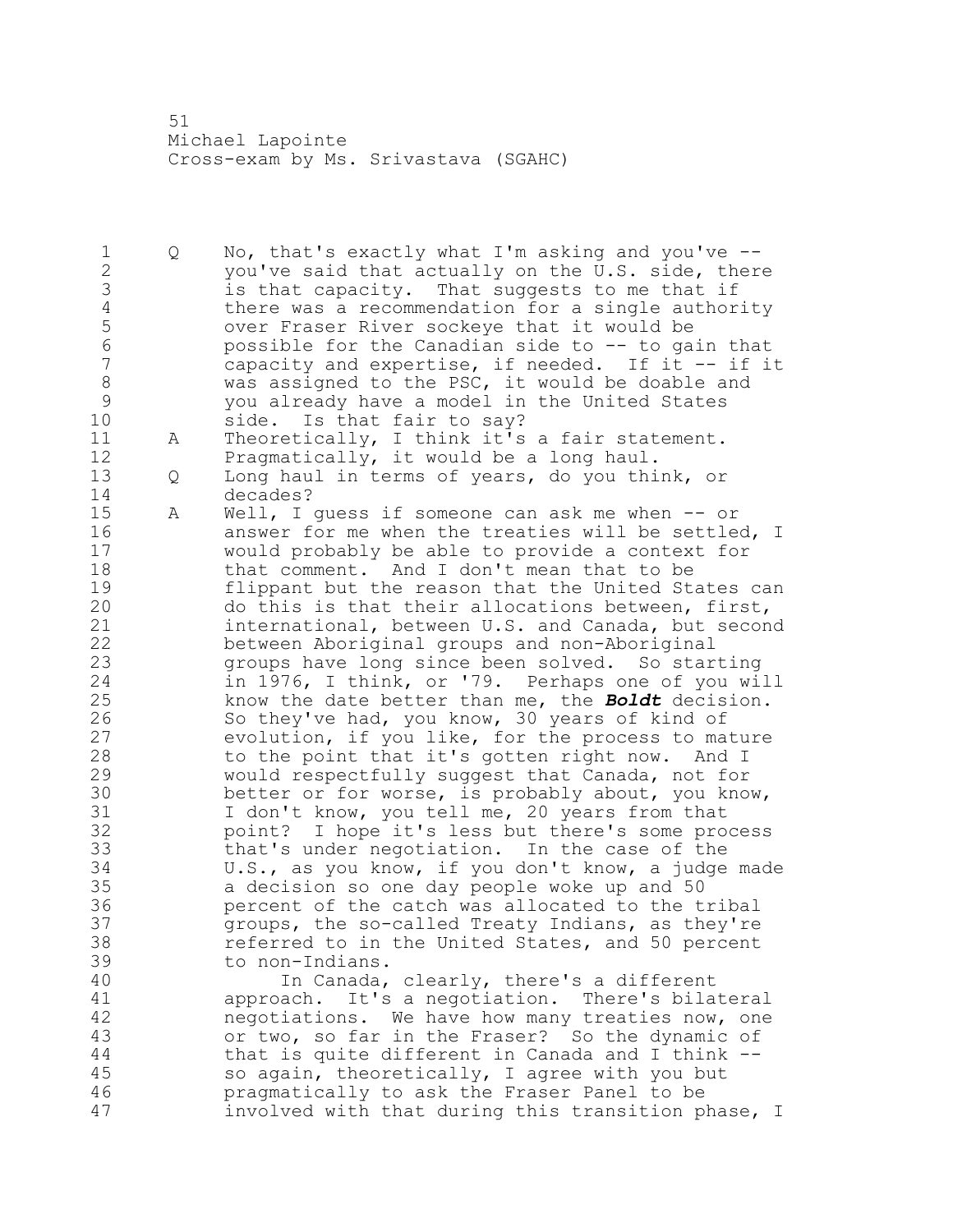Q No, that's exactly what I'm asking and you've -- you've said that actually on the U.S. side, there is that capacity. That suggests to me that if there was a recommendation for a single authority over Fraser River sockeye that it would be possible for the Canadian side to -- to gain that capacity and expertise, if needed. If it -- if it was assigned to the PSC, it would be doable and you already have a model in the United States side. Is that fair to say?

A Theoretically, I think it's a fair statement. Pragmatically, it would be a long haul.

Q Long haul in terms of years, do you think, or decades?

A Well, I guess if someone can ask me when -- or answer for me when the treaties will be settled, I would probably be able to provide a context for that comment. And I don't mean that to be flippant but the reason that the United States can do this is that their allocations between, first, international, between U.S. and Canada, but second between Aboriginal groups and non-Aboriginal groups have long since been solved. So starting in 1976, I think, or '79. Perhaps one of you will know the date better than me, the ***Boldt*** decision. So they've had, you know, 30 years of kind of evolution, if you like, for the process to mature to the point that it's gotten right now. And I would respectfully suggest that Canada, not for better or for worse, is probably about, you know, I don't know, you tell me, 20 years from that point? I hope it's less but there's some process that's under negotiation. In the case of the U.S., as you know, if you don't know, a judge made a decision so one day people woke up and 50 percent of the catch was allocated to the tribal groups, the so-called Treaty Indians, as they're referred to in the United States, and 50 percent to non-Indians.

In Canada, clearly, there's a different approach. It's a negotiation. There's bilateral negotiations. We have how many treaties now, one or two, so far in the Fraser? So the dynamic of that is quite different in Canada and I think -- so again, theoretically, I agree with you but pragmatically to ask the Fraser Panel to be involved with that during this transition phase, I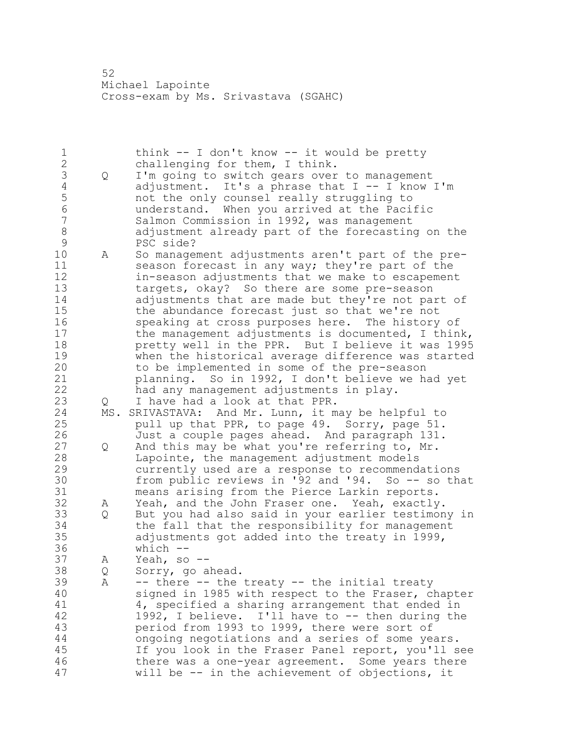Michael Lapointe
Cross-exam by Ms. Srivastava (SGAHC)

think -- I don't know -- it would be pretty challenging for them, I think.

Q I'm going to switch gears over to management adjustment. It's a phrase that I -- I know I'm not the only counsel really struggling to understand. When you arrived at the Pacific Salmon Commission in 1992, was management adjustment already part of the forecasting on the PSC side?

A So management adjustments aren't part of the pre-season forecast in any way; they're part of the in-season adjustments that we make to escapement targets, okay? So there are some pre-season adjustments that are made but they're not part of the abundance forecast just so that we're not speaking at cross purposes here. The history of the management adjustments is documented, I think, pretty well in the PPR. But I believe it was 1995 when the historical average difference was started to be implemented in some of the pre-season planning. So in 1992, I don't believe we had yet had any management adjustments in play.

Q I have had a look at that PPR.

MS. SRIVASTAVA: And Mr. Lunn, it may be helpful to pull up that PPR, to page 49. Sorry, page 51. Just a couple pages ahead. And paragraph 131.

Q And this may be what you're referring to, Mr. Lapointe, the management adjustment models currently used are a response to recommendations from public reviews in '92 and '94. So -- so that means arising from the Pierce Larkin reports.

A Yeah, and the John Fraser one. Yeah, exactly.

Q But you had also said in your earlier testimony in the fall that the responsibility for management adjustments got added into the treaty in 1999, which --

A Yeah, so --

Q Sorry, go ahead.

A -- there -- the treaty -- the initial treaty signed in 1985 with respect to the Fraser, chapter 4, specified a sharing arrangement that ended in 1992, I believe. I'll have to -- then during the period from 1993 to 1999, there were sort of ongoing negotiations and a series of some years. If you look in the Fraser Panel report, you'll see there was a one-year agreement. Some years there will be -- in the achievement of objections, it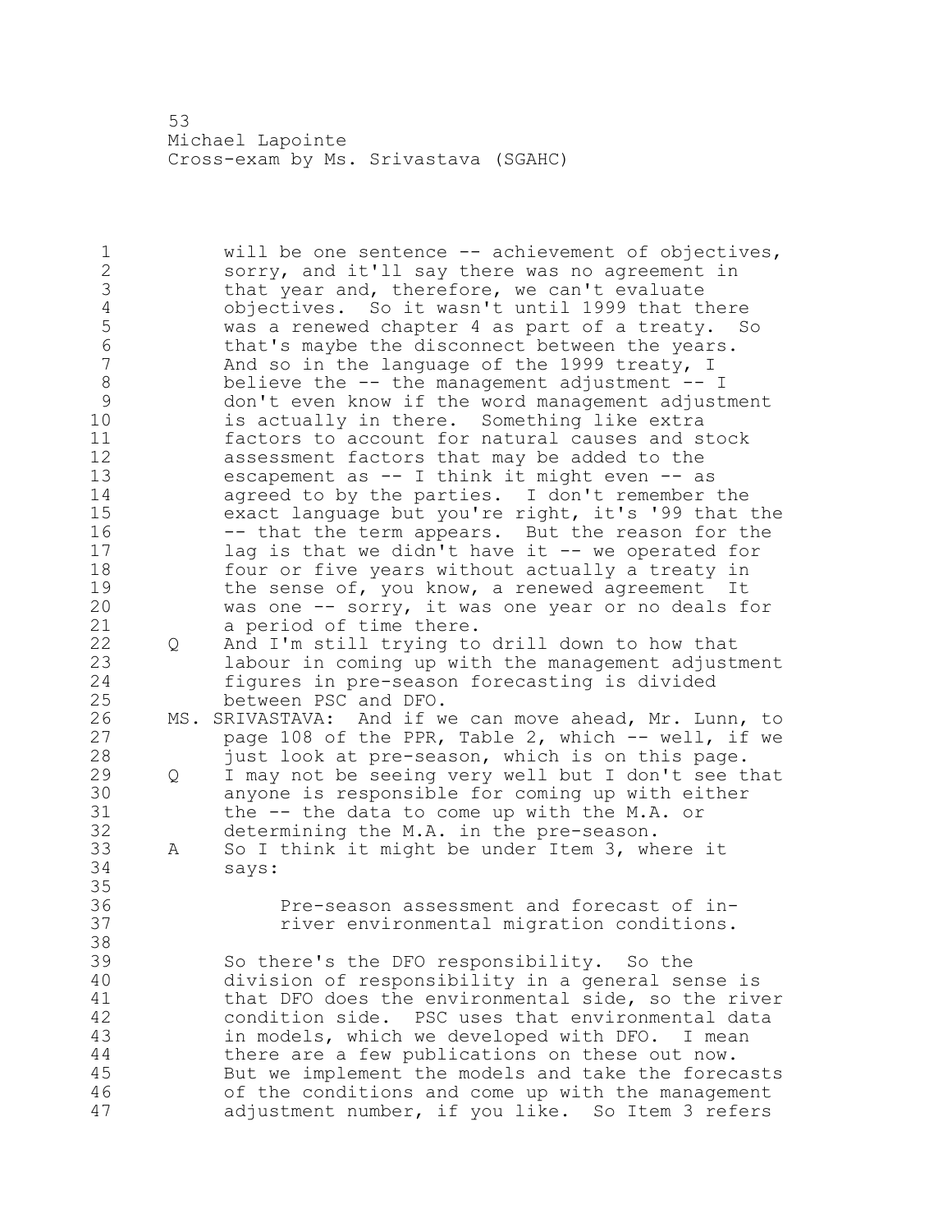will be one sentence -- achievement of objectives, sorry, and it'll say there was no agreement in that year and, therefore, we can't evaluate objectives. So it wasn't until 1999 that there was a renewed chapter 4 as part of a treaty. So that's maybe the disconnect between the years. And so in the language of the 1999 treaty, I believe the -- the management adjustment -- I don't even know if the word management adjustment is actually in there. Something like extra factors to account for natural causes and stock assessment factors that may be added to the escapement as -- I think it might even -- as agreed to by the parties. I don't remember the exact language but you're right, it's '99 that the -- that the term appears. But the reason for the lag is that we didn't have it -- we operated for four or five years without actually a treaty in the sense of, you know, a renewed agreement It was one -- sorry, it was one year or no deals for a period of time there.

Q And I'm still trying to drill down to how that labour in coming up with the management adjustment figures in pre-season forecasting is divided between PSC and DFO.

MS. SRIVASTAVA: And if we can move ahead, Mr. Lunn, to page 108 of the PPR, Table 2, which -- well, if we just look at pre-season, which is on this page.

Q I may not be seeing very well but I don't see that anyone is responsible for coming up with either the -- the data to come up with the M.A. or determining the M.A. in the pre-season.

A So I think it might be under Item 3, where it says:

> Pre-season assessment and forecast of in-river environmental migration conditions.

So there's the DFO responsibility. So the division of responsibility in a general sense is that DFO does the environmental side, so the river condition side. PSC uses that environmental data in models, which we developed with DFO. I mean there are a few publications on these out now. But we implement the models and take the forecasts of the conditions and come up with the management adjustment number, if you like. So Item 3 refers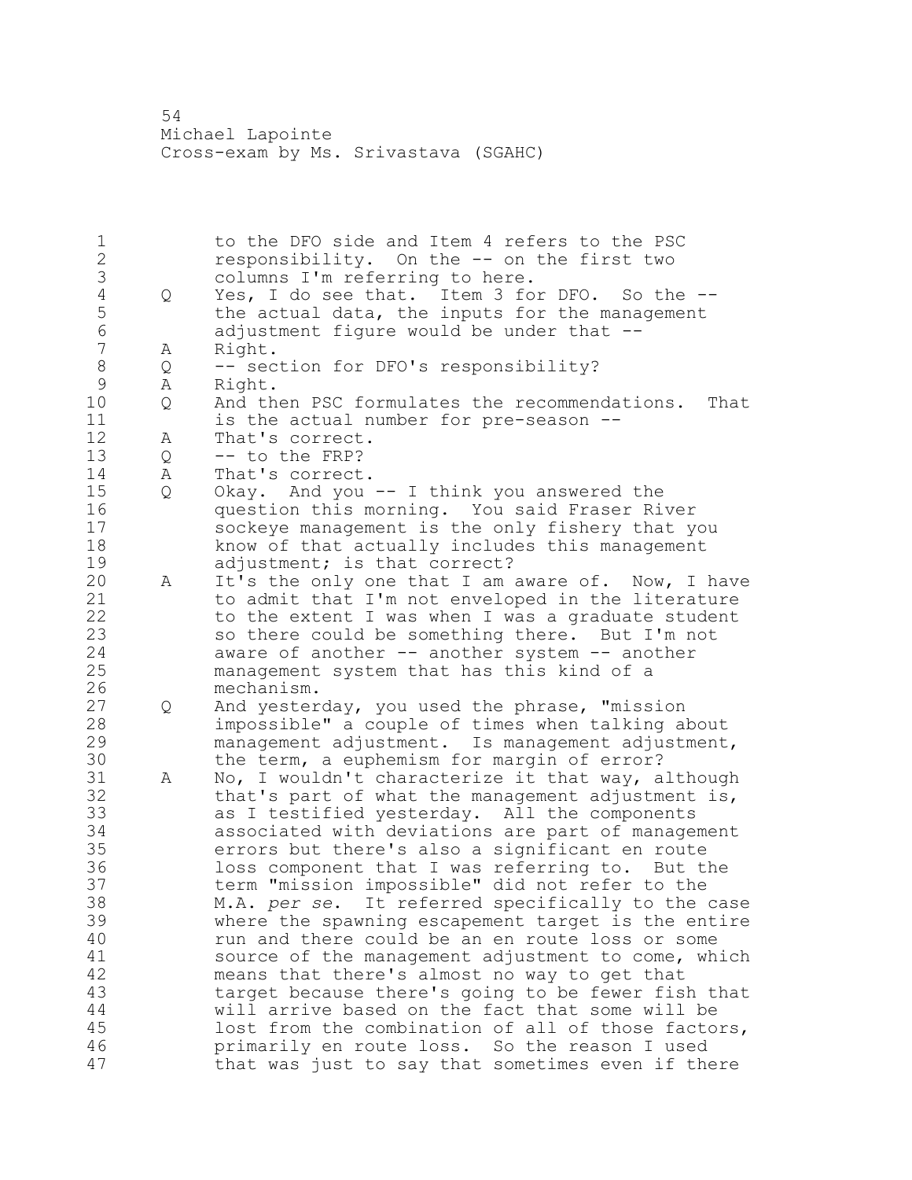to the DFO side and Item 4 refers to the PSC responsibility. On the -- on the first two columns I'm referring to here.

Q Yes, I do see that. Item 3 for DFO. So the -- the actual data, the inputs for the management adjustment figure would be under that --

A Right.

Q -- section for DFO's responsibility?

A Right.

Q And then PSC formulates the recommendations. That is the actual number for pre-season --

A That's correct.

Q -- to the FRP?

A That's correct.

Q Okay. And you -- I think you answered the question this morning. You said Fraser River sockeye management is the only fishery that you know of that actually includes this management adjustment; is that correct?

A It's the only one that I am aware of. Now, I have to admit that I'm not enveloped in the literature to the extent I was when I was a graduate student so there could be something there. But I'm not aware of another -- another system -- another management system that has this kind of a mechanism.

Q And yesterday, you used the phrase, "mission impossible" a couple of times when talking about management adjustment. Is management adjustment, the term, a euphemism for margin of error?

A No, I wouldn't characterize it that way, although that's part of what the management adjustment is, as I testified yesterday. All the components associated with deviations are part of management errors but there's also a significant en route loss component that I was referring to. But the term "mission impossible" did not refer to the M.A. *per se*. It referred specifically to the case where the spawning escapement target is the entire run and there could be an en route loss or some source of the management adjustment to come, which means that there's almost no way to get that target because there's going to be fewer fish that will arrive based on the fact that some will be lost from the combination of all of those factors, primarily en route loss. So the reason I used that was just to say that sometimes even if there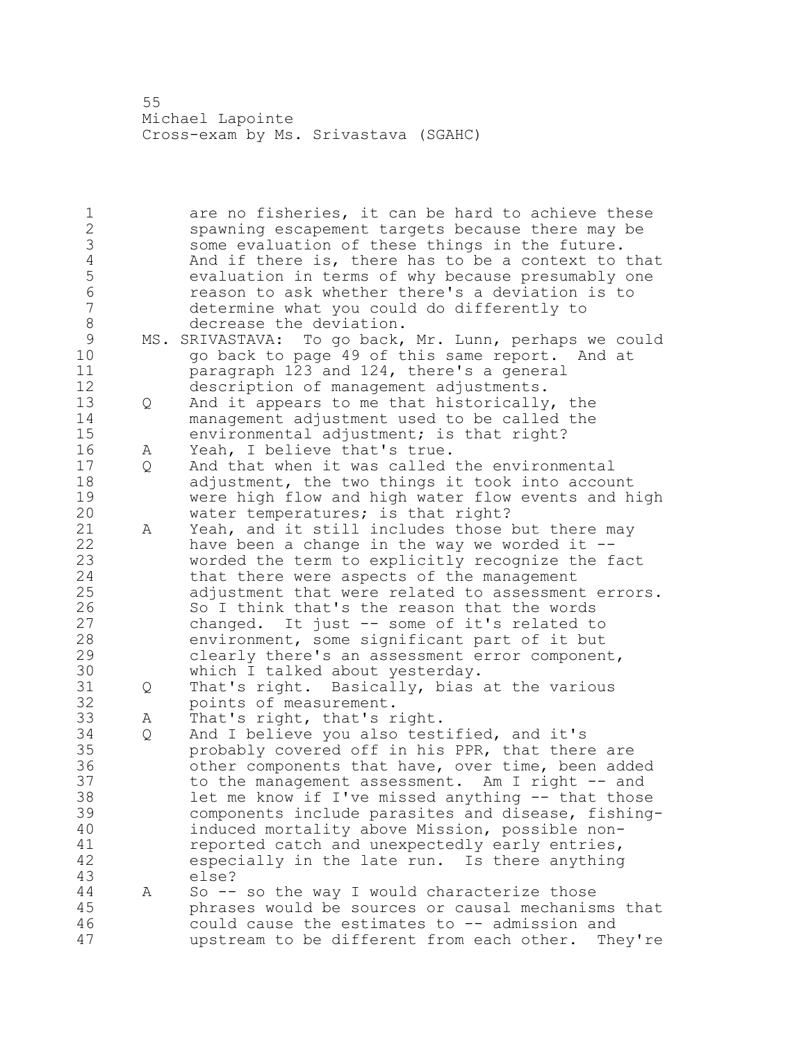are no fisheries, it can be hard to achieve these spawning escapement targets because there may be some evaluation of these things in the future. And if there is, there has to be a context to that evaluation in terms of why because presumably one reason to ask whether there's a deviation is to determine what you could do differently to decrease the deviation.

MS. SRIVASTAVA: To go back, Mr. Lunn, perhaps we could go back to page 49 of this same report. And at paragraph 123 and 124, there's a general description of management adjustments.

Q And it appears to me that historically, the management adjustment used to be called the environmental adjustment; is that right?

A Yeah, I believe that's true.

Q And that when it was called the environmental adjustment, the two things it took into account were high flow and high water flow events and high water temperatures; is that right?

A Yeah, and it still includes those but there may have been a change in the way we worded it -- worded the term to explicitly recognize the fact that there were aspects of the management adjustment that were related to assessment errors. So I think that's the reason that the words changed. It just -- some of it's related to environment, some significant part of it but clearly there's an assessment error component, which I talked about yesterday.

Q That's right. Basically, bias at the various points of measurement.

A That's right, that's right.

Q And I believe you also testified, and it's probably covered off in his PPR, that there are other components that have, over time, been added to the management assessment. Am I right -- and let me know if I've missed anything -- that those components include parasites and disease, fishing-induced mortality above Mission, possible non-reported catch and unexpectedly early entries, especially in the late run. Is there anything else?

A So -- so the way I would characterize those phrases would be sources or causal mechanisms that could cause the estimates to -- admission and upstream to be different from each other. They're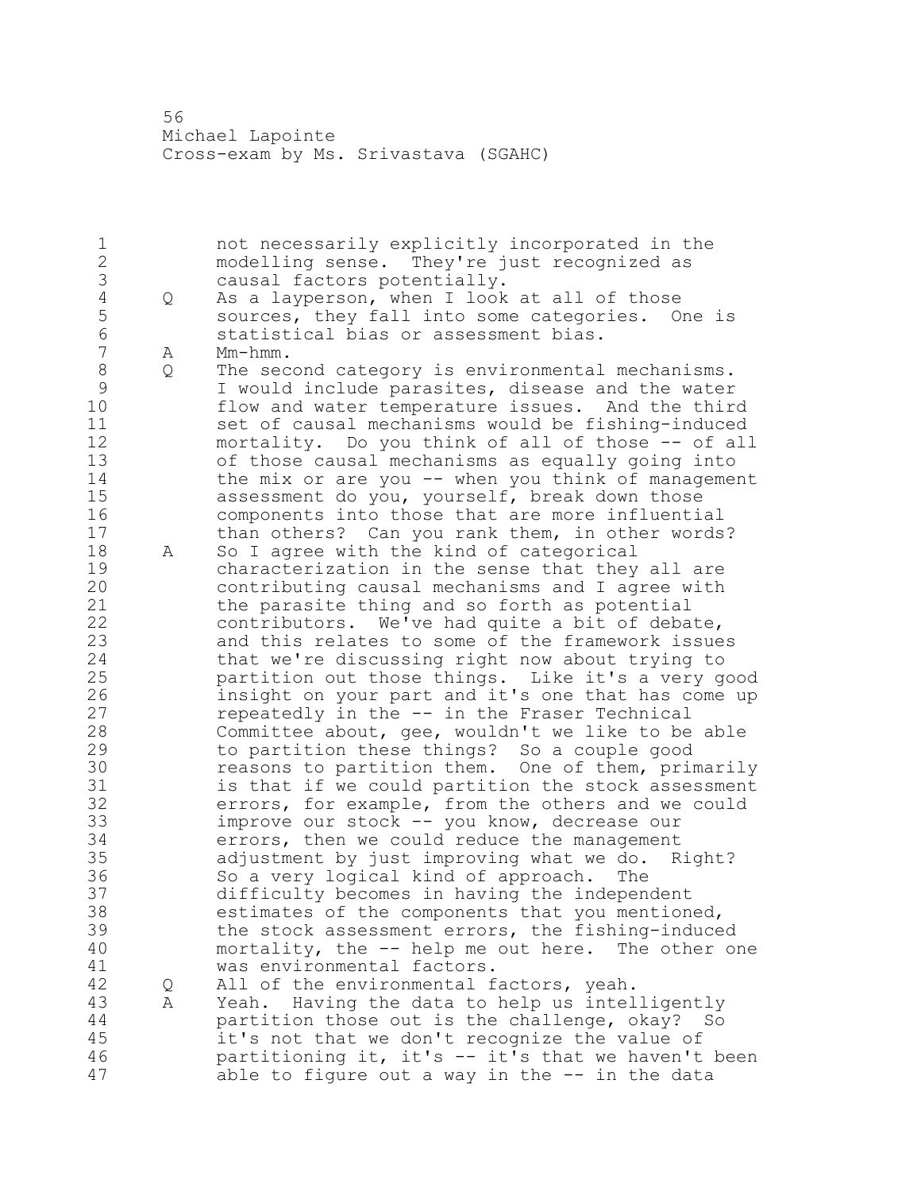not necessarily explicitly incorporated in the modelling sense. They're just recognized as causal factors potentially.

Q As a layperson, when I look at all of those sources, they fall into some categories. One is statistical bias or assessment bias.

A Mm-hmm.

Q The second category is environmental mechanisms. I would include parasites, disease and the water flow and water temperature issues. And the third set of causal mechanisms would be fishing-induced mortality. Do you think of all of those -- of all of those causal mechanisms as equally going into the mix or are you -- when you think of management assessment do you, yourself, break down those components into those that are more influential than others? Can you rank them, in other words?

A So I agree with the kind of categorical characterization in the sense that they all are contributing causal mechanisms and I agree with the parasite thing and so forth as potential contributors. We've had quite a bit of debate, and this relates to some of the framework issues that we're discussing right now about trying to partition out those things. Like it's a very good insight on your part and it's one that has come up repeatedly in the -- in the Fraser Technical Committee about, gee, wouldn't we like to be able to partition these things? So a couple good reasons to partition them. One of them, primarily is that if we could partition the stock assessment errors, for example, from the others and we could improve our stock -- you know, decrease our errors, then we could reduce the management adjustment by just improving what we do. Right? So a very logical kind of approach. The difficulty becomes in having the independent estimates of the components that you mentioned, the stock assessment errors, the fishing-induced mortality, the -- help me out here. The other one was environmental factors.

Q All of the environmental factors, yeah.

A Yeah. Having the data to help us intelligently partition those out is the challenge, okay? So it's not that we don't recognize the value of partitioning it, it's -- it's that we haven't been able to figure out a way in the -- in the data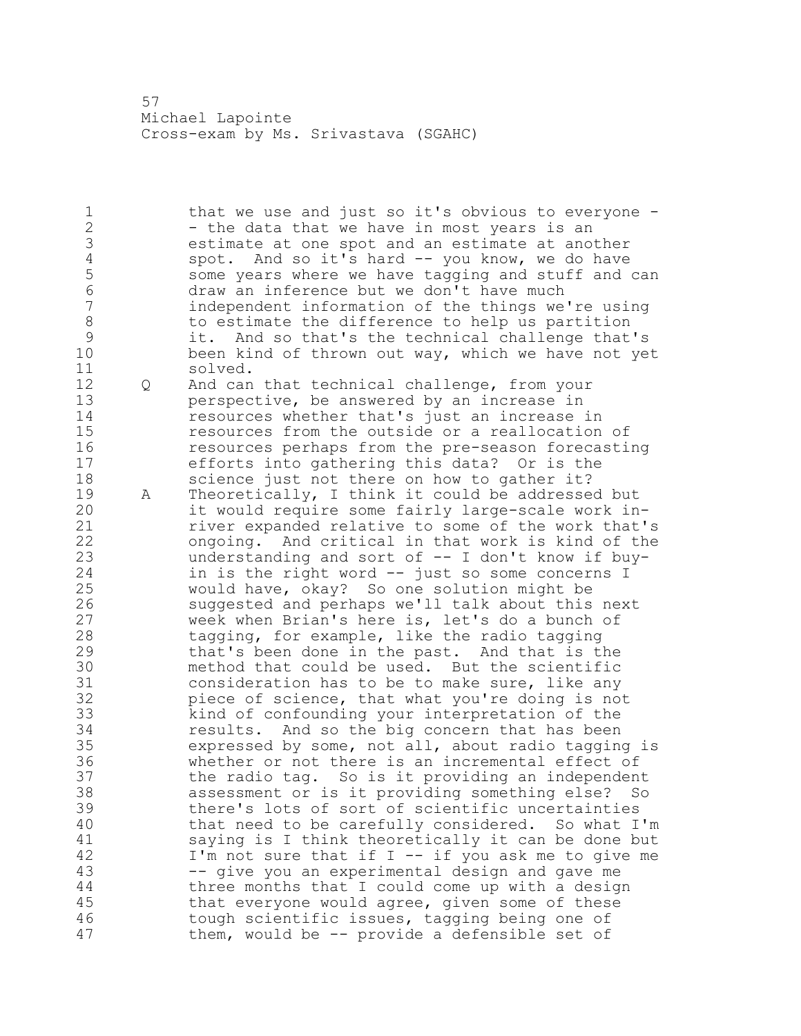that we use and just so it's obvious to everyone -- the data that we have in most years is an estimate at one spot and an estimate at another spot. And so it's hard -- you know, we do have some years where we have tagging and stuff and can draw an inference but we don't have much independent information of the things we're using to estimate the difference to help us partition it. And so that's the technical challenge that's been kind of thrown out way, which we have not yet solved.

Q And can that technical challenge, from your perspective, be answered by an increase in resources whether that's just an increase in resources from the outside or a reallocation of resources perhaps from the pre-season forecasting efforts into gathering this data? Or is the science just not there on how to gather it?

A Theoretically, I think it could be addressed but it would require some fairly large-scale work in-river expanded relative to some of the work that's ongoing. And critical in that work is kind of the understanding and sort of -- I don't know if buy-in is the right word -- just so some concerns I would have, okay? So one solution might be suggested and perhaps we'll talk about this next week when Brian's here is, let's do a bunch of tagging, for example, like the radio tagging that's been done in the past. And that is the method that could be used. But the scientific consideration has to be to make sure, like any piece of science, that what you're doing is not kind of confounding your interpretation of the results. And so the big concern that has been expressed by some, not all, about radio tagging is whether or not there is an incremental effect of the radio tag. So is it providing an independent assessment or is it providing something else? So there's lots of sort of scientific uncertainties that need to be carefully considered. So what I'm saying is I think theoretically it can be done but I'm not sure that if I -- if you ask me to give me -- give you an experimental design and gave me three months that I could come up with a design that everyone would agree, given some of these tough scientific issues, tagging being one of them, would be -- provide a defensible set of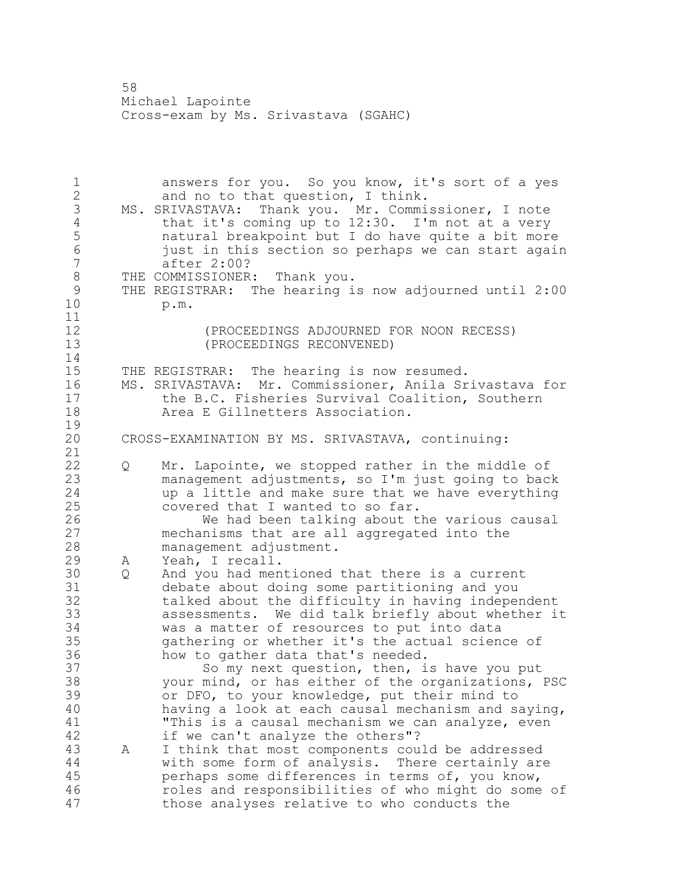answers for you. So you know, it's sort of a yes and no to that question, I think.

MS. SRIVASTAVA: Thank you. Mr. Commissioner, I note that it's coming up to 12:30. I'm not at a very natural breakpoint but I do have quite a bit more just in this section so perhaps we can start again after 2:00?

THE COMMISSIONER: Thank you.

THE REGISTRAR: The hearing is now adjourned until 2:00 p.m.

(PROCEEDINGS ADJOURNED FOR NOON RECESS)
(PROCEEDINGS RECONVENED)

THE REGISTRAR: The hearing is now resumed.

MS. SRIVASTAVA: Mr. Commissioner, Anila Srivastava for the B.C. Fisheries Survival Coalition, Southern Area E Gillnetters Association.

CROSS-EXAMINATION BY MS. SRIVASTAVA, continuing:

Q Mr. Lapointe, we stopped rather in the middle of management adjustments, so I'm just going to back up a little and make sure that we have everything covered that I wanted to so far.

We had been talking about the various causal mechanisms that are all aggregated into the management adjustment.

A Yeah, I recall.

Q And you had mentioned that there is a current debate about doing some partitioning and you talked about the difficulty in having independent assessments. We did talk briefly about whether it was a matter of resources to put into data gathering or whether it's the actual science of how to gather data that's needed.

So my next question, then, is have you put your mind, or has either of the organizations, PSC or DFO, to your knowledge, put their mind to having a look at each causal mechanism and saying, "This is a causal mechanism we can analyze, even if we can't analyze the others"?

A I think that most components could be addressed with some form of analysis. There certainly are perhaps some differences in terms of, you know, roles and responsibilities of who might do some of those analyses relative to who conducts the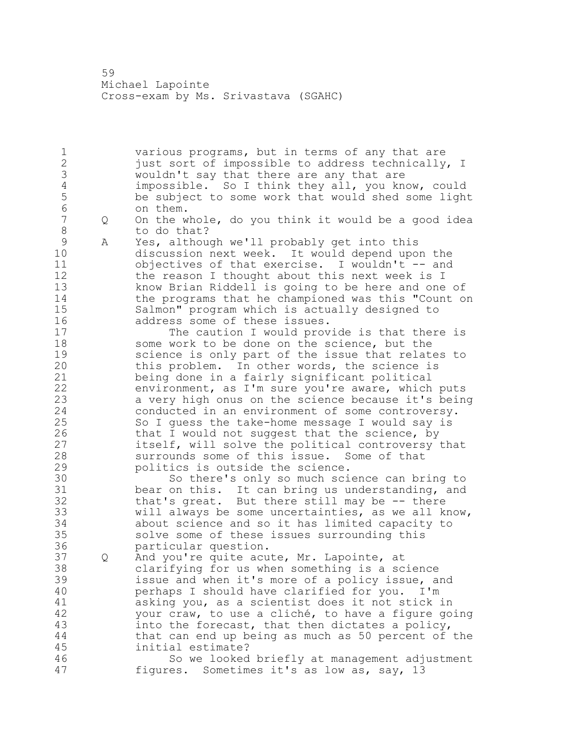various programs, but in terms of any that are just sort of impossible to address technically, I wouldn't say that there are any that are impossible. So I think they all, you know, could be subject to some work that would shed some light on them.

Q On the whole, do you think it would be a good idea to do that?

A Yes, although we'll probably get into this discussion next week. It would depend upon the objectives of that exercise. I wouldn't -- and the reason I thought about this next week is I know Brian Riddell is going to be here and one of the programs that he championed was this "Count on Salmon" program which is actually designed to address some of these issues.

The caution I would provide is that there is some work to be done on the science, but the science is only part of the issue that relates to this problem. In other words, the science is being done in a fairly significant political environment, as I'm sure you're aware, which puts a very high onus on the science because it's being conducted in an environment of some controversy. So I guess the take-home message I would say is that I would not suggest that the science, by itself, will solve the political controversy that surrounds some of this issue. Some of that politics is outside the science.

So there's only so much science can bring to bear on this. It can bring us understanding, and that's great. But there still may be -- there will always be some uncertainties, as we all know, about science and so it has limited capacity to solve some of these issues surrounding this particular question.

Q And you're quite acute, Mr. Lapointe, at clarifying for us when something is a science issue and when it's more of a policy issue, and perhaps I should have clarified for you. I'm asking you, as a scientist does it not stick in your craw, to use a cliché, to have a figure going into the forecast, that then dictates a policy, that can end up being as much as 50 percent of the initial estimate?

So we looked briefly at management adjustment figures. Sometimes it's as low as, say, 13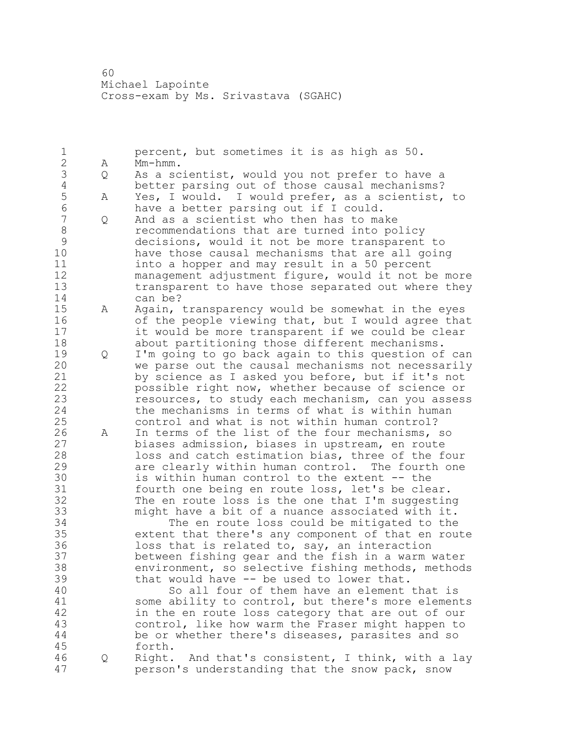percent, but sometimes it is as high as 50.

A Mm-hmm.

Q As a scientist, would you not prefer to have a better parsing out of those causal mechanisms?

A Yes, I would. I would prefer, as a scientist, to have a better parsing out if I could.

Q And as a scientist who then has to make recommendations that are turned into policy decisions, would it not be more transparent to have those causal mechanisms that are all going into a hopper and may result in a 50 percent management adjustment figure, would it not be more transparent to have those separated out where they can be?

A Again, transparency would be somewhat in the eyes of the people viewing that, but I would agree that it would be more transparent if we could be clear about partitioning those different mechanisms.

Q I'm going to go back again to this question of can we parse out the causal mechanisms not necessarily by science as I asked you before, but if it's not possible right now, whether because of science or resources, to study each mechanism, can you assess the mechanisms in terms of what is within human control and what is not within human control?

A In terms of the list of the four mechanisms, so biases admission, biases in upstream, en route loss and catch estimation bias, three of the four are clearly within human control. The fourth one is within human control to the extent -- the fourth one being en route loss, let's be clear. The en route loss is the one that I'm suggesting might have a bit of a nuance associated with it.

The en route loss could be mitigated to the extent that there's any component of that en route loss that is related to, say, an interaction between fishing gear and the fish in a warm water environment, so selective fishing methods, methods that would have -- be used to lower that.

So all four of them have an element that is some ability to control, but there's more elements in the en route loss category that are out of our control, like how warm the Fraser might happen to be or whether there's diseases, parasites and so forth.

Q Right. And that's consistent, I think, with a lay person's understanding that the snow pack, snow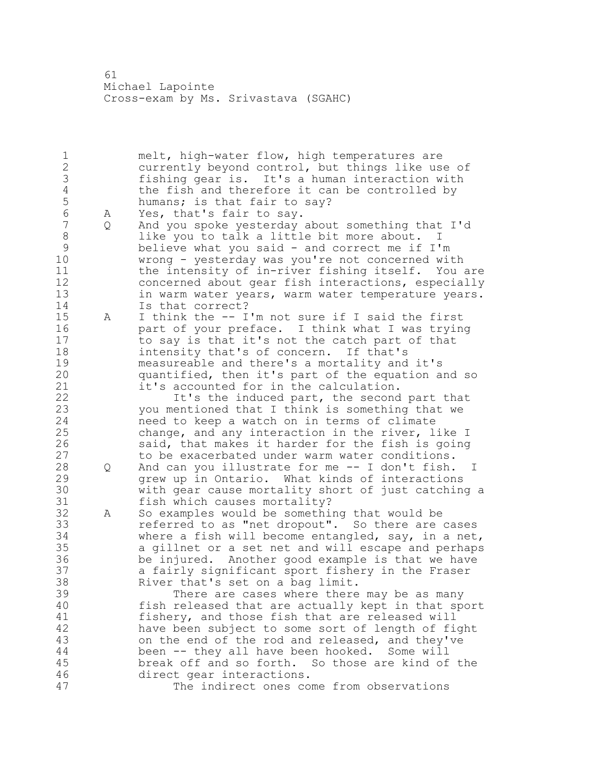melt, high-water flow, high temperatures are currently beyond control, but things like use of fishing gear is. It's a human interaction with the fish and therefore it can be controlled by humans; is that fair to say?

A Yes, that's fair to say.

Q And you spoke yesterday about something that I'd like you to talk a little bit more about. I believe what you said - and correct me if I'm wrong - yesterday was you're not concerned with the intensity of in-river fishing itself. You are concerned about gear fish interactions, especially in warm water years, warm water temperature years. Is that correct?

A I think the -- I'm not sure if I said the first part of your preface. I think what I was trying to say is that it's not the catch part of that intensity that's of concern. If that's measureable and there's a mortality and it's quantified, then it's part of the equation and so it's accounted for in the calculation.

It's the induced part, the second part that you mentioned that I think is something that we need to keep a watch on in terms of climate change, and any interaction in the river, like I said, that makes it harder for the fish is going to be exacerbated under warm water conditions.

Q And can you illustrate for me -- I don't fish. I grew up in Ontario. What kinds of interactions with gear cause mortality short of just catching a fish which causes mortality?

A So examples would be something that would be referred to as "net dropout". So there are cases where a fish will become entangled, say, in a net, a gillnet or a set net and will escape and perhaps be injured. Another good example is that we have a fairly significant sport fishery in the Fraser River that's set on a bag limit.

There are cases where there may be as many fish released that are actually kept in that sport fishery, and those fish that are released will have been subject to some sort of length of fight on the end of the rod and released, and they've been -- they all have been hooked. Some will break off and so forth. So those are kind of the direct gear interactions.

The indirect ones come from observations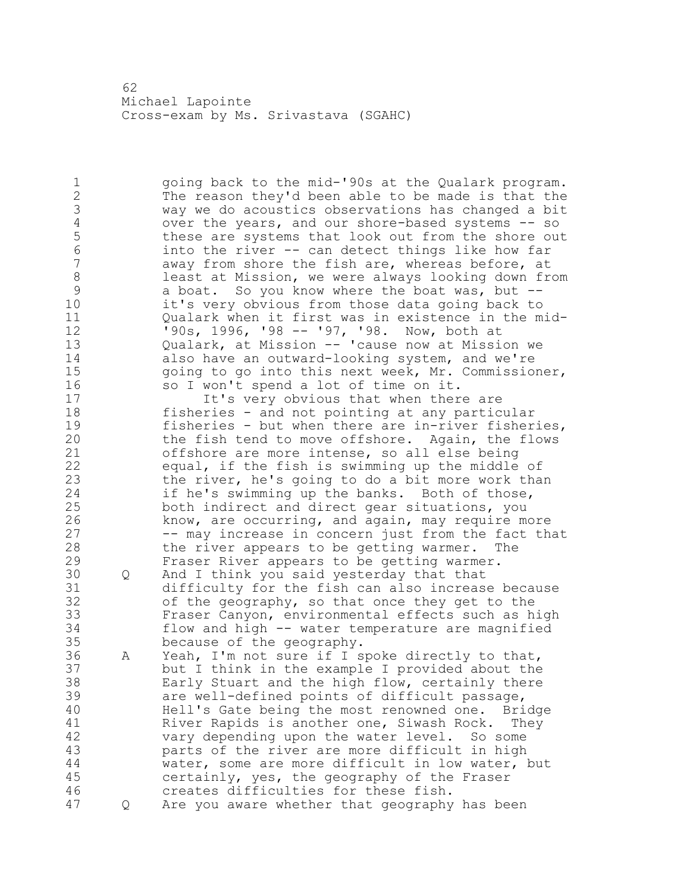going back to the mid-'90s at the Qualark program. The reason they'd been able to be made is that the way we do acoustics observations has changed a bit over the years, and our shore-based systems -- so these are systems that look out from the shore out into the river -- can detect things like how far away from shore the fish are, whereas before, at least at Mission, we were always looking down from a boat. So you know where the boat was, but -- it's very obvious from those data going back to Qualark when it first was in existence in the mid-'90s, 1996, '98 -- '97, '98. Now, both at Qualark, at Mission -- 'cause now at Mission we also have an outward-looking system, and we're going to go into this next week, Mr. Commissioner, so I won't spend a lot of time on it.

It's very obvious that when there are fisheries - and not pointing at any particular fisheries - but when there are in-river fisheries, the fish tend to move offshore. Again, the flows offshore are more intense, so all else being equal, if the fish is swimming up the middle of the river, he's going to do a bit more work than if he's swimming up the banks. Both of those, both indirect and direct gear situations, you know, are occurring, and again, may require more -- may increase in concern just from the fact that the river appears to be getting warmer. The Fraser River appears to be getting warmer.

Q And I think you said yesterday that that difficulty for the fish can also increase because of the geography, so that once they get to the Fraser Canyon, environmental effects such as high flow and high -- water temperature are magnified because of the geography.

A Yeah, I'm not sure if I spoke directly to that, but I think in the example I provided about the Early Stuart and the high flow, certainly there are well-defined points of difficult passage, Hell's Gate being the most renowned one. Bridge River Rapids is another one, Siwash Rock. They vary depending upon the water level. So some parts of the river are more difficult in high water, some are more difficult in low water, but certainly, yes, the geography of the Fraser creates difficulties for these fish.

Q Are you aware whether that geography has been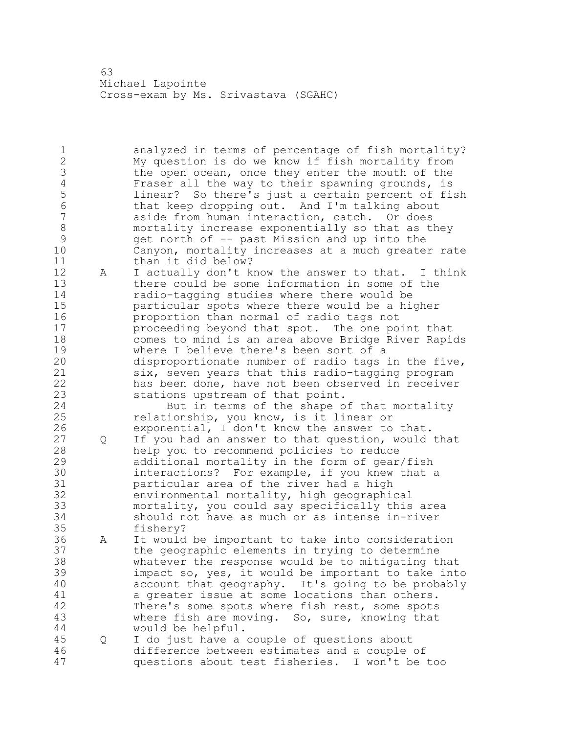analyzed in terms of percentage of fish mortality? My question is do we know if fish mortality from the open ocean, once they enter the mouth of the Fraser all the way to their spawning grounds, is linear? So there's just a certain percent of fish that keep dropping out. And I'm talking about aside from human interaction, catch. Or does mortality increase exponentially so that as they get north of -- past Mission and up into the Canyon, mortality increases at a much greater rate than it did below?

A I actually don't know the answer to that. I think there could be some information in some of the radio-tagging studies where there would be particular spots where there would be a higher proportion than normal of radio tags not proceeding beyond that spot. The one point that comes to mind is an area above Bridge River Rapids where I believe there's been sort of a disproportionate number of radio tags in the five, six, seven years that this radio-tagging program has been done, have not been observed in receiver stations upstream of that point.

But in terms of the shape of that mortality relationship, you know, is it linear or exponential, I don't know the answer to that.

Q If you had an answer to that question, would that help you to recommend policies to reduce additional mortality in the form of gear/fish interactions? For example, if you knew that a particular area of the river had a high environmental mortality, high geographical mortality, you could say specifically this area should not have as much or as intense in-river fishery?

A It would be important to take into consideration the geographic elements in trying to determine whatever the response would be to mitigating that impact so, yes, it would be important to take into account that geography. It's going to be probably a greater issue at some locations than others. There's some spots where fish rest, some spots where fish are moving. So, sure, knowing that would be helpful.

Q I do just have a couple of questions about difference between estimates and a couple of questions about test fisheries. I won't be too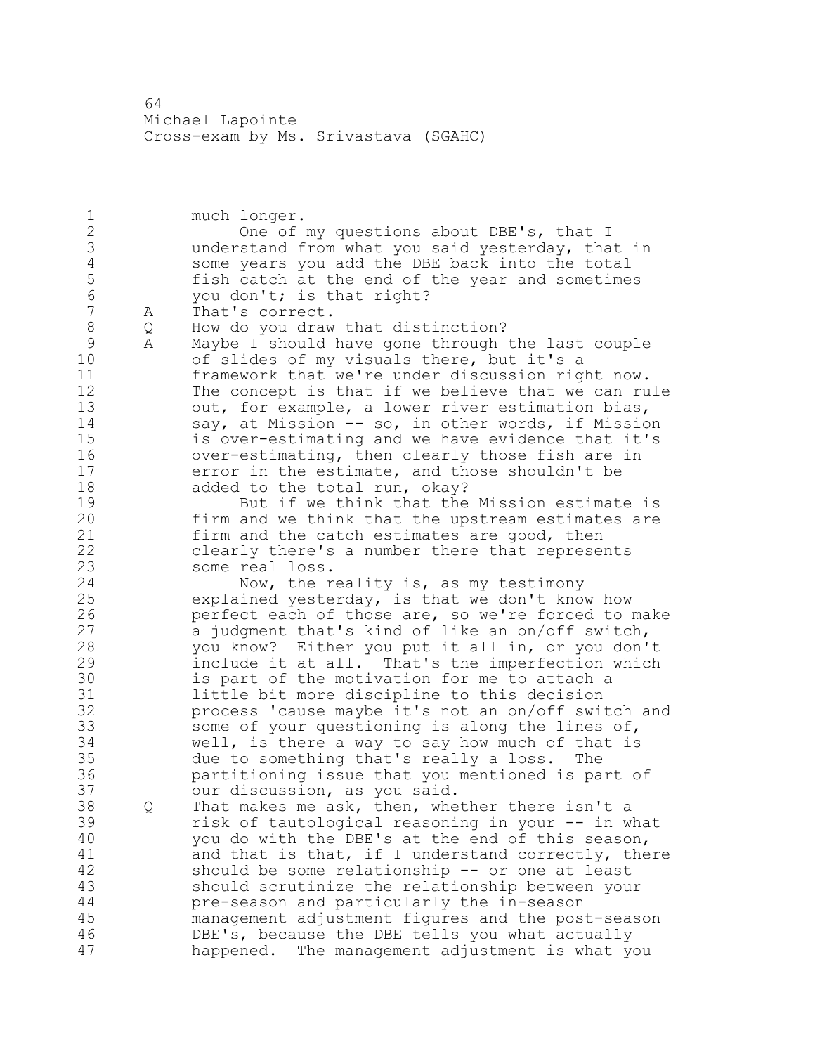much longer.

One of my questions about DBE's, that I understand from what you said yesterday, that in some years you add the DBE back into the total fish catch at the end of the year and sometimes you don't; is that right?

A That's correct.

Q How do you draw that distinction?

A Maybe I should have gone through the last couple of slides of my visuals there, but it's a framework that we're under discussion right now. The concept is that if we believe that we can rule out, for example, a lower river estimation bias, say, at Mission -- so, in other words, if Mission is over-estimating and we have evidence that it's over-estimating, then clearly those fish are in error in the estimate, and those shouldn't be added to the total run, okay?

But if we think that the Mission estimate is firm and we think that the upstream estimates are firm and the catch estimates are good, then clearly there's a number there that represents some real loss.

Now, the reality is, as my testimony explained yesterday, is that we don't know how perfect each of those are, so we're forced to make a judgment that's kind of like an on/off switch, you know? Either you put it all in, or you don't include it at all. That's the imperfection which is part of the motivation for me to attach a little bit more discipline to this decision process 'cause maybe it's not an on/off switch and some of your questioning is along the lines of, well, is there a way to say how much of that is due to something that's really a loss. The partitioning issue that you mentioned is part of our discussion, as you said.

Q That makes me ask, then, whether there isn't a risk of tautological reasoning in your -- in what you do with the DBE's at the end of this season, and that is that, if I understand correctly, there should be some relationship -- or one at least should scrutinize the relationship between your pre-season and particularly the in-season management adjustment figures and the post-season DBE's, because the DBE tells you what actually happened. The management adjustment is what you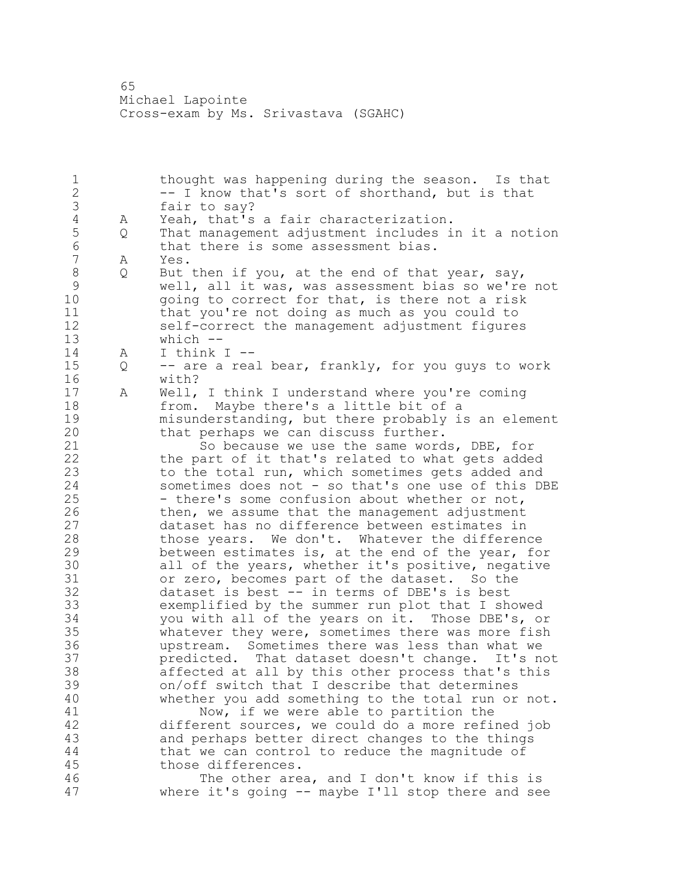thought was happening during the season. Is that -- I know that's sort of shorthand, but is that fair to say?

A Yeah, that's a fair characterization.

Q That management adjustment includes in it a notion that there is some assessment bias.

A Yes.

Q But then if you, at the end of that year, say, well, all it was, was assessment bias so we're not going to correct for that, is there not a risk that you're not doing as much as you could to self-correct the management adjustment figures which --

A I think I --

Q -- are a real bear, frankly, for you guys to work with?

A Well, I think I understand where you're coming from. Maybe there's a little bit of a misunderstanding, but there probably is an element that perhaps we can discuss further.

So because we use the same words, DBE, for the part of it that's related to what gets added to the total run, which sometimes gets added and sometimes does not - so that's one use of this DBE - there's some confusion about whether or not, then, we assume that the management adjustment dataset has no difference between estimates in those years. We don't. Whatever the difference between estimates is, at the end of the year, for all of the years, whether it's positive, negative or zero, becomes part of the dataset. So the dataset is best -- in terms of DBE's is best exemplified by the summer run plot that I showed you with all of the years on it. Those DBE's, or whatever they were, sometimes there was more fish upstream. Sometimes there was less than what we predicted. That dataset doesn't change. It's not affected at all by this other process that's this on/off switch that I describe that determines whether you add something to the total run or not.

Now, if we were able to partition the different sources, we could do a more refined job and perhaps better direct changes to the things that we can control to reduce the magnitude of those differences.

The other area, and I don't know if this is where it's going -- maybe I'll stop there and see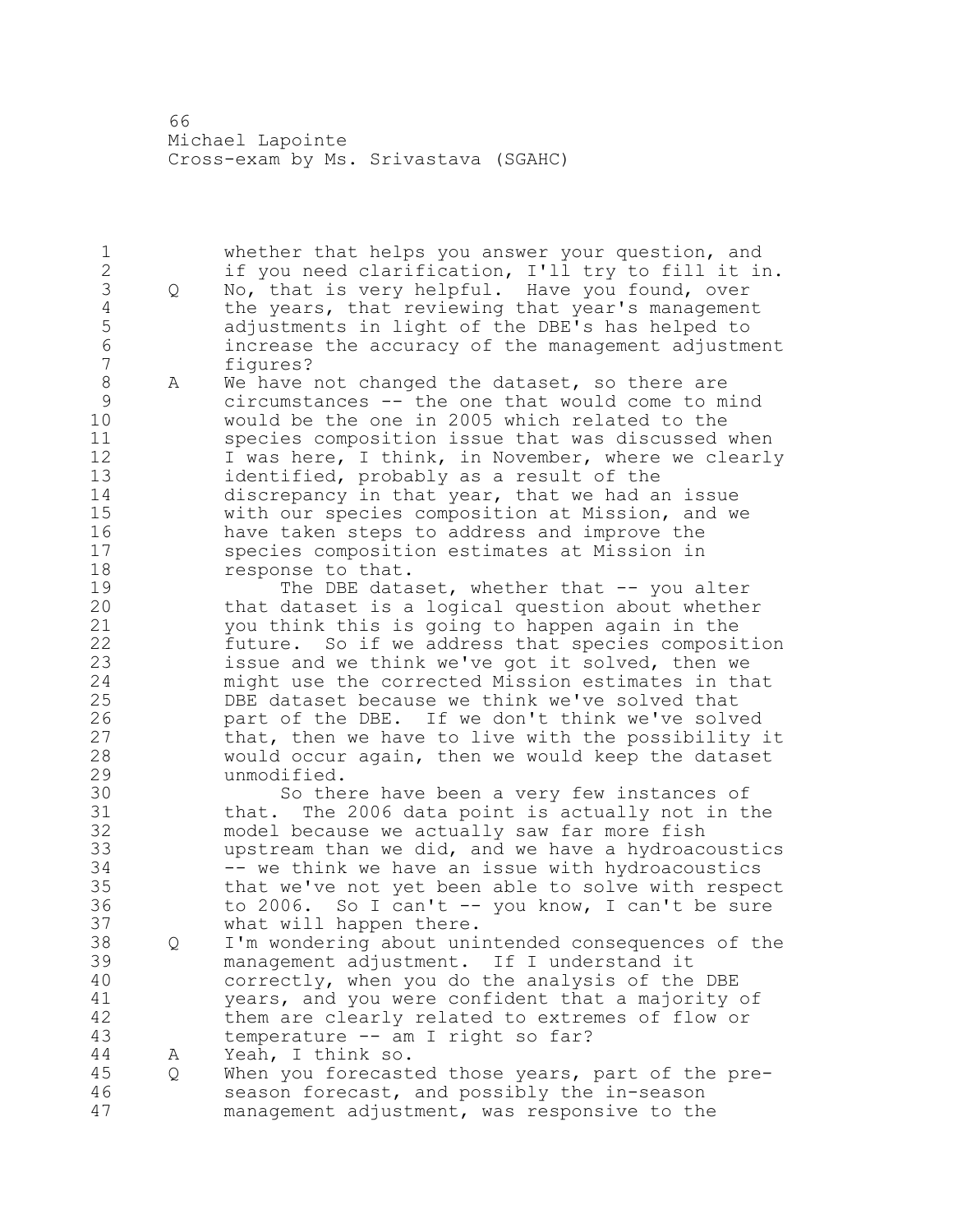whether that helps you answer your question, and if you need clarification, I'll try to fill it in.

Q No, that is very helpful. Have you found, over the years, that reviewing that year's management adjustments in light of the DBE's has helped to increase the accuracy of the management adjustment figures?

A We have not changed the dataset, so there are circumstances -- the one that would come to mind would be the one in 2005 which related to the species composition issue that was discussed when I was here, I think, in November, where we clearly identified, probably as a result of the discrepancy in that year, that we had an issue with our species composition at Mission, and we have taken steps to address and improve the species composition estimates at Mission in response to that.

The DBE dataset, whether that -- you alter that dataset is a logical question about whether you think this is going to happen again in the future. So if we address that species composition issue and we think we've got it solved, then we might use the corrected Mission estimates in that DBE dataset because we think we've solved that part of the DBE. If we don't think we've solved that, then we have to live with the possibility it would occur again, then we would keep the dataset unmodified.

So there have been a very few instances of that. The 2006 data point is actually not in the model because we actually saw far more fish upstream than we did, and we have a hydroacoustics -- we think we have an issue with hydroacoustics that we've not yet been able to solve with respect to 2006. So I can't -- you know, I can't be sure what will happen there.

Q I'm wondering about unintended consequences of the management adjustment. If I understand it correctly, when you do the analysis of the DBE years, and you were confident that a majority of them are clearly related to extremes of flow or temperature -- am I right so far?

A Yeah, I think so.

Q When you forecasted those years, part of the pre-season forecast, and possibly the in-season management adjustment, was responsive to the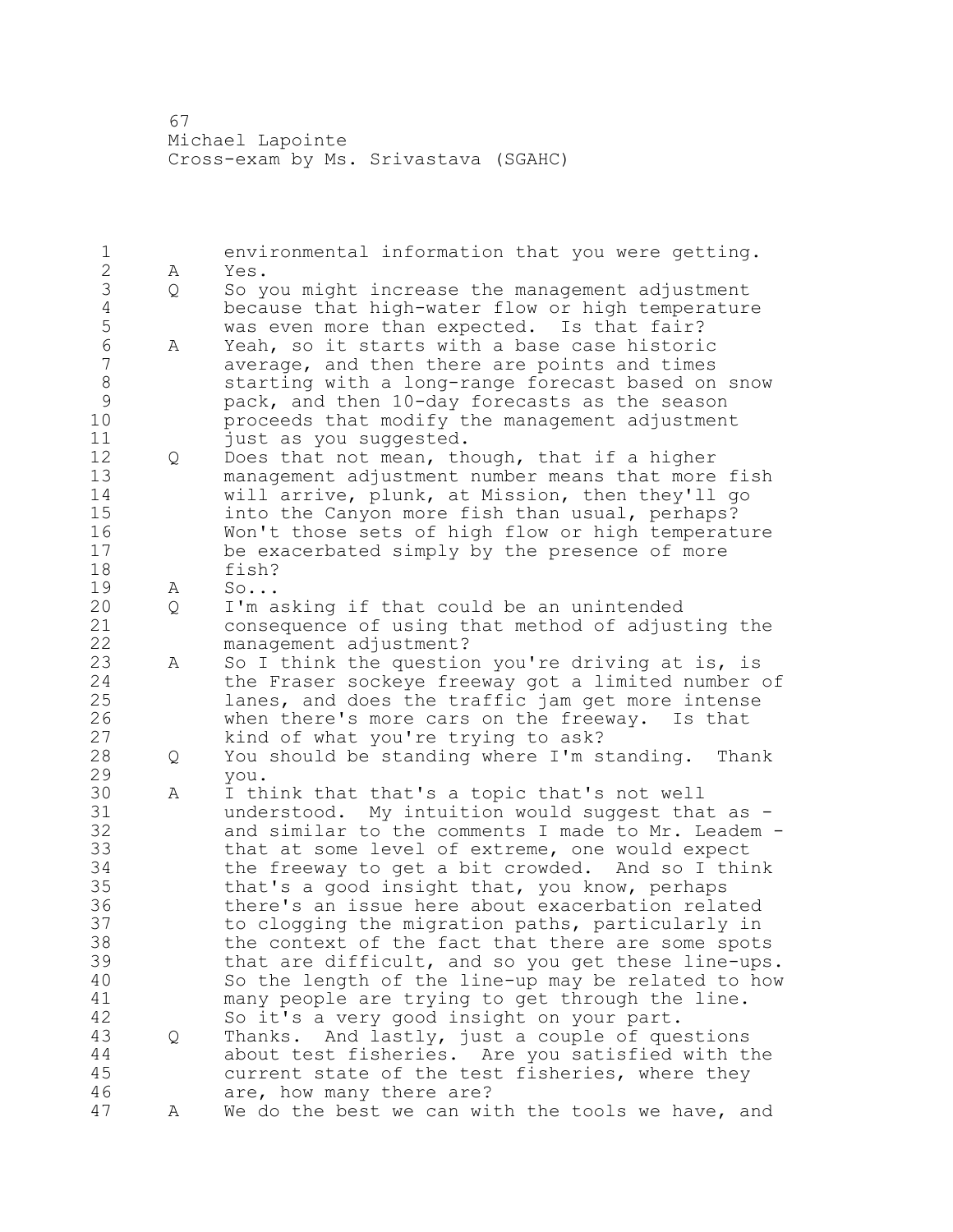environmental information that you were getting.

A Yes.

Q So you might increase the management adjustment because that high-water flow or high temperature was even more than expected. Is that fair?

A Yeah, so it starts with a base case historic average, and then there are points and times starting with a long-range forecast based on snow pack, and then 10-day forecasts as the season proceeds that modify the management adjustment just as you suggested.

Q Does that not mean, though, that if a higher management adjustment number means that more fish will arrive, plunk, at Mission, then they'll go into the Canyon more fish than usual, perhaps? Won't those sets of high flow or high temperature be exacerbated simply by the presence of more fish?

A So...

Q I'm asking if that could be an unintended consequence of using that method of adjusting the management adjustment?

A So I think the question you're driving at is, is the Fraser sockeye freeway got a limited number of lanes, and does the traffic jam get more intense when there's more cars on the freeway. Is that kind of what you're trying to ask?

Q You should be standing where I'm standing. Thank you.

A I think that that's a topic that's not well understood. My intuition would suggest that as - and similar to the comments I made to Mr. Leadem - that at some level of extreme, one would expect the freeway to get a bit crowded. And so I think that's a good insight that, you know, perhaps there's an issue here about exacerbation related to clogging the migration paths, particularly in the context of the fact that there are some spots that are difficult, and so you get these line-ups. So the length of the line-up may be related to how many people are trying to get through the line. So it's a very good insight on your part.

Q Thanks. And lastly, just a couple of questions about test fisheries. Are you satisfied with the current state of the test fisheries, where they are, how many there are?

A We do the best we can with the tools we have, and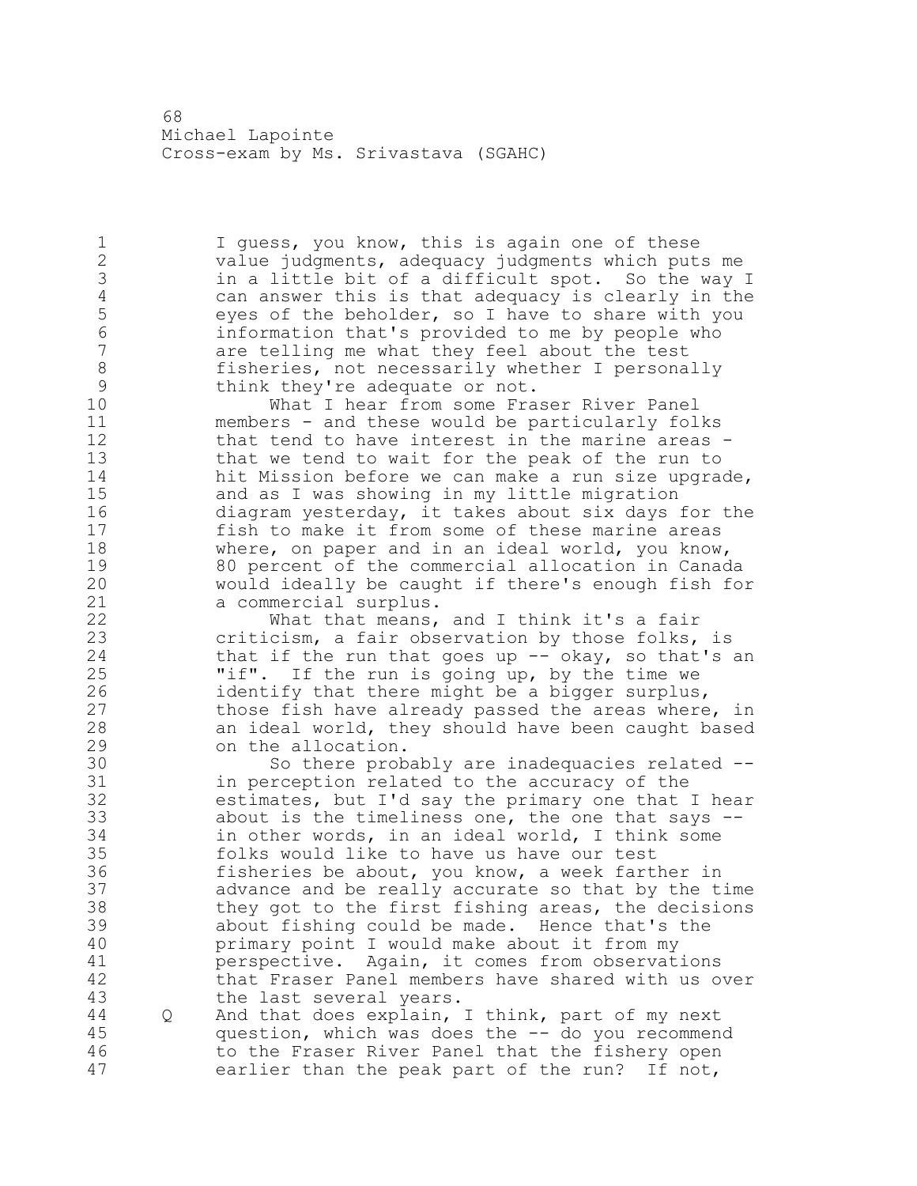I guess, you know, this is again one of these value judgments, adequacy judgments which puts me in a little bit of a difficult spot. So the way I can answer this is that adequacy is clearly in the eyes of the beholder, so I have to share with you information that's provided to me by people who are telling me what they feel about the test fisheries, not necessarily whether I personally think they're adequate or not.

What I hear from some Fraser River Panel members - and these would be particularly folks that tend to have interest in the marine areas - that we tend to wait for the peak of the run to hit Mission before we can make a run size upgrade, and as I was showing in my little migration diagram yesterday, it takes about six days for the fish to make it from some of these marine areas where, on paper and in an ideal world, you know, 80 percent of the commercial allocation in Canada would ideally be caught if there's enough fish for a commercial surplus.

What that means, and I think it's a fair criticism, a fair observation by those folks, is that if the run that goes up -- okay, so that's an "if". If the run is going up, by the time we identify that there might be a bigger surplus, those fish have already passed the areas where, in an ideal world, they should have been caught based on the allocation.

So there probably are inadequacies related -- in perception related to the accuracy of the estimates, but I'd say the primary one that I hear about is the timeliness one, the one that says -- in other words, in an ideal world, I think some folks would like to have us have our test fisheries be about, you know, a week farther in advance and be really accurate so that by the time they got to the first fishing areas, the decisions about fishing could be made. Hence that's the primary point I would make about it from my perspective. Again, it comes from observations that Fraser Panel members have shared with us over the last several years.

Q And that does explain, I think, part of my next question, which was does the -- do you recommend to the Fraser River Panel that the fishery open earlier than the peak part of the run? If not,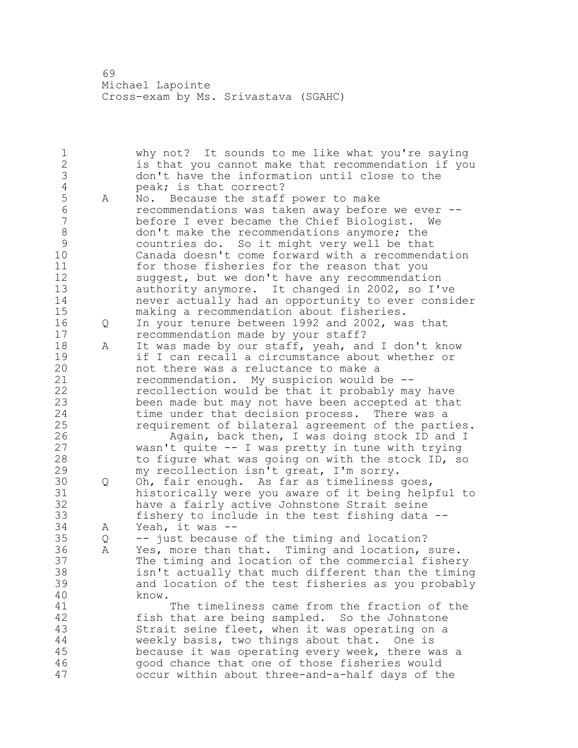why not? It sounds to me like what you're saying is that you cannot make that recommendation if you don't have the information until close to the peak; is that correct?

A No. Because the staff power to make recommendations was taken away before we ever -- before I ever became the Chief Biologist. We don't make the recommendations anymore; the countries do. So it might very well be that Canada doesn't come forward with a recommendation for those fisheries for the reason that you suggest, but we don't have any recommendation authority anymore. It changed in 2002, so I've never actually had an opportunity to ever consider making a recommendation about fisheries.

Q In your tenure between 1992 and 2002, was that recommendation made by your staff?

A It was made by our staff, yeah, and I don't know if I can recall a circumstance about whether or not there was a reluctance to make a recommendation. My suspicion would be -- recollection would be that it probably may have been made but may not have been accepted at that time under that decision process. There was a requirement of bilateral agreement of the parties.

Again, back then, I was doing stock ID and I wasn't quite -- I was pretty in tune with trying to figure what was going on with the stock ID, so my recollection isn't great, I'm sorry.

Q Oh, fair enough. As far as timeliness goes, historically were you aware of it being helpful to have a fairly active Johnstone Strait seine fishery to include in the test fishing data --

A Yeah, it was --

Q -- just because of the timing and location?

A Yes, more than that. Timing and location, sure. The timing and location of the commercial fishery isn't actually that much different than the timing and location of the test fisheries as you probably know.

The timeliness came from the fraction of the fish that are being sampled. So the Johnstone Strait seine fleet, when it was operating on a weekly basis, two things about that. One is because it was operating every week, there was a good chance that one of those fisheries would occur within about three-and-a-half days of the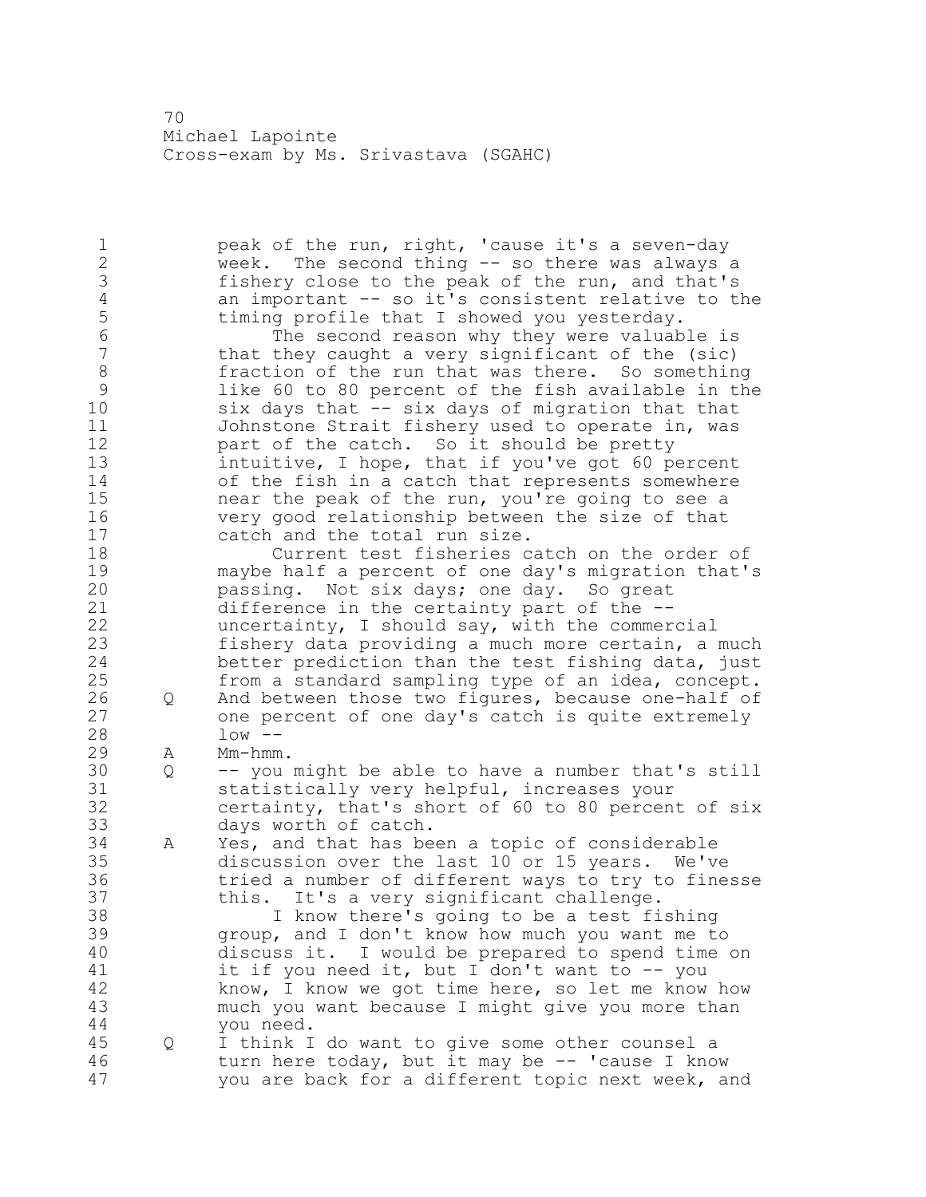peak of the run, right, 'cause it's a seven-day week. The second thing -- so there was always a fishery close to the peak of the run, and that's an important -- so it's consistent relative to the timing profile that I showed you yesterday.

The second reason why they were valuable is that they caught a very significant of the (sic) fraction of the run that was there. So something like 60 to 80 percent of the fish available in the six days that -- six days of migration that that Johnstone Strait fishery used to operate in, was part of the catch. So it should be pretty intuitive, I hope, that if you've got 60 percent of the fish in a catch that represents somewhere near the peak of the run, you're going to see a very good relationship between the size of that catch and the total run size.

Current test fisheries catch on the order of maybe half a percent of one day's migration that's passing. Not six days; one day. So great difference in the certainty part of the -- uncertainty, I should say, with the commercial fishery data providing a much more certain, a much better prediction than the test fishing data, just from a standard sampling type of an idea, concept.

Q And between those two figures, because one-half of one percent of one day's catch is quite extremely low --

A Mm-hmm.

Q -- you might be able to have a number that's still statistically very helpful, increases your certainty, that's short of 60 to 80 percent of six days worth of catch.

A Yes, and that has been a topic of considerable discussion over the last 10 or 15 years. We've tried a number of different ways to try to finesse this. It's a very significant challenge.

I know there's going to be a test fishing group, and I don't know how much you want me to discuss it. I would be prepared to spend time on it if you need it, but I don't want to -- you know, I know we got time here, so let me know how much you want because I might give you more than you need.

Q I think I do want to give some other counsel a turn here today, but it may be -- 'cause I know you are back for a different topic next week, and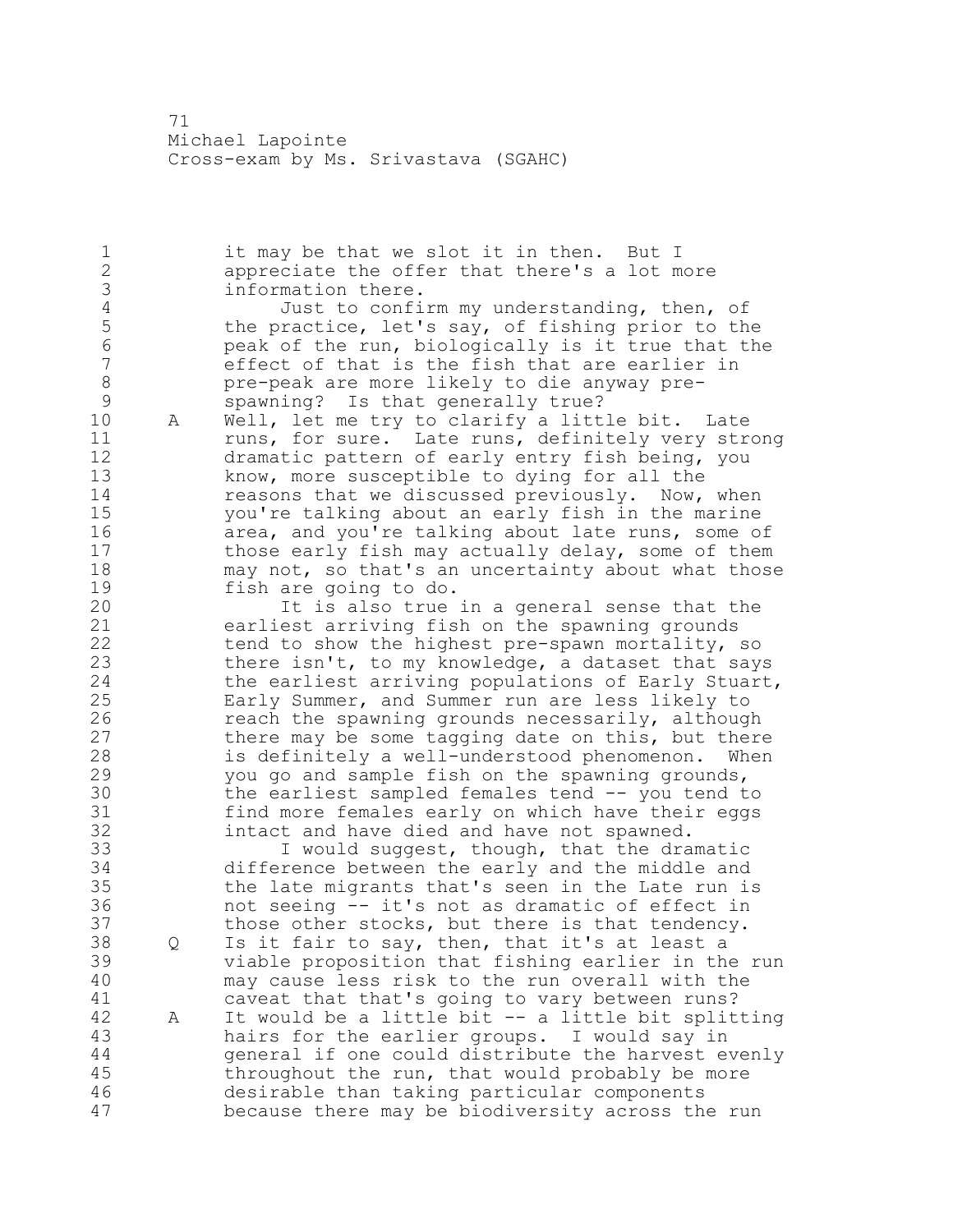it may be that we slot it in then. But I appreciate the offer that there's a lot more information there.

Just to confirm my understanding, then, of the practice, let's say, of fishing prior to the peak of the run, biologically is it true that the effect of that is the fish that are earlier in pre-peak are more likely to die anyway pre-spawning? Is that generally true?

A Well, let me try to clarify a little bit. Late runs, for sure. Late runs, definitely very strong dramatic pattern of early entry fish being, you know, more susceptible to dying for all the reasons that we discussed previously. Now, when you're talking about an early fish in the marine area, and you're talking about late runs, some of those early fish may actually delay, some of them may not, so that's an uncertainty about what those fish are going to do.

It is also true in a general sense that the earliest arriving fish on the spawning grounds tend to show the highest pre-spawn mortality, so there isn't, to my knowledge, a dataset that says the earliest arriving populations of Early Stuart, Early Summer, and Summer run are less likely to reach the spawning grounds necessarily, although there may be some tagging date on this, but there is definitely a well-understood phenomenon. When you go and sample fish on the spawning grounds, the earliest sampled females tend -- you tend to find more females early on which have their eggs intact and have died and have not spawned.

I would suggest, though, that the dramatic difference between the early and the middle and the late migrants that's seen in the Late run is not seeing -- it's not as dramatic of effect in those other stocks, but there is that tendency.

Q Is it fair to say, then, that it's at least a viable proposition that fishing earlier in the run may cause less risk to the run overall with the caveat that that's going to vary between runs?

A It would be a little bit -- a little bit splitting hairs for the earlier groups. I would say in general if one could distribute the harvest evenly throughout the run, that would probably be more desirable than taking particular components because there may be biodiversity across the run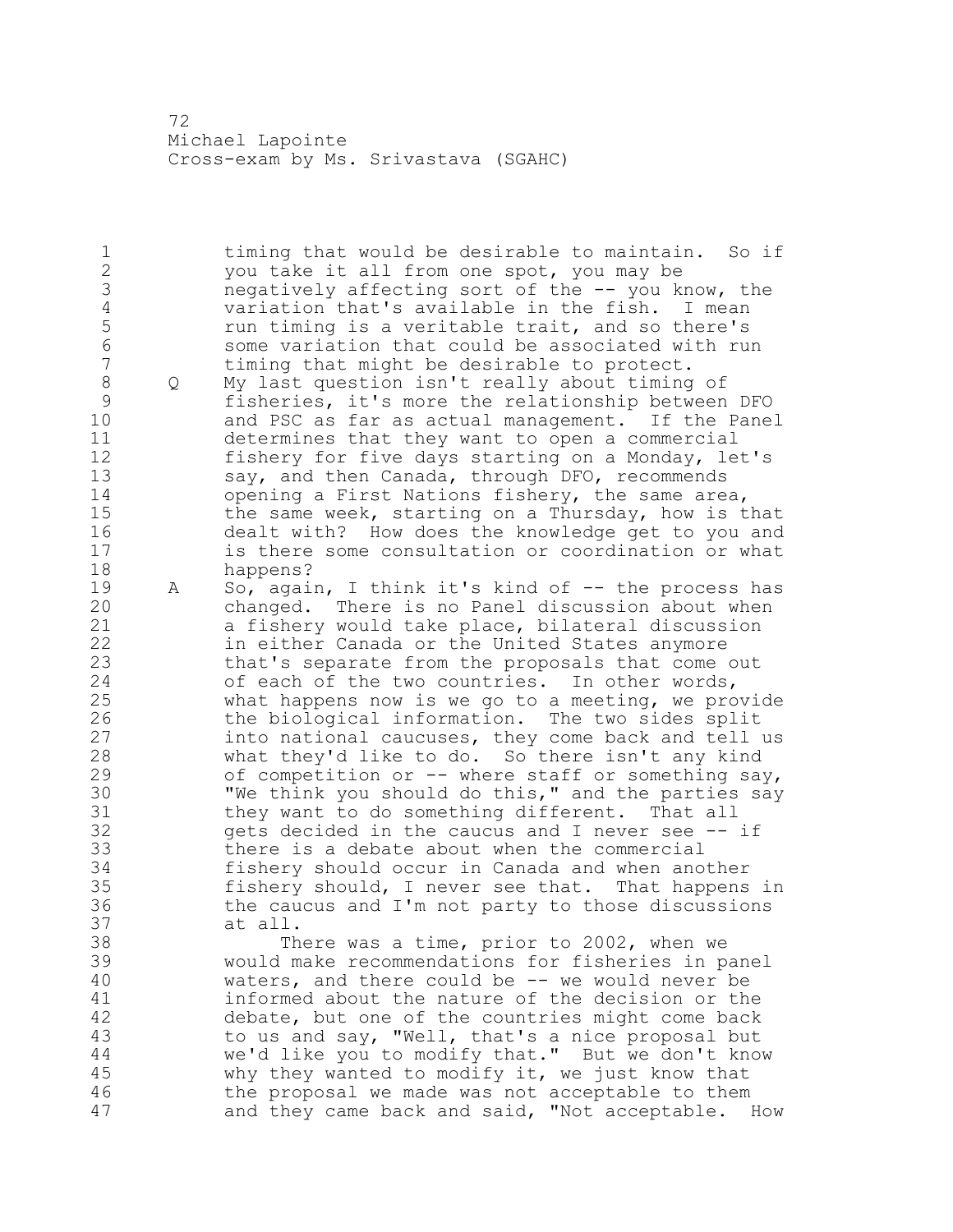timing that would be desirable to maintain. So if you take it all from one spot, you may be negatively affecting sort of the -- you know, the variation that's available in the fish. I mean run timing is a veritable trait, and so there's some variation that could be associated with run timing that might be desirable to protect.

Q My last question isn't really about timing of fisheries, it's more the relationship between DFO and PSC as far as actual management. If the Panel determines that they want to open a commercial fishery for five days starting on a Monday, let's say, and then Canada, through DFO, recommends opening a First Nations fishery, the same area, the same week, starting on a Thursday, how is that dealt with? How does the knowledge get to you and is there some consultation or coordination or what happens?

A So, again, I think it's kind of -- the process has changed. There is no Panel discussion about when a fishery would take place, bilateral discussion in either Canada or the United States anymore that's separate from the proposals that come out of each of the two countries. In other words, what happens now is we go to a meeting, we provide the biological information. The two sides split into national caucuses, they come back and tell us what they'd like to do. So there isn't any kind of competition or -- where staff or something say, "We think you should do this," and the parties say they want to do something different. That all gets decided in the caucus and I never see -- if there is a debate about when the commercial fishery should occur in Canada and when another fishery should, I never see that. That happens in the caucus and I'm not party to those discussions at all.

There was a time, prior to 2002, when we would make recommendations for fisheries in panel waters, and there could be -- we would never be informed about the nature of the decision or the debate, but one of the countries might come back to us and say, "Well, that's a nice proposal but we'd like you to modify that." But we don't know why they wanted to modify it, we just know that the proposal we made was not acceptable to them and they came back and said, "Not acceptable. How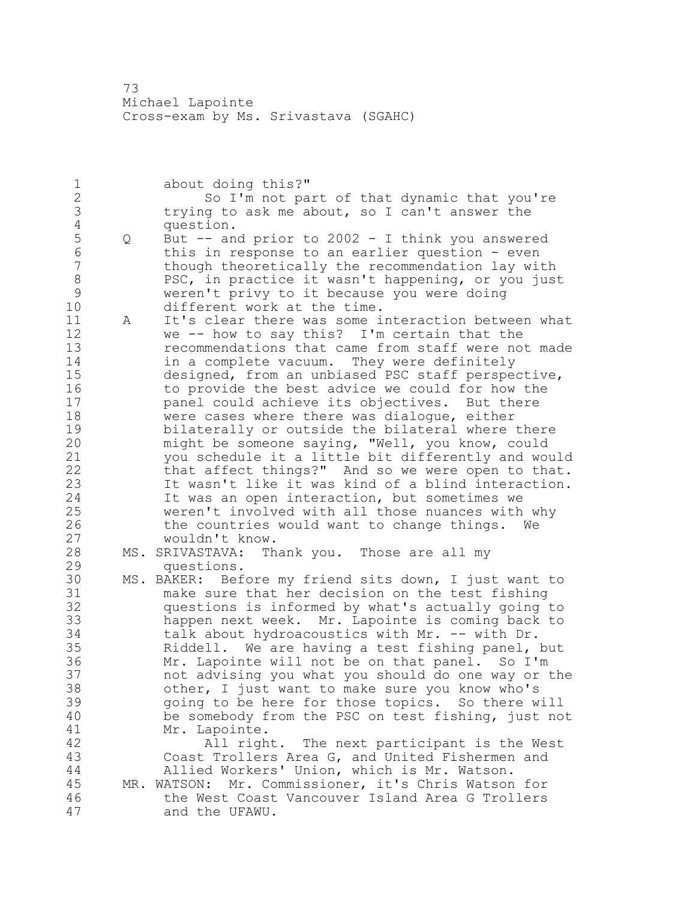about doing this?"

So I'm not part of that dynamic that you're trying to ask me about, so I can't answer the question.

Q But -- and prior to 2002 - I think you answered this in response to an earlier question - even though theoretically the recommendation lay with PSC, in practice it wasn't happening, or you just weren't privy to it because you were doing different work at the time.

A It's clear there was some interaction between what we -- how to say this? I'm certain that the recommendations that came from staff were not made in a complete vacuum. They were definitely designed, from an unbiased PSC staff perspective, to provide the best advice we could for how the panel could achieve its objectives. But there were cases where there was dialogue, either bilaterally or outside the bilateral where there might be someone saying, "Well, you know, could you schedule it a little bit differently and would that affect things?" And so we were open to that. It wasn't like it was kind of a blind interaction. It was an open interaction, but sometimes we weren't involved with all those nuances with why the countries would want to change things. We wouldn't know.

MS. SRIVASTAVA: Thank you. Those are all my questions.

MS. BAKER: Before my friend sits down, I just want to make sure that her decision on the test fishing questions is informed by what's actually going to happen next week. Mr. Lapointe is coming back to talk about hydroacoustics with Mr. -- with Dr. Riddell. We are having a test fishing panel, but Mr. Lapointe will not be on that panel. So I'm not advising you what you should do one way or the other, I just want to make sure you know who's going to be here for those topics. So there will be somebody from the PSC on test fishing, just not Mr. Lapointe.

All right. The next participant is the West Coast Trollers Area G, and United Fishermen and Allied Workers' Union, which is Mr. Watson.

MR. WATSON: Mr. Commissioner, it's Chris Watson for the West Coast Vancouver Island Area G Trollers and the UFAWU.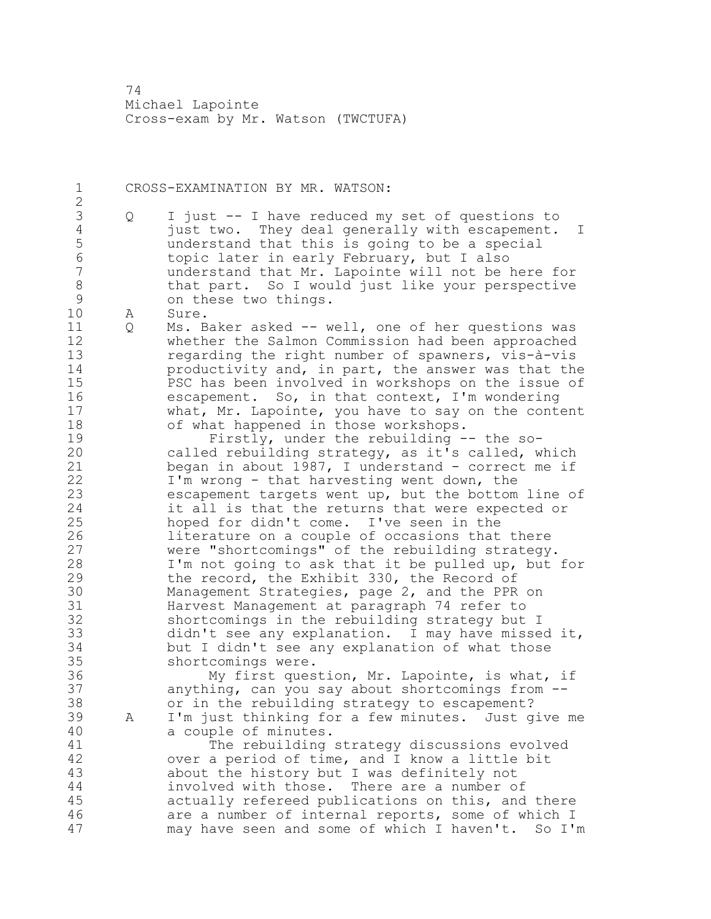CROSS-EXAMINATION BY MR. WATSON:

Q I just -- I have reduced my set of questions to just two. They deal generally with escapement. I understand that this is going to be a special topic later in early February, but I also understand that Mr. Lapointe will not be here for that part. So I would just like your perspective on these two things.

A Sure.

Q Ms. Baker asked -- well, one of her questions was whether the Salmon Commission had been approached regarding the right number of spawners, vis-à-vis productivity and, in part, the answer was that the PSC has been involved in workshops on the issue of escapement. So, in that context, I'm wondering what, Mr. Lapointe, you have to say on the content of what happened in those workshops.

Firstly, under the rebuilding -- the so-called rebuilding strategy, as it's called, which began in about 1987, I understand - correct me if I'm wrong - that harvesting went down, the escapement targets went up, but the bottom line of it all is that the returns that were expected or hoped for didn't come. I've seen in the literature on a couple of occasions that there were "shortcomings" of the rebuilding strategy. I'm not going to ask that it be pulled up, but for the record, the Exhibit 330, the Record of Management Strategies, page 2, and the PPR on Harvest Management at paragraph 74 refer to shortcomings in the rebuilding strategy but I didn't see any explanation. I may have missed it, but I didn't see any explanation of what those shortcomings were.

My first question, Mr. Lapointe, is what, if anything, can you say about shortcomings from -- or in the rebuilding strategy to escapement?

A I'm just thinking for a few minutes. Just give me a couple of minutes.

The rebuilding strategy discussions evolved over a period of time, and I know a little bit about the history but I was definitely not involved with those. There are a number of actually refereed publications on this, and there are a number of internal reports, some of which I may have seen and some of which I haven't. So I'm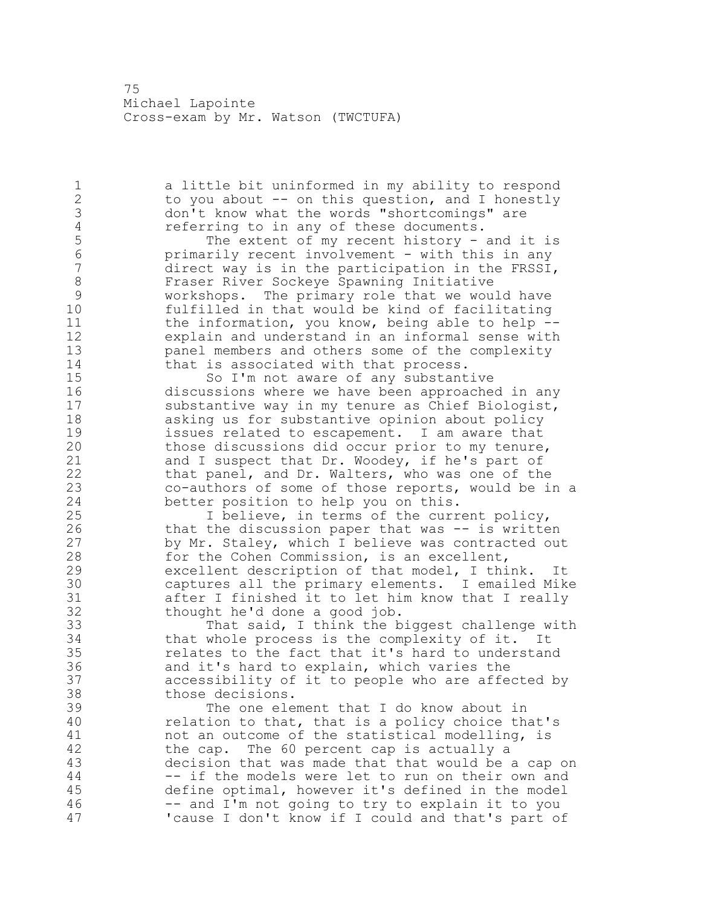a little bit uninformed in my ability to respond to you about -- on this question, and I honestly don't know what the words "shortcomings" are referring to in any of these documents.

The extent of my recent history - and it is primarily recent involvement - with this in any direct way is in the participation in the FRSSI, Fraser River Sockeye Spawning Initiative workshops. The primary role that we would have fulfilled in that would be kind of facilitating the information, you know, being able to help -- explain and understand in an informal sense with panel members and others some of the complexity that is associated with that process.

So I'm not aware of any substantive discussions where we have been approached in any substantive way in my tenure as Chief Biologist, asking us for substantive opinion about policy issues related to escapement. I am aware that those discussions did occur prior to my tenure, and I suspect that Dr. Woodey, if he's part of that panel, and Dr. Walters, who was one of the co-authors of some of those reports, would be in a better position to help you on this.

I believe, in terms of the current policy, that the discussion paper that was -- is written by Mr. Staley, which I believe was contracted out for the Cohen Commission, is an excellent, excellent description of that model, I think. It captures all the primary elements. I emailed Mike after I finished it to let him know that I really thought he'd done a good job.

That said, I think the biggest challenge with that whole process is the complexity of it. It relates to the fact that it's hard to understand and it's hard to explain, which varies the accessibility of it to people who are affected by those decisions.

The one element that I do know about in relation to that, that is a policy choice that's not an outcome of the statistical modelling, is the cap. The 60 percent cap is actually a decision that was made that that would be a cap on -- if the models were let to run on their own and define optimal, however it's defined in the model -- and I'm not going to try to explain it to you 'cause I don't know if I could and that's part of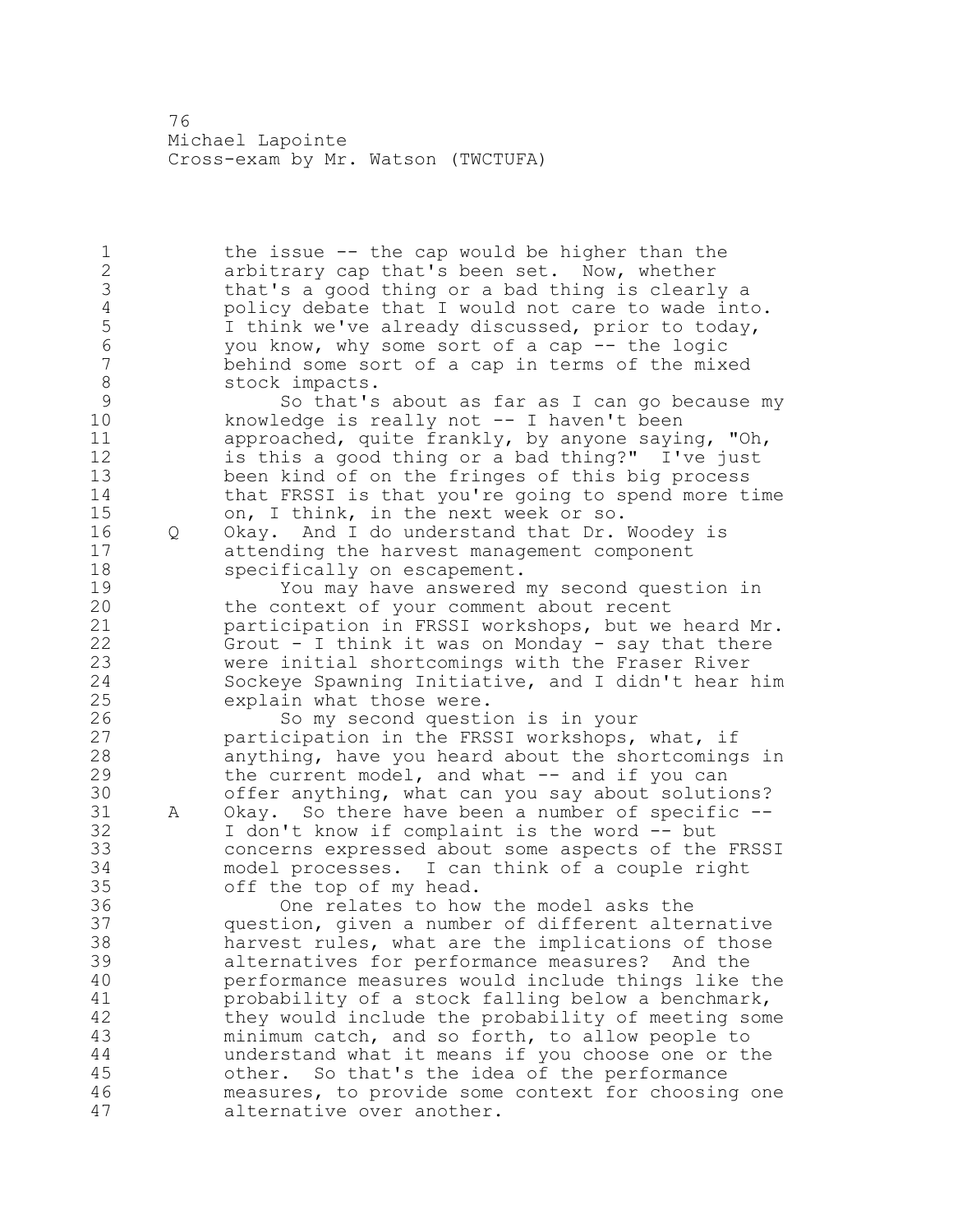the issue -- the cap would be higher than the arbitrary cap that's been set. Now, whether that's a good thing or a bad thing is clearly a policy debate that I would not care to wade into. I think we've already discussed, prior to today, you know, why some sort of a cap -- the logic behind some sort of a cap in terms of the mixed stock impacts.

So that's about as far as I can go because my knowledge is really not -- I haven't been approached, quite frankly, by anyone saying, "Oh, is this a good thing or a bad thing?" I've just been kind of on the fringes of this big process that FRSSI is that you're going to spend more time on, I think, in the next week or so.

Q Okay. And I do understand that Dr. Woodey is attending the harvest management component specifically on escapement.

You may have answered my second question in the context of your comment about recent participation in FRSSI workshops, but we heard Mr. Grout - I think it was on Monday - say that there were initial shortcomings with the Fraser River Sockeye Spawning Initiative, and I didn't hear him explain what those were.

So my second question is in your participation in the FRSSI workshops, what, if anything, have you heard about the shortcomings in the current model, and what -- and if you can offer anything, what can you say about solutions?

A Okay. So there have been a number of specific -- I don't know if complaint is the word -- but concerns expressed about some aspects of the FRSSI model processes. I can think of a couple right off the top of my head.

One relates to how the model asks the question, given a number of different alternative harvest rules, what are the implications of those alternatives for performance measures? And the performance measures would include things like the probability of a stock falling below a benchmark, they would include the probability of meeting some minimum catch, and so forth, to allow people to understand what it means if you choose one or the other. So that's the idea of the performance measures, to provide some context for choosing one alternative over another.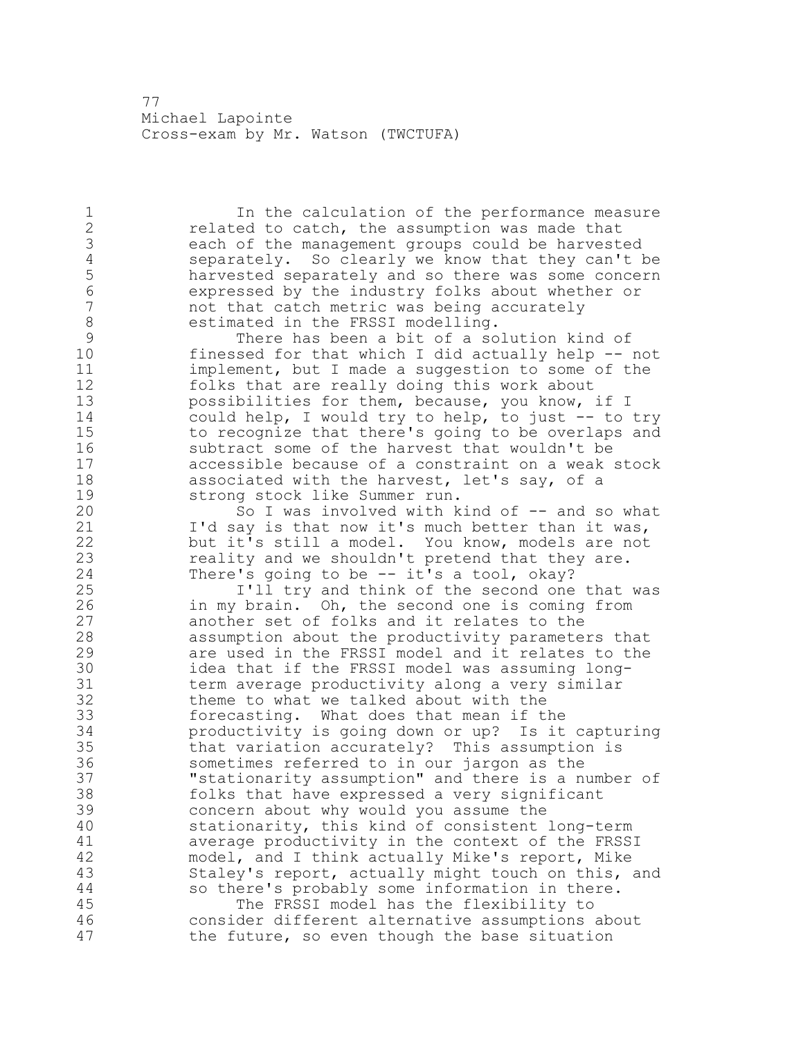In the calculation of the performance measure related to catch, the assumption was made that each of the management groups could be harvested separately. So clearly we know that they can't be harvested separately and so there was some concern expressed by the industry folks about whether or not that catch metric was being accurately estimated in the FRSSI modelling.

There has been a bit of a solution kind of finessed for that which I did actually help -- not implement, but I made a suggestion to some of the folks that are really doing this work about possibilities for them, because, you know, if I could help, I would try to help, to just -- to try to recognize that there's going to be overlaps and subtract some of the harvest that wouldn't be accessible because of a constraint on a weak stock associated with the harvest, let's say, of a strong stock like Summer run.

So I was involved with kind of -- and so what I'd say is that now it's much better than it was, but it's still a model. You know, models are not reality and we shouldn't pretend that they are. There's going to be -- it's a tool, okay?

I'll try and think of the second one that was in my brain. Oh, the second one is coming from another set of folks and it relates to the assumption about the productivity parameters that are used in the FRSSI model and it relates to the idea that if the FRSSI model was assuming long-term average productivity along a very similar theme to what we talked about with the forecasting. What does that mean if the productivity is going down or up? Is it capturing that variation accurately? This assumption is sometimes referred to in our jargon as the "stationarity assumption" and there is a number of folks that have expressed a very significant concern about why would you assume the stationarity, this kind of consistent long-term average productivity in the context of the FRSSI model, and I think actually Mike's report, Mike Staley's report, actually might touch on this, and so there's probably some information in there.

The FRSSI model has the flexibility to consider different alternative assumptions about the future, so even though the base situation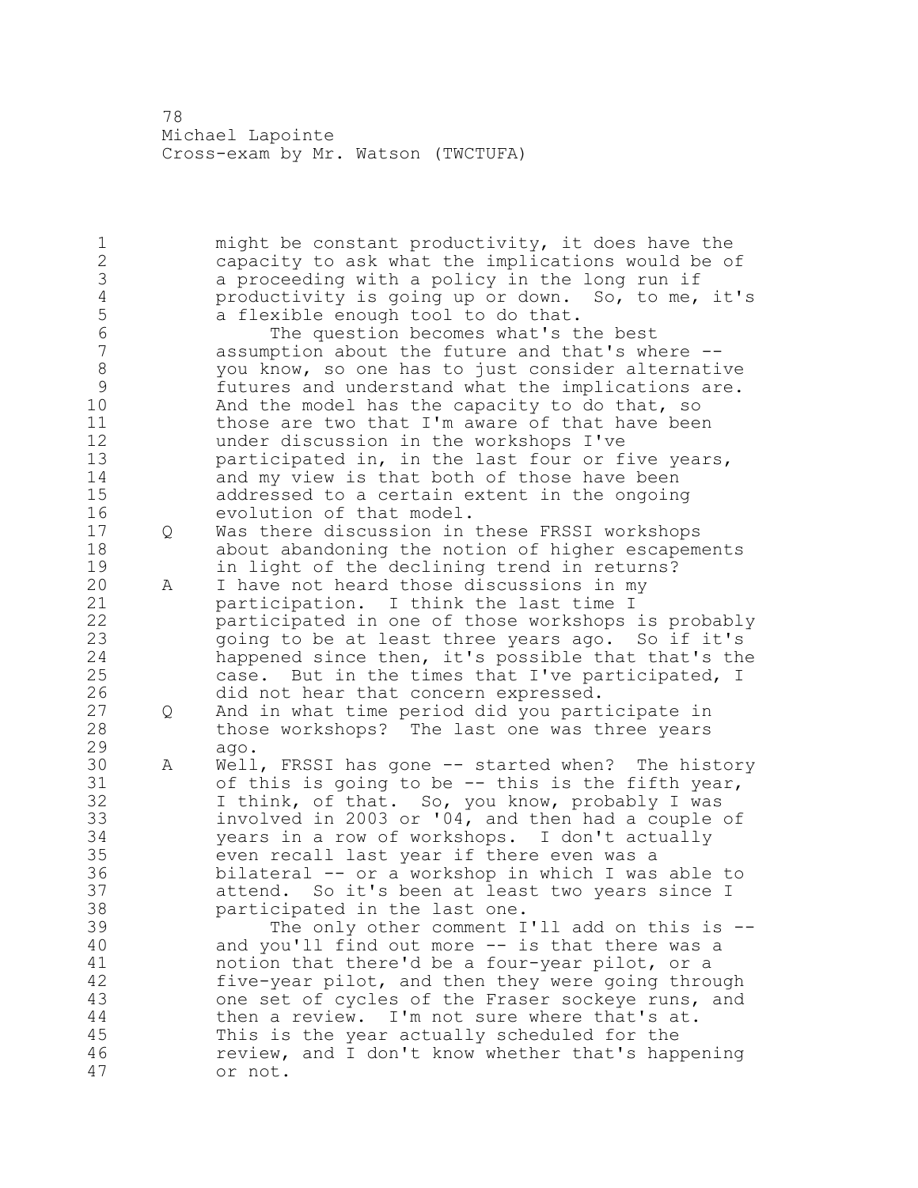might be constant productivity, it does have the capacity to ask what the implications would be of a proceeding with a policy in the long run if productivity is going up or down. So, to me, it's a flexible enough tool to do that.

The question becomes what's the best assumption about the future and that's where -- you know, so one has to just consider alternative futures and understand what the implications are. And the model has the capacity to do that, so those are two that I'm aware of that have been under discussion in the workshops I've participated in, in the last four or five years, and my view is that both of those have been addressed to a certain extent in the ongoing evolution of that model.

Q Was there discussion in these FRSSI workshops about abandoning the notion of higher escapements in light of the declining trend in returns?

A I have not heard those discussions in my participation. I think the last time I participated in one of those workshops is probably going to be at least three years ago. So if it's happened since then, it's possible that that's the case. But in the times that I've participated, I did not hear that concern expressed.

Q And in what time period did you participate in those workshops? The last one was three years ago.

A Well, FRSSI has gone -- started when? The history of this is going to be -- this is the fifth year, I think, of that. So, you know, probably I was involved in 2003 or '04, and then had a couple of years in a row of workshops. I don't actually even recall last year if there even was a bilateral -- or a workshop in which I was able to attend. So it's been at least two years since I participated in the last one.

The only other comment I'll add on this is -- and you'll find out more -- is that there was a notion that there'd be a four-year pilot, or a five-year pilot, and then they were going through one set of cycles of the Fraser sockeye runs, and then a review. I'm not sure where that's at. This is the year actually scheduled for the review, and I don't know whether that's happening or not.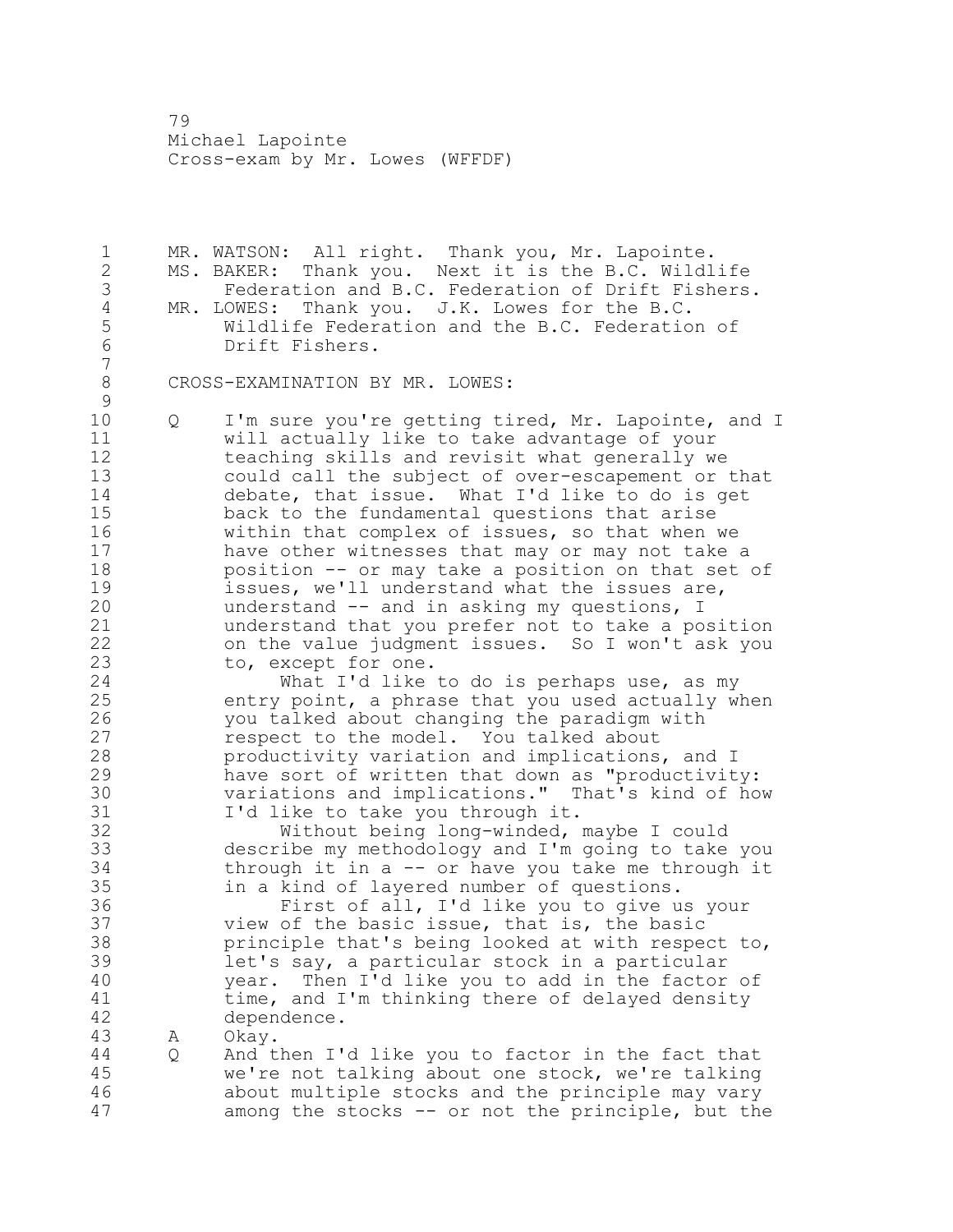MR. WATSON: All right. Thank you, Mr. Lapointe.

MS. BAKER: Thank you. Next it is the B.C. Wildlife Federation and B.C. Federation of Drift Fishers.

MR. LOWES: Thank you. J.K. Lowes for the B.C. Wildlife Federation and the B.C. Federation of Drift Fishers.

CROSS-EXAMINATION BY MR. LOWES:

Q I'm sure you're getting tired, Mr. Lapointe, and I will actually like to take advantage of your teaching skills and revisit what generally we could call the subject of over-escapement or that debate, that issue. What I'd like to do is get back to the fundamental questions that arise within that complex of issues, so that when we have other witnesses that may or may not take a position -- or may take a position on that set of issues, we'll understand what the issues are, understand -- and in asking my questions, I understand that you prefer not to take a position on the value judgment issues. So I won't ask you to, except for one.

What I'd like to do is perhaps use, as my entry point, a phrase that you used actually when you talked about changing the paradigm with respect to the model. You talked about productivity variation and implications, and I have sort of written that down as "productivity: variations and implications." That's kind of how I'd like to take you through it.

Without being long-winded, maybe I could describe my methodology and I'm going to take you through it in a -- or have you take me through it in a kind of layered number of questions.

First of all, I'd like you to give us your view of the basic issue, that is, the basic principle that's being looked at with respect to, let's say, a particular stock in a particular year. Then I'd like you to add in the factor of time, and I'm thinking there of delayed density dependence.

A Okay.

Q And then I'd like you to factor in the fact that we're not talking about one stock, we're talking about multiple stocks and the principle may vary among the stocks -- or not the principle, but the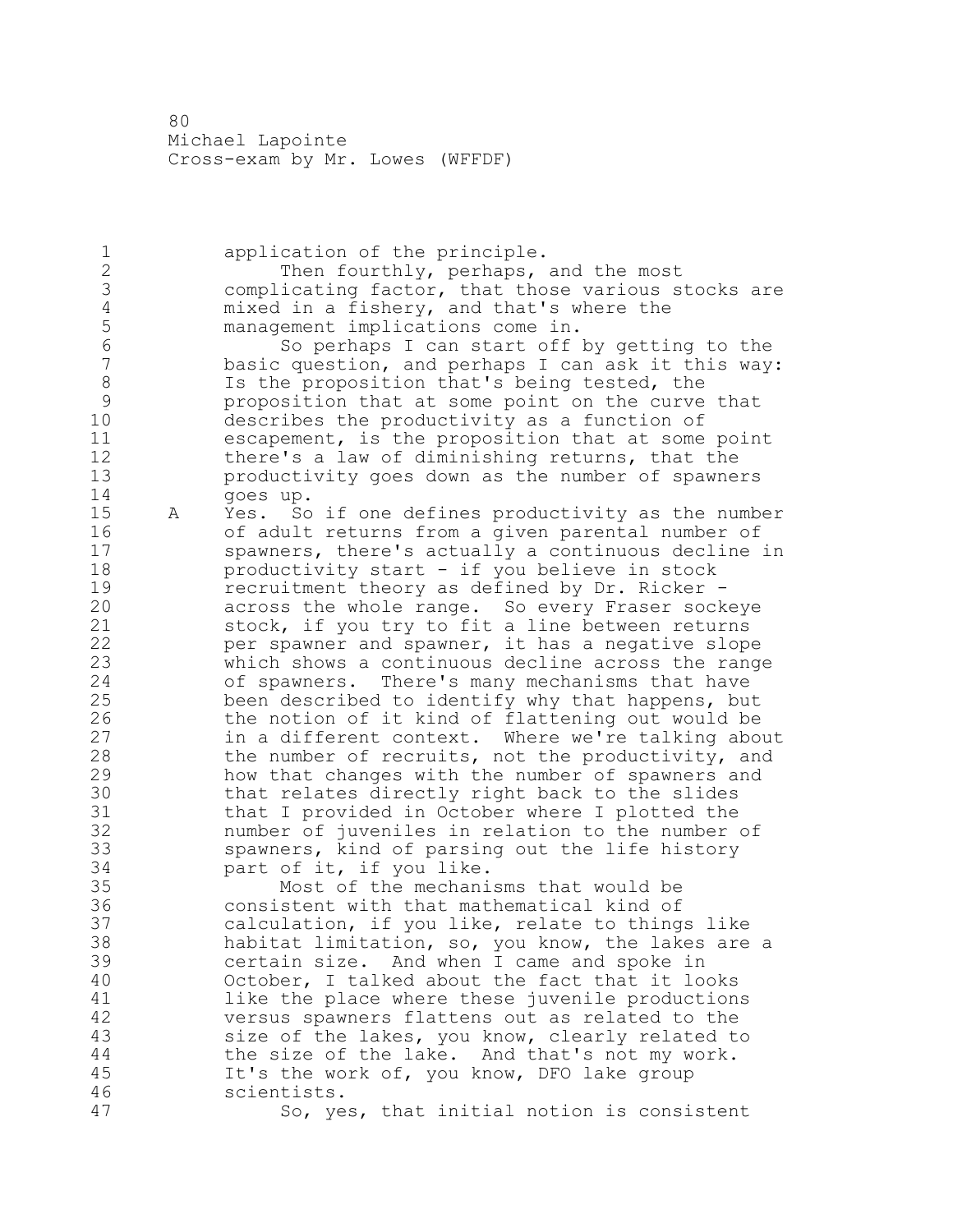application of the principle.

Then fourthly, perhaps, and the most complicating factor, that those various stocks are mixed in a fishery, and that's where the management implications come in.

So perhaps I can start off by getting to the basic question, and perhaps I can ask it this way: Is the proposition that's being tested, the proposition that at some point on the curve that describes the productivity as a function of escapement, is the proposition that at some point there's a law of diminishing returns, that the productivity goes down as the number of spawners goes up.

A Yes. So if one defines productivity as the number of adult returns from a given parental number of spawners, there's actually a continuous decline in productivity start - if you believe in stock recruitment theory as defined by Dr. Ricker - across the whole range. So every Fraser sockeye stock, if you try to fit a line between returns per spawner and spawner, it has a negative slope which shows a continuous decline across the range of spawners. There's many mechanisms that have been described to identify why that happens, but the notion of it kind of flattening out would be in a different context. Where we're talking about the number of recruits, not the productivity, and how that changes with the number of spawners and that relates directly right back to the slides that I provided in October where I plotted the number of juveniles in relation to the number of spawners, kind of parsing out the life history part of it, if you like.

Most of the mechanisms that would be consistent with that mathematical kind of calculation, if you like, relate to things like habitat limitation, so, you know, the lakes are a certain size. And when I came and spoke in October, I talked about the fact that it looks like the place where these juvenile productions versus spawners flattens out as related to the size of the lakes, you know, clearly related to the size of the lake. And that's not my work. It's the work of, you know, DFO lake group scientists.

So, yes, that initial notion is consistent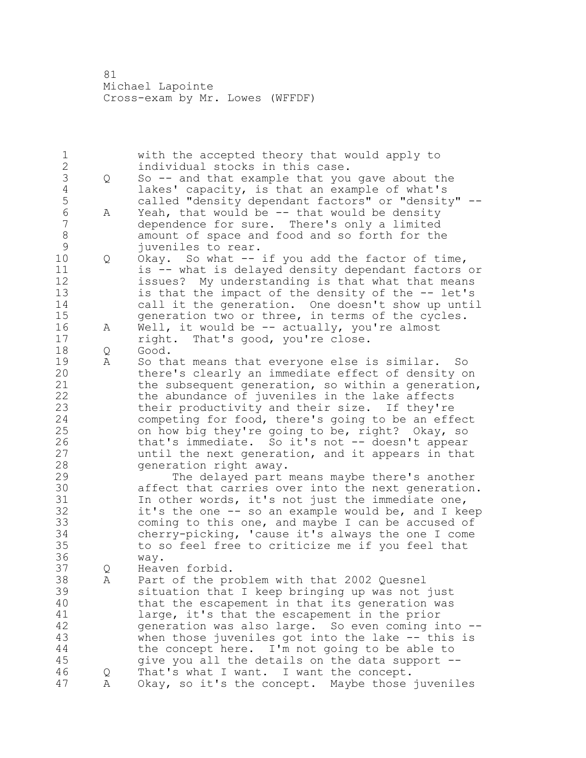with the accepted theory that would apply to individual stocks in this case.

Q So -- and that example that you gave about the lakes' capacity, is that an example of what's called "density dependant factors" or "density" --

A Yeah, that would be -- that would be density dependence for sure. There's only a limited amount of space and food and so forth for the juveniles to rear.

Q Okay. So what -- if you add the factor of time, is -- what is delayed density dependant factors or issues? My understanding is that what that means is that the impact of the density of the -- let's call it the generation. One doesn't show up until generation two or three, in terms of the cycles.

A Well, it would be -- actually, you're almost right. That's good, you're close.

Q Good.

A So that means that everyone else is similar. So there's clearly an immediate effect of density on the subsequent generation, so within a generation, the abundance of juveniles in the lake affects their productivity and their size. If they're competing for food, there's going to be an effect on how big they're going to be, right? Okay, so that's immediate. So it's not -- doesn't appear until the next generation, and it appears in that generation right away.

The delayed part means maybe there's another affect that carries over into the next generation. In other words, it's not just the immediate one, it's the one -- so an example would be, and I keep coming to this one, and maybe I can be accused of cherry-picking, 'cause it's always the one I come to so feel free to criticize me if you feel that way.

Q Heaven forbid.

A Part of the problem with that 2002 Quesnel situation that I keep bringing up was not just that the escapement in that its generation was large, it's that the escapement in the prior generation was also large. So even coming into -- when those juveniles got into the lake -- this is the concept here. I'm not going to be able to give you all the details on the data support --

Q That's what I want. I want the concept.

A Okay, so it's the concept. Maybe those juveniles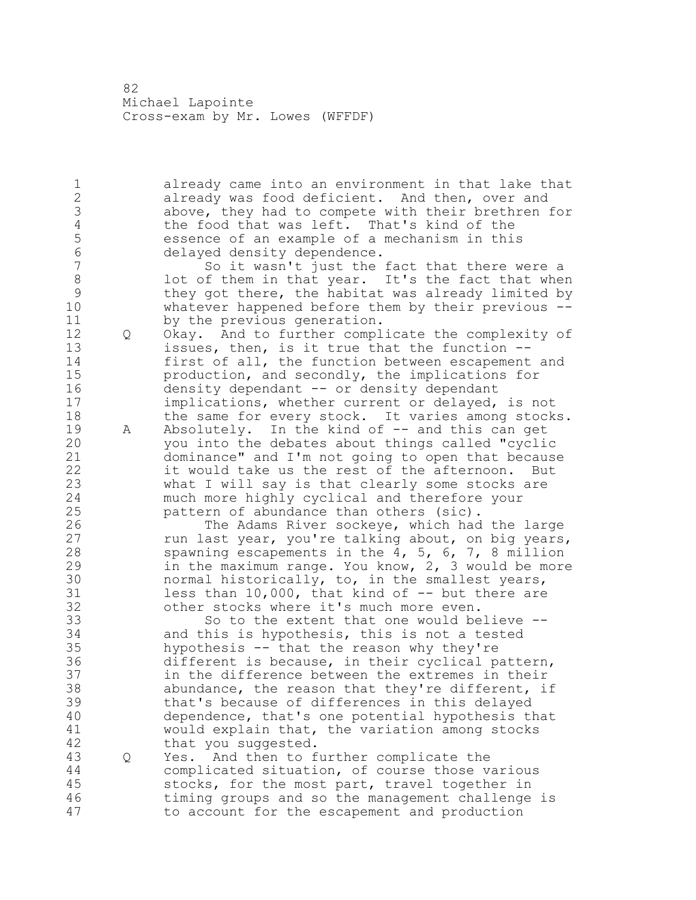already came into an environment in that lake that already was food deficient. And then, over and above, they had to compete with their brethren for the food that was left. That's kind of the essence of an example of a mechanism in this delayed density dependence.

So it wasn't just the fact that there were a lot of them in that year. It's the fact that when they got there, the habitat was already limited by whatever happened before them by their previous -- by the previous generation.

Q Okay. And to further complicate the complexity of issues, then, is it true that the function -- first of all, the function between escapement and production, and secondly, the implications for density dependant -- or density dependant implications, whether current or delayed, is not the same for every stock. It varies among stocks.

A Absolutely. In the kind of -- and this can get you into the debates about things called "cyclic dominance" and I'm not going to open that because it would take us the rest of the afternoon. But what I will say is that clearly some stocks are much more highly cyclical and therefore your pattern of abundance than others (sic).

The Adams River sockeye, which had the large run last year, you're talking about, on big years, spawning escapements in the 4, 5, 6, 7, 8 million in the maximum range. You know, 2, 3 would be more normal historically, to, in the smallest years, less than 10,000, that kind of -- but there are other stocks where it's much more even.

So to the extent that one would believe -- and this is hypothesis, this is not a tested hypothesis -- that the reason why they're different is because, in their cyclical pattern, in the difference between the extremes in their abundance, the reason that they're different, if that's because of differences in this delayed dependence, that's one potential hypothesis that would explain that, the variation among stocks that you suggested.

Q Yes. And then to further complicate the complicated situation, of course those various stocks, for the most part, travel together in timing groups and so the management challenge is to account for the escapement and production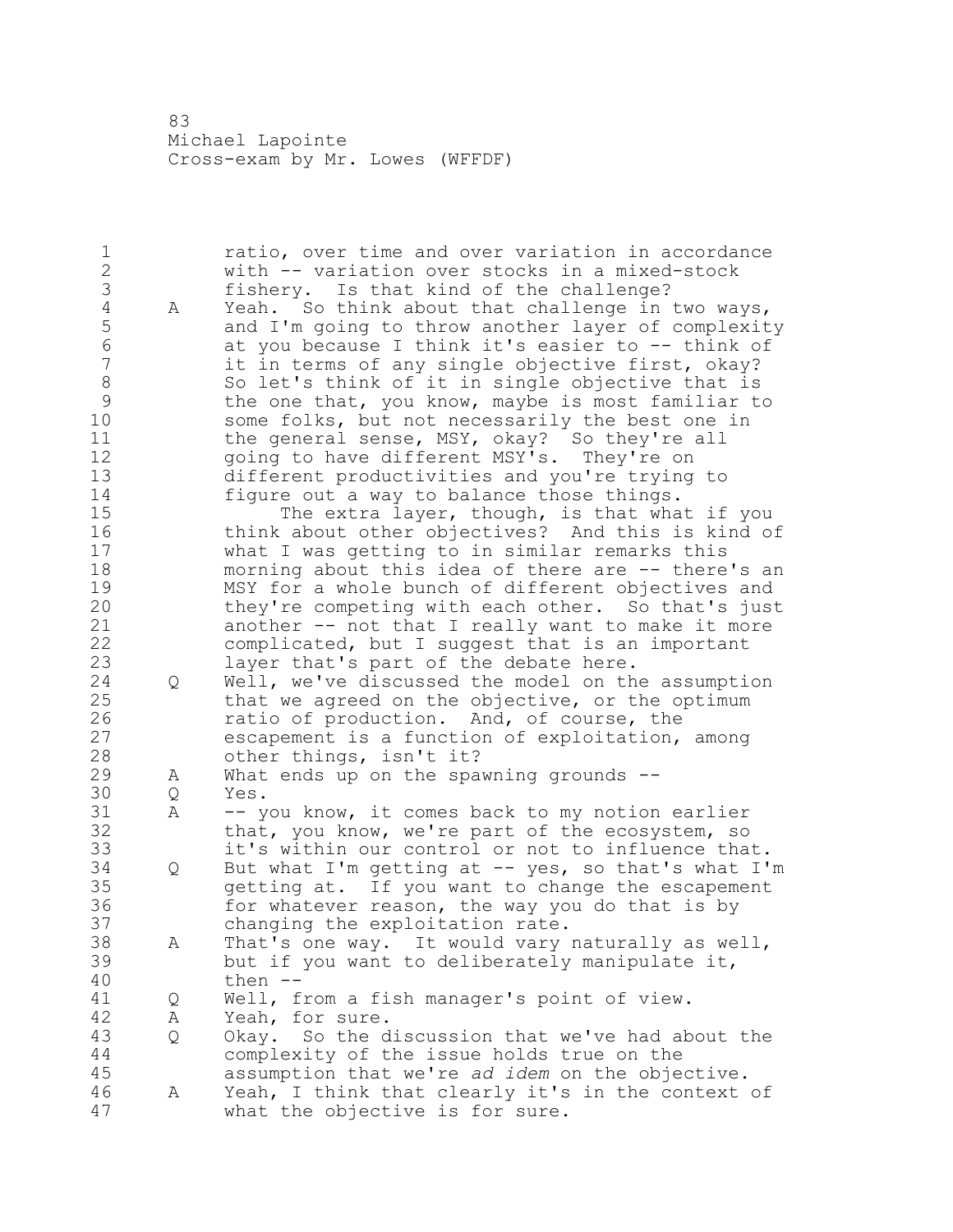ratio, over time and over variation in accordance with -- variation over stocks in a mixed-stock fishery. Is that kind of the challenge?

A Yeah. So think about that challenge in two ways, and I'm going to throw another layer of complexity at you because I think it's easier to -- think of it in terms of any single objective first, okay? So let's think of it in single objective that is the one that, you know, maybe is most familiar to some folks, but not necessarily the best one in the general sense, MSY, okay? So they're all going to have different MSY's. They're on different productivities and you're trying to figure out a way to balance those things.

The extra layer, though, is that what if you think about other objectives? And this is kind of what I was getting to in similar remarks this morning about this idea of there are -- there's an MSY for a whole bunch of different objectives and they're competing with each other. So that's just another -- not that I really want to make it more complicated, but I suggest that is an important layer that's part of the debate here.

Q Well, we've discussed the model on the assumption that we agreed on the objective, or the optimum ratio of production. And, of course, the escapement is a function of exploitation, among other things, isn't it?

A What ends up on the spawning grounds --

Q Yes.

A -- you know, it comes back to my notion earlier that, you know, we're part of the ecosystem, so it's within our control or not to influence that.

Q But what I'm getting at -- yes, so that's what I'm getting at. If you want to change the escapement for whatever reason, the way you do that is by changing the exploitation rate.

A That's one way. It would vary naturally as well, but if you want to deliberately manipulate it, then --

Q Well, from a fish manager's point of view.

A Yeah, for sure.

Q Okay. So the discussion that we've had about the complexity of the issue holds true on the assumption that we're *ad idem* on the objective.

A Yeah, I think that clearly it's in the context of what the objective is for sure.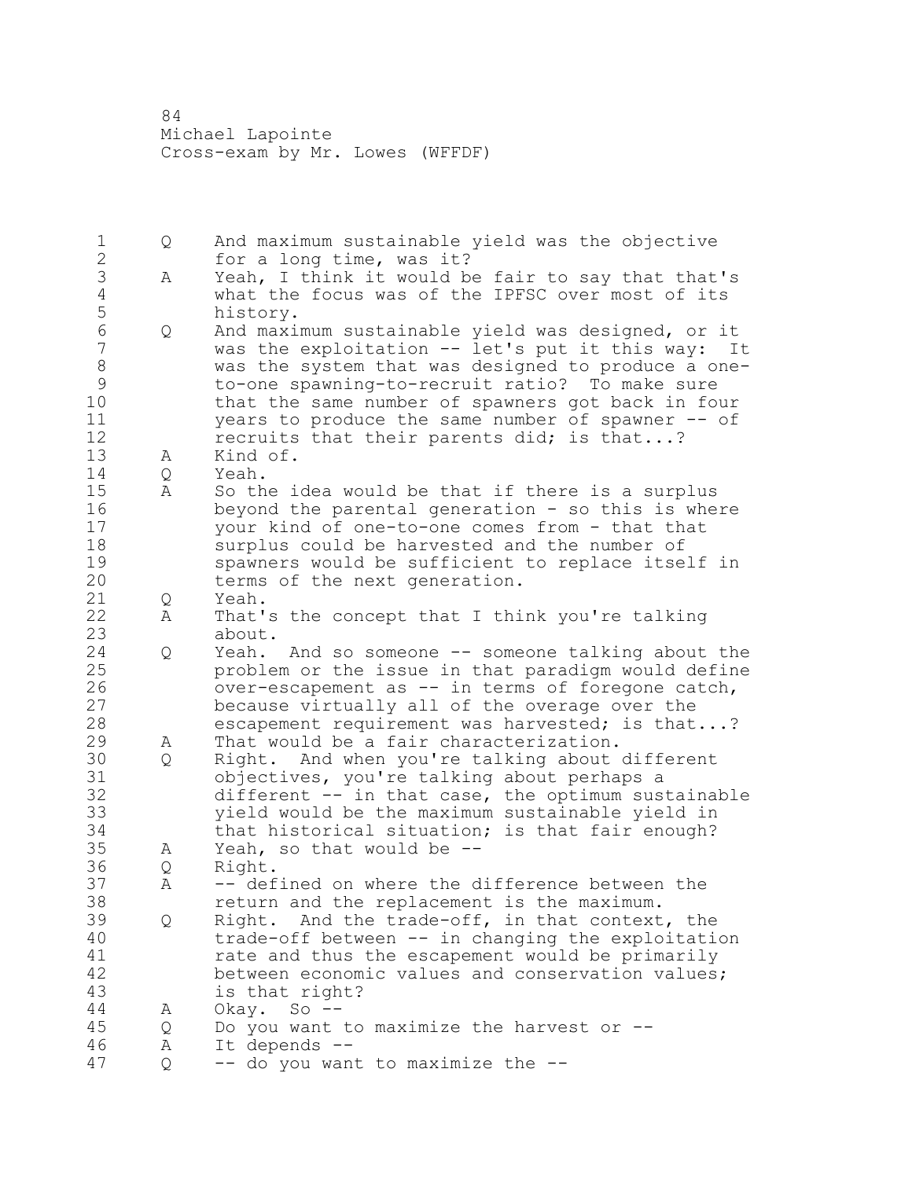Q And maximum sustainable yield was the objective for a long time, was it?

A Yeah, I think it would be fair to say that that's what the focus was of the IPFSC over most of its history.

Q And maximum sustainable yield was designed, or it was the exploitation -- let's put it this way: It was the system that was designed to produce a one-to-one spawning-to-recruit ratio? To make sure that the same number of spawners got back in four years to produce the same number of spawner -- of recruits that their parents did; is that...?

A Kind of.

Q Yeah.

A So the idea would be that if there is a surplus beyond the parental generation - so this is where your kind of one-to-one comes from - that that surplus could be harvested and the number of spawners would be sufficient to replace itself in terms of the next generation.

Q Yeah.

A That's the concept that I think you're talking about.

Q Yeah. And so someone -- someone talking about the problem or the issue in that paradigm would define over-escapement as -- in terms of foregone catch, because virtually all of the overage over the escapement requirement was harvested; is that...?

A That would be a fair characterization.

Q Right. And when you're talking about different objectives, you're talking about perhaps a different -- in that case, the optimum sustainable yield would be the maximum sustainable yield in that historical situation; is that fair enough?

A Yeah, so that would be --

Q Right.

A -- defined on where the difference between the return and the replacement is the maximum.

Q Right. And the trade-off, in that context, the trade-off between -- in changing the exploitation rate and thus the escapement would be primarily between economic values and conservation values; is that right?

A Okay. So --

Q Do you want to maximize the harvest or --

A It depends --

Q -- do you want to maximize the --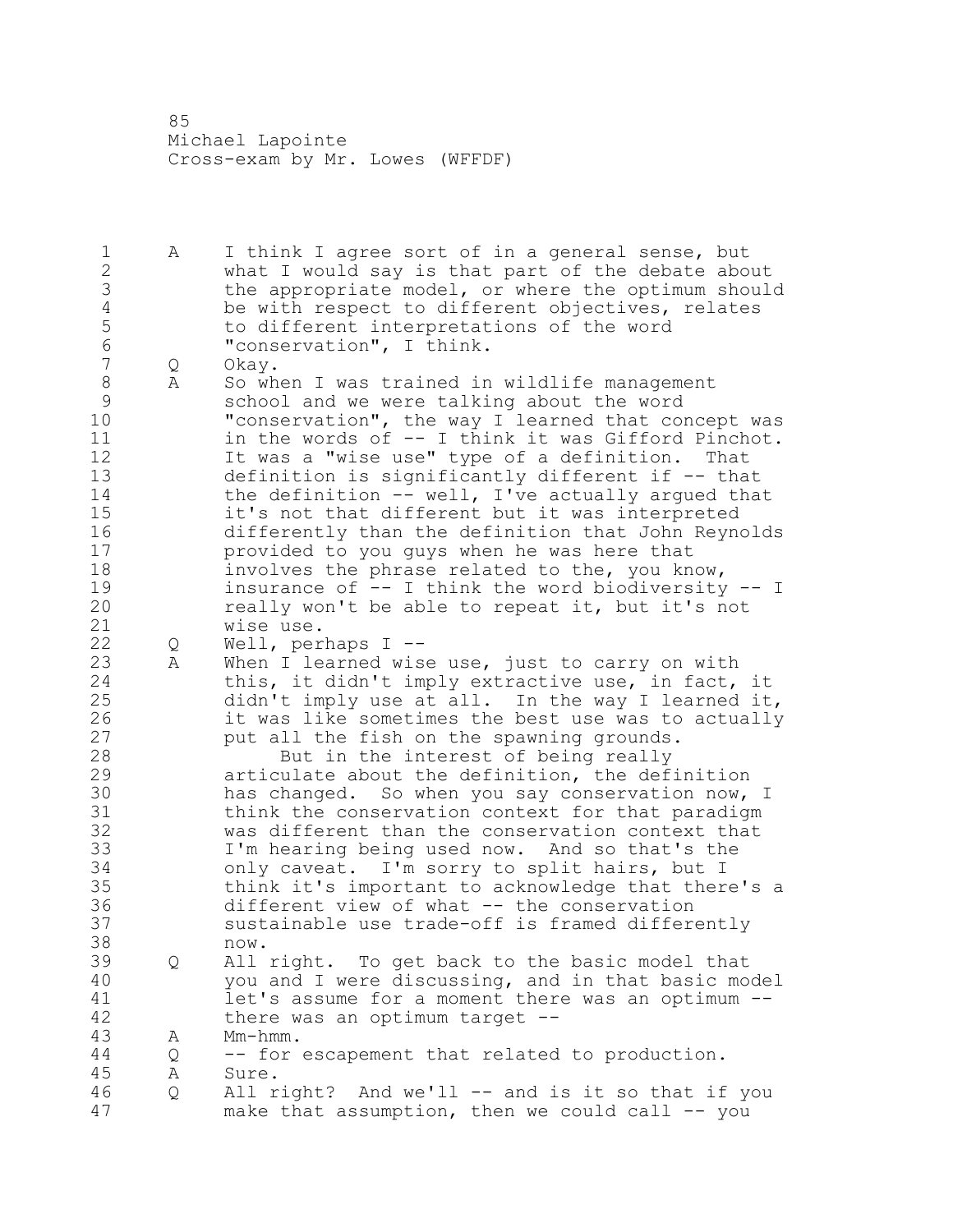A I think I agree sort of in a general sense, but what I would say is that part of the debate about the appropriate model, or where the optimum should be with respect to different objectives, relates to different interpretations of the word "conservation", I think.

Q Okay.

A So when I was trained in wildlife management school and we were talking about the word "conservation", the way I learned that concept was in the words of -- I think it was Gifford Pinchot. It was a "wise use" type of a definition. That definition is significantly different if -- that the definition -- well, I've actually argued that it's not that different but it was interpreted differently than the definition that John Reynolds provided to you guys when he was here that involves the phrase related to the, you know, insurance of -- I think the word biodiversity -- I really won't be able to repeat it, but it's not wise use.

Q Well, perhaps I --

A When I learned wise use, just to carry on with this, it didn't imply extractive use, in fact, it didn't imply use at all. In the way I learned it, it was like sometimes the best use was to actually put all the fish on the spawning grounds.

But in the interest of being really articulate about the definition, the definition has changed. So when you say conservation now, I think the conservation context for that paradigm was different than the conservation context that I'm hearing being used now. And so that's the only caveat. I'm sorry to split hairs, but I think it's important to acknowledge that there's a different view of what -- the conservation sustainable use trade-off is framed differently now.

Q All right. To get back to the basic model that you and I were discussing, and in that basic model let's assume for a moment there was an optimum -- there was an optimum target --

A Mm-hmm.

Q -- for escapement that related to production.

A Sure.

Q All right? And we'll -- and is it so that if you make that assumption, then we could call -- you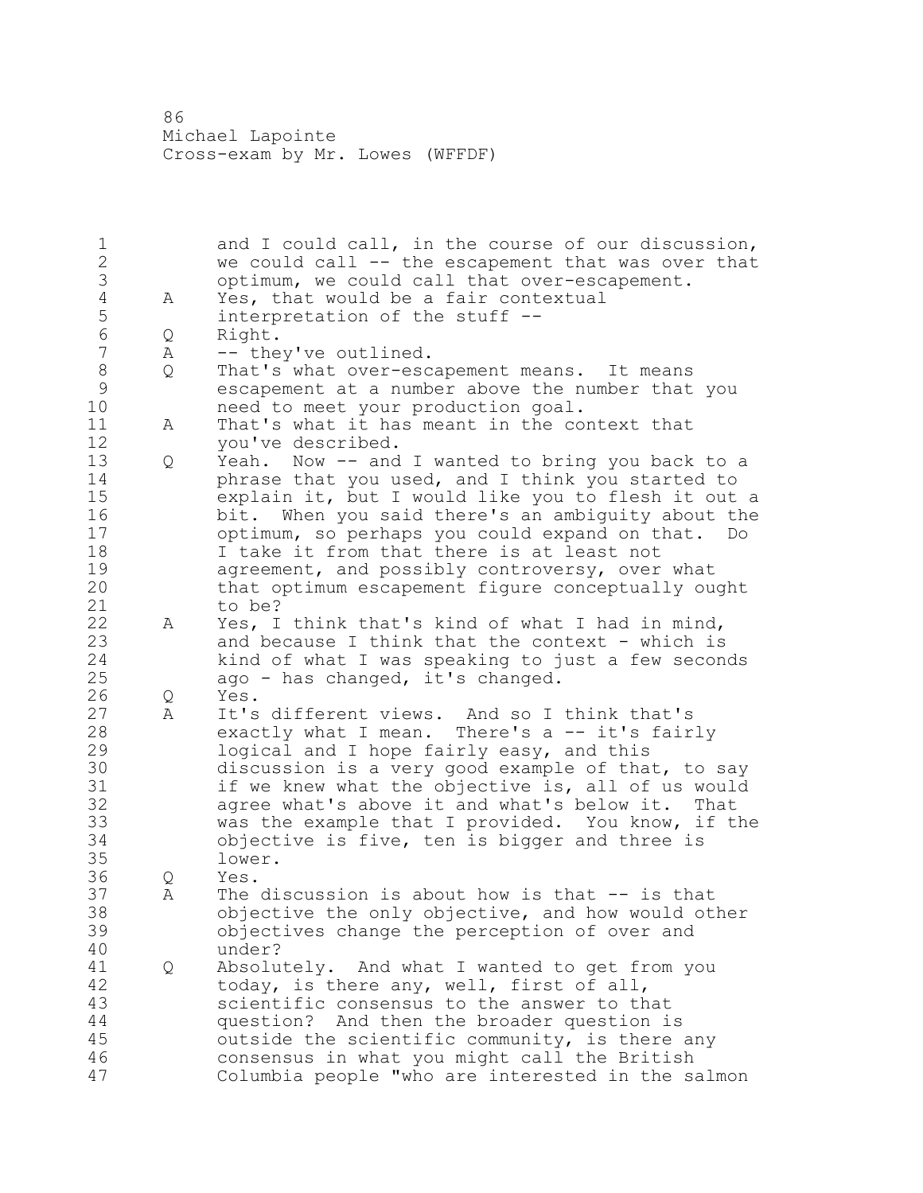and I could call, in the course of our discussion, we could call -- the escapement that was over that optimum, we could call that over-escapement.

A Yes, that would be a fair contextual interpretation of the stuff --

Q Right.

A -- they've outlined.

Q That's what over-escapement means. It means escapement at a number above the number that you need to meet your production goal.

A That's what it has meant in the context that you've described.

Q Yeah. Now -- and I wanted to bring you back to a phrase that you used, and I think you started to explain it, but I would like you to flesh it out a bit. When you said there's an ambiguity about the optimum, so perhaps you could expand on that. Do I take it from that there is at least not agreement, and possibly controversy, over what that optimum escapement figure conceptually ought to be?

A Yes, I think that's kind of what I had in mind, and because I think that the context - which is kind of what I was speaking to just a few seconds ago - has changed, it's changed.

Q Yes.

A It's different views. And so I think that's exactly what I mean. There's a -- it's fairly logical and I hope fairly easy, and this discussion is a very good example of that, to say if we knew what the objective is, all of us would agree what's above it and what's below it. That was the example that I provided. You know, if the objective is five, ten is bigger and three is lower.

Q Yes.

A The discussion is about how is that -- is that objective the only objective, and how would other objectives change the perception of over and under?

Q Absolutely. And what I wanted to get from you today, is there any, well, first of all, scientific consensus to the answer to that question? And then the broader question is outside the scientific community, is there any consensus in what you might call the British Columbia people "who are interested in the salmon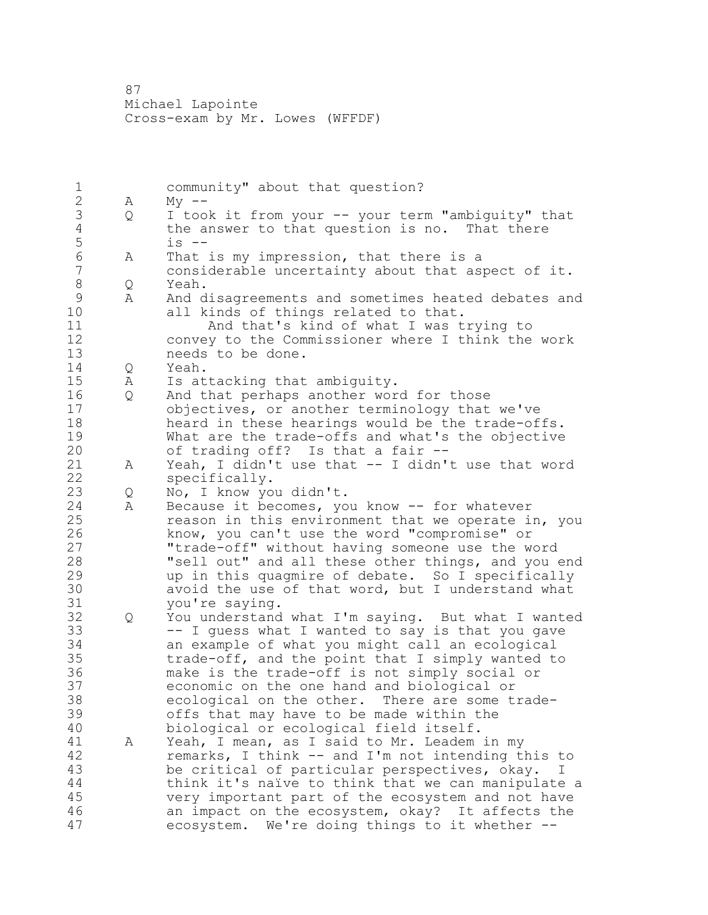community" about that question?

A My --

Q I took it from your -- your term "ambiguity" that the answer to that question is no. That there is --

A That is my impression, that there is a considerable uncertainty about that aspect of it.

Q Yeah.

A And disagreements and sometimes heated debates and all kinds of things related to that.

And that's kind of what I was trying to convey to the Commissioner where I think the work needs to be done.

Q Yeah.

A Is attacking that ambiguity.

Q And that perhaps another word for those objectives, or another terminology that we've heard in these hearings would be the trade-offs. What are the trade-offs and what's the objective of trading off? Is that a fair --

A Yeah, I didn't use that -- I didn't use that word specifically.

Q No, I know you didn't.

A Because it becomes, you know -- for whatever reason in this environment that we operate in, you know, you can't use the word "compromise" or "trade-off" without having someone use the word "sell out" and all these other things, and you end up in this quagmire of debate. So I specifically avoid the use of that word, but I understand what you're saying.

Q You understand what I'm saying. But what I wanted -- I guess what I wanted to say is that you gave an example of what you might call an ecological trade-off, and the point that I simply wanted to make is the trade-off is not simply social or economic on the one hand and biological or ecological on the other. There are some trade-offs that may have to be made within the biological or ecological field itself.

A Yeah, I mean, as I said to Mr. Leadem in my remarks, I think -- and I'm not intending this to be critical of particular perspectives, okay. I think it's naïve to think that we can manipulate a very important part of the ecosystem and not have an impact on the ecosystem, okay? It affects the ecosystem. We're doing things to it whether --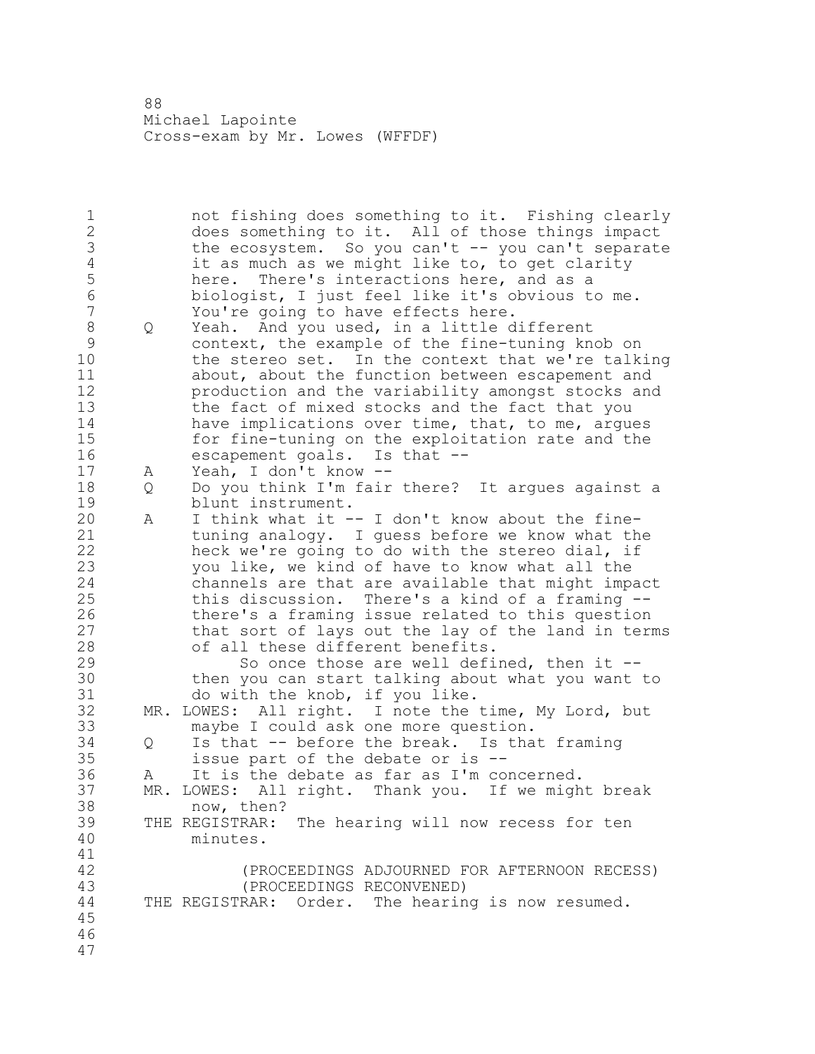not fishing does something to it. Fishing clearly does something to it. All of those things impact the ecosystem. So you can't -- you can't separate it as much as we might like to, to get clarity here. There's interactions here, and as a biologist, I just feel like it's obvious to me. You're going to have effects here.

Q Yeah. And you used, in a little different context, the example of the fine-tuning knob on the stereo set. In the context that we're talking about, about the function between escapement and production and the variability amongst stocks and the fact of mixed stocks and the fact that you have implications over time, that, to me, argues for fine-tuning on the exploitation rate and the escapement goals. Is that --

A Yeah, I don't know --

Q Do you think I'm fair there? It argues against a blunt instrument.

A I think what it -- I don't know about the fine-tuning analogy. I guess before we know what the heck we're going to do with the stereo dial, if you like, we kind of have to know what all the channels are that are available that might impact this discussion. There's a kind of a framing -- there's a framing issue related to this question that sort of lays out the lay of the land in terms of all these different benefits.

So once those are well defined, then it -- then you can start talking about what you want to do with the knob, if you like.

MR. LOWES: All right. I note the time, My Lord, but maybe I could ask one more question.

Q Is that -- before the break. Is that framing issue part of the debate or is --

A It is the debate as far as I'm concerned.

MR. LOWES: All right. Thank you. If we might break now, then?

THE REGISTRAR: The hearing will now recess for ten minutes.

(PROCEEDINGS ADJOURNED FOR AFTERNOON RECESS)
(PROCEEDINGS RECONVENED)

THE REGISTRAR: Order. The hearing is now resumed.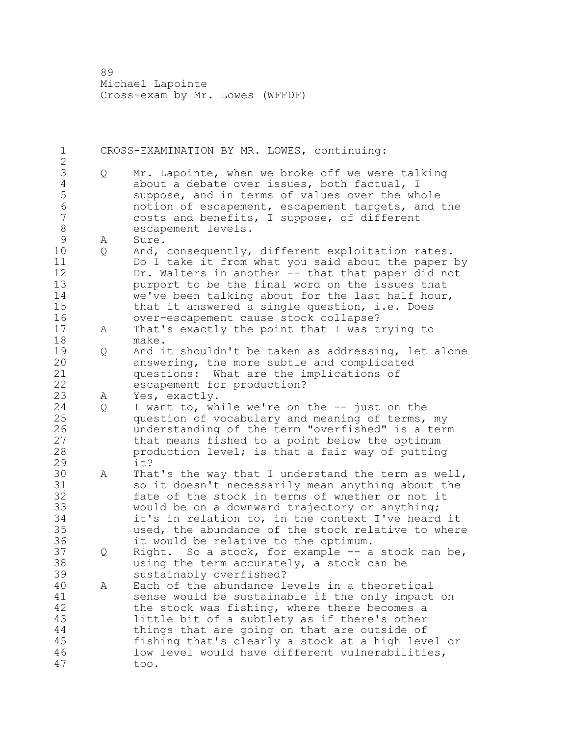CROSS-EXAMINATION BY MR. LOWES, continuing:

Q Mr. Lapointe, when we broke off we were talking about a debate over issues, both factual, I suppose, and in terms of values over the whole notion of escapement, escapement targets, and the costs and benefits, I suppose, of different escapement levels.

A Sure.

Q And, consequently, different exploitation rates. Do I take it from what you said about the paper by Dr. Walters in another -- that that paper did not purport to be the final word on the issues that we've been talking about for the last half hour, that it answered a single question, i.e. Does over-escapement cause stock collapse?

A That's exactly the point that I was trying to make.

Q And it shouldn't be taken as addressing, let alone answering, the more subtle and complicated questions: What are the implications of escapement for production?

A Yes, exactly.

Q I want to, while we're on the -- just on the question of vocabulary and meaning of terms, my understanding of the term "overfished" is a term that means fished to a point below the optimum production level; is that a fair way of putting it?

A That's the way that I understand the term as well, so it doesn't necessarily mean anything about the fate of the stock in terms of whether or not it would be on a downward trajectory or anything; it's in relation to, in the context I've heard it used, the abundance of the stock relative to where it would be relative to the optimum.

Q Right. So a stock, for example -- a stock can be, using the term accurately, a stock can be sustainably overfished?

A Each of the abundance levels in a theoretical sense would be sustainable if the only impact on the stock was fishing, where there becomes a little bit of a subtlety as if there's other things that are going on that are outside of fishing that's clearly a stock at a high level or low level would have different vulnerabilities, too.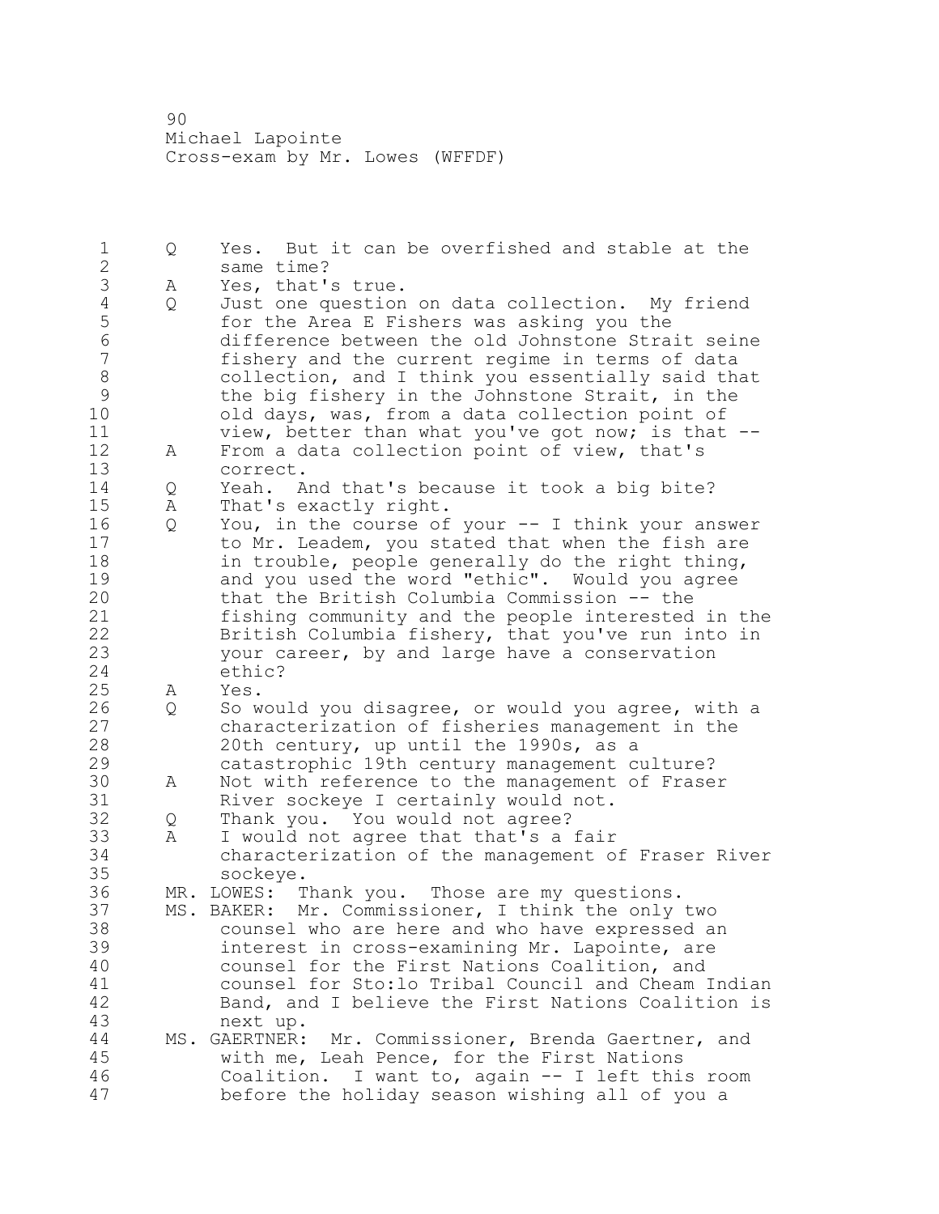Q Yes. But it can be overfished and stable at the same time?

A Yes, that's true.

Q Just one question on data collection. My friend for the Area E Fishers was asking you the difference between the old Johnstone Strait seine fishery and the current regime in terms of data collection, and I think you essentially said that the big fishery in the Johnstone Strait, in the old days, was, from a data collection point of view, better than what you've got now; is that --

A From a data collection point of view, that's correct.

Q Yeah. And that's because it took a big bite?

A That's exactly right.

Q You, in the course of your -- I think your answer to Mr. Leadem, you stated that when the fish are in trouble, people generally do the right thing, and you used the word "ethic". Would you agree that the British Columbia Commission -- the fishing community and the people interested in the British Columbia fishery, that you've run into in your career, by and large have a conservation ethic?

A Yes.

Q So would you disagree, or would you agree, with a characterization of fisheries management in the 20th century, up until the 1990s, as a catastrophic 19th century management culture?

A Not with reference to the management of Fraser River sockeye I certainly would not.

Q Thank you. You would not agree?

A I would not agree that that's a fair characterization of the management of Fraser River sockeye.

MR. LOWES: Thank you. Those are my questions.

MS. BAKER: Mr. Commissioner, I think the only two counsel who are here and who have expressed an interest in cross-examining Mr. Lapointe, are counsel for the First Nations Coalition, and counsel for Sto:lo Tribal Council and Cheam Indian Band, and I believe the First Nations Coalition is next up.

MS. GAERTNER: Mr. Commissioner, Brenda Gaertner, and with me, Leah Pence, for the First Nations Coalition. I want to, again -- I left this room before the holiday season wishing all of you a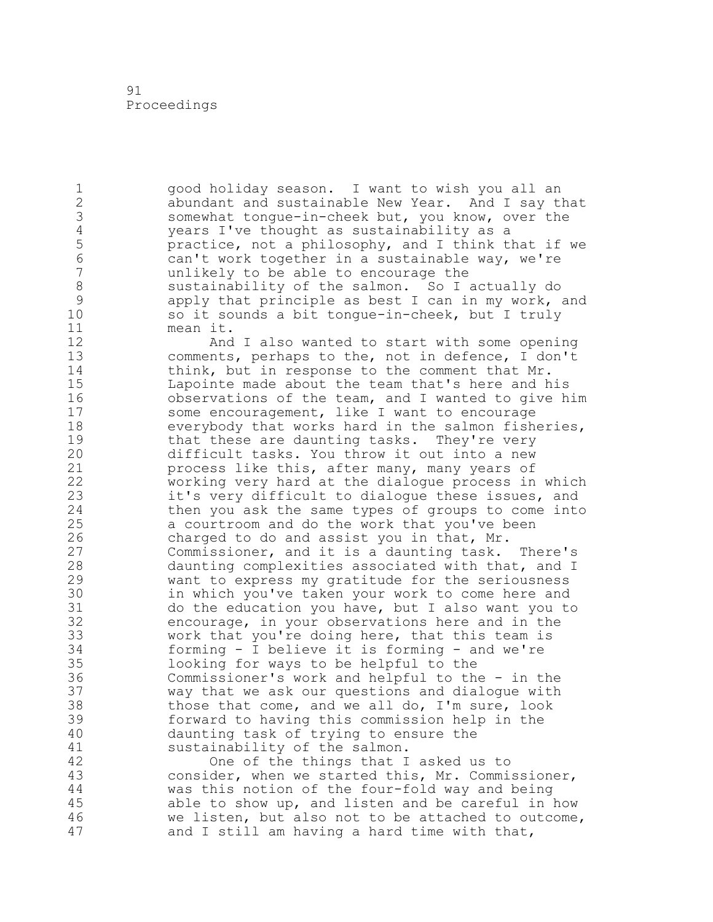good holiday season. I want to wish you all an abundant and sustainable New Year. And I say that somewhat tongue-in-cheek but, you know, over the years I've thought as sustainability as a practice, not a philosophy, and I think that if we can't work together in a sustainable way, we're unlikely to be able to encourage the sustainability of the salmon. So I actually do apply that principle as best I can in my work, and so it sounds a bit tongue-in-cheek, but I truly mean it.

And I also wanted to start with some opening comments, perhaps to the, not in defence, I don't think, but in response to the comment that Mr. Lapointe made about the team that's here and his observations of the team, and I wanted to give him some encouragement, like I want to encourage everybody that works hard in the salmon fisheries, that these are daunting tasks. They're very difficult tasks. You throw it out into a new process like this, after many, many years of working very hard at the dialogue process in which it's very difficult to dialogue these issues, and then you ask the same types of groups to come into a courtroom and do the work that you've been charged to do and assist you in that, Mr. Commissioner, and it is a daunting task. There's daunting complexities associated with that, and I want to express my gratitude for the seriousness in which you've taken your work to come here and do the education you have, but I also want you to encourage, in your observations here and in the work that you're doing here, that this team is forming - I believe it is forming - and we're looking for ways to be helpful to the Commissioner's work and helpful to the - in the way that we ask our questions and dialogue with those that come, and we all do, I'm sure, look forward to having this commission help in the daunting task of trying to ensure the sustainability of the salmon.

One of the things that I asked us to consider, when we started this, Mr. Commissioner, was this notion of the four-fold way and being able to show up, and listen and be careful in how we listen, but also not to be attached to outcome, and I still am having a hard time with that,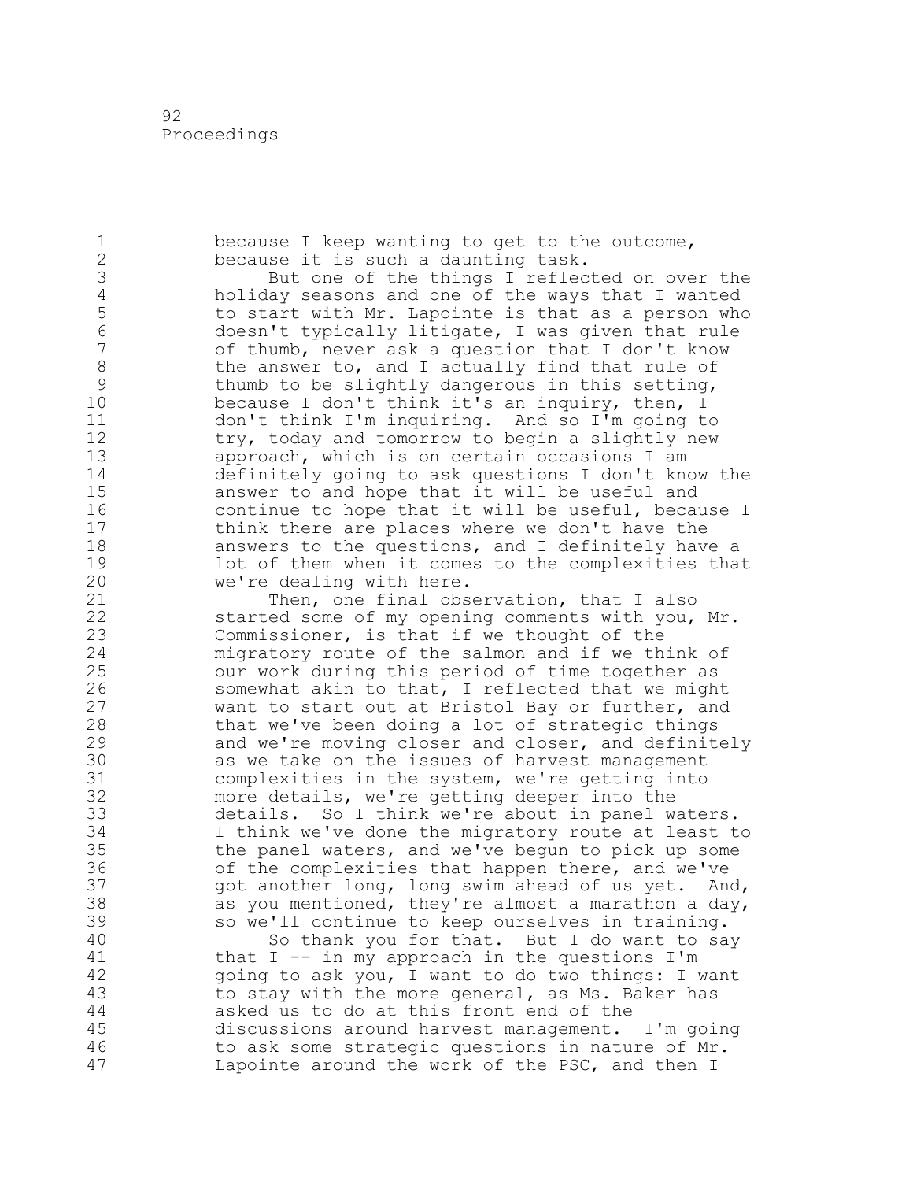because I keep wanting to get to the outcome, because it is such a daunting task.

But one of the things I reflected on over the holiday seasons and one of the ways that I wanted to start with Mr. Lapointe is that as a person who doesn't typically litigate, I was given that rule of thumb, never ask a question that I don't know the answer to, and I actually find that rule of thumb to be slightly dangerous in this setting, because I don't think it's an inquiry, then, I don't think I'm inquiring. And so I'm going to try, today and tomorrow to begin a slightly new approach, which is on certain occasions I am definitely going to ask questions I don't know the answer to and hope that it will be useful and continue to hope that it will be useful, because I think there are places where we don't have the answers to the questions, and I definitely have a lot of them when it comes to the complexities that we're dealing with here.

Then, one final observation, that I also started some of my opening comments with you, Mr. Commissioner, is that if we thought of the migratory route of the salmon and if we think of our work during this period of time together as somewhat akin to that, I reflected that we might want to start out at Bristol Bay or further, and that we've been doing a lot of strategic things and we're moving closer and closer, and definitely as we take on the issues of harvest management complexities in the system, we're getting into more details, we're getting deeper into the details. So I think we're about in panel waters. I think we've done the migratory route at least to the panel waters, and we've begun to pick up some of the complexities that happen there, and we've got another long, long swim ahead of us yet. And, as you mentioned, they're almost a marathon a day, so we'll continue to keep ourselves in training.

So thank you for that. But I do want to say that I -- in my approach in the questions I'm going to ask you, I want to do two things: I want to stay with the more general, as Ms. Baker has asked us to do at this front end of the discussions around harvest management. I'm going to ask some strategic questions in nature of Mr. Lapointe around the work of the PSC, and then I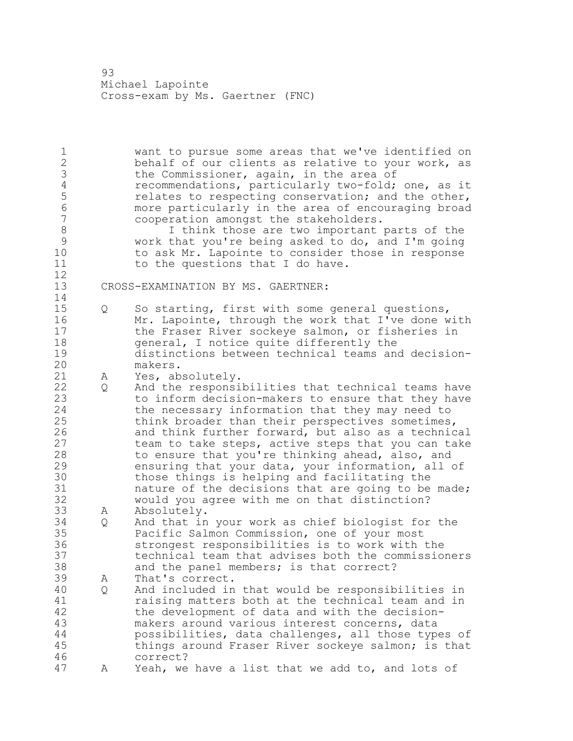want to pursue some areas that we've identified on behalf of our clients as relative to your work, as the Commissioner, again, in the area of recommendations, particularly two-fold; one, as it relates to respecting conservation; and the other, more particularly in the area of encouraging broad cooperation amongst the stakeholders.

I think those are two important parts of the work that you're being asked to do, and I'm going to ask Mr. Lapointe to consider those in response to the questions that I do have.

CROSS-EXAMINATION BY MS. GAERTNER:

Q So starting, first with some general questions, Mr. Lapointe, through the work that I've done with the Fraser River sockeye salmon, or fisheries in general, I notice quite differently the distinctions between technical teams and decision-makers.

A Yes, absolutely.

Q And the responsibilities that technical teams have to inform decision-makers to ensure that they have the necessary information that they may need to think broader than their perspectives sometimes, and think further forward, but also as a technical team to take steps, active steps that you can take to ensure that you're thinking ahead, also, and ensuring that your data, your information, all of those things is helping and facilitating the nature of the decisions that are going to be made; would you agree with me on that distinction?

A Absolutely.

Q And that in your work as chief biologist for the Pacific Salmon Commission, one of your most strongest responsibilities is to work with the technical team that advises both the commissioners and the panel members; is that correct?

A That's correct.

Q And included in that would be responsibilities in raising matters both at the technical team and in the development of data and with the decision-makers around various interest concerns, data possibilities, data challenges, all those types of things around Fraser River sockeye salmon; is that correct?

A Yeah, we have a list that we add to, and lots of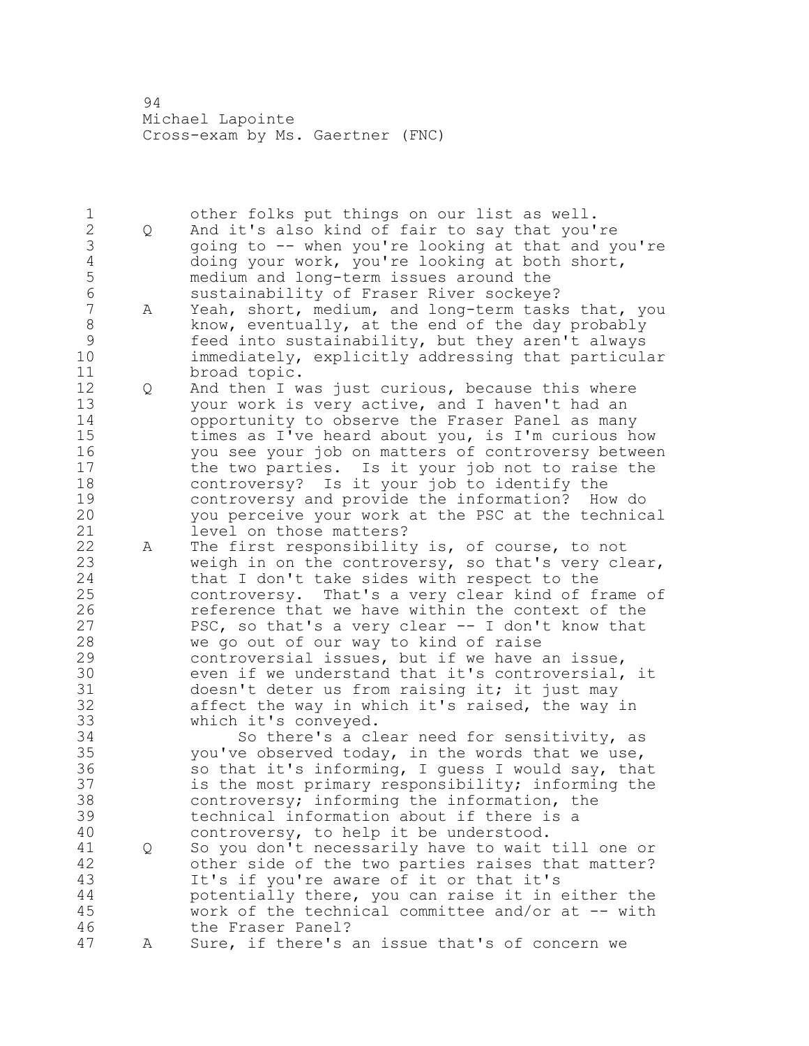Michael Lapointe
Cross-exam by Ms. Gaertner (FNC)

other folks put things on our list as well.

Q And it's also kind of fair to say that you're going to -- when you're looking at that and you're doing your work, you're looking at both short, medium and long-term issues around the sustainability of Fraser River sockeye?

A Yeah, short, medium, and long-term tasks that, you know, eventually, at the end of the day probably feed into sustainability, but they aren't always immediately, explicitly addressing that particular broad topic.

Q And then I was just curious, because this where your work is very active, and I haven't had an opportunity to observe the Fraser Panel as many times as I've heard about you, is I'm curious how you see your job on matters of controversy between the two parties. Is it your job not to raise the controversy? Is it your job to identify the controversy and provide the information? How do you perceive your work at the PSC at the technical level on those matters?

A The first responsibility is, of course, to not weigh in on the controversy, so that's very clear, that I don't take sides with respect to the controversy. That's a very clear kind of frame of reference that we have within the context of the PSC, so that's a very clear -- I don't know that we go out of our way to kind of raise controversial issues, but if we have an issue, even if we understand that it's controversial, it doesn't deter us from raising it; it just may affect the way in which it's raised, the way in which it's conveyed.

So there's a clear need for sensitivity, as you've observed today, in the words that we use, so that it's informing, I guess I would say, that is the most primary responsibility; informing the controversy; informing the information, the technical information about if there is a controversy, to help it be understood.

Q So you don't necessarily have to wait till one or other side of the two parties raises that matter? It's if you're aware of it or that it's potentially there, you can raise it in either the work of the technical committee and/or at -- with the Fraser Panel?

A Sure, if there's an issue that's of concern we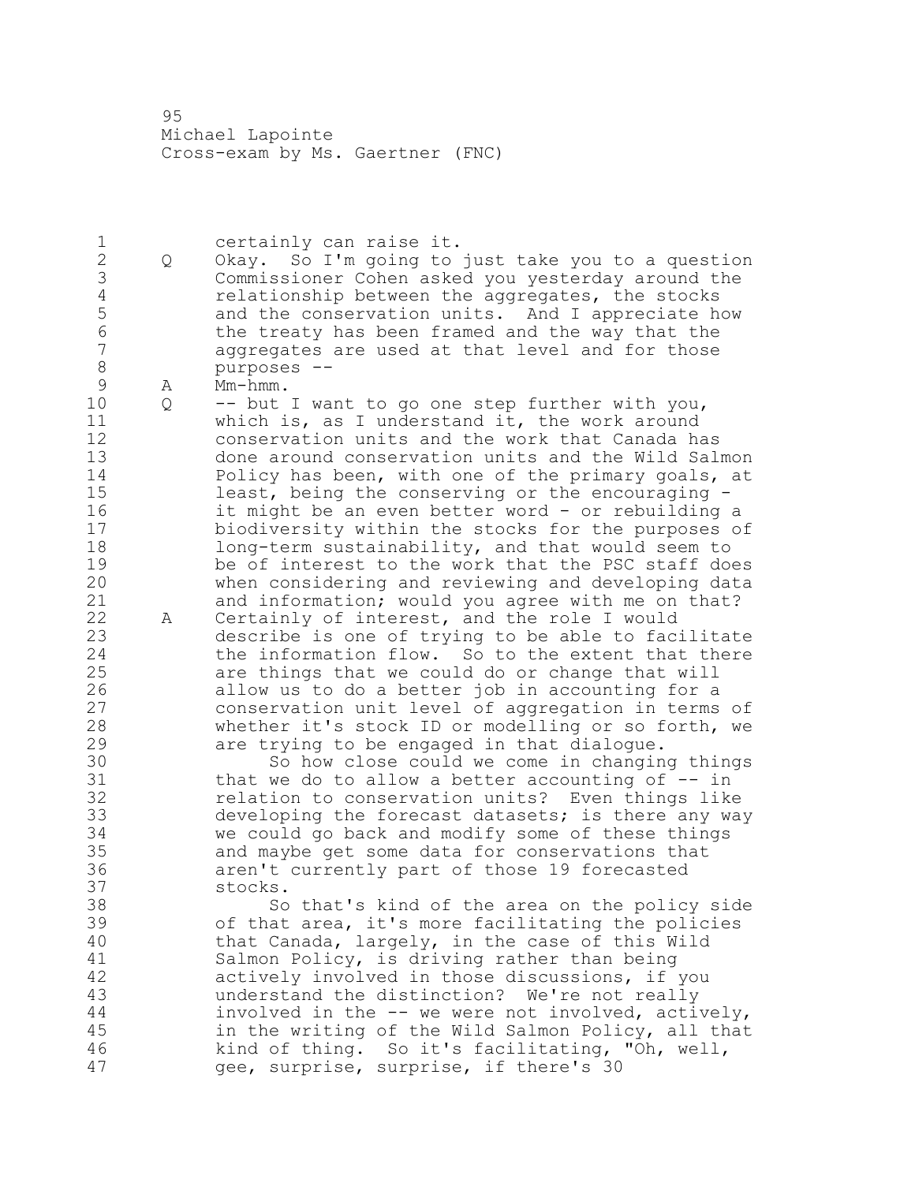certainly can raise it.

Q Okay. So I'm going to just take you to a question Commissioner Cohen asked you yesterday around the relationship between the aggregates, the stocks and the conservation units. And I appreciate how the treaty has been framed and the way that the aggregates are used at that level and for those purposes --

A Mm-hmm.

Q -- but I want to go one step further with you, which is, as I understand it, the work around conservation units and the work that Canada has done around conservation units and the Wild Salmon Policy has been, with one of the primary goals, at least, being the conserving or the encouraging - it might be an even better word - or rebuilding a biodiversity within the stocks for the purposes of long-term sustainability, and that would seem to be of interest to the work that the PSC staff does when considering and reviewing and developing data and information; would you agree with me on that?

A Certainly of interest, and the role I would describe is one of trying to be able to facilitate the information flow. So to the extent that there are things that we could do or change that will allow us to do a better job in accounting for a conservation unit level of aggregation in terms of whether it's stock ID or modelling or so forth, we are trying to be engaged in that dialogue.

So how close could we come in changing things that we do to allow a better accounting of -- in relation to conservation units? Even things like developing the forecast datasets; is there any way we could go back and modify some of these things and maybe get some data for conservations that aren't currently part of those 19 forecasted stocks.

So that's kind of the area on the policy side of that area, it's more facilitating the policies that Canada, largely, in the case of this Wild Salmon Policy, is driving rather than being actively involved in those discussions, if you understand the distinction? We're not really involved in the -- we were not involved, actively, in the writing of the Wild Salmon Policy, all that kind of thing. So it's facilitating, "Oh, well, gee, surprise, surprise, if there's 30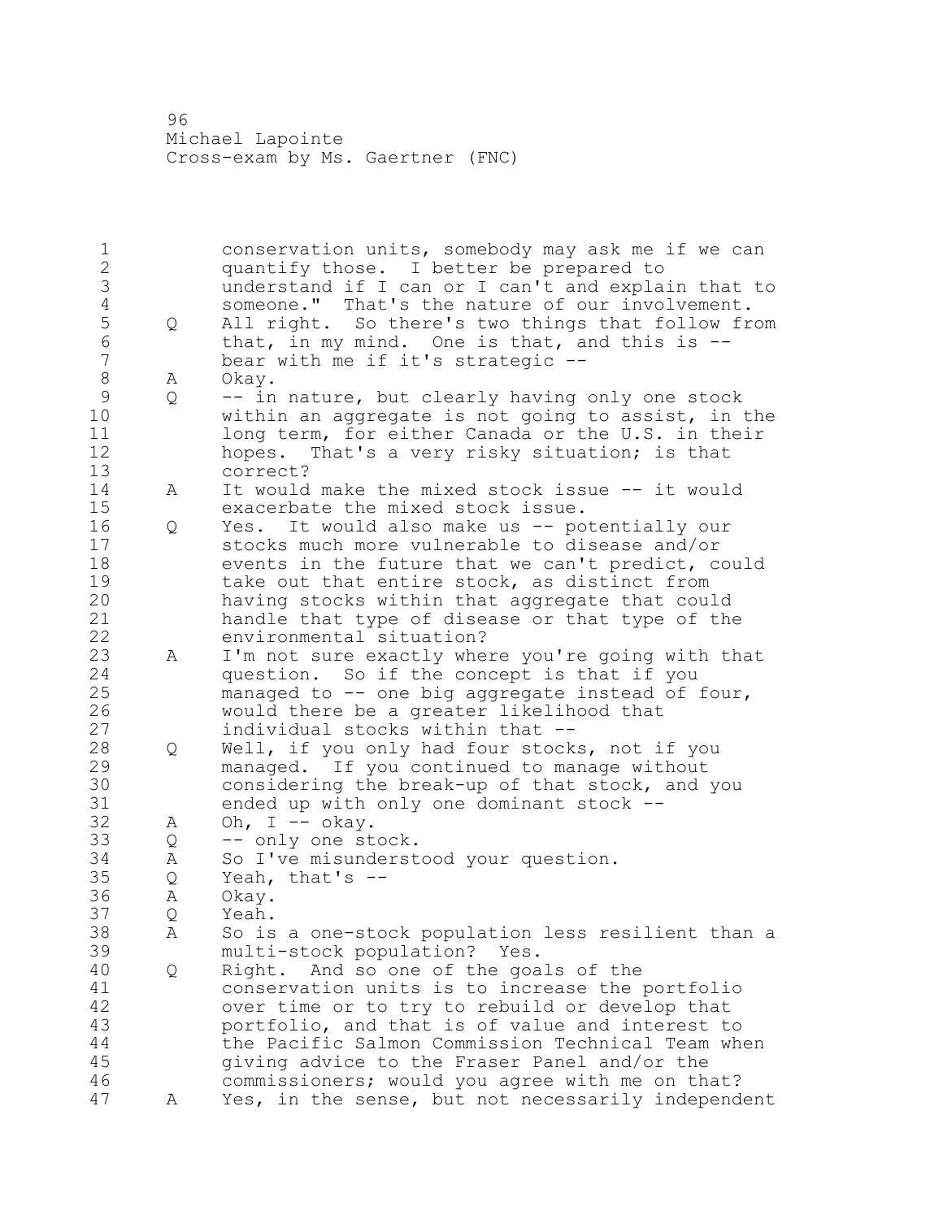conservation units, somebody may ask me if we can quantify those. I better be prepared to understand if I can or I can't and explain that to someone." That's the nature of our involvement.

Q All right. So there's two things that follow from that, in my mind. One is that, and this is -- bear with me if it's strategic --

A Okay.

Q -- in nature, but clearly having only one stock within an aggregate is not going to assist, in the long term, for either Canada or the U.S. in their hopes. That's a very risky situation; is that correct?

A It would make the mixed stock issue -- it would exacerbate the mixed stock issue.

Q Yes. It would also make us -- potentially our stocks much more vulnerable to disease and/or events in the future that we can't predict, could take out that entire stock, as distinct from having stocks within that aggregate that could handle that type of disease or that type of the environmental situation?

A I'm not sure exactly where you're going with that question. So if the concept is that if you managed to -- one big aggregate instead of four, would there be a greater likelihood that individual stocks within that --

Q Well, if you only had four stocks, not if you managed. If you continued to manage without considering the break-up of that stock, and you ended up with only one dominant stock --

A Oh, I -- okay.

Q -- only one stock.

A So I've misunderstood your question.

Q Yeah, that's --

A Okay.

Q Yeah.

A So is a one-stock population less resilient than a multi-stock population? Yes.

Q Right. And so one of the goals of the conservation units is to increase the portfolio over time or to try to rebuild or develop that portfolio, and that is of value and interest to the Pacific Salmon Commission Technical Team when giving advice to the Fraser Panel and/or the commissioners; would you agree with me on that?

A Yes, in the sense, but not necessarily independent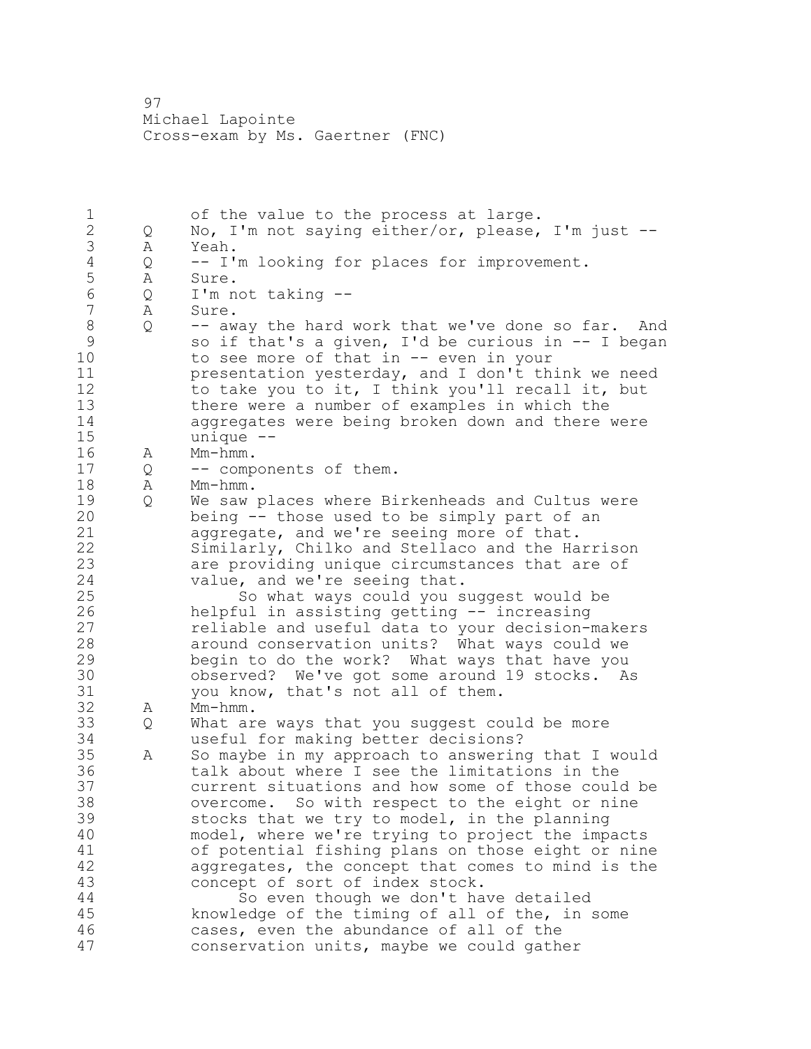of the value to the process at large.

Q No, I'm not saying either/or, please, I'm just --

A Yeah.

Q -- I'm looking for places for improvement.

A Sure.

Q I'm not taking --

A Sure.

Q -- away the hard work that we've done so far. And so if that's a given, I'd be curious in -- I began to see more of that in -- even in your presentation yesterday, and I don't think we need to take you to it, I think you'll recall it, but there were a number of examples in which the aggregates were being broken down and there were unique --

A Mm-hmm.

Q -- components of them.

A Mm-hmm.

Q We saw places where Birkenheads and Cultus were being -- those used to be simply part of an aggregate, and we're seeing more of that. Similarly, Chilko and Stellaco and the Harrison are providing unique circumstances that are of value, and we're seeing that.

So what ways could you suggest would be helpful in assisting getting -- increasing reliable and useful data to your decision-makers around conservation units? What ways could we begin to do the work? What ways that have you observed? We've got some around 19 stocks. As you know, that's not all of them.

A Mm-hmm.

Q What are ways that you suggest could be more useful for making better decisions?

A So maybe in my approach to answering that I would talk about where I see the limitations in the current situations and how some of those could be overcome. So with respect to the eight or nine stocks that we try to model, in the planning model, where we're trying to project the impacts of potential fishing plans on those eight or nine aggregates, the concept that comes to mind is the concept of sort of index stock.

So even though we don't have detailed knowledge of the timing of all of the, in some cases, even the abundance of all of the conservation units, maybe we could gather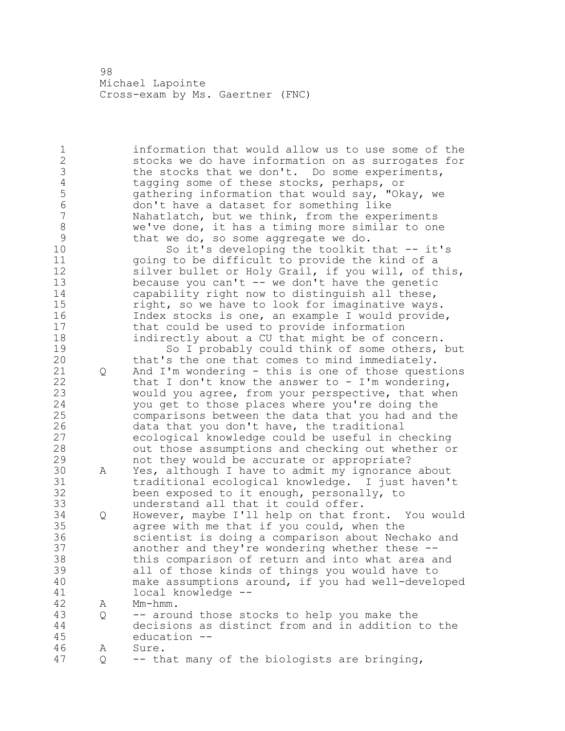information that would allow us to use some of the stocks we do have information on as surrogates for the stocks that we don't. Do some experiments, tagging some of these stocks, perhaps, or gathering information that would say, "Okay, we don't have a dataset for something like Nahatlatch, but we think, from the experiments we've done, it has a timing more similar to one that we do, so some aggregate we do.

So it's developing the toolkit that -- it's going to be difficult to provide the kind of a silver bullet or Holy Grail, if you will, of this, because you can't -- we don't have the genetic capability right now to distinguish all these, right, so we have to look for imaginative ways. Index stocks is one, an example I would provide, that could be used to provide information indirectly about a CU that might be of concern.

So I probably could think of some others, but that's the one that comes to mind immediately.

Q And I'm wondering - this is one of those questions that I don't know the answer to - I'm wondering, would you agree, from your perspective, that when you get to those places where you're doing the comparisons between the data that you had and the data that you don't have, the traditional ecological knowledge could be useful in checking out those assumptions and checking out whether or not they would be accurate or appropriate?

A Yes, although I have to admit my ignorance about traditional ecological knowledge. I just haven't been exposed to it enough, personally, to understand all that it could offer.

Q However, maybe I'll help on that front. You would agree with me that if you could, when the scientist is doing a comparison about Nechako and another and they're wondering whether these -- this comparison of return and into what area and all of those kinds of things you would have to make assumptions around, if you had well-developed local knowledge --

A Mm-hmm.

Q -- around those stocks to help you make the decisions as distinct from and in addition to the education --

A Sure.

Q -- that many of the biologists are bringing,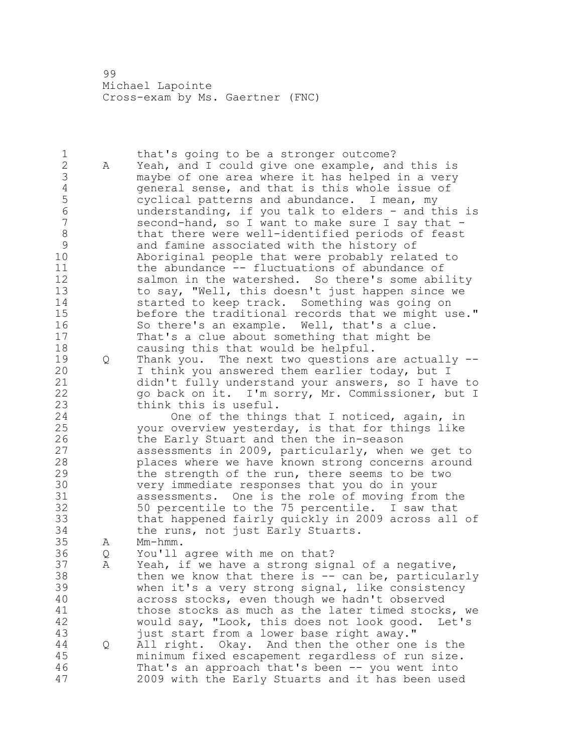that's going to be a stronger outcome?

A Yeah, and I could give one example, and this is maybe of one area where it has helped in a very general sense, and that is this whole issue of cyclical patterns and abundance. I mean, my understanding, if you talk to elders - and this is second-hand, so I want to make sure I say that - that there were well-identified periods of feast and famine associated with the history of Aboriginal people that were probably related to the abundance -- fluctuations of abundance of salmon in the watershed. So there's some ability to say, "Well, this doesn't just happen since we started to keep track. Something was going on before the traditional records that we might use." So there's an example. Well, that's a clue. That's a clue about something that might be causing this that would be helpful.

Q Thank you. The next two questions are actually -- I think you answered them earlier today, but I didn't fully understand your answers, so I have to go back on it. I'm sorry, Mr. Commissioner, but I think this is useful.

One of the things that I noticed, again, in your overview yesterday, is that for things like the Early Stuart and then the in-season assessments in 2009, particularly, when we get to places where we have known strong concerns around the strength of the run, there seems to be two very immediate responses that you do in your assessments. One is the role of moving from the 50 percentile to the 75 percentile. I saw that that happened fairly quickly in 2009 across all of the runs, not just Early Stuarts.

A Mm-hmm.

Q You'll agree with me on that?

A Yeah, if we have a strong signal of a negative, then we know that there is -- can be, particularly when it's a very strong signal, like consistency across stocks, even though we hadn't observed those stocks as much as the later timed stocks, we would say, "Look, this does not look good. Let's just start from a lower base right away."

Q All right. Okay. And then the other one is the minimum fixed escapement regardless of run size. That's an approach that's been -- you went into 2009 with the Early Stuarts and it has been used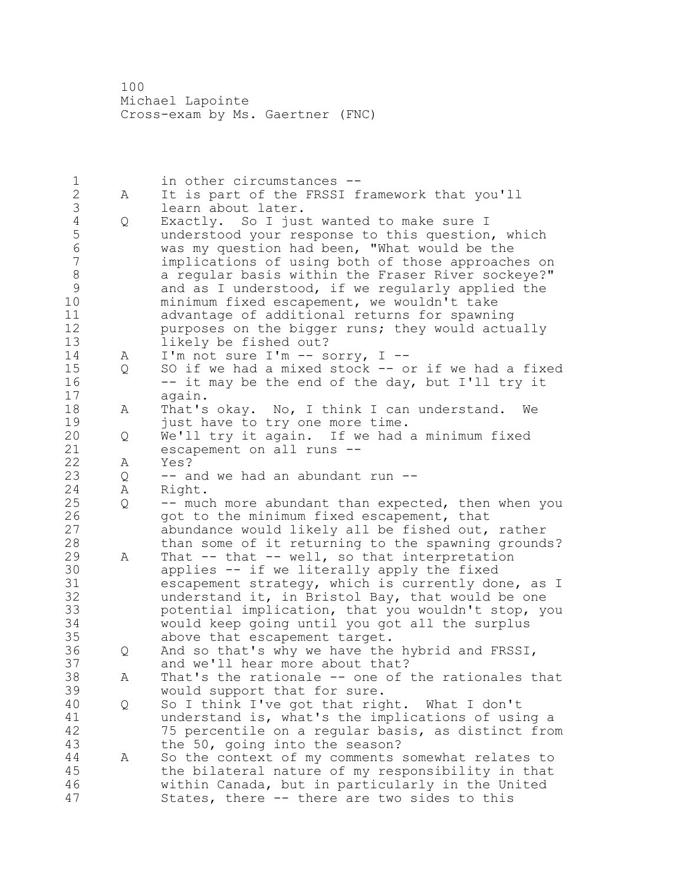in other circumstances --

A It is part of the FRSSI framework that you'll learn about later.

Q Exactly. So I just wanted to make sure I understood your response to this question, which was my question had been, "What would be the implications of using both of those approaches on a regular basis within the Fraser River sockeye?" and as I understood, if we regularly applied the minimum fixed escapement, we wouldn't take advantage of additional returns for spawning purposes on the bigger runs; they would actually likely be fished out?

A I'm not sure I'm -- sorry, I --

Q SO if we had a mixed stock -- or if we had a fixed -- it may be the end of the day, but I'll try it again.

A That's okay. No, I think I can understand. We just have to try one more time.

Q We'll try it again. If we had a minimum fixed escapement on all runs --

A Yes?

Q -- and we had an abundant run --

A Right.

Q -- much more abundant than expected, then when you got to the minimum fixed escapement, that abundance would likely all be fished out, rather than some of it returning to the spawning grounds?

A That -- that -- well, so that interpretation applies -- if we literally apply the fixed escapement strategy, which is currently done, as I understand it, in Bristol Bay, that would be one potential implication, that you wouldn't stop, you would keep going until you got all the surplus above that escapement target.

Q And so that's why we have the hybrid and FRSSI, and we'll hear more about that?

A That's the rationale -- one of the rationales that would support that for sure.

Q So I think I've got that right. What I don't understand is, what's the implications of using a 75 percentile on a regular basis, as distinct from the 50, going into the season?

A So the context of my comments somewhat relates to the bilateral nature of my responsibility in that within Canada, but in particularly in the United States, there -- there are two sides to this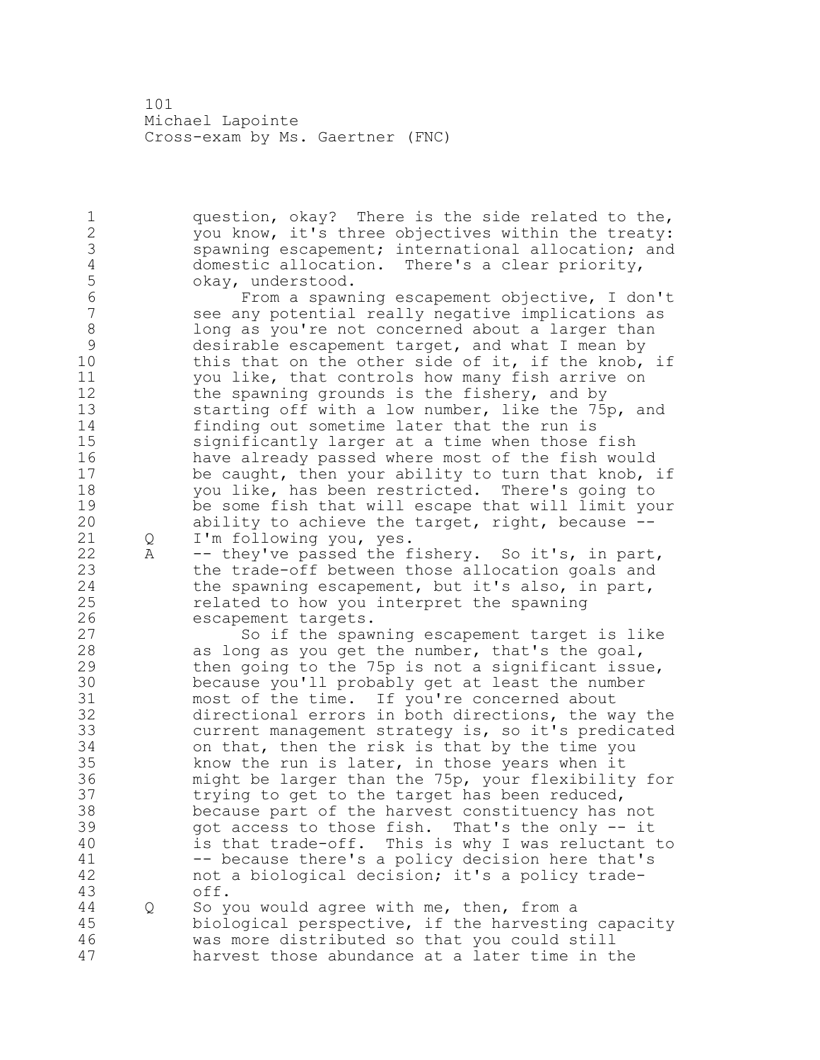question, okay? There is the side related to the, you know, it's three objectives within the treaty: spawning escapement; international allocation; and domestic allocation. There's a clear priority, okay, understood.

From a spawning escapement objective, I don't see any potential really negative implications as long as you're not concerned about a larger than desirable escapement target, and what I mean by this that on the other side of it, if the knob, if you like, that controls how many fish arrive on the spawning grounds is the fishery, and by starting off with a low number, like the 75p, and finding out sometime later that the run is significantly larger at a time when those fish have already passed where most of the fish would be caught, then your ability to turn that knob, if you like, has been restricted. There's going to be some fish that will escape that will limit your ability to achieve the target, right, because --

Q I'm following you, yes.

A -- they've passed the fishery. So it's, in part, the trade-off between those allocation goals and the spawning escapement, but it's also, in part, related to how you interpret the spawning escapement targets.

So if the spawning escapement target is like as long as you get the number, that's the goal, then going to the 75p is not a significant issue, because you'll probably get at least the number most of the time. If you're concerned about directional errors in both directions, the way the current management strategy is, so it's predicated on that, then the risk is that by the time you know the run is later, in those years when it might be larger than the 75p, your flexibility for trying to get to the target has been reduced, because part of the harvest constituency has not got access to those fish. That's the only -- it is that trade-off. This is why I was reluctant to -- because there's a policy decision here that's not a biological decision; it's a policy trade-off.

Q So you would agree with me, then, from a biological perspective, if the harvesting capacity was more distributed so that you could still harvest those abundance at a later time in the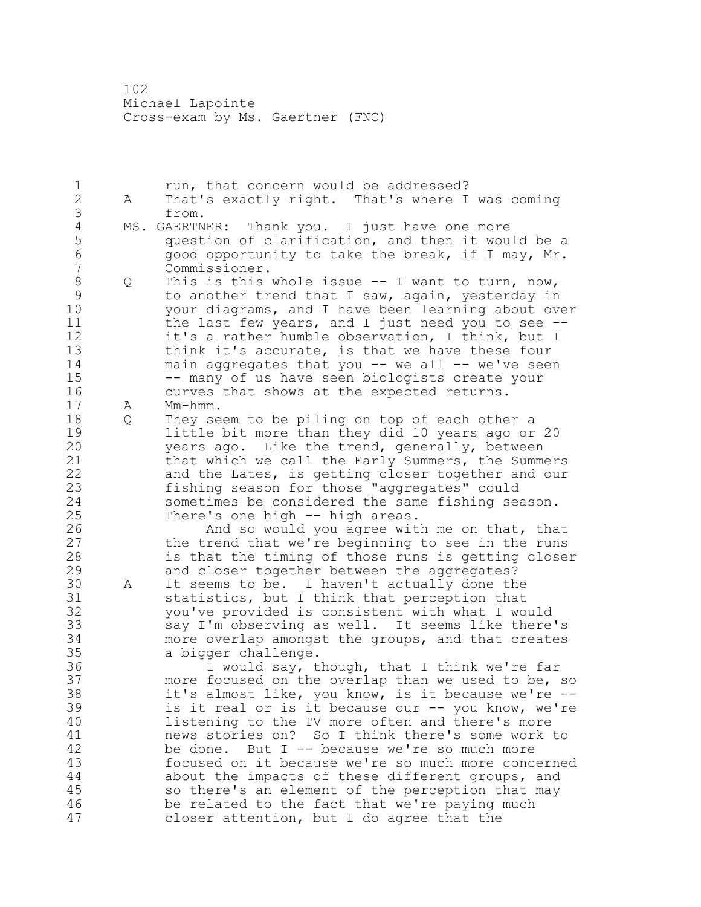run, that concern would be addressed?

A That's exactly right. That's where I was coming from.

MS. GAERTNER: Thank you. I just have one more question of clarification, and then it would be a good opportunity to take the break, if I may, Mr. Commissioner.

Q This is this whole issue -- I want to turn, now, to another trend that I saw, again, yesterday in your diagrams, and I have been learning about over the last few years, and I just need you to see -- it's a rather humble observation, I think, but I think it's accurate, is that we have these four main aggregates that you -- we all -- we've seen -- many of us have seen biologists create your curves that shows at the expected returns.

A Mm-hmm.

Q They seem to be piling on top of each other a little bit more than they did 10 years ago or 20 years ago. Like the trend, generally, between that which we call the Early Summers, the Summers and the Lates, is getting closer together and our fishing season for those "aggregates" could sometimes be considered the same fishing season. There's one high -- high areas.

And so would you agree with me on that, that the trend that we're beginning to see in the runs is that the timing of those runs is getting closer and closer together between the aggregates?

A It seems to be. I haven't actually done the statistics, but I think that perception that you've provided is consistent with what I would say I'm observing as well. It seems like there's more overlap amongst the groups, and that creates a bigger challenge.

I would say, though, that I think we're far more focused on the overlap than we used to be, so it's almost like, you know, is it because we're -- is it real or is it because our -- you know, we're listening to the TV more often and there's more news stories on? So I think there's some work to be done. But I -- because we're so much more focused on it because we're so much more concerned about the impacts of these different groups, and so there's an element of the perception that may be related to the fact that we're paying much closer attention, but I do agree that the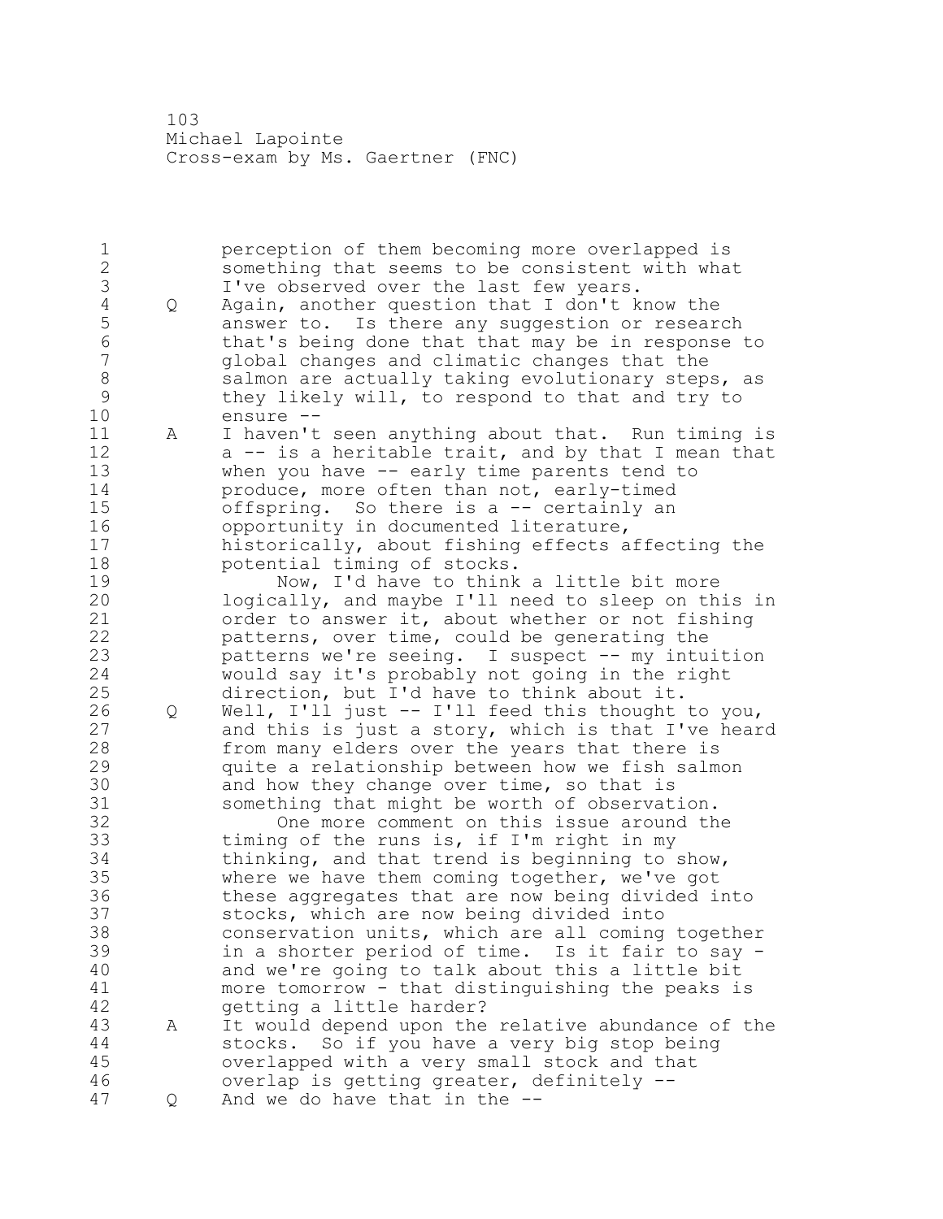perception of them becoming more overlapped is something that seems to be consistent with what I've observed over the last few years.

Q Again, another question that I don't know the answer to. Is there any suggestion or research that's being done that that may be in response to global changes and climatic changes that the salmon are actually taking evolutionary steps, as they likely will, to respond to that and try to ensure --

A I haven't seen anything about that. Run timing is a -- is a heritable trait, and by that I mean that when you have -- early time parents tend to produce, more often than not, early-timed offspring. So there is a -- certainly an opportunity in documented literature, historically, about fishing effects affecting the potential timing of stocks.

Now, I'd have to think a little bit more logically, and maybe I'll need to sleep on this in order to answer it, about whether or not fishing patterns, over time, could be generating the patterns we're seeing. I suspect -- my intuition would say it's probably not going in the right direction, but I'd have to think about it.

Q Well, I'll just -- I'll feed this thought to you, and this is just a story, which is that I've heard from many elders over the years that there is quite a relationship between how we fish salmon and how they change over time, so that is something that might be worth of observation.

One more comment on this issue around the timing of the runs is, if I'm right in my thinking, and that trend is beginning to show, where we have them coming together, we've got these aggregates that are now being divided into stocks, which are now being divided into conservation units, which are all coming together in a shorter period of time. Is it fair to say - and we're going to talk about this a little bit more tomorrow - that distinguishing the peaks is getting a little harder?

A It would depend upon the relative abundance of the stocks. So if you have a very big stop being overlapped with a very small stock and that overlap is getting greater, definitely --

Q And we do have that in the --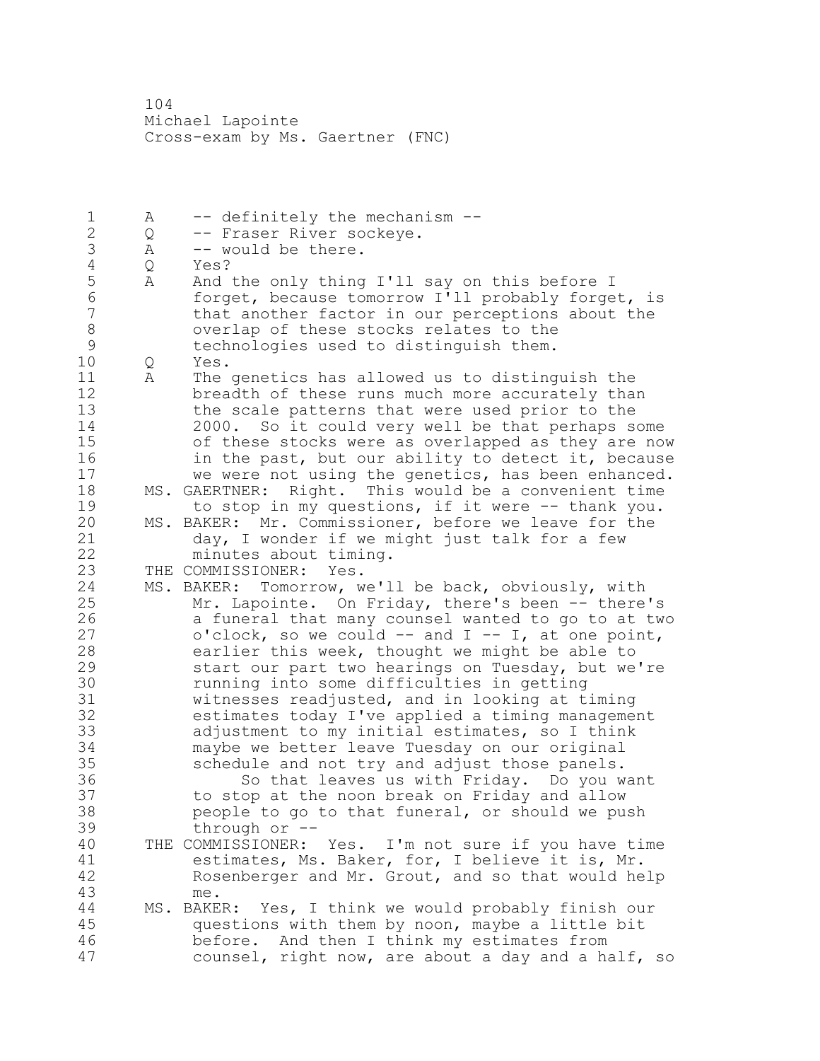A -- definitely the mechanism --

Q -- Fraser River sockeye.

A -- would be there.

Q Yes?

A And the only thing I'll say on this before I forget, because tomorrow I'll probably forget, is that another factor in our perceptions about the overlap of these stocks relates to the technologies used to distinguish them.

Q Yes.

A The genetics has allowed us to distinguish the breadth of these runs much more accurately than the scale patterns that were used prior to the 2000. So it could very well be that perhaps some of these stocks were as overlapped as they are now in the past, but our ability to detect it, because we were not using the genetics, has been enhanced.

MS. GAERTNER: Right. This would be a convenient time to stop in my questions, if it were -- thank you.

MS. BAKER: Mr. Commissioner, before we leave for the day, I wonder if we might just talk for a few minutes about timing.

THE COMMISSIONER: Yes.

MS. BAKER: Tomorrow, we'll be back, obviously, with Mr. Lapointe. On Friday, there's been -- there's a funeral that many counsel wanted to go to at two o'clock, so we could -- and I -- I, at one point, earlier this week, thought we might be able to start our part two hearings on Tuesday, but we're running into some difficulties in getting witnesses readjusted, and in looking at timing estimates today I've applied a timing management adjustment to my initial estimates, so I think maybe we better leave Tuesday on our original schedule and not try and adjust those panels.

So that leaves us with Friday. Do you want to stop at the noon break on Friday and allow people to go to that funeral, or should we push through or --

THE COMMISSIONER: Yes. I'm not sure if you have time estimates, Ms. Baker, for, I believe it is, Mr. Rosenberger and Mr. Grout, and so that would help me.

MS. BAKER: Yes, I think we would probably finish our questions with them by noon, maybe a little bit before. And then I think my estimates from counsel, right now, are about a day and a half, so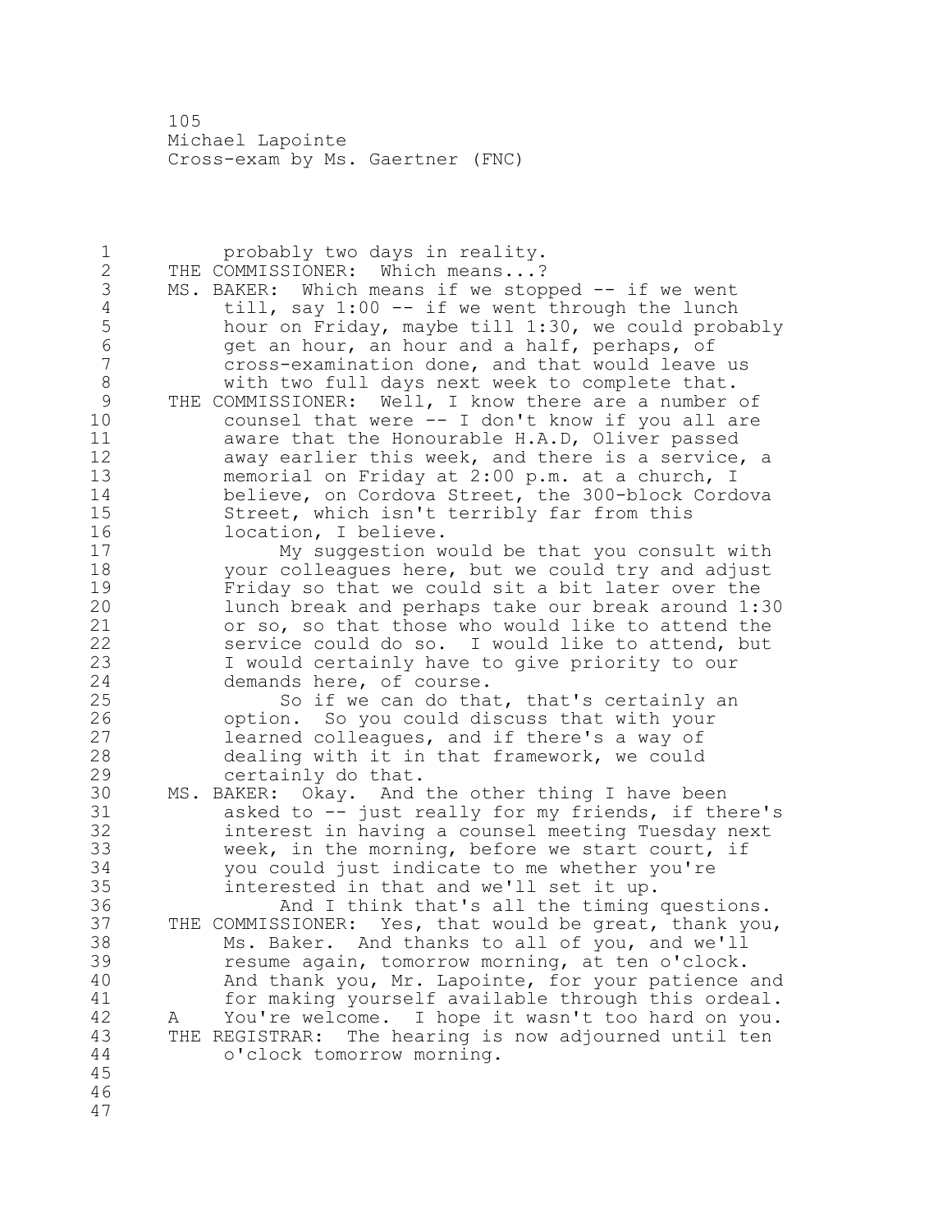probably two days in reality.

THE COMMISSIONER: Which means...?

MS. BAKER: Which means if we stopped -- if we went till, say 1:00 -- if we went through the lunch hour on Friday, maybe till 1:30, we could probably get an hour, an hour and a half, perhaps, of cross-examination done, and that would leave us with two full days next week to complete that.

THE COMMISSIONER: Well, I know there are a number of counsel that were -- I don't know if you all are aware that the Honourable H.A.D, Oliver passed away earlier this week, and there is a service, a memorial on Friday at 2:00 p.m. at a church, I believe, on Cordova Street, the 300-block Cordova Street, which isn't terribly far from this location, I believe.

My suggestion would be that you consult with your colleagues here, but we could try and adjust Friday so that we could sit a bit later over the lunch break and perhaps take our break around 1:30 or so, so that those who would like to attend the service could do so. I would like to attend, but I would certainly have to give priority to our demands here, of course.

So if we can do that, that's certainly an option. So you could discuss that with your learned colleagues, and if there's a way of dealing with it in that framework, we could certainly do that.

MS. BAKER: Okay. And the other thing I have been asked to -- just really for my friends, if there's interest in having a counsel meeting Tuesday next week, in the morning, before we start court, if you could just indicate to me whether you're interested in that and we'll set it up.

And I think that's all the timing questions.

THE COMMISSIONER: Yes, that would be great, thank you, Ms. Baker. And thanks to all of you, and we'll resume again, tomorrow morning, at ten o'clock. And thank you, Mr. Lapointe, for your patience and for making yourself available through this ordeal.

A You're welcome. I hope it wasn't too hard on you.

THE REGISTRAR: The hearing is now adjourned until ten o'clock tomorrow morning.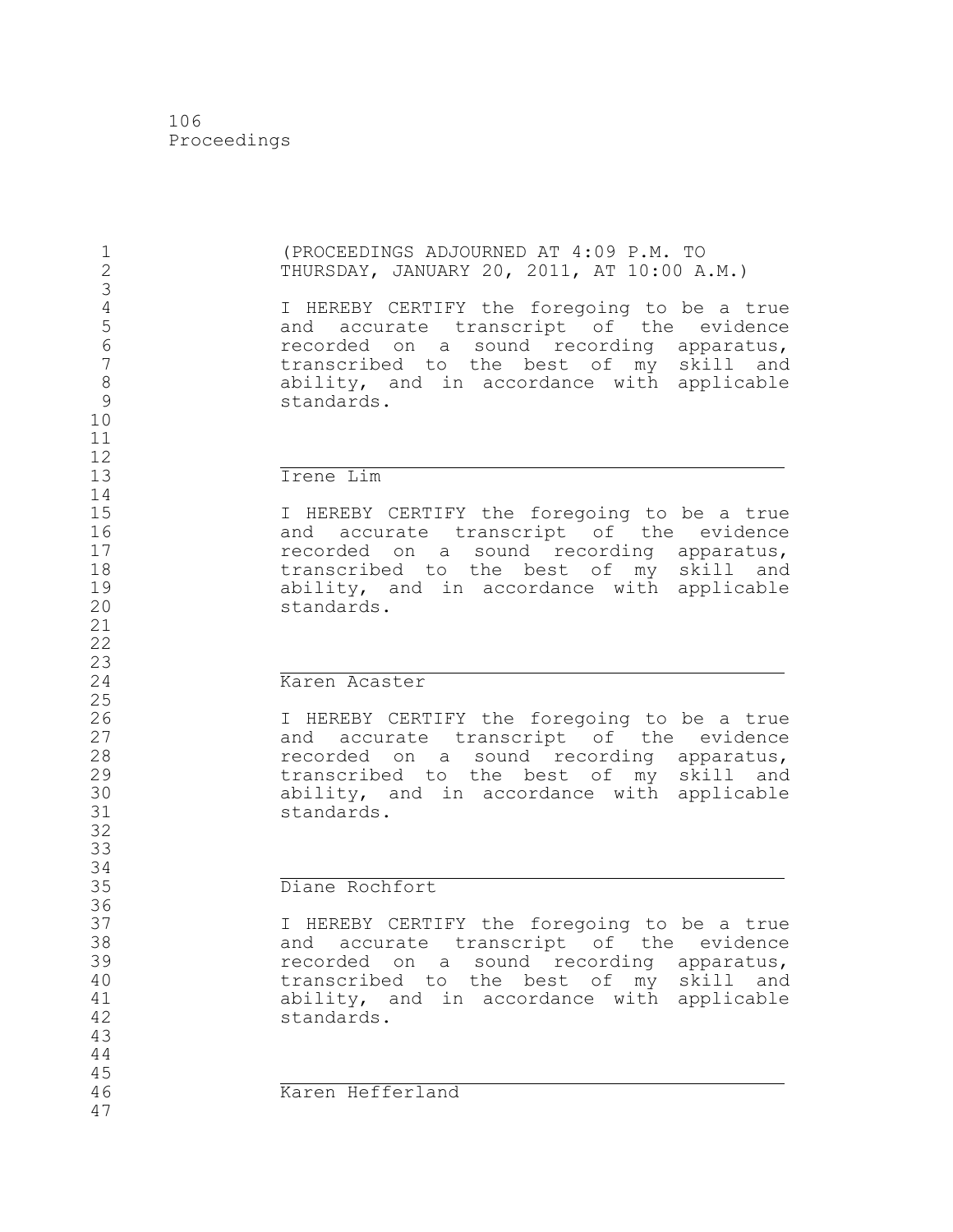(PROCEEDINGS ADJOURNED AT 4:09 P.M. TO THURSDAY, JANUARY 20, 2011, AT 10:00 A.M.)

I HEREBY CERTIFY the foregoing to be a true and accurate transcript of the evidence recorded on a sound recording apparatus, transcribed to the best of my skill and ability, and in accordance with applicable standards.

\_\_\_\_\_\_\_\_\_\_\_\_\_\_\_\_\_\_\_\_\_\_\_\_\_\_\_\_\_\_\_\_\_\_\_\_\_\_\_\_

Irene Lim

I HEREBY CERTIFY the foregoing to be a true and accurate transcript of the evidence recorded on a sound recording apparatus, transcribed to the best of my skill and ability, and in accordance with applicable standards.

\_\_\_\_\_\_\_\_\_\_\_\_\_\_\_\_\_\_\_\_\_\_\_\_\_\_\_\_\_\_\_\_\_\_\_\_\_\_\_\_

Karen Acaster

I HEREBY CERTIFY the foregoing to be a true and accurate transcript of the evidence recorded on a sound recording apparatus, transcribed to the best of my skill and ability, and in accordance with applicable standards.

\_\_\_\_\_\_\_\_\_\_\_\_\_\_\_\_\_\_\_\_\_\_\_\_\_\_\_\_\_\_\_\_\_\_\_\_\_\_\_\_

Diane Rochfort

I HEREBY CERTIFY the foregoing to be a true and accurate transcript of the evidence recorded on a sound recording apparatus, transcribed to the best of my skill and ability, and in accordance with applicable standards.

\_\_\_\_\_\_\_\_\_\_\_\_\_\_\_\_\_\_\_\_\_\_\_\_\_\_\_\_\_\_\_\_\_\_\_\_\_\_\_\_

Karen Hefferland